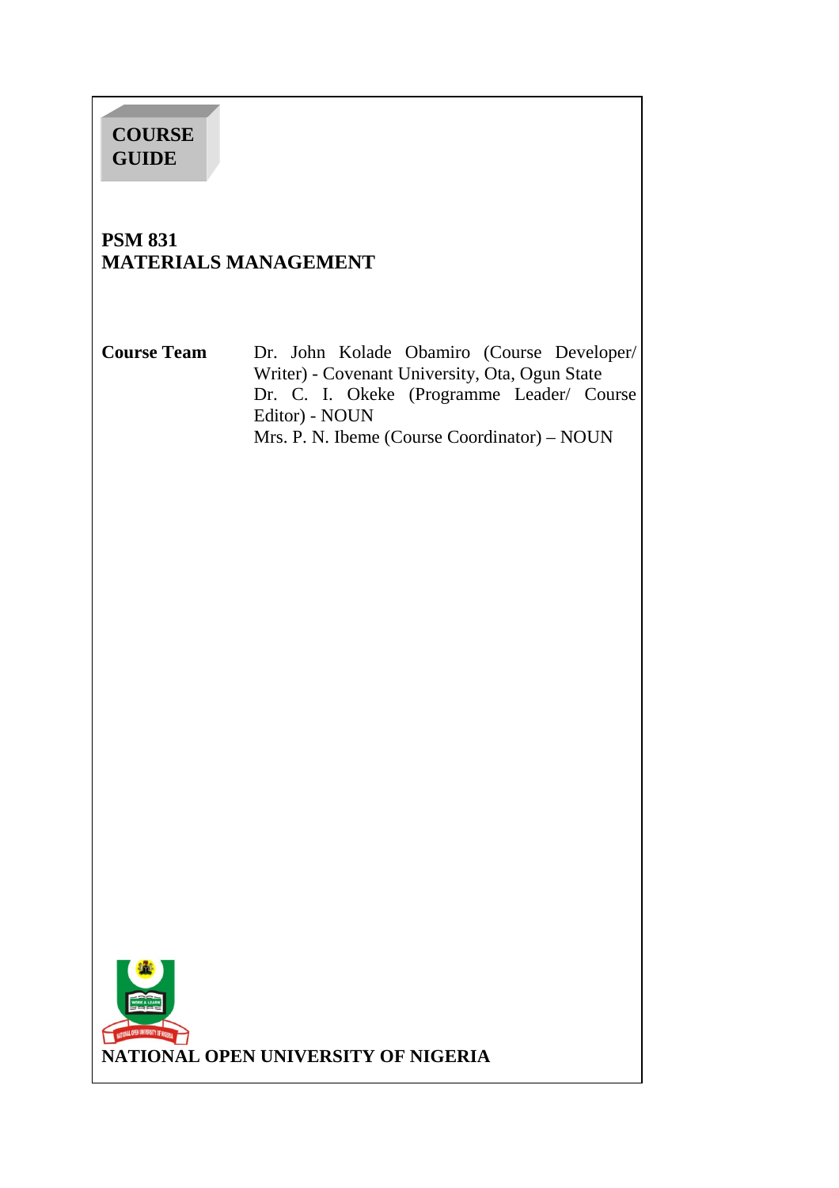**COURSE GUIDE**

# PSM 831
# MATERIALS MANAGEMENT

**Course Team**

Dr. John Kolade Obamiro (Course Developer/ Writer) - Covenant University, Ota, Ogun State

Dr. C. I. Okeke (Programme Leader/ Course Editor) - NOUN

Mrs. P. N. Ibeme (Course Coordinator) – NOUN

**NATIONAL OPEN UNIVERSITY OF NIGERIA**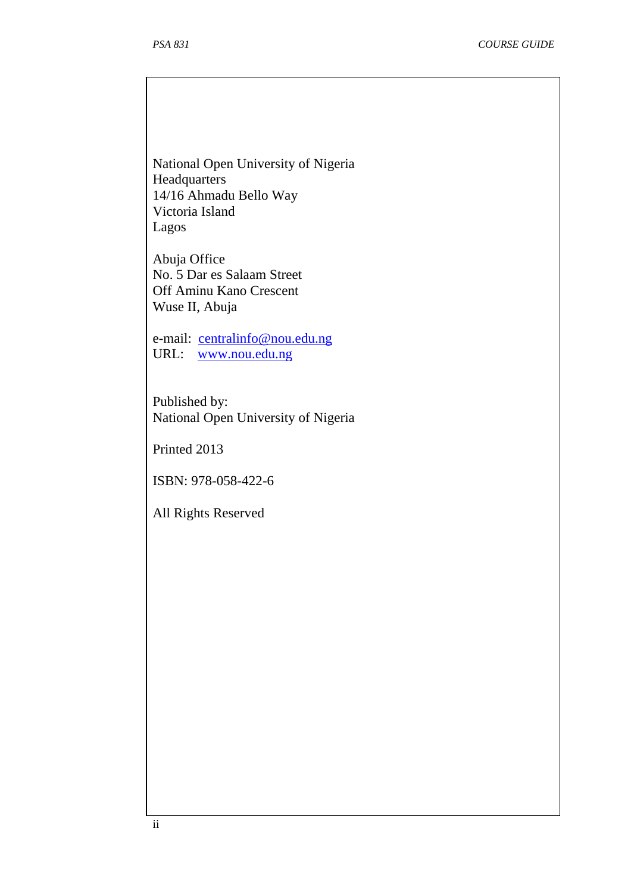National Open University of Nigeria
Headquarters
14/16 Ahmadu Bello Way
Victoria Island
Lagos

Abuja Office
No. 5 Dar es Salaam Street
Off Aminu Kano Crescent
Wuse II, Abuja

e-mail: centralinfo@nou.edu.ng
URL: www.nou.edu.ng

Published by:
National Open University of Nigeria

Printed 2013

ISBN: 978-058-422-6

All Rights Reserved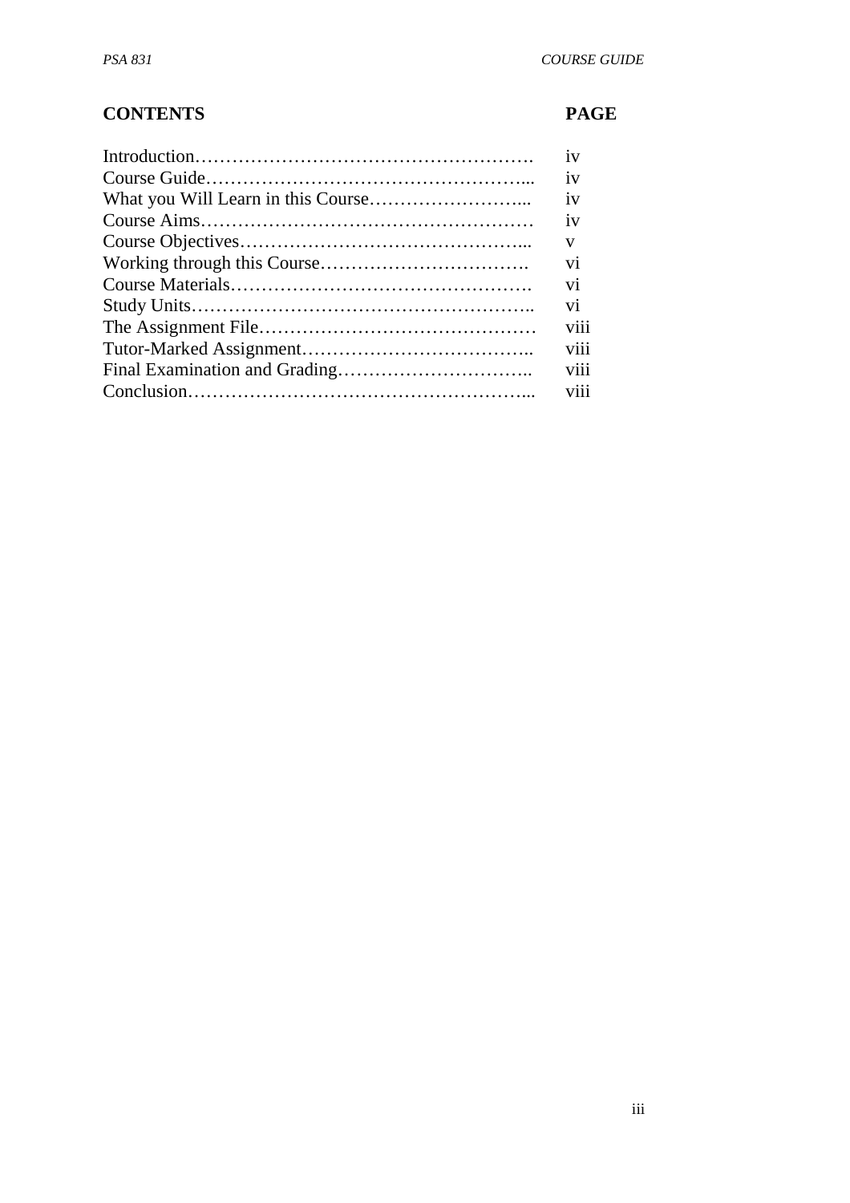| CONTENTS | PAGE |
| --- | --- |
| Introduction………………………………………………. | iv |
| Course Guide……………………………………………... | iv |
| What you Will Learn in this Course……………………... | iv |
| Course Aims……………………………………………… | iv |
| Course Objectives………………………………………... | v |
| Working through this Course……………………………. | vi |
| Course Materials…………………………………………. | vi |
| Study Units……………………………………………….. | vi |
| The Assignment File……………………………………… | viii |
| Tutor-Marked Assignment……………………………….. | viii |
| Final Examination and Grading………………………….. | viii |
| Conclusion………………………………………………... | viii |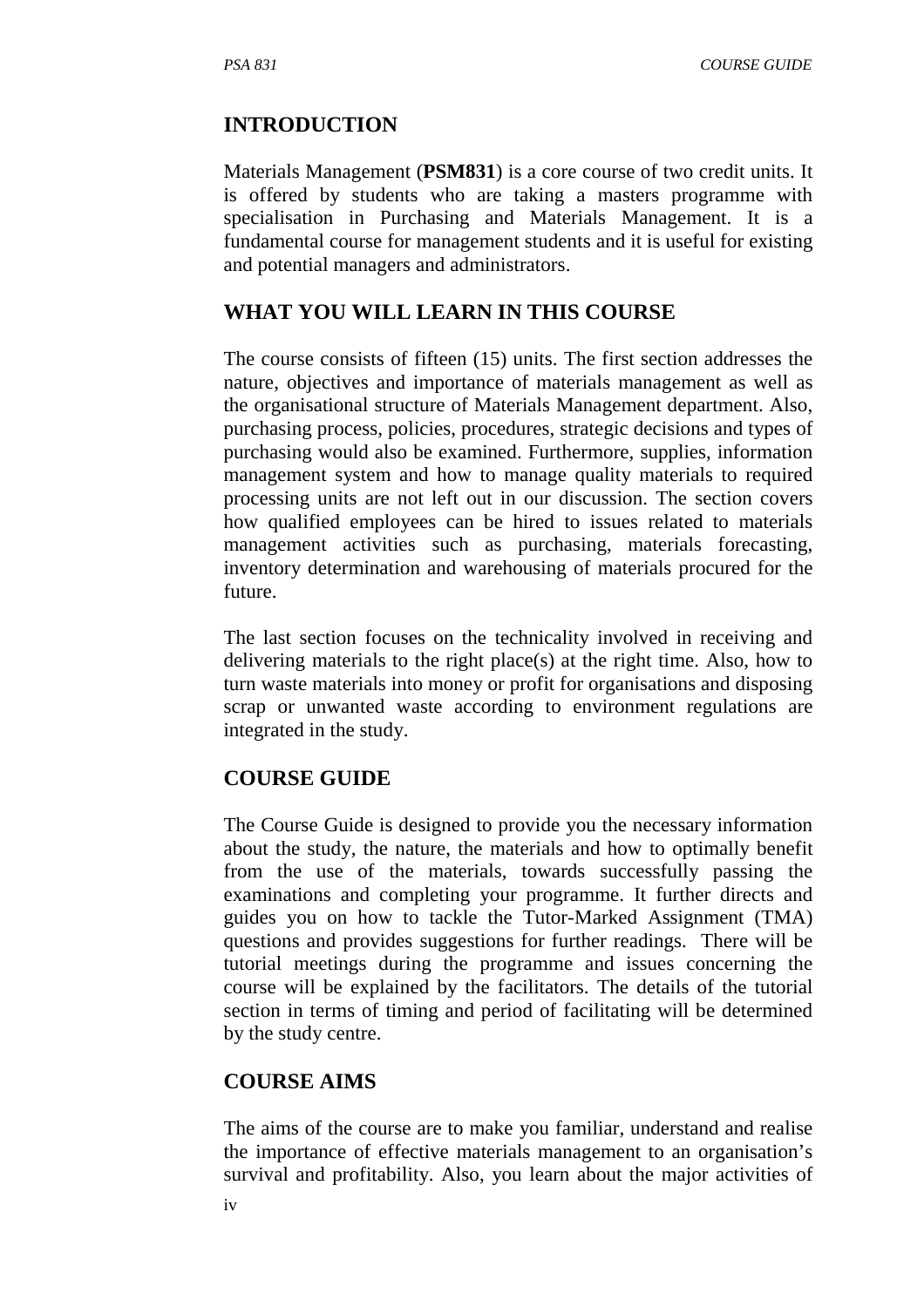## INTRODUCTION

Materials Management (**PSM831**) is a core course of two credit units. It is offered by students who are taking a masters programme with specialisation in Purchasing and Materials Management. It is a fundamental course for management students and it is useful for existing and potential managers and administrators.

## WHAT YOU WILL LEARN IN THIS COURSE

The course consists of fifteen (15) units. The first section addresses the nature, objectives and importance of materials management as well as the organisational structure of Materials Management department. Also, purchasing process, policies, procedures, strategic decisions and types of purchasing would also be examined. Furthermore, supplies, information management system and how to manage quality materials to required processing units are not left out in our discussion. The section covers how qualified employees can be hired to issues related to materials management activities such as purchasing, materials forecasting, inventory determination and warehousing of materials procured for the future.

The last section focuses on the technicality involved in receiving and delivering materials to the right place(s) at the right time. Also, how to turn waste materials into money or profit for organisations and disposing scrap or unwanted waste according to environment regulations are integrated in the study.

## COURSE GUIDE

The Course Guide is designed to provide you the necessary information about the study, the nature, the materials and how to optimally benefit from the use of the materials, towards successfully passing the examinations and completing your programme. It further directs and guides you on how to tackle the Tutor-Marked Assignment (TMA) questions and provides suggestions for further readings. There will be tutorial meetings during the programme and issues concerning the course will be explained by the facilitators. The details of the tutorial section in terms of timing and period of facilitating will be determined by the study centre.

## COURSE AIMS

The aims of the course are to make you familiar, understand and realise the importance of effective materials management to an organisation's survival and profitability. Also, you learn about the major activities of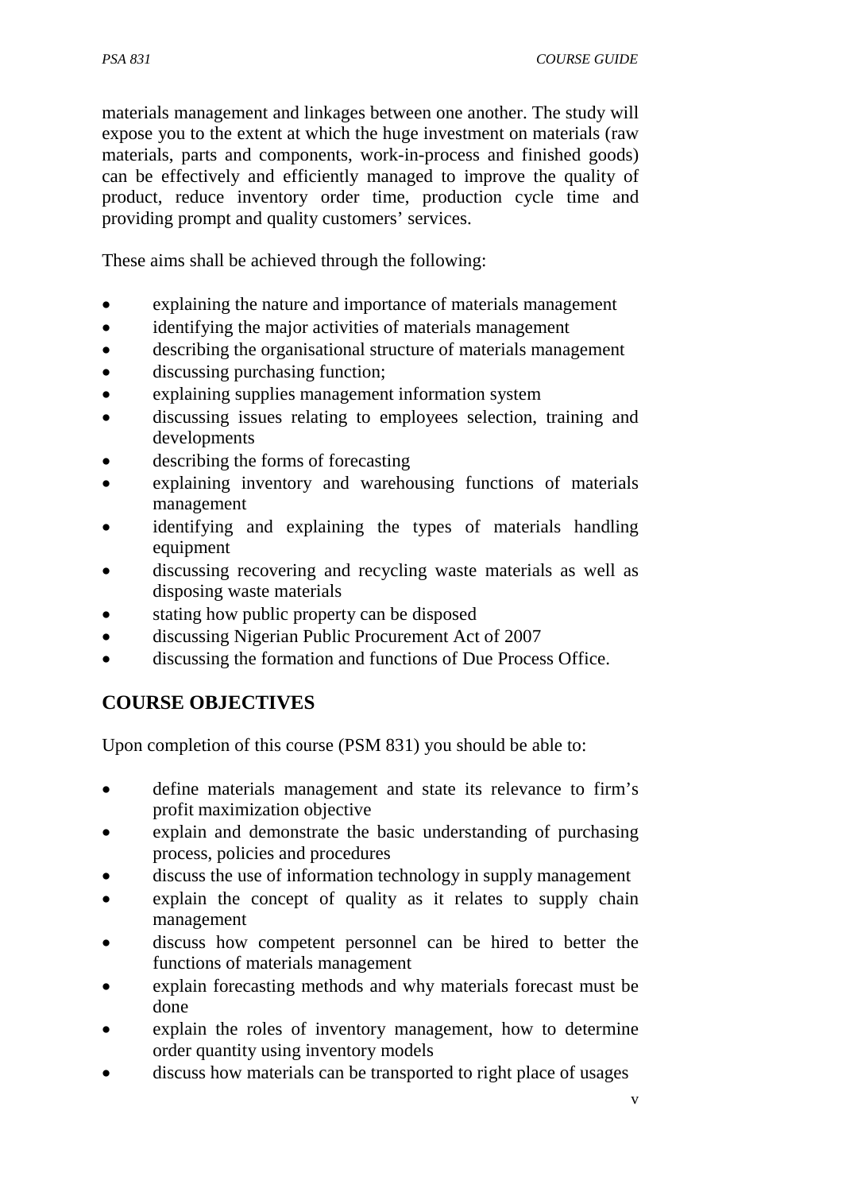materials management and linkages between one another. The study will expose you to the extent at which the huge investment on materials (raw materials, parts and components, work-in-process and finished goods) can be effectively and efficiently managed to improve the quality of product, reduce inventory order time, production cycle time and providing prompt and quality customers' services.

These aims shall be achieved through the following:

- explaining the nature and importance of materials management
- identifying the major activities of materials management
- describing the organisational structure of materials management
- discussing purchasing function;
- explaining supplies management information system
- discussing issues relating to employees selection, training and developments
- describing the forms of forecasting
- explaining inventory and warehousing functions of materials management
- identifying and explaining the types of materials handling equipment
- discussing recovering and recycling waste materials as well as disposing waste materials
- stating how public property can be disposed
- discussing Nigerian Public Procurement Act of 2007
- discussing the formation and functions of Due Process Office.

## COURSE OBJECTIVES

Upon completion of this course (PSM 831) you should be able to:

- define materials management and state its relevance to firm's profit maximization objective
- explain and demonstrate the basic understanding of purchasing process, policies and procedures
- discuss the use of information technology in supply management
- explain the concept of quality as it relates to supply chain management
- discuss how competent personnel can be hired to better the functions of materials management
- explain forecasting methods and why materials forecast must be done
- explain the roles of inventory management, how to determine order quantity using inventory models
- discuss how materials can be transported to right place of usages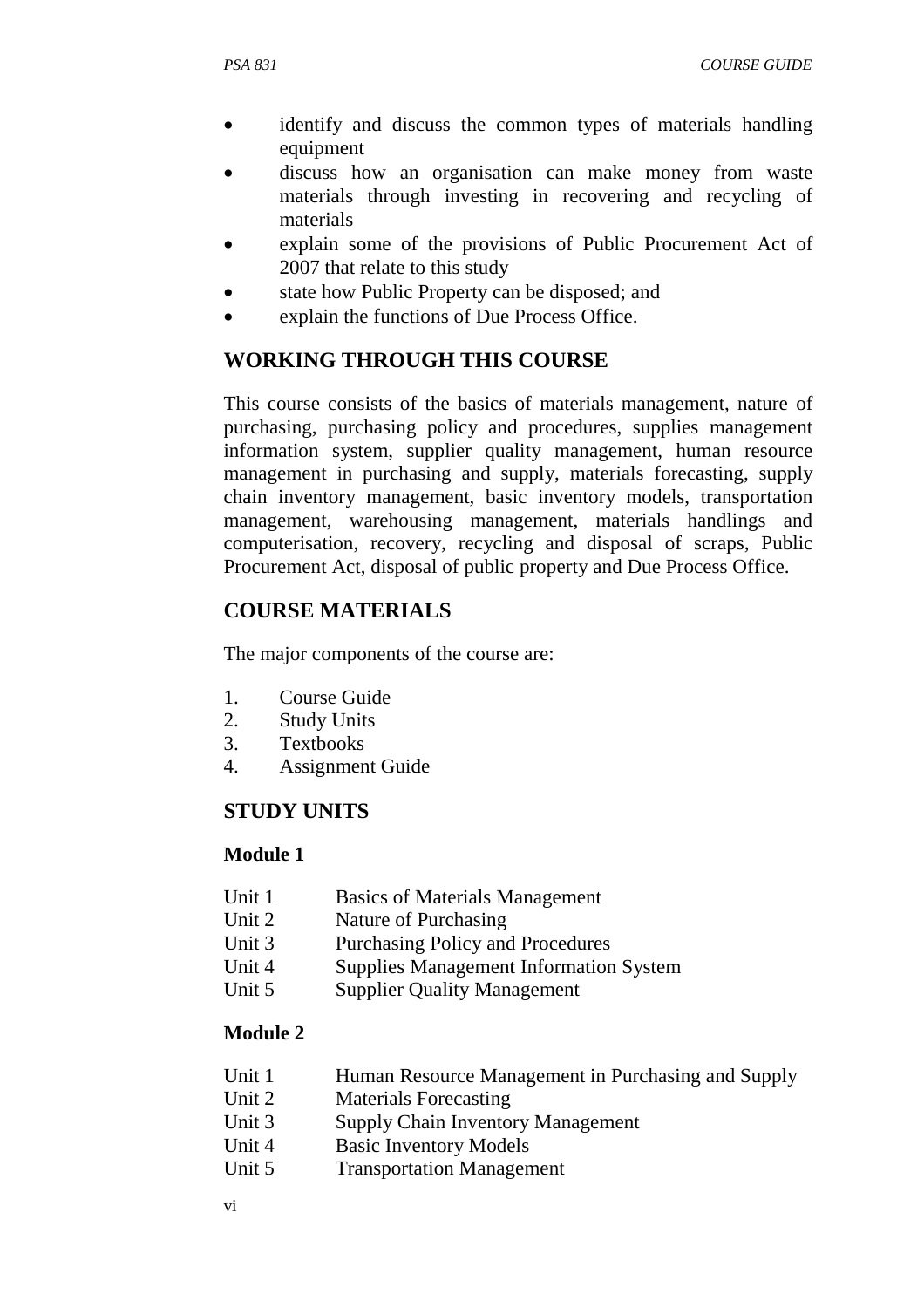- identify and discuss the common types of materials handling equipment
- discuss how an organisation can make money from waste materials through investing in recovering and recycling of materials
- explain some of the provisions of Public Procurement Act of 2007 that relate to this study
- state how Public Property can be disposed; and
- explain the functions of Due Process Office.

## WORKING THROUGH THIS COURSE

This course consists of the basics of materials management, nature of purchasing, purchasing policy and procedures, supplies management information system, supplier quality management, human resource management in purchasing and supply, materials forecasting, supply chain inventory management, basic inventory models, transportation management, warehousing management, materials handlings and computerisation, recovery, recycling and disposal of scraps, Public Procurement Act, disposal of public property and Due Process Office.

## COURSE MATERIALS

The major components of the course are:

1. Course Guide
2. Study Units
3. Textbooks
4. Assignment Guide

## STUDY UNITS

### Module 1

Unit 1 Basics of Materials Management
Unit 2 Nature of Purchasing
Unit 3 Purchasing Policy and Procedures
Unit 4 Supplies Management Information System
Unit 5 Supplier Quality Management

### Module 2

Unit 1 Human Resource Management in Purchasing and Supply
Unit 2 Materials Forecasting
Unit 3 Supply Chain Inventory Management
Unit 4 Basic Inventory Models
Unit 5 Transportation Management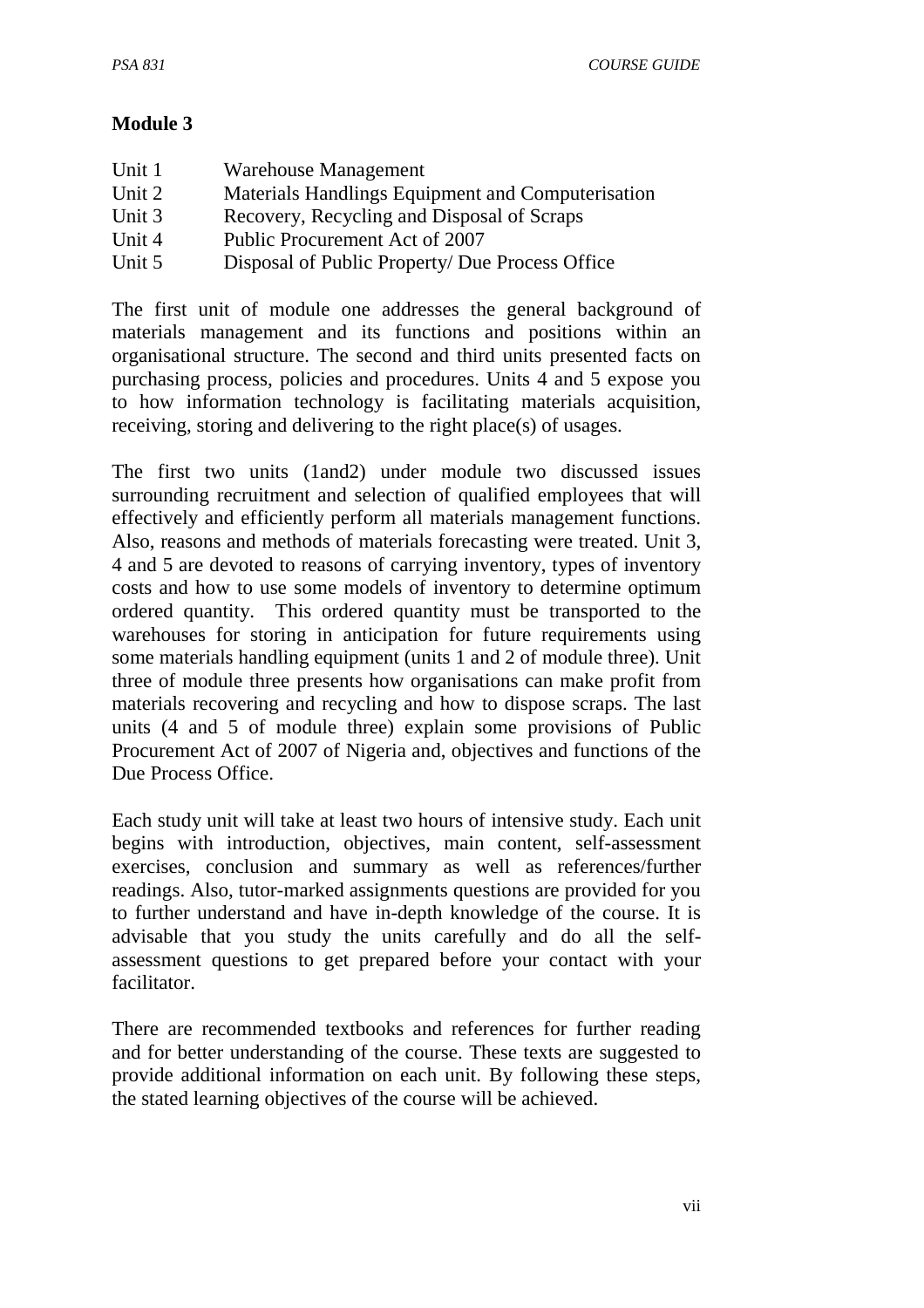**Module 3**

| | |
|---|---|
| Unit 1 | Warehouse Management |
| Unit 2 | Materials Handlings Equipment and Computerisation |
| Unit 3 | Recovery, Recycling and Disposal of Scraps |
| Unit 4 | Public Procurement Act of 2007 |
| Unit 5 | Disposal of Public Property/ Due Process Office |

The first unit of module one addresses the general background of materials management and its functions and positions within an organisational structure. The second and third units presented facts on purchasing process, policies and procedures. Units 4 and 5 expose you to how information technology is facilitating materials acquisition, receiving, storing and delivering to the right place(s) of usages.

The first two units (1and2) under module two discussed issues surrounding recruitment and selection of qualified employees that will effectively and efficiently perform all materials management functions. Also, reasons and methods of materials forecasting were treated. Unit 3, 4 and 5 are devoted to reasons of carrying inventory, types of inventory costs and how to use some models of inventory to determine optimum ordered quantity. This ordered quantity must be transported to the warehouses for storing in anticipation for future requirements using some materials handling equipment (units 1 and 2 of module three). Unit three of module three presents how organisations can make profit from materials recovering and recycling and how to dispose scraps. The last units (4 and 5 of module three) explain some provisions of Public Procurement Act of 2007 of Nigeria and, objectives and functions of the Due Process Office.

Each study unit will take at least two hours of intensive study. Each unit begins with introduction, objectives, main content, self-assessment exercises, conclusion and summary as well as references/further readings. Also, tutor-marked assignments questions are provided for you to further understand and have in-depth knowledge of the course. It is advisable that you study the units carefully and do all the self-assessment questions to get prepared before your contact with your facilitator.

There are recommended textbooks and references for further reading and for better understanding of the course. These texts are suggested to provide additional information on each unit. By following these steps, the stated learning objectives of the course will be achieved.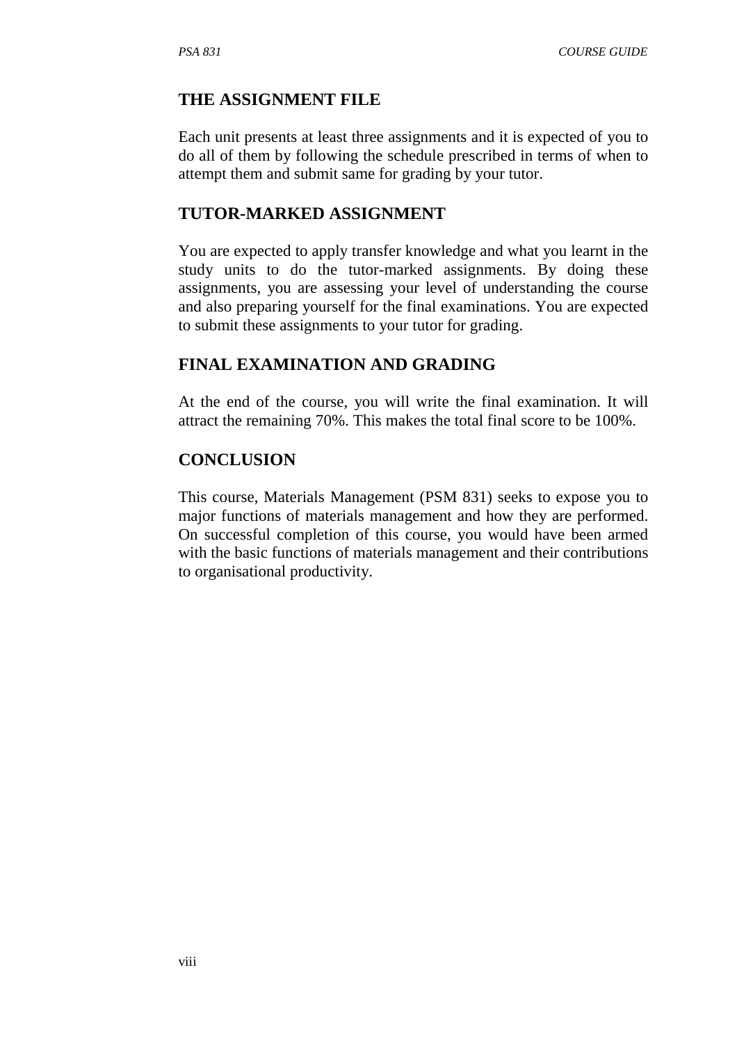## THE ASSIGNMENT FILE

Each unit presents at least three assignments and it is expected of you to do all of them by following the schedule prescribed in terms of when to attempt them and submit same for grading by your tutor.

## TUTOR-MARKED ASSIGNMENT

You are expected to apply transfer knowledge and what you learnt in the study units to do the tutor-marked assignments. By doing these assignments, you are assessing your level of understanding the course and also preparing yourself for the final examinations. You are expected to submit these assignments to your tutor for grading.

## FINAL EXAMINATION AND GRADING

At the end of the course, you will write the final examination. It will attract the remaining 70%. This makes the total final score to be 100%.

## CONCLUSION

This course, Materials Management (PSM 831) seeks to expose you to major functions of materials management and how they are performed. On successful completion of this course, you would have been armed with the basic functions of materials management and their contributions to organisational productivity.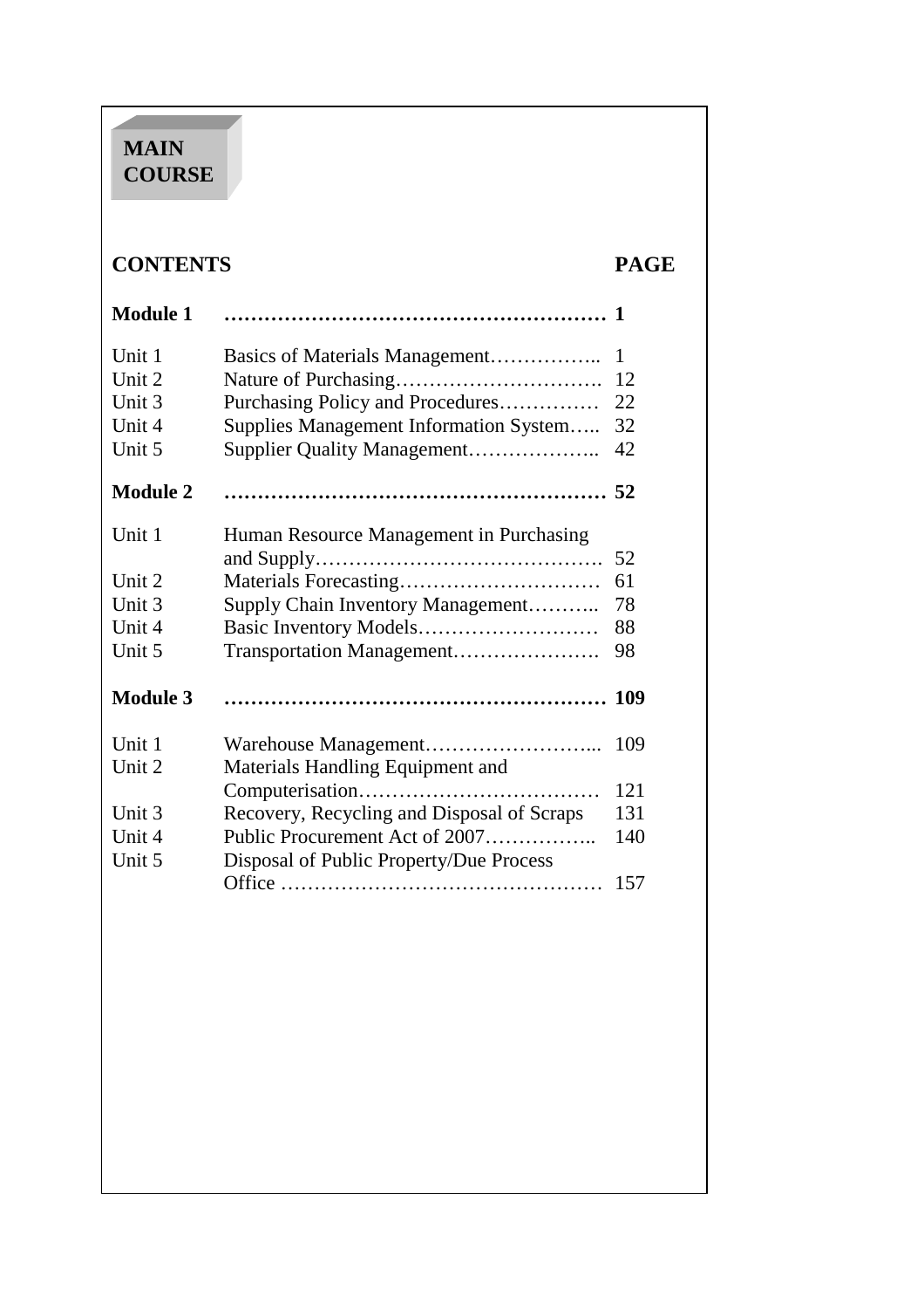# MAIN COURSE

| CONTENTS | | PAGE |
|---|---|---|
| **Module 1** | **………………………………………………** | **1** |
| Unit 1 | Basics of Materials Management…………….. | 1 |
| Unit 2 | Nature of Purchasing…………………………. | 12 |
| Unit 3 | Purchasing Policy and Procedures…………… | 22 |
| Unit 4 | Supplies Management Information System….. | 32 |
| Unit 5 | Supplier Quality Management……………….. | 42 |
| **Module 2** | **………………………………………………** | **52** |
| Unit 1 | Human Resource Management in Purchasing and Supply……………………………………. | 52 |
| Unit 2 | Materials Forecasting………………………… | 61 |
| Unit 3 | Supply Chain Inventory Management……….. | 78 |
| Unit 4 | Basic Inventory Models……………………… | 88 |
| Unit 5 | Transportation Management…………………. | 98 |
| **Module 3** | **………………………………………………** | **109** |
| Unit 1 | Warehouse Management……………………... | 109 |
| Unit 2 | Materials Handling Equipment and Computerisation……………………………… | 121 |
| Unit 3 | Recovery, Recycling and Disposal of Scraps | 131 |
| Unit 4 | Public Procurement Act of 2007…………….. | 140 |
| Unit 5 | Disposal of Public Property/Due Process Office ………………………………………… | 157 |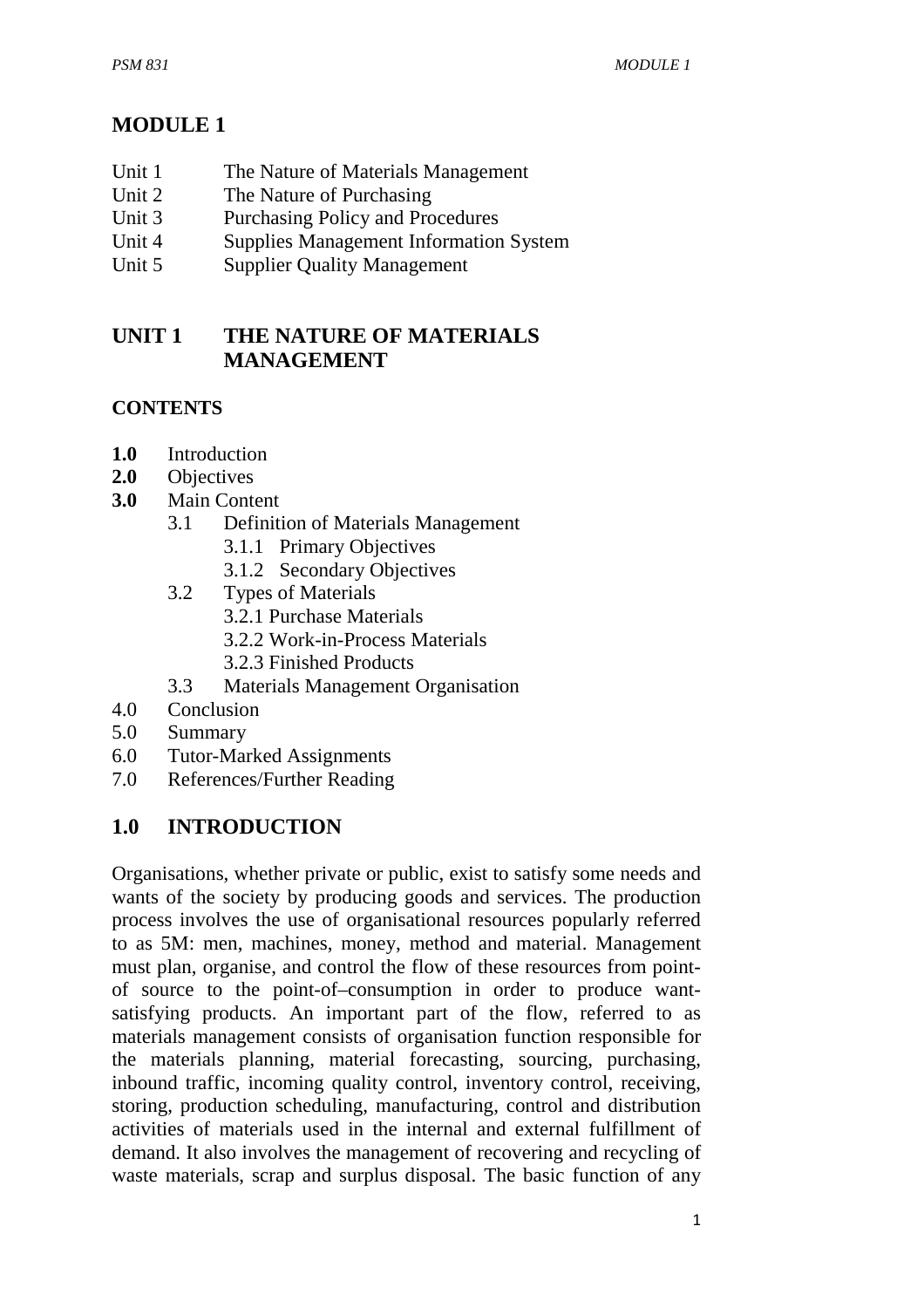# MODULE 1

Unit 1 The Nature of Materials Management
Unit 2 The Nature of Purchasing
Unit 3 Purchasing Policy and Procedures
Unit 4 Supplies Management Information System
Unit 5 Supplier Quality Management

## UNIT 1 THE NATURE OF MATERIALS MANAGEMENT

**CONTENTS**

**1.0** Introduction
**2.0** Objectives
**3.0** Main Content
- 3.1 Definition of Materials Management
  - 3.1.1 Primary Objectives
  - 3.1.2 Secondary Objectives
- 3.2 Types of Materials
  - 3.2.1 Purchase Materials
  - 3.2.2 Work-in-Process Materials
  - 3.2.3 Finished Products
- 3.3 Materials Management Organisation

4.0 Conclusion
5.0 Summary
6.0 Tutor-Marked Assignments
7.0 References/Further Reading

## 1.0 INTRODUCTION

Organisations, whether private or public, exist to satisfy some needs and wants of the society by producing goods and services. The production process involves the use of organisational resources popularly referred to as 5M: men, machines, money, method and material. Management must plan, organise, and control the flow of these resources from point-of source to the point-of–consumption in order to produce want-satisfying products. An important part of the flow, referred to as materials management consists of organisation function responsible for the materials planning, material forecasting, sourcing, purchasing, inbound traffic, incoming quality control, inventory control, receiving, storing, production scheduling, manufacturing, control and distribution activities of materials used in the internal and external fulfillment of demand. It also involves the management of recovering and recycling of waste materials, scrap and surplus disposal. The basic function of any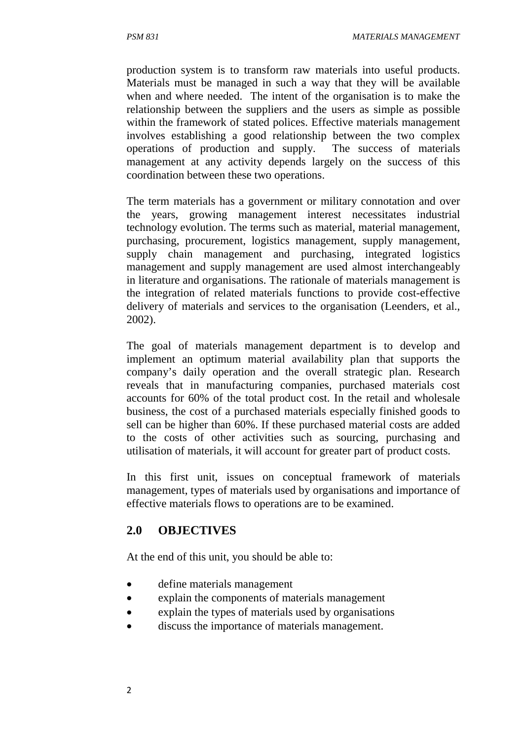production system is to transform raw materials into useful products. Materials must be managed in such a way that they will be available when and where needed. The intent of the organisation is to make the relationship between the suppliers and the users as simple as possible within the framework of stated polices. Effective materials management involves establishing a good relationship between the two complex operations of production and supply. The success of materials management at any activity depends largely on the success of this coordination between these two operations.

The term materials has a government or military connotation and over the years, growing management interest necessitates industrial technology evolution. The terms such as material, material management, purchasing, procurement, logistics management, supply management, supply chain management and purchasing, integrated logistics management and supply management are used almost interchangeably in literature and organisations. The rationale of materials management is the integration of related materials functions to provide cost-effective delivery of materials and services to the organisation (Leenders, et al., 2002).

The goal of materials management department is to develop and implement an optimum material availability plan that supports the company's daily operation and the overall strategic plan. Research reveals that in manufacturing companies, purchased materials cost accounts for 60% of the total product cost. In the retail and wholesale business, the cost of a purchased materials especially finished goods to sell can be higher than 60%. If these purchased material costs are added to the costs of other activities such as sourcing, purchasing and utilisation of materials, it will account for greater part of product costs.

In this first unit, issues on conceptual framework of materials management, types of materials used by organisations and importance of effective materials flows to operations are to be examined.

## 2.0 OBJECTIVES

At the end of this unit, you should be able to:

- define materials management
- explain the components of materials management
- explain the types of materials used by organisations
- discuss the importance of materials management.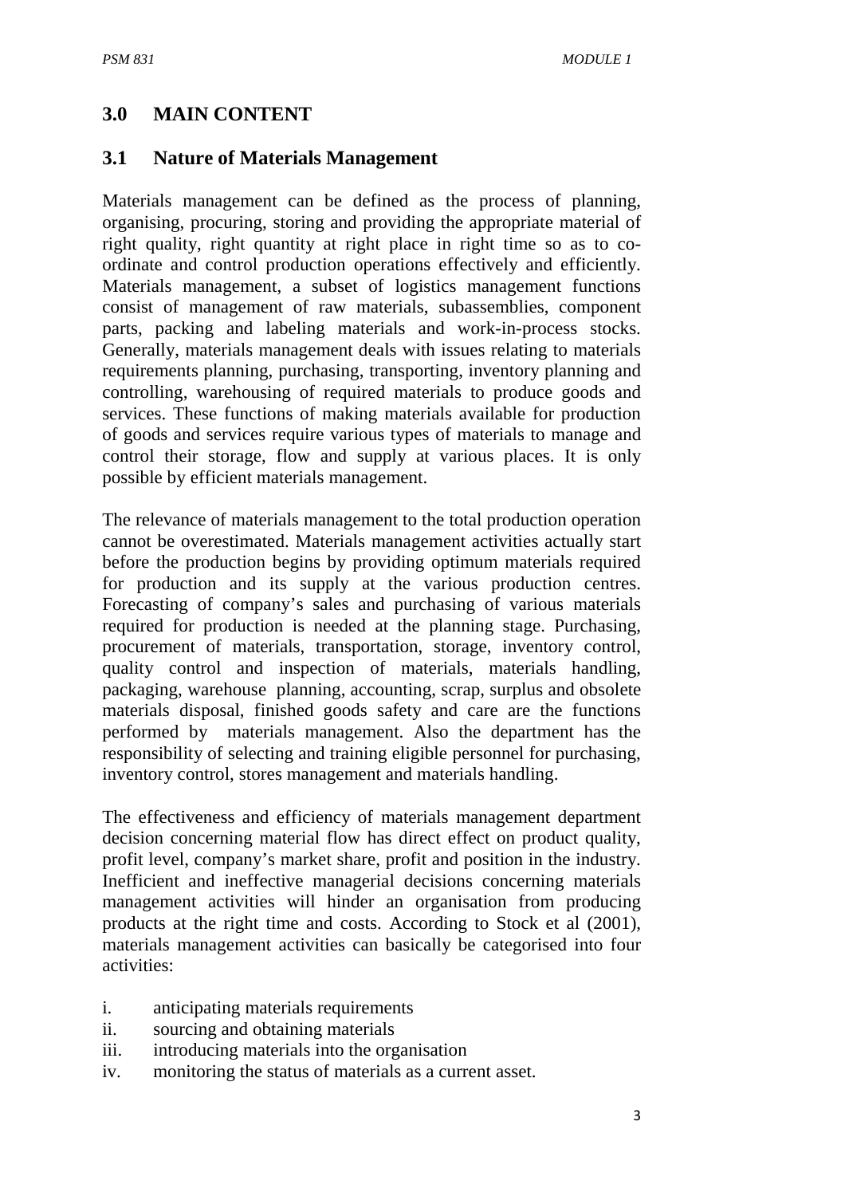## 3.0 MAIN CONTENT

### 3.1 Nature of Materials Management

Materials management can be defined as the process of planning, organising, procuring, storing and providing the appropriate material of right quality, right quantity at right place in right time so as to co-ordinate and control production operations effectively and efficiently. Materials management, a subset of logistics management functions consist of management of raw materials, subassemblies, component parts, packing and labeling materials and work-in-process stocks. Generally, materials management deals with issues relating to materials requirements planning, purchasing, transporting, inventory planning and controlling, warehousing of required materials to produce goods and services. These functions of making materials available for production of goods and services require various types of materials to manage and control their storage, flow and supply at various places. It is only possible by efficient materials management.

The relevance of materials management to the total production operation cannot be overestimated. Materials management activities actually start before the production begins by providing optimum materials required for production and its supply at the various production centres. Forecasting of company's sales and purchasing of various materials required for production is needed at the planning stage. Purchasing, procurement of materials, transportation, storage, inventory control, quality control and inspection of materials, materials handling, packaging, warehouse planning, accounting, scrap, surplus and obsolete materials disposal, finished goods safety and care are the functions performed by materials management. Also the department has the responsibility of selecting and training eligible personnel for purchasing, inventory control, stores management and materials handling.

The effectiveness and efficiency of materials management department decision concerning material flow has direct effect on product quality, profit level, company's market share, profit and position in the industry. Inefficient and ineffective managerial decisions concerning materials management activities will hinder an organisation from producing products at the right time and costs. According to Stock et al (2001), materials management activities can basically be categorised into four activities:

i. anticipating materials requirements
ii. sourcing and obtaining materials
iii. introducing materials into the organisation
iv. monitoring the status of materials as a current asset.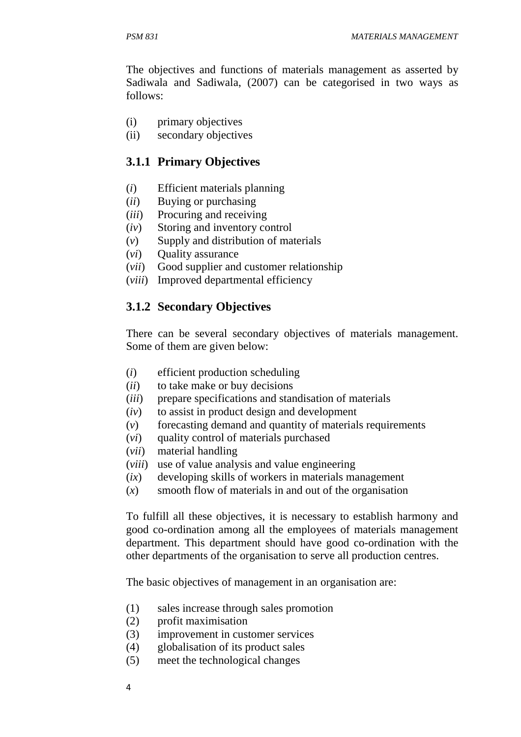The objectives and functions of materials management as asserted by Sadiwala and Sadiwala, (2007) can be categorised in two ways as follows:

(i) primary objectives
(ii) secondary objectives

### 3.1.1 Primary Objectives

(*i*) Efficient materials planning
(*ii*) Buying or purchasing
(*iii*) Procuring and receiving
(*iv*) Storing and inventory control
(*v*) Supply and distribution of materials
(*vi*) Quality assurance
(*vii*) Good supplier and customer relationship
(*viii*) Improved departmental efficiency

### 3.1.2 Secondary Objectives

There can be several secondary objectives of materials management. Some of them are given below:

(*i*) efficient production scheduling
(*ii*) to take make or buy decisions
(*iii*) prepare specifications and standisation of materials
(*iv*) to assist in product design and development
(*v*) forecasting demand and quantity of materials requirements
(*vi*) quality control of materials purchased
(*vii*) material handling
(*viii*) use of value analysis and value engineering
(*ix*) developing skills of workers in materials management
(*x*) smooth flow of materials in and out of the organisation

To fulfill all these objectives, it is necessary to establish harmony and good co-ordination among all the employees of materials management department. This department should have good co-ordination with the other departments of the organisation to serve all production centres.

The basic objectives of management in an organisation are:

(1) sales increase through sales promotion
(2) profit maximisation
(3) improvement in customer services
(4) globalisation of its product sales
(5) meet the technological changes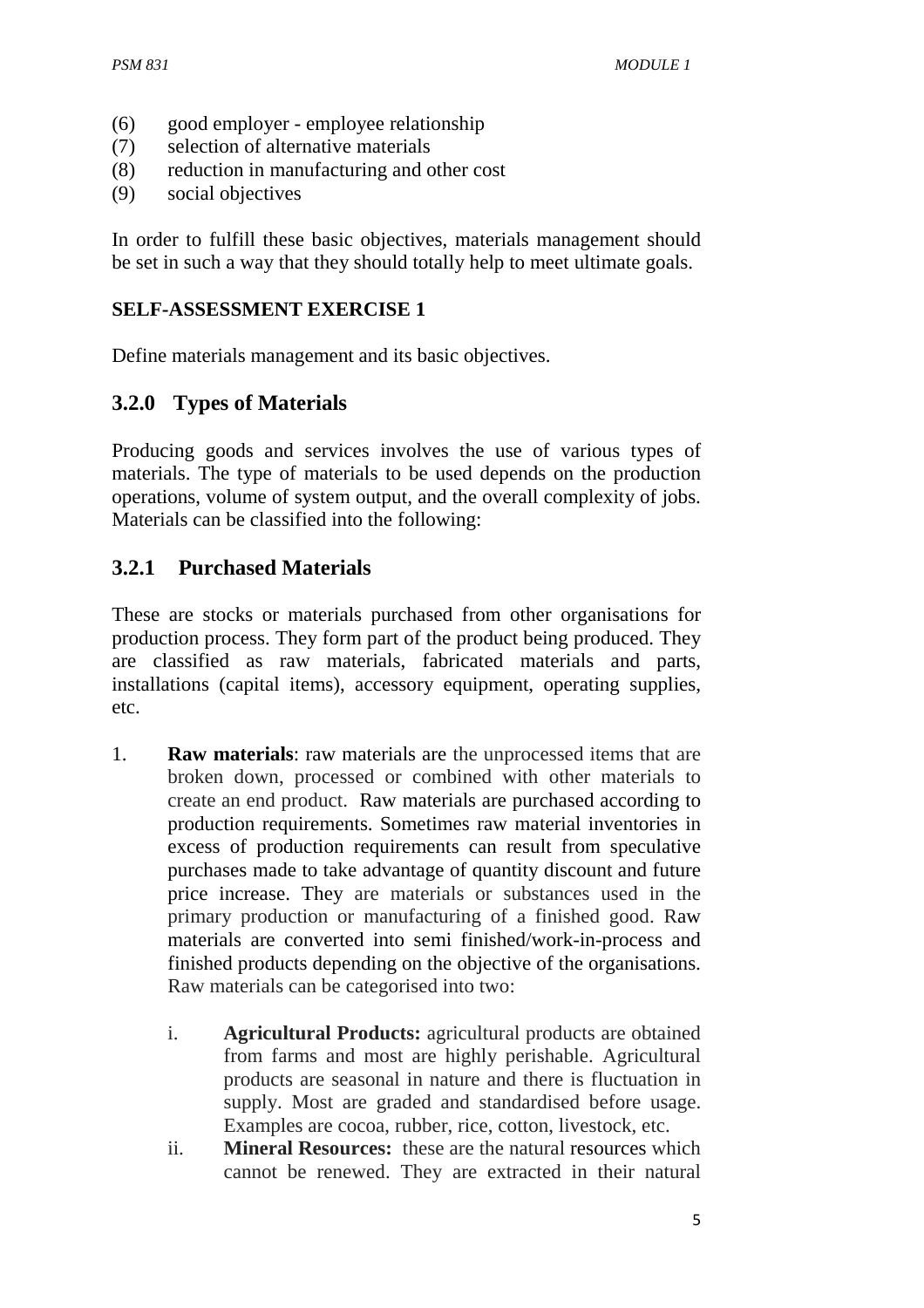(6) good employer - employee relationship
(7) selection of alternative materials
(8) reduction in manufacturing and other cost
(9) social objectives

In order to fulfill these basic objectives, materials management should be set in such a way that they should totally help to meet ultimate goals.

**SELF-ASSESSMENT EXERCISE 1**

Define materials management and its basic objectives.

## 3.2.0 Types of Materials

Producing goods and services involves the use of various types of materials. The type of materials to be used depends on the production operations, volume of system output, and the overall complexity of jobs. Materials can be classified into the following:

## 3.2.1 Purchased Materials

These are stocks or materials purchased from other organisations for production process. They form part of the product being produced. They are classified as raw materials, fabricated materials and parts, installations (capital items), accessory equipment, operating supplies, etc.

1. **Raw materials**: raw materials are the unprocessed items that are broken down, processed or combined with other materials to create an end product. Raw materials are purchased according to production requirements. Sometimes raw material inventories in excess of production requirements can result from speculative purchases made to take advantage of quantity discount and future price increase. They are materials or substances used in the primary production or manufacturing of a finished good. Raw materials are converted into semi finished/work-in-process and finished products depending on the objective of the organisations. Raw materials can be categorised into two:

   i. **Agricultural Products:** agricultural products are obtained from farms and most are highly perishable. Agricultural products are seasonal in nature and there is fluctuation in supply. Most are graded and standardised before usage. Examples are cocoa, rubber, rice, cotton, livestock, etc.
   ii. **Mineral Resources:** these are the natural resources which cannot be renewed. They are extracted in their natural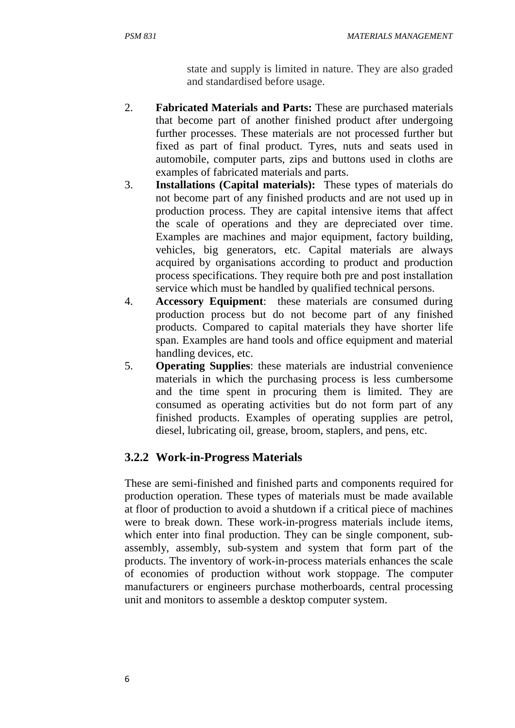state and supply is limited in nature. They are also graded and standardised before usage.

2. **Fabricated Materials and Parts:** These are purchased materials that become part of another finished product after undergoing further processes. These materials are not processed further but fixed as part of final product. Tyres, nuts and seats used in automobile, computer parts, zips and buttons used in cloths are examples of fabricated materials and parts.
3. **Installations (Capital materials):** These types of materials do not become part of any finished products and are not used up in production process. They are capital intensive items that affect the scale of operations and they are depreciated over time. Examples are machines and major equipment, factory building, vehicles, big generators, etc. Capital materials are always acquired by organisations according to product and production process specifications. They require both pre and post installation service which must be handled by qualified technical persons.
4. **Accessory Equipment**: these materials are consumed during production process but do not become part of any finished products. Compared to capital materials they have shorter life span. Examples are hand tools and office equipment and material handling devices, etc.
5. **Operating Supplies**: these materials are industrial convenience materials in which the purchasing process is less cumbersome and the time spent in procuring them is limited. They are consumed as operating activities but do not form part of any finished products. Examples of operating supplies are petrol, diesel, lubricating oil, grease, broom, staplers, and pens, etc.

### 3.2.2 Work-in-Progress Materials

These are semi-finished and finished parts and components required for production operation. These types of materials must be made available at floor of production to avoid a shutdown if a critical piece of machines were to break down. These work-in-progress materials include items, which enter into final production. They can be single component, sub-assembly, assembly, sub-system and system that form part of the products. The inventory of work-in-process materials enhances the scale of economies of production without work stoppage. The computer manufacturers or engineers purchase motherboards, central processing unit and monitors to assemble a desktop computer system.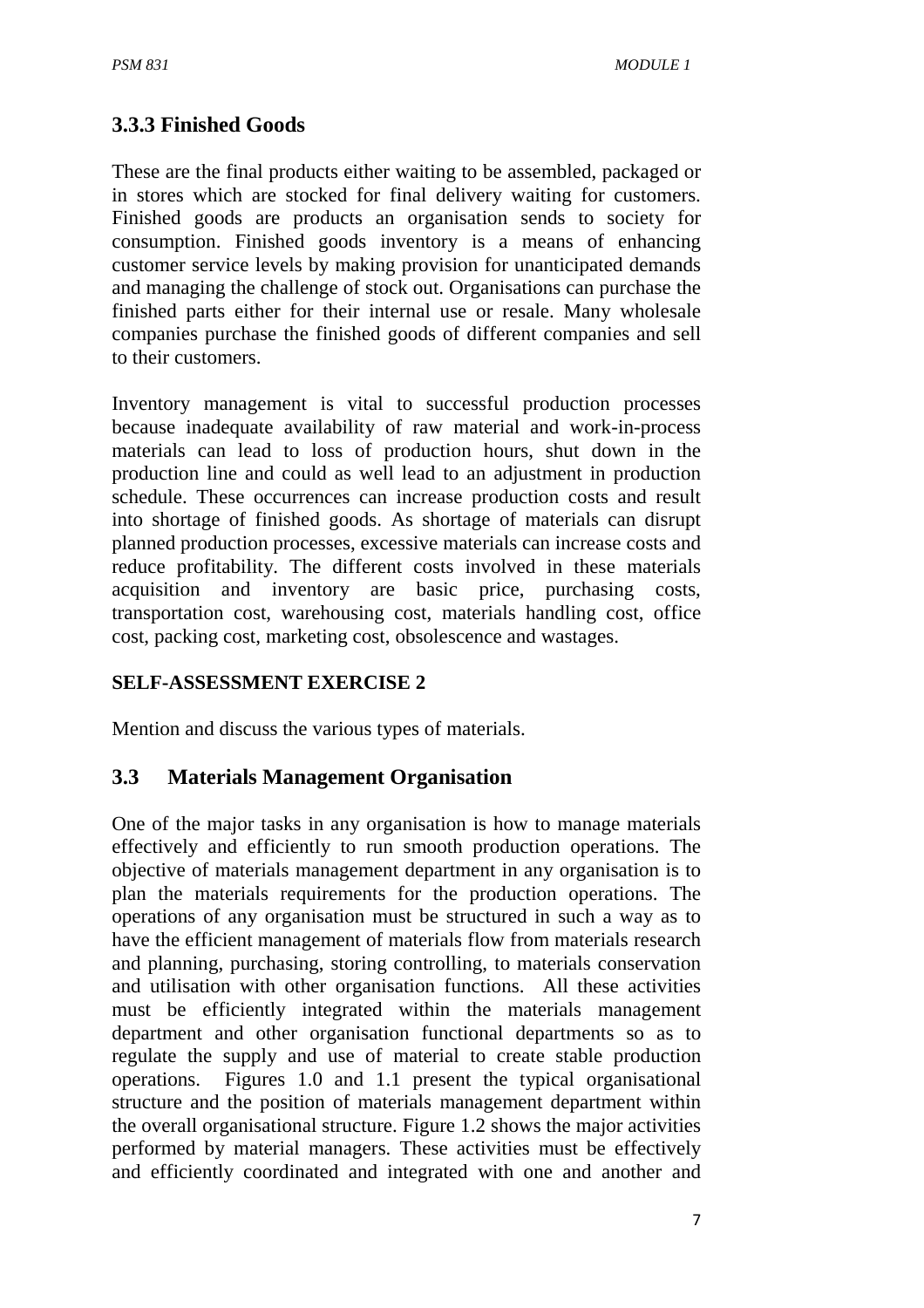### 3.3.3 Finished Goods

These are the final products either waiting to be assembled, packaged or in stores which are stocked for final delivery waiting for customers. Finished goods are products an organisation sends to society for consumption. Finished goods inventory is a means of enhancing customer service levels by making provision for unanticipated demands and managing the challenge of stock out. Organisations can purchase the finished parts either for their internal use or resale. Many wholesale companies purchase the finished goods of different companies and sell to their customers.

Inventory management is vital to successful production processes because inadequate availability of raw material and work-in-process materials can lead to loss of production hours, shut down in the production line and could as well lead to an adjustment in production schedule. These occurrences can increase production costs and result into shortage of finished goods. As shortage of materials can disrupt planned production processes, excessive materials can increase costs and reduce profitability. The different costs involved in these materials acquisition and inventory are basic price, purchasing costs, transportation cost, warehousing cost, materials handling cost, office cost, packing cost, marketing cost, obsolescence and wastages.

**SELF-ASSESSMENT EXERCISE 2**

Mention and discuss the various types of materials.

## 3.3 Materials Management Organisation

One of the major tasks in any organisation is how to manage materials effectively and efficiently to run smooth production operations. The objective of materials management department in any organisation is to plan the materials requirements for the production operations. The operations of any organisation must be structured in such a way as to have the efficient management of materials flow from materials research and planning, purchasing, storing controlling, to materials conservation and utilisation with other organisation functions. All these activities must be efficiently integrated within the materials management department and other organisation functional departments so as to regulate the supply and use of material to create stable production operations. Figures 1.0 and 1.1 present the typical organisational structure and the position of materials management department within the overall organisational structure. Figure 1.2 shows the major activities performed by material managers. These activities must be effectively and efficiently coordinated and integrated with one and another and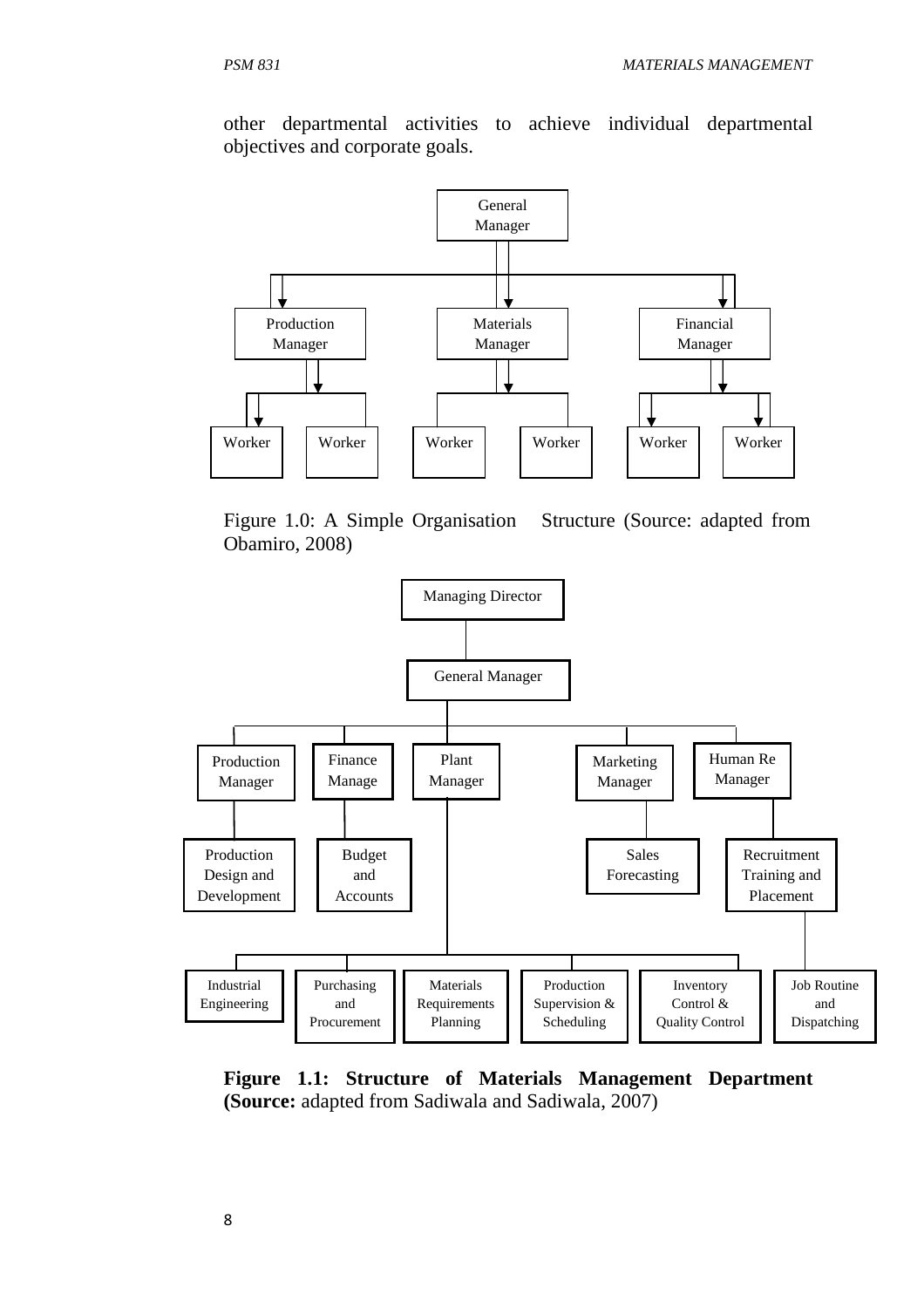other departmental activities to achieve individual departmental objectives and corporate goals.

General Manager

Production Manager | Materials Manager | Financial Manager

Worker | Worker | Worker | Worker | Worker | Worker

Figure 1.0: A Simple Organisation Structure (Source: adapted from Obamiro, 2008)

Managing Director

General Manager

Production Manager | Finance Manage | Plant Manager | Marketing Manager | Human Re Manager

Production Design and Development | Budget and Accounts | Sales Forecasting | Recruitment Training and Placement

Industrial Engineering | Purchasing and Procurement | Materials Requirements Planning | Production Supervision & Scheduling | Inventory Control & Quality Control | Job Routine and Dispatching

**Figure 1.1: Structure of Materials Management Department (Source:** adapted from Sadiwala and Sadiwala, 2007)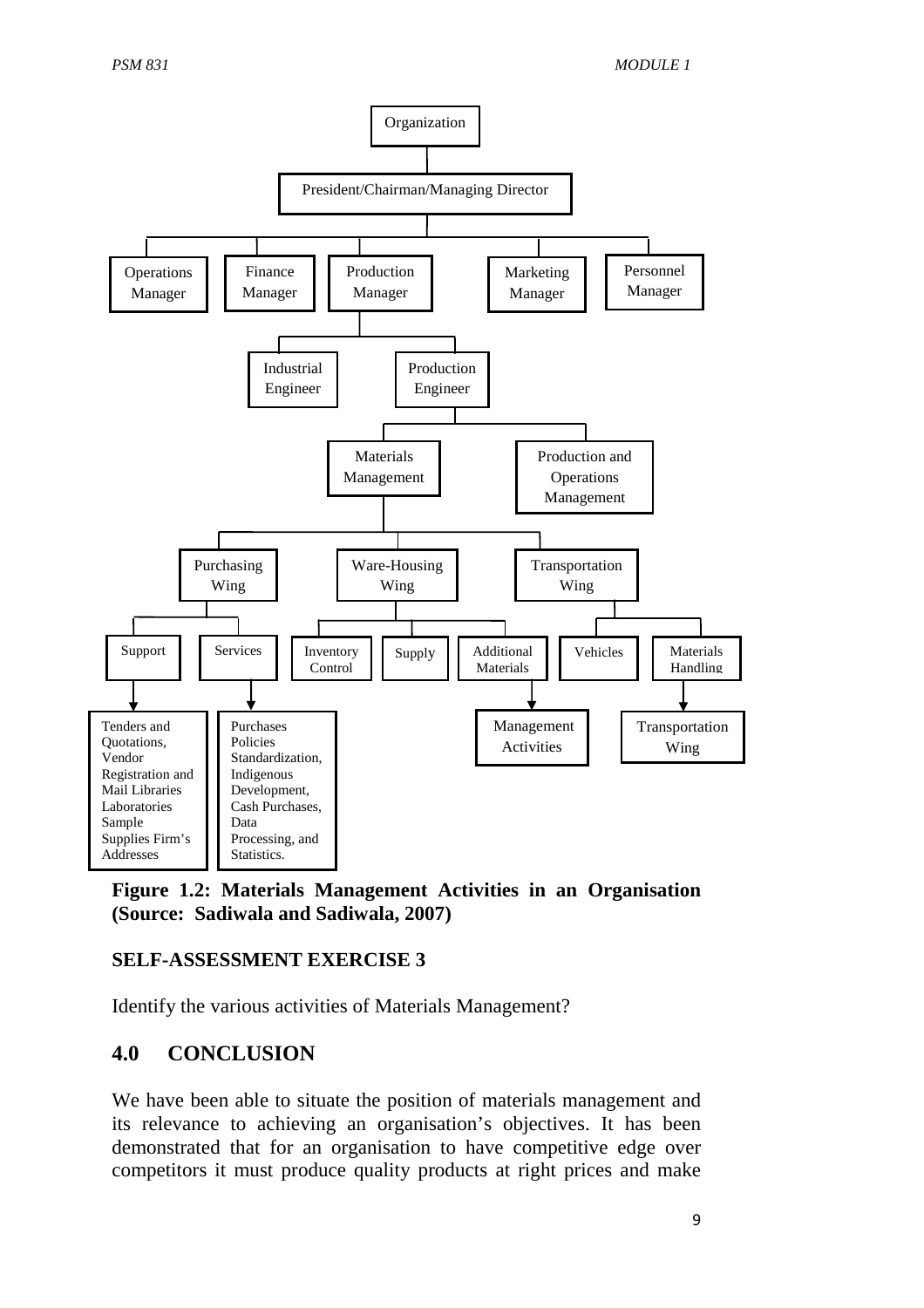- Organization
  - President/Chairman/Managing Director
    - Operations Manager
    - Finance Manager
    - Production Manager
      - Industrial Engineer
      - Production Engineer
        - Materials Management
          - Purchasing Wing
            - Support
              - Tenders and Quotations, Vendor Registration and Mail Libraries Laboratories Sample Supplies Firm's Addresses
            - Services
              - Purchases Policies Standardization, Indigenous Development, Cash Purchases, Data Processing, and Statistics.
          - Ware-Housing Wing
            - Inventory Control
            - Supply
            - Additional Materials
              - Management Activities
          - Transportation Wing
            - Vehicles
            - Materials Handling
              - Transportation Wing
        - Production and Operations Management
    - Marketing Manager
    - Personnel Manager

**Figure 1.2: Materials Management Activities in an Organisation (Source: Sadiwala and Sadiwala, 2007)**

**SELF-ASSESSMENT EXERCISE 3**

Identify the various activities of Materials Management?

## 4.0 CONCLUSION

We have been able to situate the position of materials management and its relevance to achieving an organisation's objectives. It has been demonstrated that for an organisation to have competitive edge over competitors it must produce quality products at right prices and make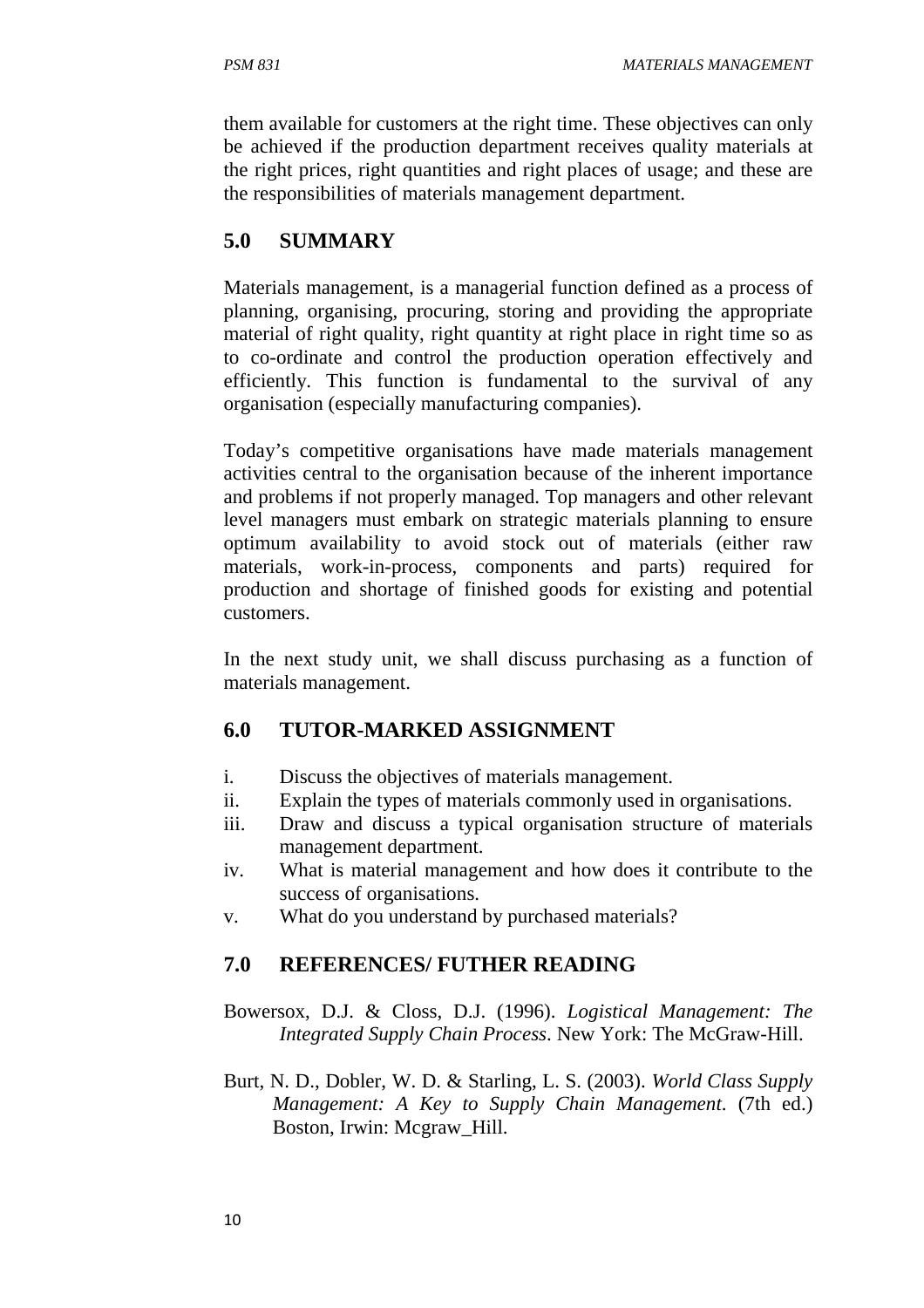them available for customers at the right time. These objectives can only be achieved if the production department receives quality materials at the right prices, right quantities and right places of usage; and these are the responsibilities of materials management department.

## 5.0 SUMMARY

Materials management, is a managerial function defined as a process of planning, organising, procuring, storing and providing the appropriate material of right quality, right quantity at right place in right time so as to co-ordinate and control the production operation effectively and efficiently. This function is fundamental to the survival of any organisation (especially manufacturing companies).

Today's competitive organisations have made materials management activities central to the organisation because of the inherent importance and problems if not properly managed. Top managers and other relevant level managers must embark on strategic materials planning to ensure optimum availability to avoid stock out of materials (either raw materials, work-in-process, components and parts) required for production and shortage of finished goods for existing and potential customers.

In the next study unit, we shall discuss purchasing as a function of materials management.

## 6.0 TUTOR-MARKED ASSIGNMENT

i. Discuss the objectives of materials management.
ii. Explain the types of materials commonly used in organisations.
iii. Draw and discuss a typical organisation structure of materials management department.
iv. What is material management and how does it contribute to the success of organisations.
v. What do you understand by purchased materials?

## 7.0 REFERENCES/ FUTHER READING

Bowersox, D.J. & Closs, D.J. (1996). *Logistical Management: The Integrated Supply Chain Process*. New York: The McGraw-Hill.

Burt, N. D., Dobler, W. D. & Starling, L. S. (2003). *World Class Supply Management: A Key to Supply Chain Management*. (7th ed.) Boston, Irwin: Mcgraw_Hill.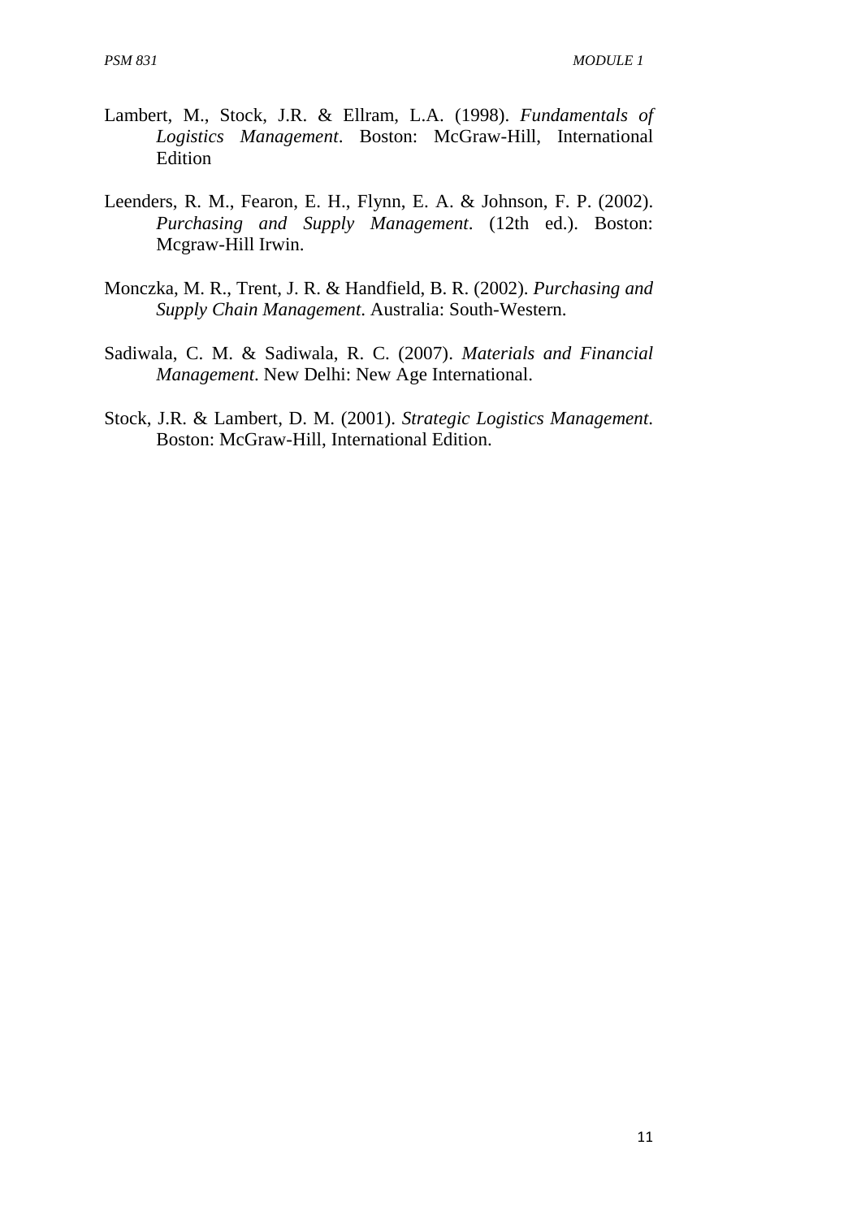Lambert, M., Stock, J.R. & Ellram, L.A. (1998). *Fundamentals of Logistics Management*. Boston: McGraw-Hill, International Edition

Leenders, R. M., Fearon, E. H., Flynn, E. A. & Johnson, F. P. (2002). *Purchasing and Supply Management*. (12th ed.). Boston: Mcgraw-Hill Irwin.

Monczka, M. R., Trent, J. R. & Handfield, B. R. (2002). *Purchasing and Supply Chain Management*. Australia: South-Western.

Sadiwala, C. M. & Sadiwala, R. C. (2007). *Materials and Financial Management*. New Delhi: New Age International.

Stock, J.R. & Lambert, D. M. (2001). *Strategic Logistics Management*. Boston: McGraw-Hill, International Edition.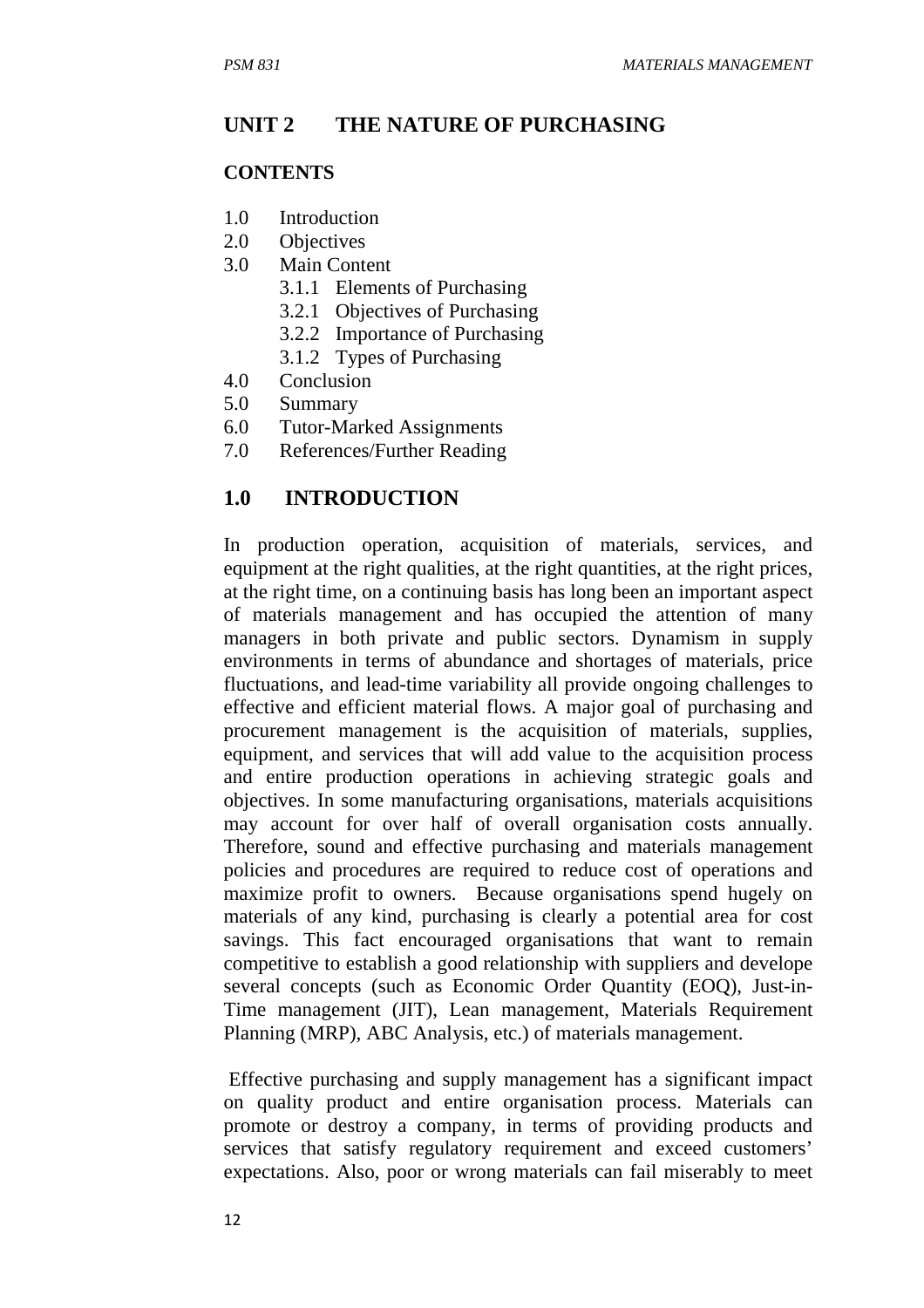## UNIT 2 THE NATURE OF PURCHASING

**CONTENTS**

1.0 Introduction
2.0 Objectives
3.0 Main Content
   3.1.1 Elements of Purchasing
   3.2.1 Objectives of Purchasing
   3.2.2 Importance of Purchasing
   3.1.2 Types of Purchasing
4.0 Conclusion
5.0 Summary
6.0 Tutor-Marked Assignments
7.0 References/Further Reading

## 1.0 INTRODUCTION

In production operation, acquisition of materials, services, and equipment at the right qualities, at the right quantities, at the right prices, at the right time, on a continuing basis has long been an important aspect of materials management and has occupied the attention of many managers in both private and public sectors. Dynamism in supply environments in terms of abundance and shortages of materials, price fluctuations, and lead-time variability all provide ongoing challenges to effective and efficient material flows. A major goal of purchasing and procurement management is the acquisition of materials, supplies, equipment, and services that will add value to the acquisition process and entire production operations in achieving strategic goals and objectives. In some manufacturing organisations, materials acquisitions may account for over half of overall organisation costs annually. Therefore, sound and effective purchasing and materials management policies and procedures are required to reduce cost of operations and maximize profit to owners. Because organisations spend hugely on materials of any kind, purchasing is clearly a potential area for cost savings. This fact encouraged organisations that want to remain competitive to establish a good relationship with suppliers and develope several concepts (such as Economic Order Quantity (EOQ), Just-in-Time management (JIT), Lean management, Materials Requirement Planning (MRP), ABC Analysis, etc.) of materials management.

Effective purchasing and supply management has a significant impact on quality product and entire organisation process. Materials can promote or destroy a company, in terms of providing products and services that satisfy regulatory requirement and exceed customers' expectations. Also, poor or wrong materials can fail miserably to meet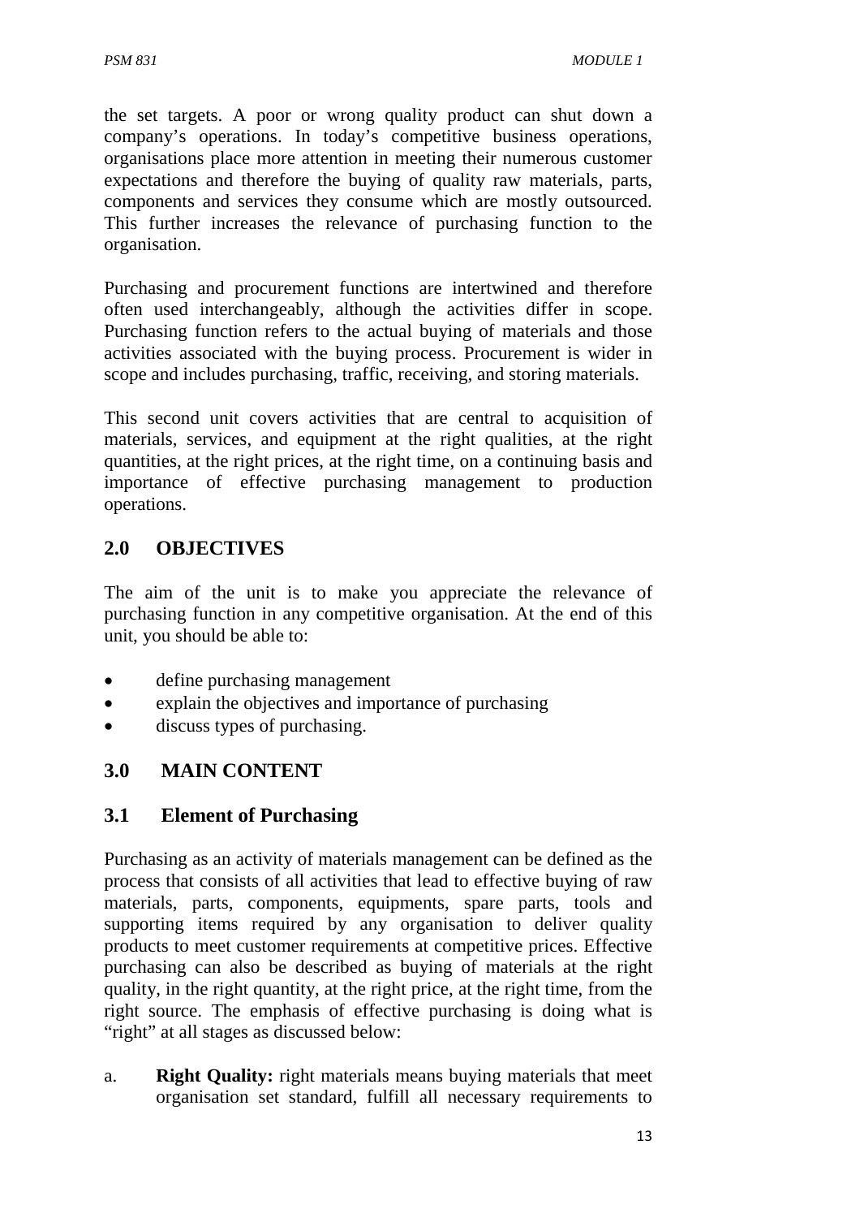the set targets. A poor or wrong quality product can shut down a company's operations. In today's competitive business operations, organisations place more attention in meeting their numerous customer expectations and therefore the buying of quality raw materials, parts, components and services they consume which are mostly outsourced. This further increases the relevance of purchasing function to the organisation.

Purchasing and procurement functions are intertwined and therefore often used interchangeably, although the activities differ in scope. Purchasing function refers to the actual buying of materials and those activities associated with the buying process. Procurement is wider in scope and includes purchasing, traffic, receiving, and storing materials.

This second unit covers activities that are central to acquisition of materials, services, and equipment at the right qualities, at the right quantities, at the right prices, at the right time, on a continuing basis and importance of effective purchasing management to production operations.

## 2.0 OBJECTIVES

The aim of the unit is to make you appreciate the relevance of purchasing function in any competitive organisation. At the end of this unit, you should be able to:

- define purchasing management
- explain the objectives and importance of purchasing
- discuss types of purchasing.

## 3.0 MAIN CONTENT

### 3.1 Element of Purchasing

Purchasing as an activity of materials management can be defined as the process that consists of all activities that lead to effective buying of raw materials, parts, components, equipments, spare parts, tools and supporting items required by any organisation to deliver quality products to meet customer requirements at competitive prices. Effective purchasing can also be described as buying of materials at the right quality, in the right quantity, at the right price, at the right time, from the right source. The emphasis of effective purchasing is doing what is "right" at all stages as discussed below:

a. **Right Quality:** right materials means buying materials that meet organisation set standard, fulfill all necessary requirements to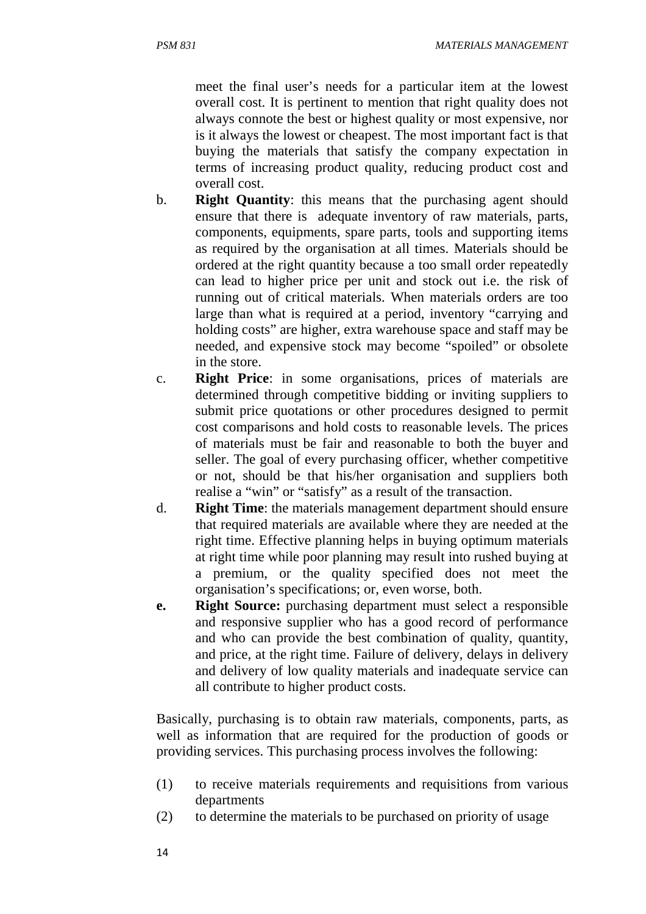meet the final user's needs for a particular item at the lowest overall cost. It is pertinent to mention that right quality does not always connote the best or highest quality or most expensive, nor is it always the lowest or cheapest. The most important fact is that buying the materials that satisfy the company expectation in terms of increasing product quality, reducing product cost and overall cost.

b. **Right Quantity**: this means that the purchasing agent should ensure that there is adequate inventory of raw materials, parts, components, equipments, spare parts, tools and supporting items as required by the organisation at all times. Materials should be ordered at the right quantity because a too small order repeatedly can lead to higher price per unit and stock out i.e. the risk of running out of critical materials. When materials orders are too large than what is required at a period, inventory "carrying and holding costs" are higher, extra warehouse space and staff may be needed, and expensive stock may become "spoiled" or obsolete in the store.

c. **Right Price**: in some organisations, prices of materials are determined through competitive bidding or inviting suppliers to submit price quotations or other procedures designed to permit cost comparisons and hold costs to reasonable levels. The prices of materials must be fair and reasonable to both the buyer and seller. The goal of every purchasing officer, whether competitive or not, should be that his/her organisation and suppliers both realise a "win" or "satisfy" as a result of the transaction.

d. **Right Time**: the materials management department should ensure that required materials are available where they are needed at the right time. Effective planning helps in buying optimum materials at right time while poor planning may result into rushed buying at a premium, or the quality specified does not meet the organisation's specifications; or, even worse, both.

**e.** **Right Source:** purchasing department must select a responsible and responsive supplier who has a good record of performance and who can provide the best combination of quality, quantity, and price, at the right time. Failure of delivery, delays in delivery and delivery of low quality materials and inadequate service can all contribute to higher product costs.

Basically, purchasing is to obtain raw materials, components, parts, as well as information that are required for the production of goods or providing services. This purchasing process involves the following:

(1) to receive materials requirements and requisitions from various departments

(2) to determine the materials to be purchased on priority of usage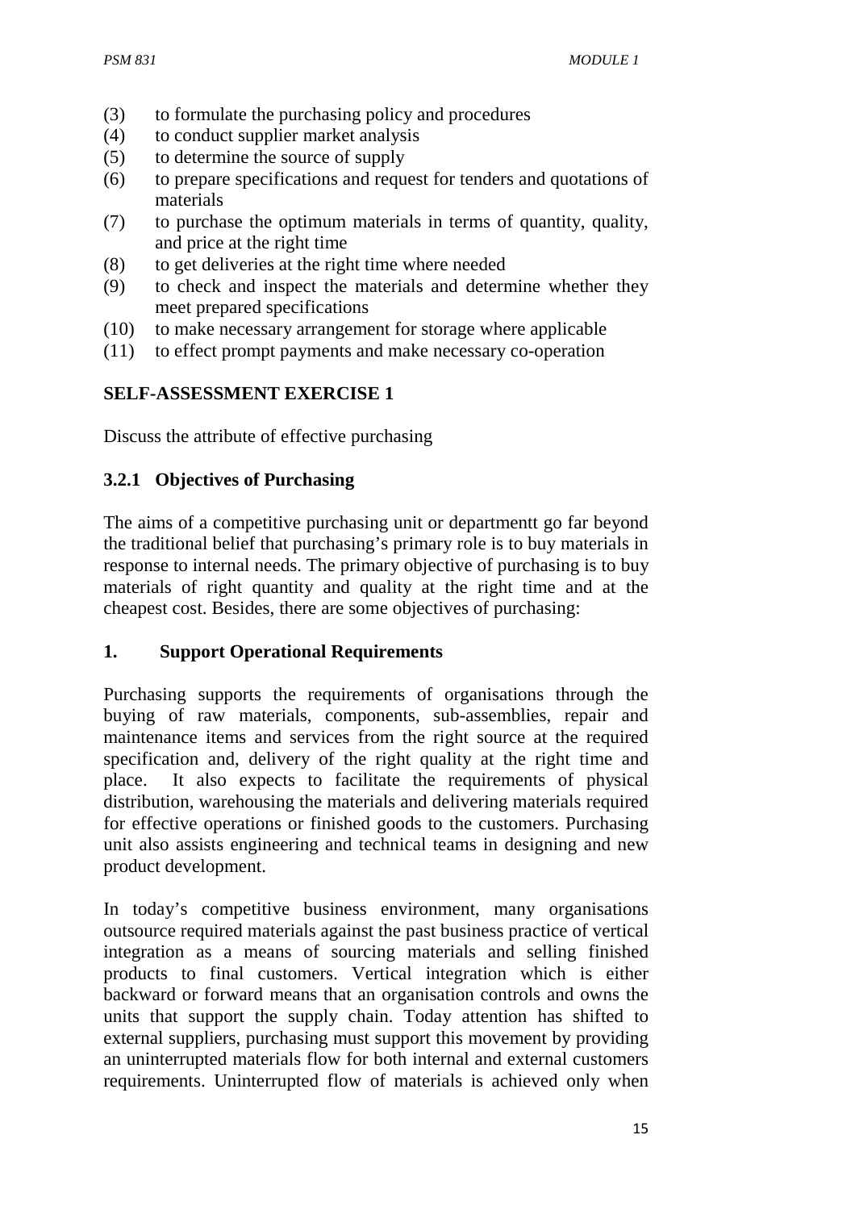(3) to formulate the purchasing policy and procedures
(4) to conduct supplier market analysis
(5) to determine the source of supply
(6) to prepare specifications and request for tenders and quotations of materials
(7) to purchase the optimum materials in terms of quantity, quality, and price at the right time
(8) to get deliveries at the right time where needed
(9) to check and inspect the materials and determine whether they meet prepared specifications
(10) to make necessary arrangement for storage where applicable
(11) to effect prompt payments and make necessary co-operation

**SELF-ASSESSMENT EXERCISE 1**

Discuss the attribute of effective purchasing

### 3.2.1 Objectives of Purchasing

The aims of a competitive purchasing unit or departmentt go far beyond the traditional belief that purchasing's primary role is to buy materials in response to internal needs. The primary objective of purchasing is to buy materials of right quantity and quality at the right time and at the cheapest cost. Besides, there are some objectives of purchasing:

**1. Support Operational Requirements**

Purchasing supports the requirements of organisations through the buying of raw materials, components, sub-assemblies, repair and maintenance items and services from the right source at the required specification and, delivery of the right quality at the right time and place. It also expects to facilitate the requirements of physical distribution, warehousing the materials and delivering materials required for effective operations or finished goods to the customers. Purchasing unit also assists engineering and technical teams in designing and new product development.

In today's competitive business environment, many organisations outsource required materials against the past business practice of vertical integration as a means of sourcing materials and selling finished products to final customers. Vertical integration which is either backward or forward means that an organisation controls and owns the units that support the supply chain. Today attention has shifted to external suppliers, purchasing must support this movement by providing an uninterrupted materials flow for both internal and external customers requirements. Uninterrupted flow of materials is achieved only when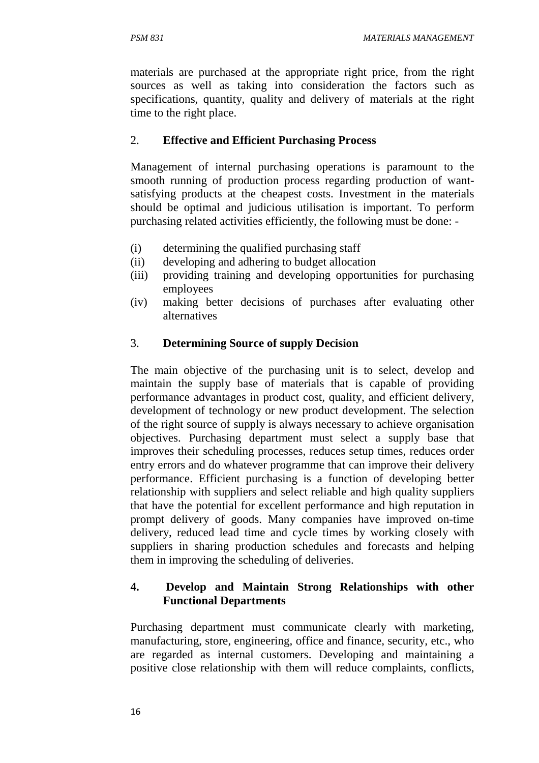materials are purchased at the appropriate right price, from the right sources as well as taking into consideration the factors such as specifications, quantity, quality and delivery of materials at the right time to the right place.

2. **Effective and Efficient Purchasing Process**

Management of internal purchasing operations is paramount to the smooth running of production process regarding production of want-satisfying products at the cheapest costs. Investment in the materials should be optimal and judicious utilisation is important. To perform purchasing related activities efficiently, the following must be done: -

(i) determining the qualified purchasing staff
(ii) developing and adhering to budget allocation
(iii) providing training and developing opportunities for purchasing employees
(iv) making better decisions of purchases after evaluating other alternatives

3. **Determining Source of supply Decision**

The main objective of the purchasing unit is to select, develop and maintain the supply base of materials that is capable of providing performance advantages in product cost, quality, and efficient delivery, development of technology or new product development. The selection of the right source of supply is always necessary to achieve organisation objectives. Purchasing department must select a supply base that improves their scheduling processes, reduces setup times, reduces order entry errors and do whatever programme that can improve their delivery performance. Efficient purchasing is a function of developing better relationship with suppliers and select reliable and high quality suppliers that have the potential for excellent performance and high reputation in prompt delivery of goods. Many companies have improved on-time delivery, reduced lead time and cycle times by working closely with suppliers in sharing production schedules and forecasts and helping them in improving the scheduling of deliveries.

**4. Develop and Maintain Strong Relationships with other Functional Departments**

Purchasing department must communicate clearly with marketing, manufacturing, store, engineering, office and finance, security, etc., who are regarded as internal customers. Developing and maintaining a positive close relationship with them will reduce complaints, conflicts,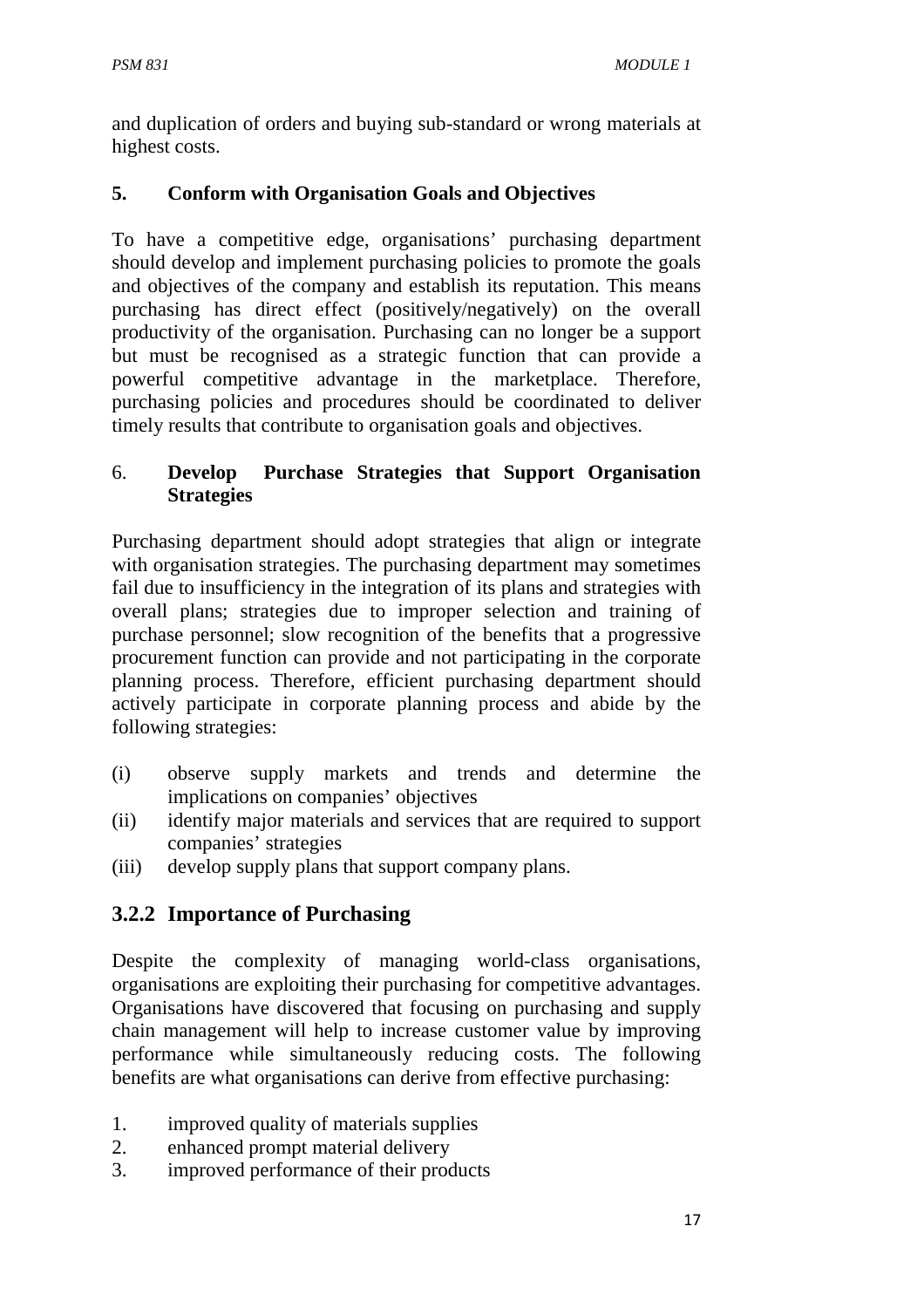and duplication of orders and buying sub-standard or wrong materials at highest costs.

**5. Conform with Organisation Goals and Objectives**

To have a competitive edge, organisations' purchasing department should develop and implement purchasing policies to promote the goals and objectives of the company and establish its reputation. This means purchasing has direct effect (positively/negatively) on the overall productivity of the organisation. Purchasing can no longer be a support but must be recognised as a strategic function that can provide a powerful competitive advantage in the marketplace. Therefore, purchasing policies and procedures should be coordinated to deliver timely results that contribute to organisation goals and objectives.

6. **Develop Purchase Strategies that Support Organisation Strategies**

Purchasing department should adopt strategies that align or integrate with organisation strategies. The purchasing department may sometimes fail due to insufficiency in the integration of its plans and strategies with overall plans; strategies due to improper selection and training of purchase personnel; slow recognition of the benefits that a progressive procurement function can provide and not participating in the corporate planning process. Therefore, efficient purchasing department should actively participate in corporate planning process and abide by the following strategies:

(i) observe supply markets and trends and determine the implications on companies' objectives
(ii) identify major materials and services that are required to support companies' strategies
(iii) develop supply plans that support company plans.

## 3.2.2 Importance of Purchasing

Despite the complexity of managing world-class organisations, organisations are exploiting their purchasing for competitive advantages. Organisations have discovered that focusing on purchasing and supply chain management will help to increase customer value by improving performance while simultaneously reducing costs. The following benefits are what organisations can derive from effective purchasing:

1. improved quality of materials supplies
2. enhanced prompt material delivery
3. improved performance of their products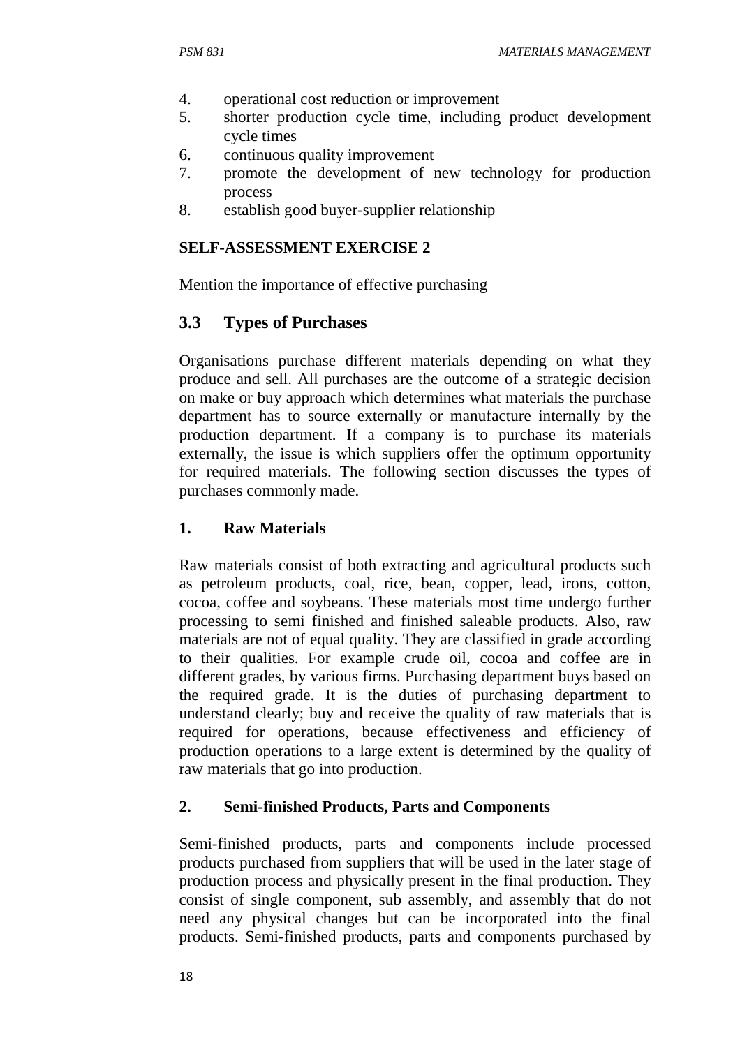4. operational cost reduction or improvement
5. shorter production cycle time, including product development cycle times
6. continuous quality improvement
7. promote the development of new technology for production process
8. establish good buyer-supplier relationship

**SELF-ASSESSMENT EXERCISE 2**

Mention the importance of effective purchasing

## 3.3 Types of Purchases

Organisations purchase different materials depending on what they produce and sell. All purchases are the outcome of a strategic decision on make or buy approach which determines what materials the purchase department has to source externally or manufacture internally by the production department. If a company is to purchase its materials externally, the issue is which suppliers offer the optimum opportunity for required materials. The following section discusses the types of purchases commonly made.

**1. Raw Materials**

Raw materials consist of both extracting and agricultural products such as petroleum products, coal, rice, bean, copper, lead, irons, cotton, cocoa, coffee and soybeans. These materials most time undergo further processing to semi finished and finished saleable products. Also, raw materials are not of equal quality. They are classified in grade according to their qualities. For example crude oil, cocoa and coffee are in different grades, by various firms. Purchasing department buys based on the required grade. It is the duties of purchasing department to understand clearly; buy and receive the quality of raw materials that is required for operations, because effectiveness and efficiency of production operations to a large extent is determined by the quality of raw materials that go into production.

**2. Semi-finished Products, Parts and Components**

Semi-finished products, parts and components include processed products purchased from suppliers that will be used in the later stage of production process and physically present in the final production. They consist of single component, sub assembly, and assembly that do not need any physical changes but can be incorporated into the final products. Semi-finished products, parts and components purchased by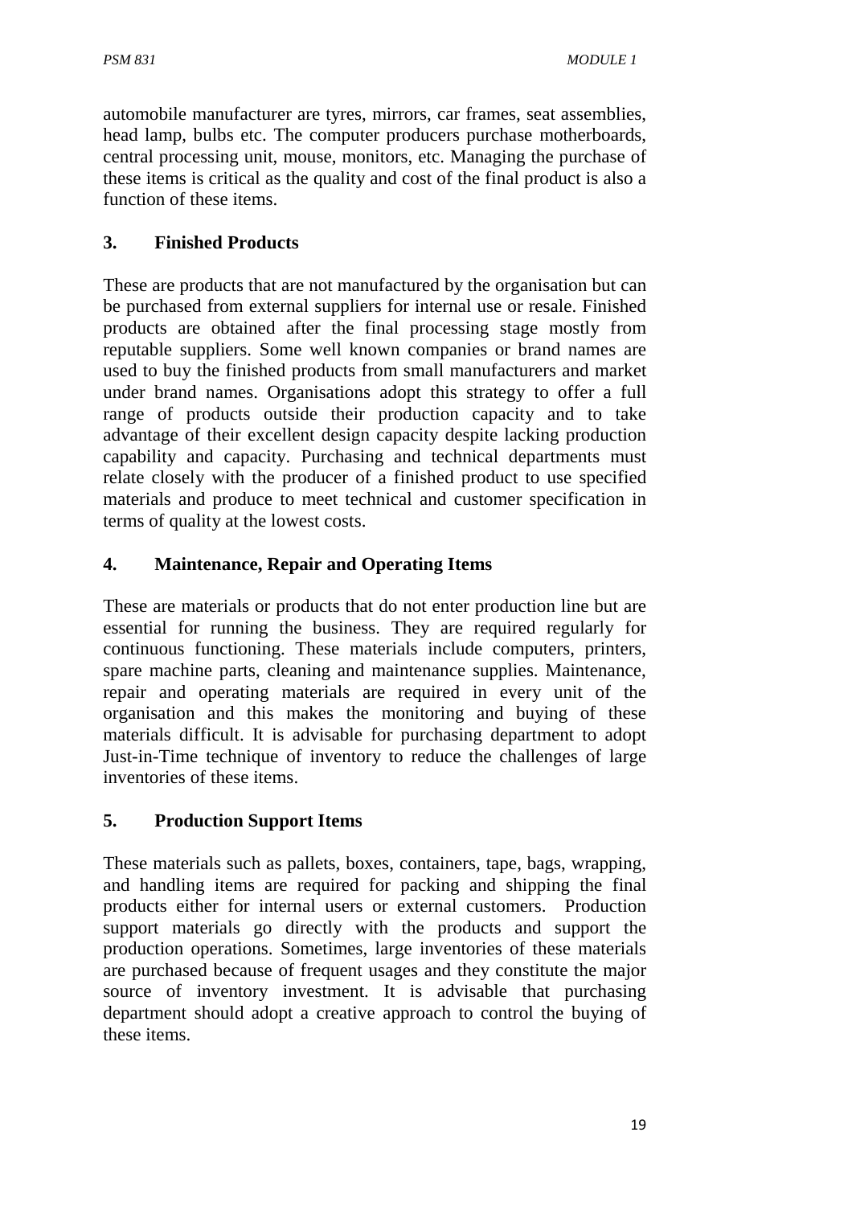automobile manufacturer are tyres, mirrors, car frames, seat assemblies, head lamp, bulbs etc. The computer producers purchase motherboards, central processing unit, mouse, monitors, etc. Managing the purchase of these items is critical as the quality and cost of the final product is also a function of these items.

### 3. Finished Products

These are products that are not manufactured by the organisation but can be purchased from external suppliers for internal use or resale. Finished products are obtained after the final processing stage mostly from reputable suppliers. Some well known companies or brand names are used to buy the finished products from small manufacturers and market under brand names. Organisations adopt this strategy to offer a full range of products outside their production capacity and to take advantage of their excellent design capacity despite lacking production capability and capacity. Purchasing and technical departments must relate closely with the producer of a finished product to use specified materials and produce to meet technical and customer specification in terms of quality at the lowest costs.

### 4. Maintenance, Repair and Operating Items

These are materials or products that do not enter production line but are essential for running the business. They are required regularly for continuous functioning. These materials include computers, printers, spare machine parts, cleaning and maintenance supplies. Maintenance, repair and operating materials are required in every unit of the organisation and this makes the monitoring and buying of these materials difficult. It is advisable for purchasing department to adopt Just-in-Time technique of inventory to reduce the challenges of large inventories of these items.

### 5. Production Support Items

These materials such as pallets, boxes, containers, tape, bags, wrapping, and handling items are required for packing and shipping the final products either for internal users or external customers. Production support materials go directly with the products and support the production operations. Sometimes, large inventories of these materials are purchased because of frequent usages and they constitute the major source of inventory investment. It is advisable that purchasing department should adopt a creative approach to control the buying of these items.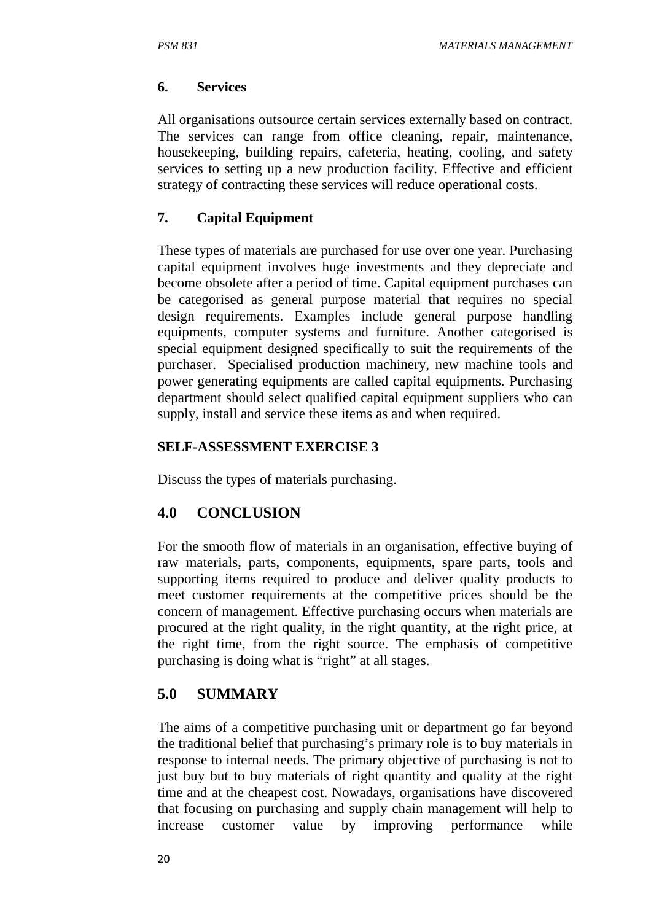### 6. Services

All organisations outsource certain services externally based on contract. The services can range from office cleaning, repair, maintenance, housekeeping, building repairs, cafeteria, heating, cooling, and safety services to setting up a new production facility. Effective and efficient strategy of contracting these services will reduce operational costs.

### 7. Capital Equipment

These types of materials are purchased for use over one year. Purchasing capital equipment involves huge investments and they depreciate and become obsolete after a period of time. Capital equipment purchases can be categorised as general purpose material that requires no special design requirements. Examples include general purpose handling equipments, computer systems and furniture. Another categorised is special equipment designed specifically to suit the requirements of the purchaser. Specialised production machinery, new machine tools and power generating equipments are called capital equipments. Purchasing department should select qualified capital equipment suppliers who can supply, install and service these items as and when required.

**SELF-ASSESSMENT EXERCISE 3**

Discuss the types of materials purchasing.

## 4.0 CONCLUSION

For the smooth flow of materials in an organisation, effective buying of raw materials, parts, components, equipments, spare parts, tools and supporting items required to produce and deliver quality products to meet customer requirements at the competitive prices should be the concern of management. Effective purchasing occurs when materials are procured at the right quality, in the right quantity, at the right price, at the right time, from the right source. The emphasis of competitive purchasing is doing what is "right" at all stages.

## 5.0 SUMMARY

The aims of a competitive purchasing unit or department go far beyond the traditional belief that purchasing's primary role is to buy materials in response to internal needs. The primary objective of purchasing is not to just buy but to buy materials of right quantity and quality at the right time and at the cheapest cost. Nowadays, organisations have discovered that focusing on purchasing and supply chain management will help to increase customer value by improving performance while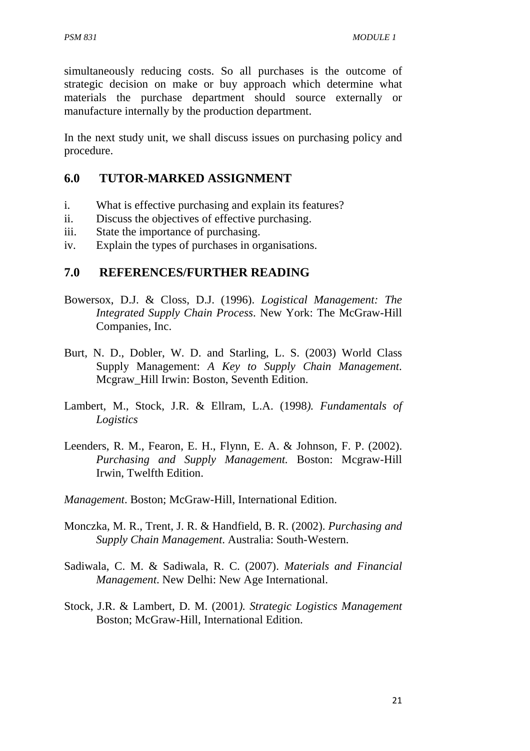simultaneously reducing costs. So all purchases is the outcome of strategic decision on make or buy approach which determine what materials the purchase department should source externally or manufacture internally by the production department.

In the next study unit, we shall discuss issues on purchasing policy and procedure.

## 6.0 TUTOR-MARKED ASSIGNMENT

i. What is effective purchasing and explain its features?
ii. Discuss the objectives of effective purchasing.
iii. State the importance of purchasing.
iv. Explain the types of purchases in organisations.

## 7.0 REFERENCES/FURTHER READING

Bowersox, D.J. & Closs, D.J. (1996). *Logistical Management: The Integrated Supply Chain Process*. New York: The McGraw-Hill Companies, Inc.

Burt, N. D., Dobler, W. D. and Starling, L. S. (2003) World Class Supply Management: *A Key to Supply Chain Management*. Mcgraw_Hill Irwin: Boston, Seventh Edition.

Lambert, M., Stock, J.R. & Ellram, L.A. (1998*). Fundamentals of Logistics*

Leenders, R. M., Fearon, E. H., Flynn, E. A. & Johnson, F. P. (2002). *Purchasing and Supply Management.* Boston: Mcgraw-Hill Irwin, Twelfth Edition.

*Management*. Boston; McGraw-Hill, International Edition.

Monczka, M. R., Trent, J. R. & Handfield, B. R. (2002). *Purchasing and Supply Chain Management*. Australia: South-Western.

Sadiwala, C. M. & Sadiwala, R. C. (2007). *Materials and Financial Management*. New Delhi: New Age International.

Stock, J.R. & Lambert, D. M. (2001*). Strategic Logistics Management* Boston; McGraw-Hill, International Edition.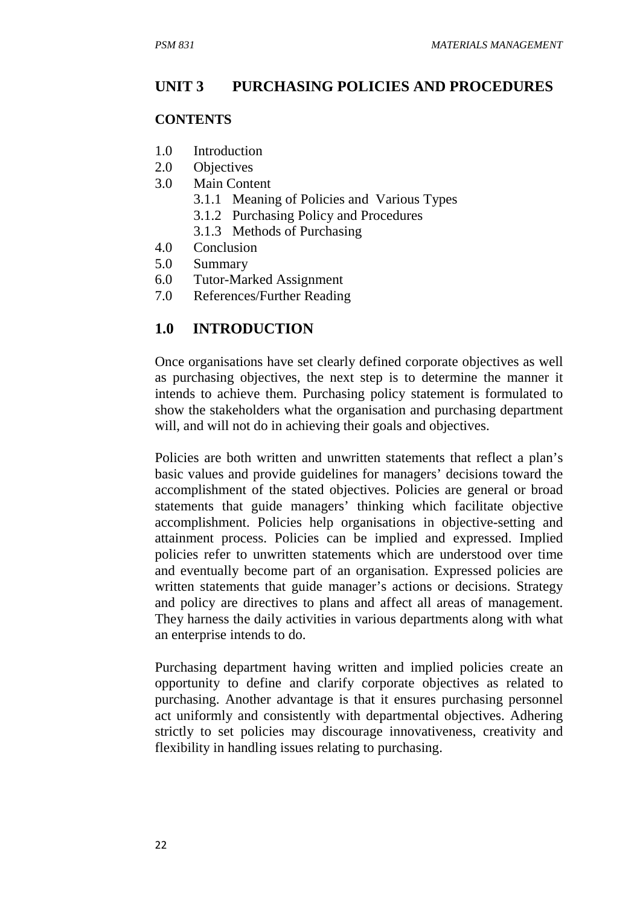## UNIT 3 PURCHASING POLICIES AND PROCEDURES

**CONTENTS**

1.0 Introduction
2.0 Objectives
3.0 Main Content
   3.1.1 Meaning of Policies and Various Types
   3.1.2 Purchasing Policy and Procedures
   3.1.3 Methods of Purchasing
4.0 Conclusion
5.0 Summary
6.0 Tutor-Marked Assignment
7.0 References/Further Reading

## 1.0 INTRODUCTION

Once organisations have set clearly defined corporate objectives as well as purchasing objectives, the next step is to determine the manner it intends to achieve them. Purchasing policy statement is formulated to show the stakeholders what the organisation and purchasing department will, and will not do in achieving their goals and objectives.

Policies are both written and unwritten statements that reflect a plan's basic values and provide guidelines for managers' decisions toward the accomplishment of the stated objectives. Policies are general or broad statements that guide managers' thinking which facilitate objective accomplishment. Policies help organisations in objective-setting and attainment process. Policies can be implied and expressed. Implied policies refer to unwritten statements which are understood over time and eventually become part of an organisation. Expressed policies are written statements that guide manager's actions or decisions. Strategy and policy are directives to plans and affect all areas of management. They harness the daily activities in various departments along with what an enterprise intends to do.

Purchasing department having written and implied policies create an opportunity to define and clarify corporate objectives as related to purchasing. Another advantage is that it ensures purchasing personnel act uniformly and consistently with departmental objectives. Adhering strictly to set policies may discourage innovativeness, creativity and flexibility in handling issues relating to purchasing.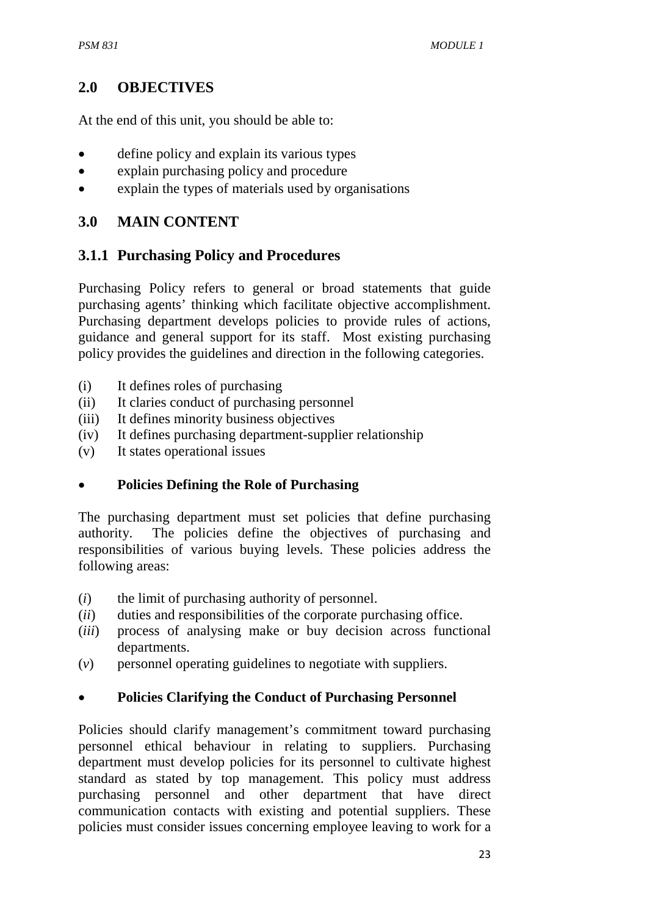## 2.0 OBJECTIVES

At the end of this unit, you should be able to:

- define policy and explain its various types
- explain purchasing policy and procedure
- explain the types of materials used by organisations

## 3.0 MAIN CONTENT

### 3.1.1 Purchasing Policy and Procedures

Purchasing Policy refers to general or broad statements that guide purchasing agents' thinking which facilitate objective accomplishment. Purchasing department develops policies to provide rules of actions, guidance and general support for its staff. Most existing purchasing policy provides the guidelines and direction in the following categories.

(i) It defines roles of purchasing
(ii) It claries conduct of purchasing personnel
(iii) It defines minority business objectives
(iv) It defines purchasing department-supplier relationship
(v) It states operational issues

- **Policies Defining the Role of Purchasing**

The purchasing department must set policies that define purchasing authority. The policies define the objectives of purchasing and responsibilities of various buying levels. These policies address the following areas:

(*i*) the limit of purchasing authority of personnel.
(*ii*) duties and responsibilities of the corporate purchasing office.
(*iii*) process of analysing make or buy decision across functional departments.
(*v*) personnel operating guidelines to negotiate with suppliers.

- **Policies Clarifying the Conduct of Purchasing Personnel**

Policies should clarify management's commitment toward purchasing personnel ethical behaviour in relating to suppliers. Purchasing department must develop policies for its personnel to cultivate highest standard as stated by top management. This policy must address purchasing personnel and other department that have direct communication contacts with existing and potential suppliers. These policies must consider issues concerning employee leaving to work for a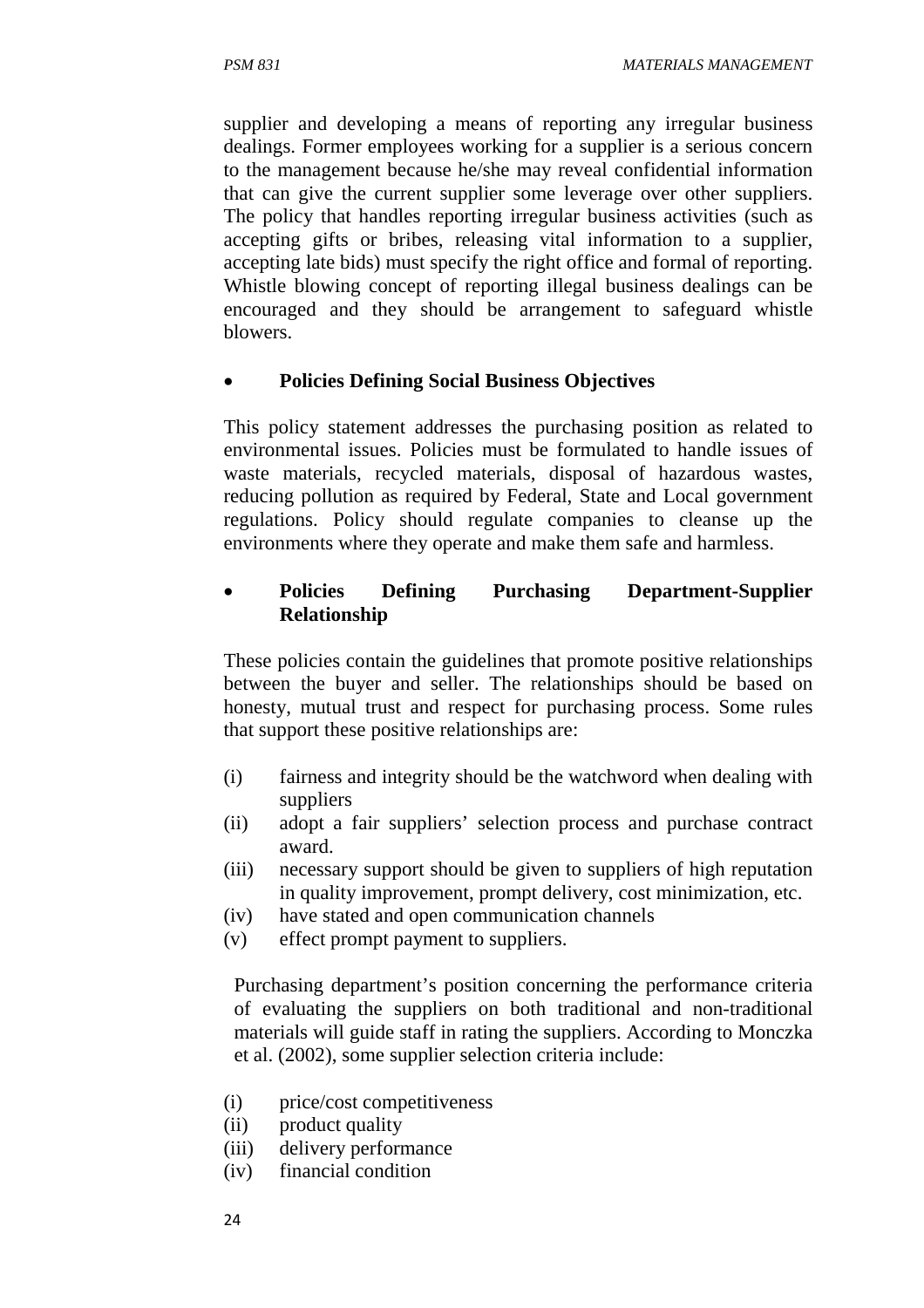supplier and developing a means of reporting any irregular business dealings. Former employees working for a supplier is a serious concern to the management because he/she may reveal confidential information that can give the current supplier some leverage over other suppliers. The policy that handles reporting irregular business activities (such as accepting gifts or bribes, releasing vital information to a supplier, accepting late bids) must specify the right office and formal of reporting. Whistle blowing concept of reporting illegal business dealings can be encouraged and they should be arrangement to safeguard whistle blowers.

- **Policies Defining Social Business Objectives**

This policy statement addresses the purchasing position as related to environmental issues. Policies must be formulated to handle issues of waste materials, recycled materials, disposal of hazardous wastes, reducing pollution as required by Federal, State and Local government regulations. Policy should regulate companies to cleanse up the environments where they operate and make them safe and harmless.

- **Policies Defining Purchasing Department-Supplier Relationship**

These policies contain the guidelines that promote positive relationships between the buyer and seller. The relationships should be based on honesty, mutual trust and respect for purchasing process. Some rules that support these positive relationships are:

(i) fairness and integrity should be the watchword when dealing with suppliers
(ii) adopt a fair suppliers' selection process and purchase contract award.
(iii) necessary support should be given to suppliers of high reputation in quality improvement, prompt delivery, cost minimization, etc.
(iv) have stated and open communication channels
(v) effect prompt payment to suppliers.

Purchasing department's position concerning the performance criteria of evaluating the suppliers on both traditional and non-traditional materials will guide staff in rating the suppliers. According to Monczka et al. (2002), some supplier selection criteria include:

(i) price/cost competitiveness
(ii) product quality
(iii) delivery performance
(iv) financial condition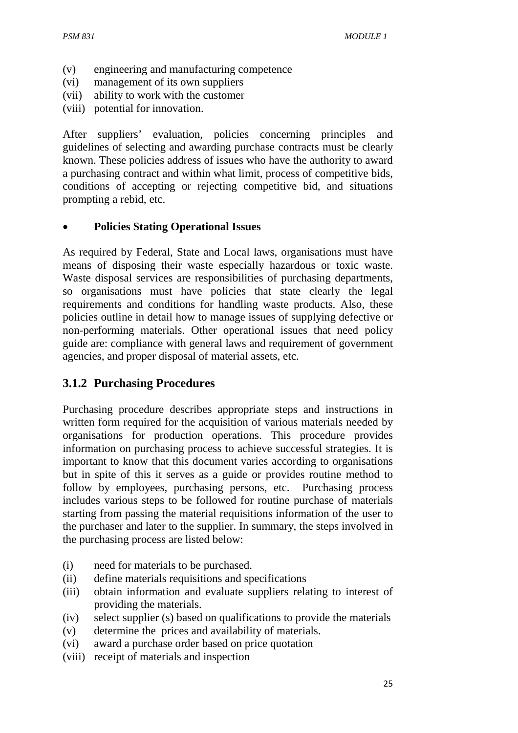(v) engineering and manufacturing competence
(vi) management of its own suppliers
(vii) ability to work with the customer
(viii) potential for innovation.

After suppliers' evaluation, policies concerning principles and guidelines of selecting and awarding purchase contracts must be clearly known. These policies address of issues who have the authority to award a purchasing contract and within what limit, process of competitive bids, conditions of accepting or rejecting competitive bid, and situations prompting a rebid, etc.

- **Policies Stating Operational Issues**

As required by Federal, State and Local laws, organisations must have means of disposing their waste especially hazardous or toxic waste. Waste disposal services are responsibilities of purchasing departments, so organisations must have policies that state clearly the legal requirements and conditions for handling waste products. Also, these policies outline in detail how to manage issues of supplying defective or non-performing materials. Other operational issues that need policy guide are: compliance with general laws and requirement of government agencies, and proper disposal of material assets, etc.

### 3.1.2 Purchasing Procedures

Purchasing procedure describes appropriate steps and instructions in written form required for the acquisition of various materials needed by organisations for production operations. This procedure provides information on purchasing process to achieve successful strategies. It is important to know that this document varies according to organisations but in spite of this it serves as a guide or provides routine method to follow by employees, purchasing persons, etc. Purchasing process includes various steps to be followed for routine purchase of materials starting from passing the material requisitions information of the user to the purchaser and later to the supplier. In summary, the steps involved in the purchasing process are listed below:

(i) need for materials to be purchased.
(ii) define materials requisitions and specifications
(iii) obtain information and evaluate suppliers relating to interest of providing the materials.
(iv) select supplier (s) based on qualifications to provide the materials
(v) determine the prices and availability of materials.
(vi) award a purchase order based on price quotation
(viii) receipt of materials and inspection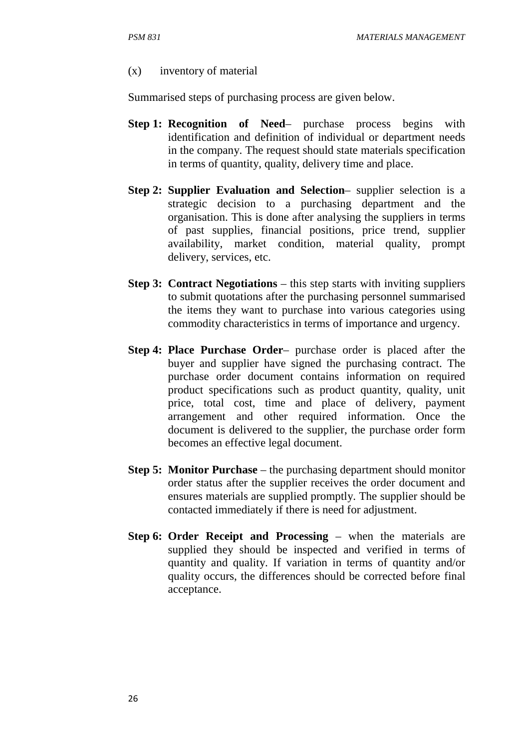(x) inventory of material

Summarised steps of purchasing process are given below.

**Step 1: Recognition of Need**– purchase process begins with identification and definition of individual or department needs in the company. The request should state materials specification in terms of quantity, quality, delivery time and place.

**Step 2: Supplier Evaluation and Selection**– supplier selection is a strategic decision to a purchasing department and the organisation. This is done after analysing the suppliers in terms of past supplies, financial positions, price trend, supplier availability, market condition, material quality, prompt delivery, services, etc.

**Step 3: Contract Negotiations** – this step starts with inviting suppliers to submit quotations after the purchasing personnel summarised the items they want to purchase into various categories using commodity characteristics in terms of importance and urgency.

**Step 4: Place Purchase Order**– purchase order is placed after the buyer and supplier have signed the purchasing contract. The purchase order document contains information on required product specifications such as product quantity, quality, unit price, total cost, time and place of delivery, payment arrangement and other required information. Once the document is delivered to the supplier, the purchase order form becomes an effective legal document.

**Step 5: Monitor Purchase** – the purchasing department should monitor order status after the supplier receives the order document and ensures materials are supplied promptly. The supplier should be contacted immediately if there is need for adjustment.

**Step 6: Order Receipt and Processing** – when the materials are supplied they should be inspected and verified in terms of quantity and quality. If variation in terms of quantity and/or quality occurs, the differences should be corrected before final acceptance.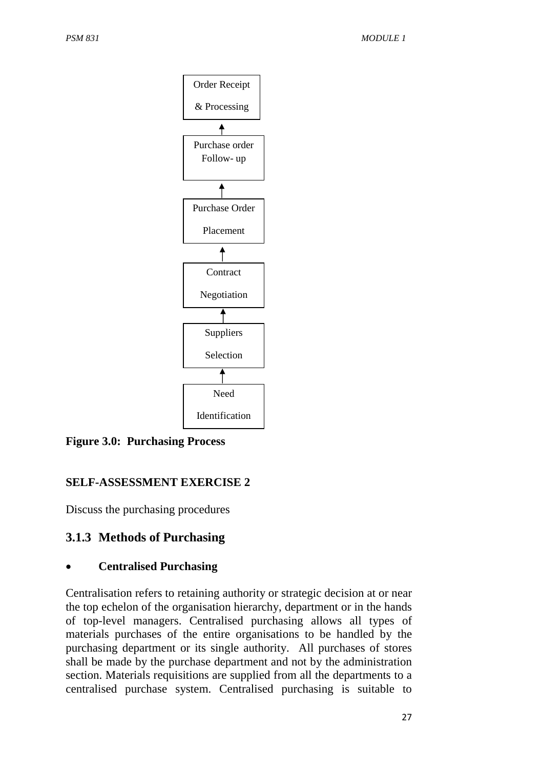Order Receipt & Processing

↑

Purchase order Follow- up

↑

Purchase Order Placement

↑

Contract Negotiation

↑

Suppliers Selection

↑

Need Identification

**Figure 3.0: Purchasing Process**

**SELF-ASSESSMENT EXERCISE 2**

Discuss the purchasing procedures

### 3.1.3 Methods of Purchasing

- **Centralised Purchasing**

Centralisation refers to retaining authority or strategic decision at or near the top echelon of the organisation hierarchy, department or in the hands of top-level managers. Centralised purchasing allows all types of materials purchases of the entire organisations to be handled by the purchasing department or its single authority. All purchases of stores shall be made by the purchase department and not by the administration section. Materials requisitions are supplied from all the departments to a centralised purchase system. Centralised purchasing is suitable to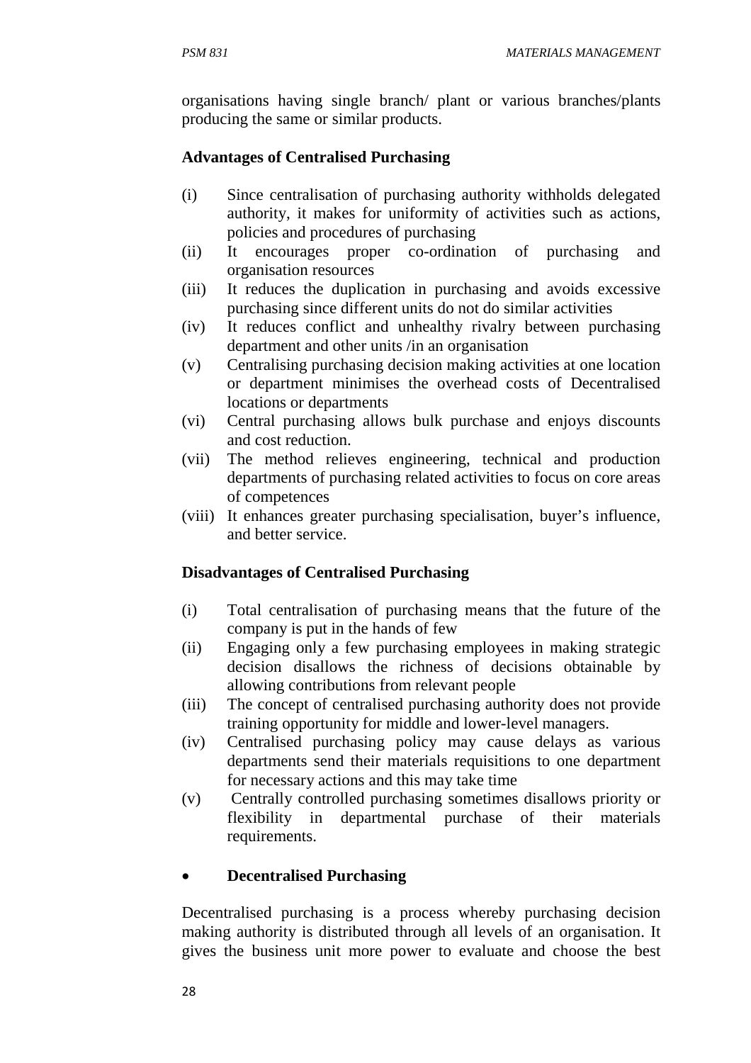organisations having single branch/ plant or various branches/plants producing the same or similar products.

**Advantages of Centralised Purchasing**

(i) Since centralisation of purchasing authority withholds delegated authority, it makes for uniformity of activities such as actions, policies and procedures of purchasing

(ii) It encourages proper co-ordination of purchasing and organisation resources

(iii) It reduces the duplication in purchasing and avoids excessive purchasing since different units do not do similar activities

(iv) It reduces conflict and unhealthy rivalry between purchasing department and other units /in an organisation

(v) Centralising purchasing decision making activities at one location or department minimises the overhead costs of Decentralised locations or departments

(vi) Central purchasing allows bulk purchase and enjoys discounts and cost reduction.

(vii) The method relieves engineering, technical and production departments of purchasing related activities to focus on core areas of competences

(viii) It enhances greater purchasing specialisation, buyer's influence, and better service.

**Disadvantages of Centralised Purchasing**

(i) Total centralisation of purchasing means that the future of the company is put in the hands of few

(ii) Engaging only a few purchasing employees in making strategic decision disallows the richness of decisions obtainable by allowing contributions from relevant people

(iii) The concept of centralised purchasing authority does not provide training opportunity for middle and lower-level managers.

(iv) Centralised purchasing policy may cause delays as various departments send their materials requisitions to one department for necessary actions and this may take time

(v) Centrally controlled purchasing sometimes disallows priority or flexibility in departmental purchase of their materials requirements.

- **Decentralised Purchasing**

Decentralised purchasing is a process whereby purchasing decision making authority is distributed through all levels of an organisation. It gives the business unit more power to evaluate and choose the best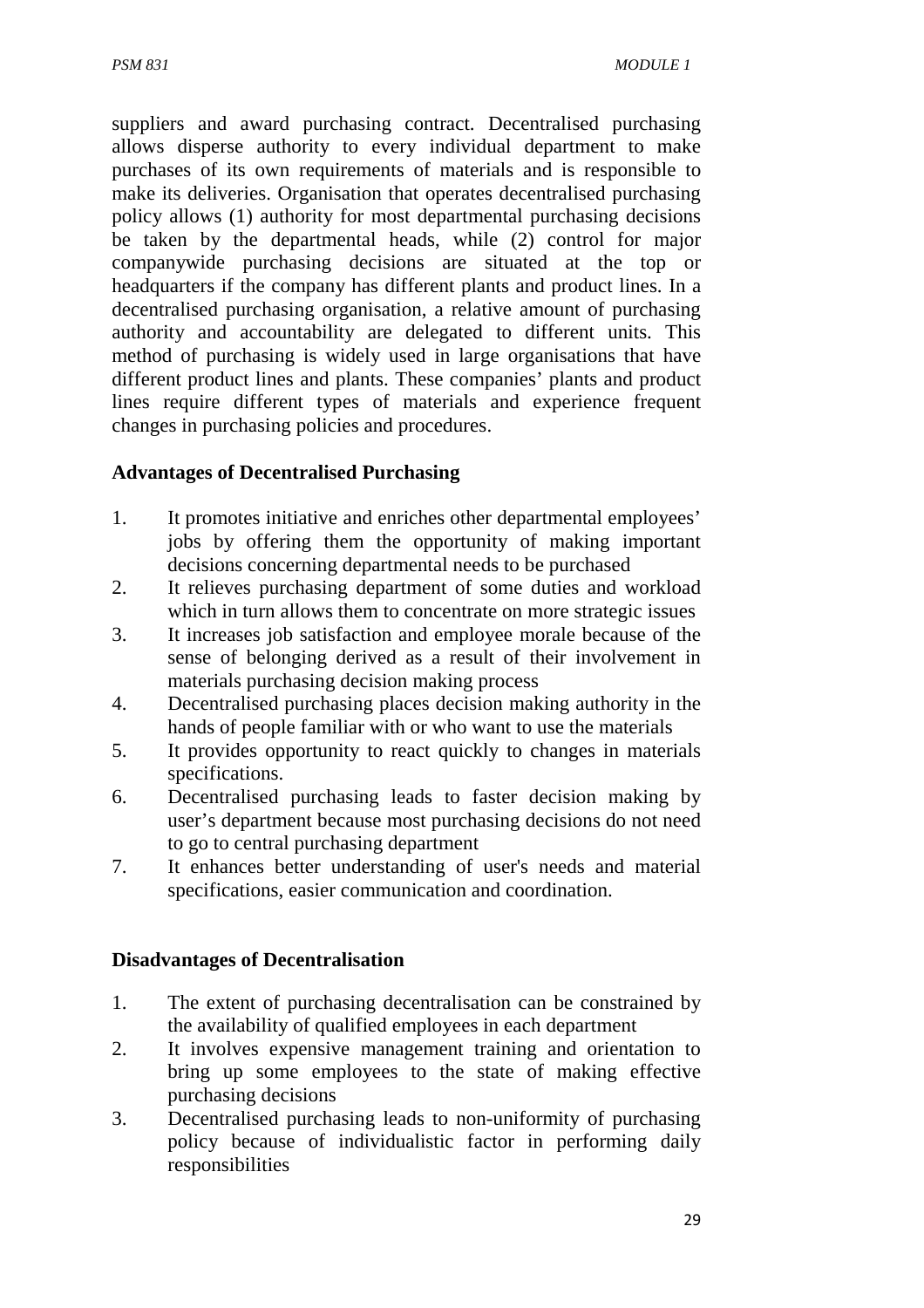suppliers and award purchasing contract. Decentralised purchasing allows disperse authority to every individual department to make purchases of its own requirements of materials and is responsible to make its deliveries. Organisation that operates decentralised purchasing policy allows (1) authority for most departmental purchasing decisions be taken by the departmental heads, while (2) control for major companywide purchasing decisions are situated at the top or headquarters if the company has different plants and product lines. In a decentralised purchasing organisation, a relative amount of purchasing authority and accountability are delegated to different units. This method of purchasing is widely used in large organisations that have different product lines and plants. These companies' plants and product lines require different types of materials and experience frequent changes in purchasing policies and procedures.

**Advantages of Decentralised Purchasing**

1. It promotes initiative and enriches other departmental employees' jobs by offering them the opportunity of making important decisions concerning departmental needs to be purchased
2. It relieves purchasing department of some duties and workload which in turn allows them to concentrate on more strategic issues
3. It increases job satisfaction and employee morale because of the sense of belonging derived as a result of their involvement in materials purchasing decision making process
4. Decentralised purchasing places decision making authority in the hands of people familiar with or who want to use the materials
5. It provides opportunity to react quickly to changes in materials specifications.
6. Decentralised purchasing leads to faster decision making by user's department because most purchasing decisions do not need to go to central purchasing department
7. It enhances better understanding of user's needs and material specifications, easier communication and coordination.

**Disadvantages of Decentralisation**

1. The extent of purchasing decentralisation can be constrained by the availability of qualified employees in each department
2. It involves expensive management training and orientation to bring up some employees to the state of making effective purchasing decisions
3. Decentralised purchasing leads to non-uniformity of purchasing policy because of individualistic factor in performing daily responsibilities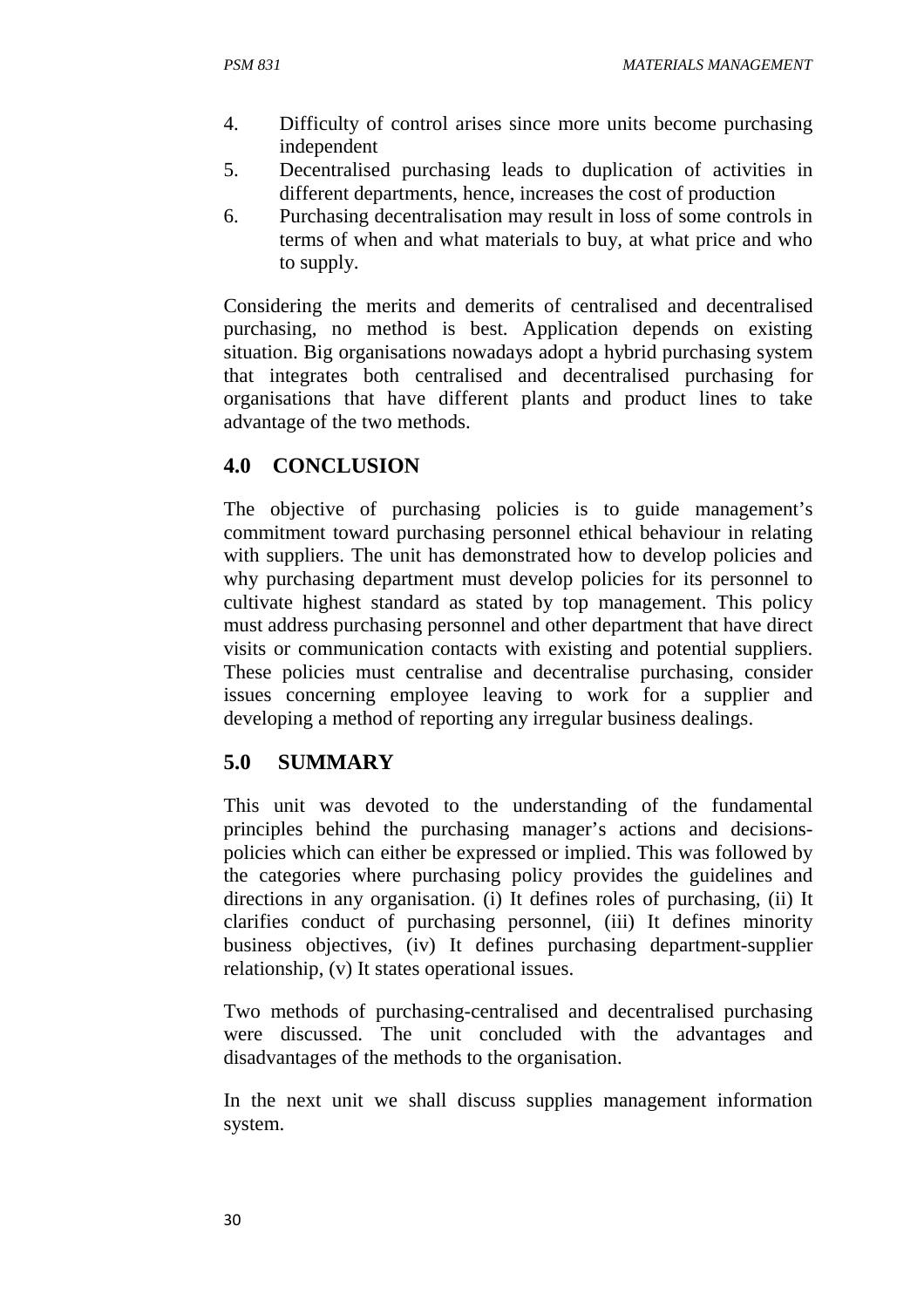4. Difficulty of control arises since more units become purchasing independent
5. Decentralised purchasing leads to duplication of activities in different departments, hence, increases the cost of production
6. Purchasing decentralisation may result in loss of some controls in terms of when and what materials to buy, at what price and who to supply.

Considering the merits and demerits of centralised and decentralised purchasing, no method is best. Application depends on existing situation. Big organisations nowadays adopt a hybrid purchasing system that integrates both centralised and decentralised purchasing for organisations that have different plants and product lines to take advantage of the two methods.

## 4.0 CONCLUSION

The objective of purchasing policies is to guide management's commitment toward purchasing personnel ethical behaviour in relating with suppliers. The unit has demonstrated how to develop policies and why purchasing department must develop policies for its personnel to cultivate highest standard as stated by top management. This policy must address purchasing personnel and other department that have direct visits or communication contacts with existing and potential suppliers. These policies must centralise and decentralise purchasing, consider issues concerning employee leaving to work for a supplier and developing a method of reporting any irregular business dealings.

## 5.0 SUMMARY

This unit was devoted to the understanding of the fundamental principles behind the purchasing manager's actions and decisions-policies which can either be expressed or implied. This was followed by the categories where purchasing policy provides the guidelines and directions in any organisation. (i) It defines roles of purchasing, (ii) It clarifies conduct of purchasing personnel, (iii) It defines minority business objectives, (iv) It defines purchasing department-supplier relationship, (v) It states operational issues.

Two methods of purchasing-centralised and decentralised purchasing were discussed. The unit concluded with the advantages and disadvantages of the methods to the organisation.

In the next unit we shall discuss supplies management information system.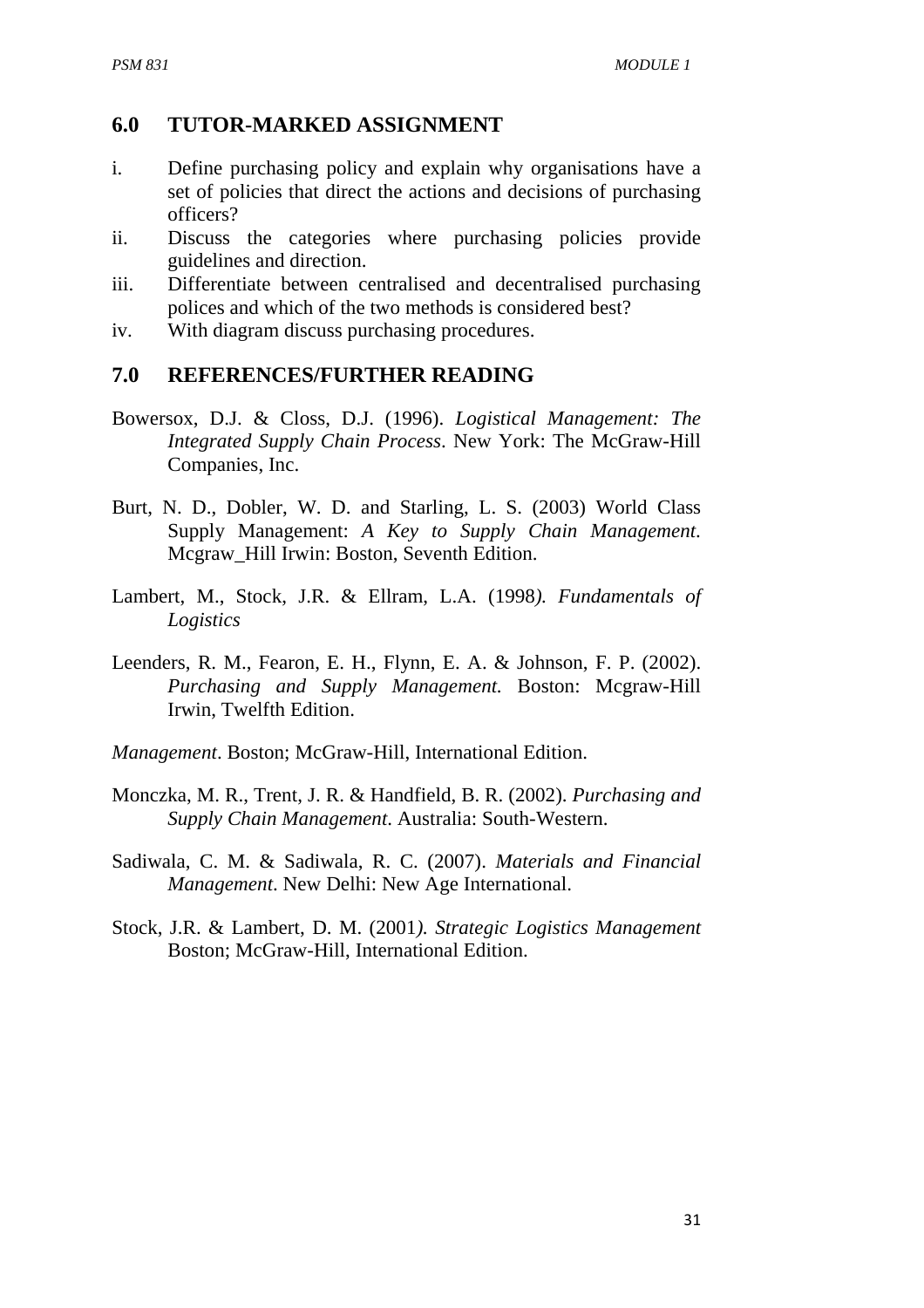## 6.0 TUTOR-MARKED ASSIGNMENT

i. Define purchasing policy and explain why organisations have a set of policies that direct the actions and decisions of purchasing officers?
ii. Discuss the categories where purchasing policies provide guidelines and direction.
iii. Differentiate between centralised and decentralised purchasing polices and which of the two methods is considered best?
iv. With diagram discuss purchasing procedures.

## 7.0 REFERENCES/FURTHER READING

Bowersox, D.J. & Closs, D.J. (1996). *Logistical Management: The Integrated Supply Chain Process*. New York: The McGraw-Hill Companies, Inc.

Burt, N. D., Dobler, W. D. and Starling, L. S. (2003) World Class Supply Management: *A Key to Supply Chain Management.* Mcgraw_Hill Irwin: Boston, Seventh Edition.

Lambert, M., Stock, J.R. & Ellram, L.A. (1998*). Fundamentals of Logistics*

Leenders, R. M., Fearon, E. H., Flynn, E. A. & Johnson, F. P. (2002). *Purchasing and Supply Management.* Boston: Mcgraw-Hill Irwin, Twelfth Edition.

*Management*. Boston; McGraw-Hill, International Edition.

Monczka, M. R., Trent, J. R. & Handfield, B. R. (2002). *Purchasing and Supply Chain Management*. Australia: South-Western.

Sadiwala, C. M. & Sadiwala, R. C. (2007). *Materials and Financial Management*. New Delhi: New Age International.

Stock, J.R. & Lambert, D. M. (2001*). Strategic Logistics Management* Boston; McGraw-Hill, International Edition.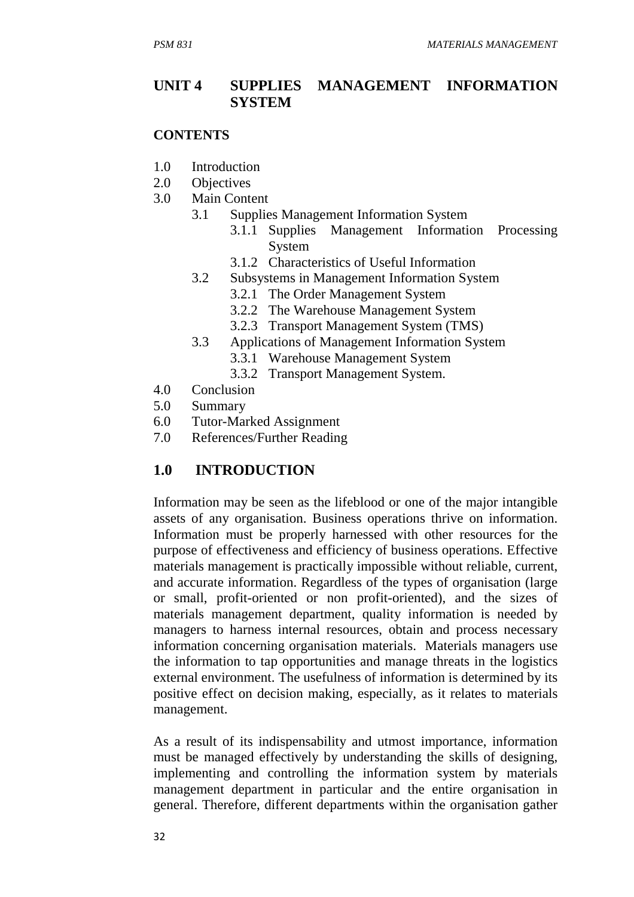## UNIT 4 SUPPLIES MANAGEMENT INFORMATION SYSTEM

**CONTENTS**

- 1.0 Introduction
- 2.0 Objectives
- 3.0 Main Content
    - 3.1 Supplies Management Information System
        - 3.1.1 Supplies Management Information Processing System
        - 3.1.2 Characteristics of Useful Information
    - 3.2 Subsystems in Management Information System
        - 3.2.1 The Order Management System
        - 3.2.2 The Warehouse Management System
        - 3.2.3 Transport Management System (TMS)
    - 3.3 Applications of Management Information System
        - 3.3.1 Warehouse Management System
        - 3.3.2 Transport Management System.
- 4.0 Conclusion
- 5.0 Summary
- 6.0 Tutor-Marked Assignment
- 7.0 References/Further Reading

## 1.0 INTRODUCTION

Information may be seen as the lifeblood or one of the major intangible assets of any organisation. Business operations thrive on information. Information must be properly harnessed with other resources for the purpose of effectiveness and efficiency of business operations. Effective materials management is practically impossible without reliable, current, and accurate information. Regardless of the types of organisation (large or small, profit-oriented or non profit-oriented), and the sizes of materials management department, quality information is needed by managers to harness internal resources, obtain and process necessary information concerning organisation materials. Materials managers use the information to tap opportunities and manage threats in the logistics external environment. The usefulness of information is determined by its positive effect on decision making, especially, as it relates to materials management.

As a result of its indispensability and utmost importance, information must be managed effectively by understanding the skills of designing, implementing and controlling the information system by materials management department in particular and the entire organisation in general. Therefore, different departments within the organisation gather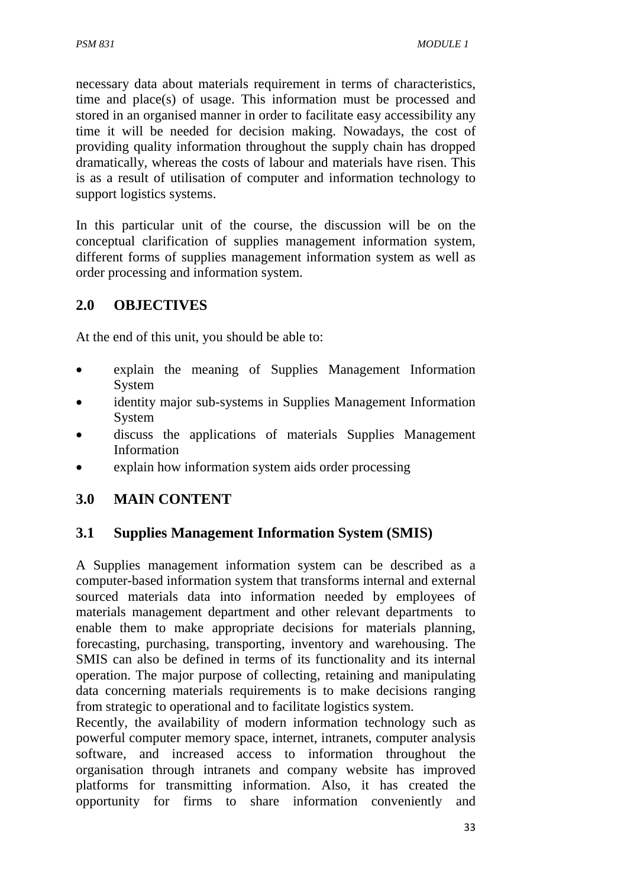necessary data about materials requirement in terms of characteristics, time and place(s) of usage. This information must be processed and stored in an organised manner in order to facilitate easy accessibility any time it will be needed for decision making. Nowadays, the cost of providing quality information throughout the supply chain has dropped dramatically, whereas the costs of labour and materials have risen. This is as a result of utilisation of computer and information technology to support logistics systems.

In this particular unit of the course, the discussion will be on the conceptual clarification of supplies management information system, different forms of supplies management information system as well as order processing and information system.

## 2.0 OBJECTIVES

At the end of this unit, you should be able to:

- explain the meaning of Supplies Management Information System
- identity major sub-systems in Supplies Management Information System
- discuss the applications of materials Supplies Management Information
- explain how information system aids order processing

## 3.0 MAIN CONTENT

### 3.1 Supplies Management Information System (SMIS)

A Supplies management information system can be described as a computer-based information system that transforms internal and external sourced materials data into information needed by employees of materials management department and other relevant departments to enable them to make appropriate decisions for materials planning, forecasting, purchasing, transporting, inventory and warehousing. The SMIS can also be defined in terms of its functionality and its internal operation. The major purpose of collecting, retaining and manipulating data concerning materials requirements is to make decisions ranging from strategic to operational and to facilitate logistics system.

Recently, the availability of modern information technology such as powerful computer memory space, internet, intranets, computer analysis software, and increased access to information throughout the organisation through intranets and company website has improved platforms for transmitting information. Also, it has created the opportunity for firms to share information conveniently and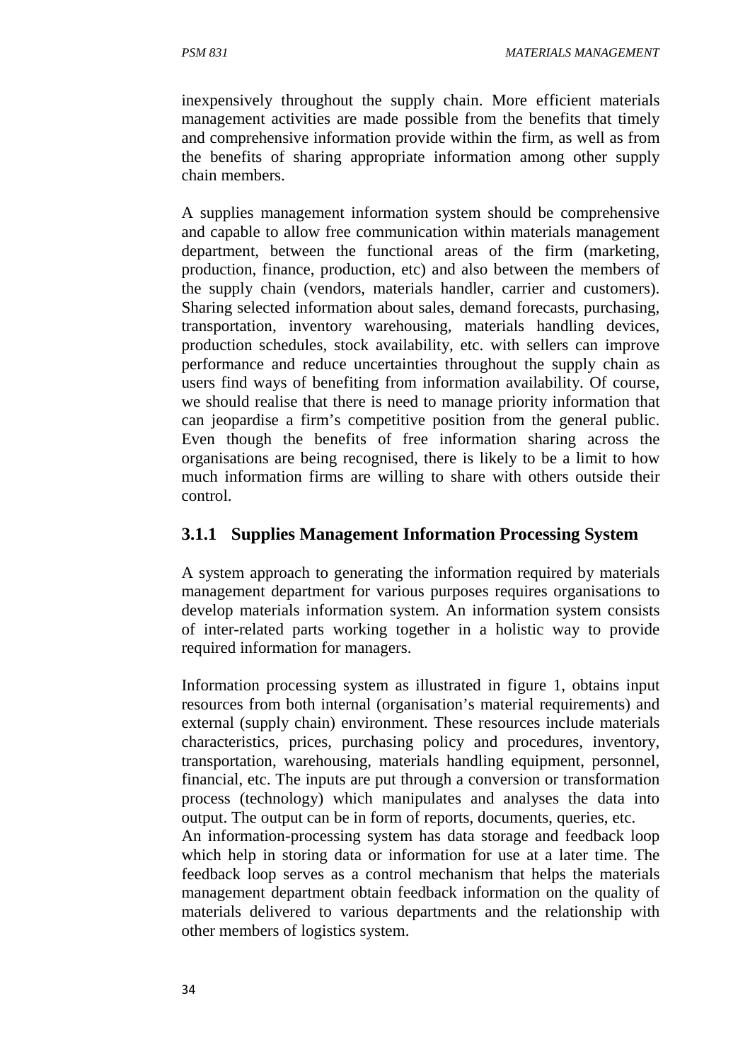inexpensively throughout the supply chain. More efficient materials management activities are made possible from the benefits that timely and comprehensive information provide within the firm, as well as from the benefits of sharing appropriate information among other supply chain members.

A supplies management information system should be comprehensive and capable to allow free communication within materials management department, between the functional areas of the firm (marketing, production, finance, production, etc) and also between the members of the supply chain (vendors, materials handler, carrier and customers). Sharing selected information about sales, demand forecasts, purchasing, transportation, inventory warehousing, materials handling devices, production schedules, stock availability, etc. with sellers can improve performance and reduce uncertainties throughout the supply chain as users find ways of benefiting from information availability. Of course, we should realise that there is need to manage priority information that can jeopardise a firm's competitive position from the general public. Even though the benefits of free information sharing across the organisations are being recognised, there is likely to be a limit to how much information firms are willing to share with others outside their control.

### 3.1.1 Supplies Management Information Processing System

A system approach to generating the information required by materials management department for various purposes requires organisations to develop materials information system. An information system consists of inter-related parts working together in a holistic way to provide required information for managers.

Information processing system as illustrated in figure 1, obtains input resources from both internal (organisation's material requirements) and external (supply chain) environment. These resources include materials characteristics, prices, purchasing policy and procedures, inventory, transportation, warehousing, materials handling equipment, personnel, financial, etc. The inputs are put through a conversion or transformation process (technology) which manipulates and analyses the data into output. The output can be in form of reports, documents, queries, etc.

An information-processing system has data storage and feedback loop which help in storing data or information for use at a later time. The feedback loop serves as a control mechanism that helps the materials management department obtain feedback information on the quality of materials delivered to various departments and the relationship with other members of logistics system.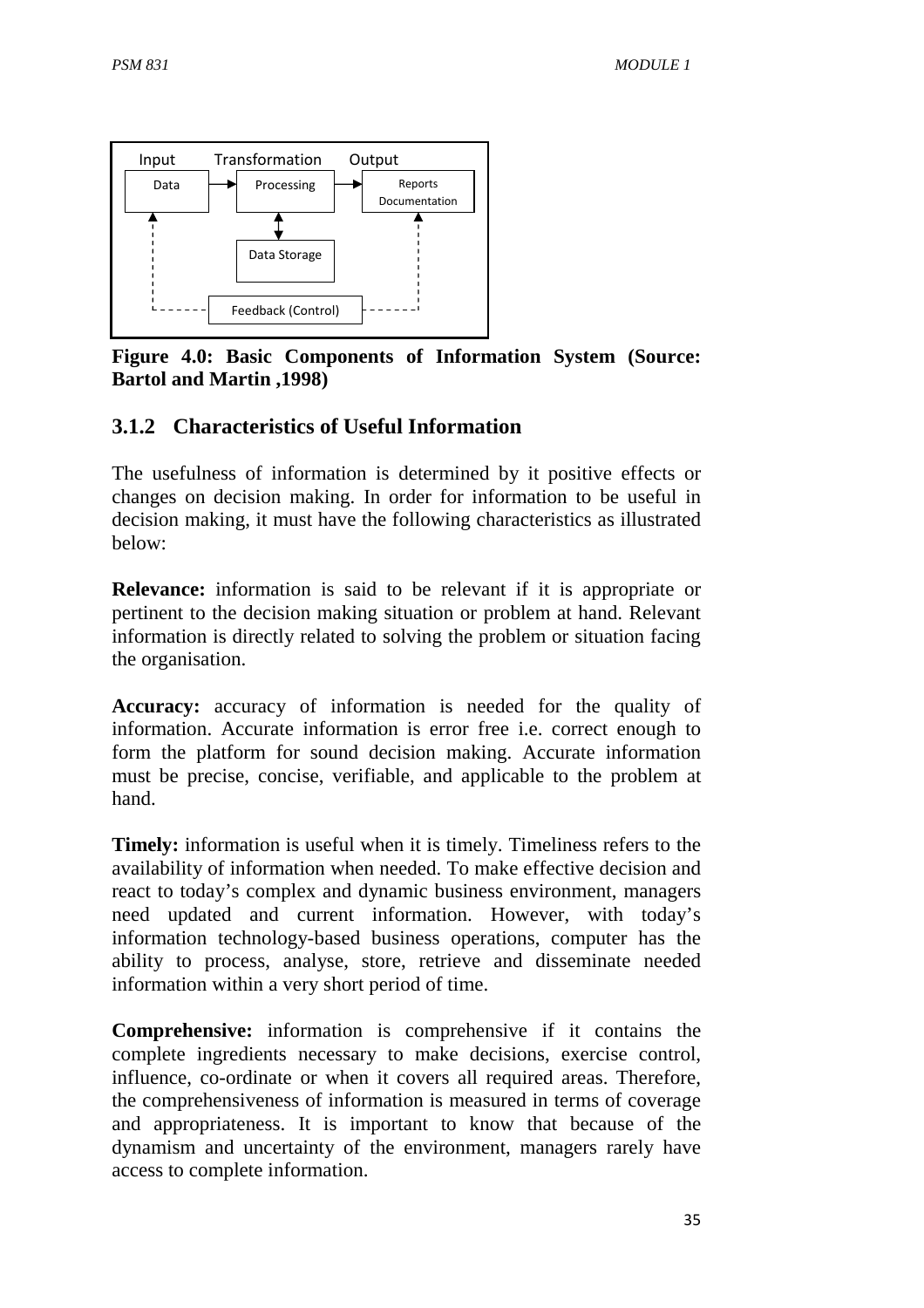| Input | Transformation | Output |
|---|---|---|
| Data | Processing | Reports Documentation |
| | Data Storage | |
| | Feedback (Control) | |

**Figure 4.0: Basic Components of Information System (Source: Bartol and Martin ,1998)**

### 3.1.2 Characteristics of Useful Information

The usefulness of information is determined by it positive effects or changes on decision making. In order for information to be useful in decision making, it must have the following characteristics as illustrated below:

**Relevance:** information is said to be relevant if it is appropriate or pertinent to the decision making situation or problem at hand. Relevant information is directly related to solving the problem or situation facing the organisation.

**Accuracy:** accuracy of information is needed for the quality of information. Accurate information is error free i.e. correct enough to form the platform for sound decision making. Accurate information must be precise, concise, verifiable, and applicable to the problem at hand.

**Timely:** information is useful when it is timely. Timeliness refers to the availability of information when needed. To make effective decision and react to today's complex and dynamic business environment, managers need updated and current information. However, with today's information technology-based business operations, computer has the ability to process, analyse, store, retrieve and disseminate needed information within a very short period of time.

**Comprehensive:** information is comprehensive if it contains the complete ingredients necessary to make decisions, exercise control, influence, co-ordinate or when it covers all required areas. Therefore, the comprehensiveness of information is measured in terms of coverage and appropriateness. It is important to know that because of the dynamism and uncertainty of the environment, managers rarely have access to complete information.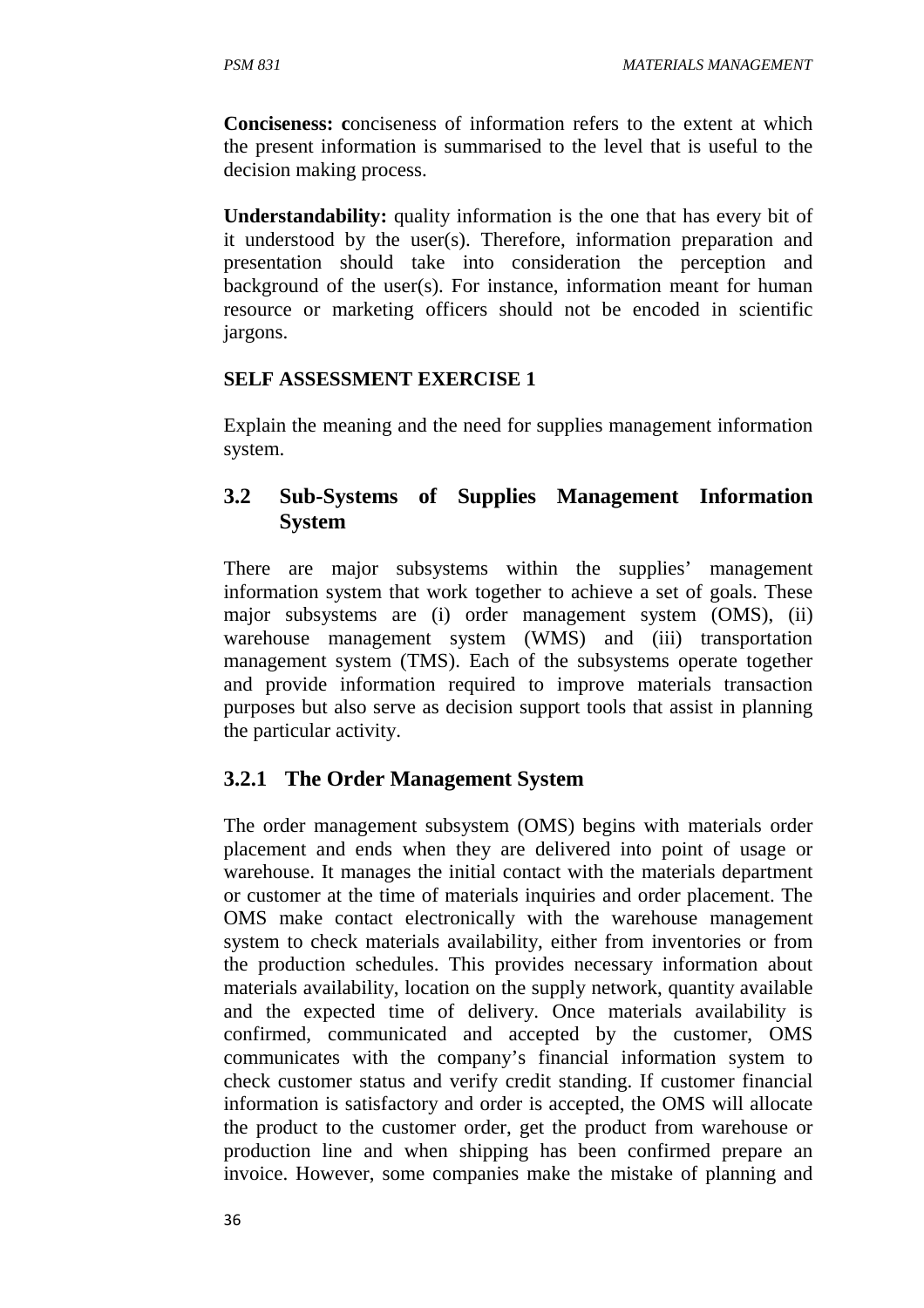**Conciseness:** **c**onciseness of information refers to the extent at which the present information is summarised to the level that is useful to the decision making process.

**Understandability:** quality information is the one that has every bit of it understood by the user(s). Therefore, information preparation and presentation should take into consideration the perception and background of the user(s). For instance, information meant for human resource or marketing officers should not be encoded in scientific jargons.

**SELF ASSESSMENT EXERCISE 1**

Explain the meaning and the need for supplies management information system.

## 3.2 Sub-Systems of Supplies Management Information System

There are major subsystems within the supplies' management information system that work together to achieve a set of goals. These major subsystems are (i) order management system (OMS), (ii) warehouse management system (WMS) and (iii) transportation management system (TMS). Each of the subsystems operate together and provide information required to improve materials transaction purposes but also serve as decision support tools that assist in planning the particular activity.

### 3.2.1 The Order Management System

The order management subsystem (OMS) begins with materials order placement and ends when they are delivered into point of usage or warehouse. It manages the initial contact with the materials department or customer at the time of materials inquiries and order placement. The OMS make contact electronically with the warehouse management system to check materials availability, either from inventories or from the production schedules. This provides necessary information about materials availability, location on the supply network, quantity available and the expected time of delivery. Once materials availability is confirmed, communicated and accepted by the customer, OMS communicates with the company's financial information system to check customer status and verify credit standing. If customer financial information is satisfactory and order is accepted, the OMS will allocate the product to the customer order, get the product from warehouse or production line and when shipping has been confirmed prepare an invoice. However, some companies make the mistake of planning and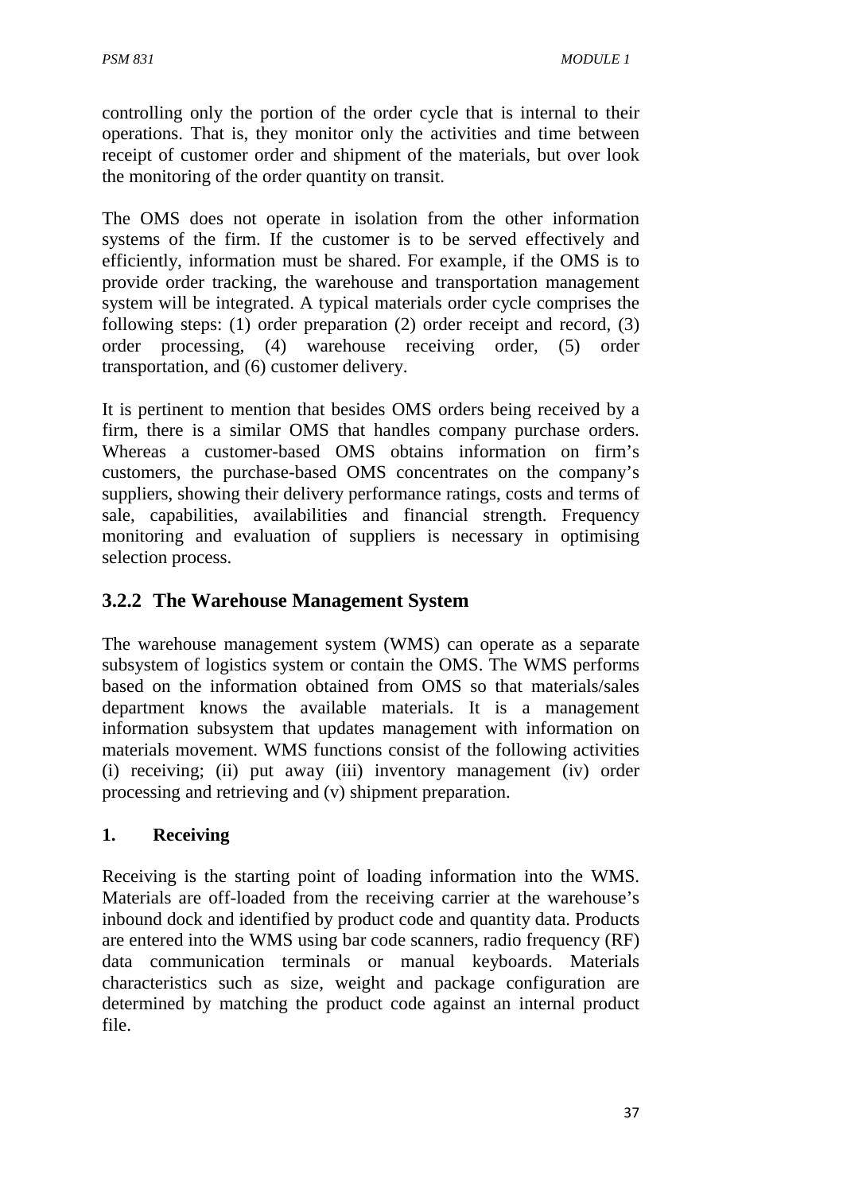controlling only the portion of the order cycle that is internal to their operations. That is, they monitor only the activities and time between receipt of customer order and shipment of the materials, but over look the monitoring of the order quantity on transit.

The OMS does not operate in isolation from the other information systems of the firm. If the customer is to be served effectively and efficiently, information must be shared. For example, if the OMS is to provide order tracking, the warehouse and transportation management system will be integrated. A typical materials order cycle comprises the following steps: (1) order preparation (2) order receipt and record, (3) order processing, (4) warehouse receiving order, (5) order transportation, and (6) customer delivery.

It is pertinent to mention that besides OMS orders being received by a firm, there is a similar OMS that handles company purchase orders. Whereas a customer-based OMS obtains information on firm's customers, the purchase-based OMS concentrates on the company's suppliers, showing their delivery performance ratings, costs and terms of sale, capabilities, availabilities and financial strength. Frequency monitoring and evaluation of suppliers is necessary in optimising selection process.

### 3.2.2 The Warehouse Management System

The warehouse management system (WMS) can operate as a separate subsystem of logistics system or contain the OMS. The WMS performs based on the information obtained from OMS so that materials/sales department knows the available materials. It is a management information subsystem that updates management with information on materials movement. WMS functions consist of the following activities (i) receiving; (ii) put away (iii) inventory management (iv) order processing and retrieving and (v) shipment preparation.

**1. Receiving**

Receiving is the starting point of loading information into the WMS. Materials are off-loaded from the receiving carrier at the warehouse's inbound dock and identified by product code and quantity data. Products are entered into the WMS using bar code scanners, radio frequency (RF) data communication terminals or manual keyboards. Materials characteristics such as size, weight and package configuration are determined by matching the product code against an internal product file.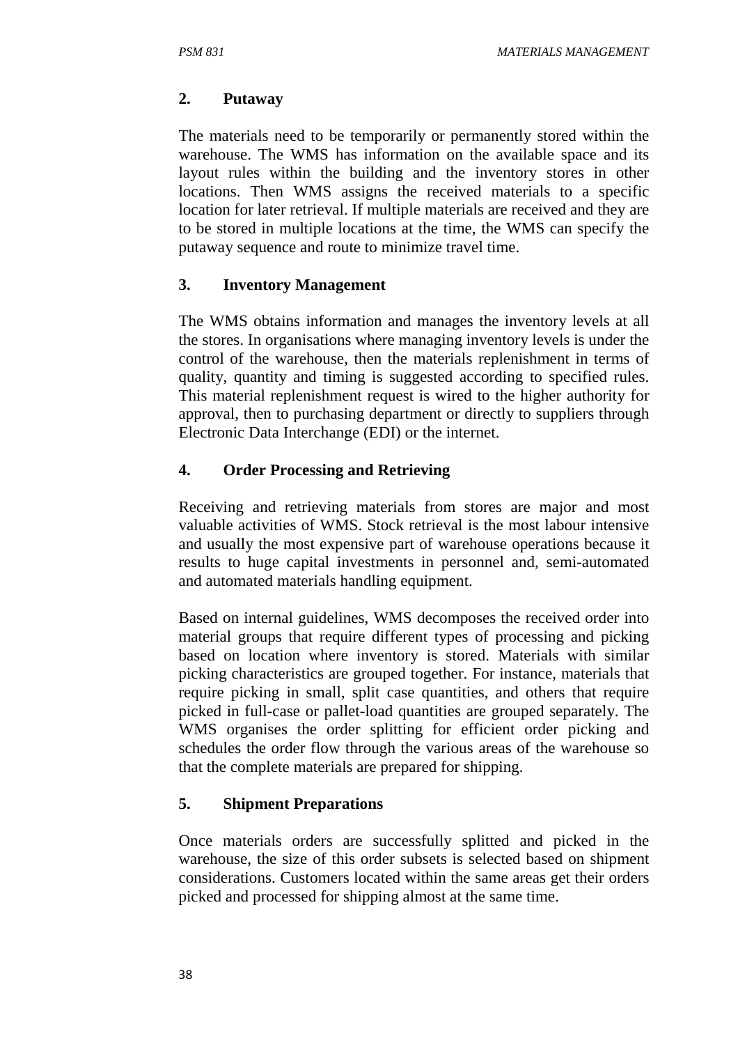**2. Putaway**

The materials need to be temporarily or permanently stored within the warehouse. The WMS has information on the available space and its layout rules within the building and the inventory stores in other locations. Then WMS assigns the received materials to a specific location for later retrieval. If multiple materials are received and they are to be stored in multiple locations at the time, the WMS can specify the putaway sequence and route to minimize travel time.

**3. Inventory Management**

The WMS obtains information and manages the inventory levels at all the stores. In organisations where managing inventory levels is under the control of the warehouse, then the materials replenishment in terms of quality, quantity and timing is suggested according to specified rules. This material replenishment request is wired to the higher authority for approval, then to purchasing department or directly to suppliers through Electronic Data Interchange (EDI) or the internet.

**4. Order Processing and Retrieving**

Receiving and retrieving materials from stores are major and most valuable activities of WMS. Stock retrieval is the most labour intensive and usually the most expensive part of warehouse operations because it results to huge capital investments in personnel and, semi-automated and automated materials handling equipment.

Based on internal guidelines, WMS decomposes the received order into material groups that require different types of processing and picking based on location where inventory is stored. Materials with similar picking characteristics are grouped together. For instance, materials that require picking in small, split case quantities, and others that require picked in full-case or pallet-load quantities are grouped separately. The WMS organises the order splitting for efficient order picking and schedules the order flow through the various areas of the warehouse so that the complete materials are prepared for shipping.

**5. Shipment Preparations**

Once materials orders are successfully splitted and picked in the warehouse, the size of this order subsets is selected based on shipment considerations. Customers located within the same areas get their orders picked and processed for shipping almost at the same time.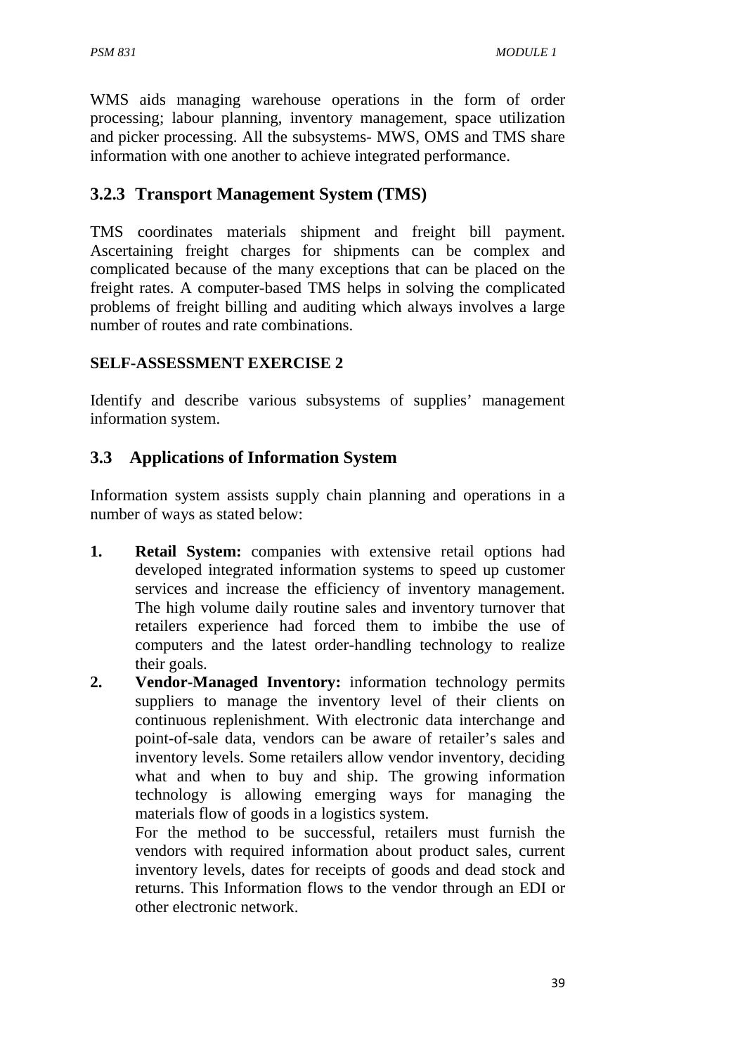WMS aids managing warehouse operations in the form of order processing; labour planning, inventory management, space utilization and picker processing. All the subsystems- MWS, OMS and TMS share information with one another to achieve integrated performance.

### 3.2.3 Transport Management System (TMS)

TMS coordinates materials shipment and freight bill payment. Ascertaining freight charges for shipments can be complex and complicated because of the many exceptions that can be placed on the freight rates. A computer-based TMS helps in solving the complicated problems of freight billing and auditing which always involves a large number of routes and rate combinations.

**SELF-ASSESSMENT EXERCISE 2**

Identify and describe various subsystems of supplies' management information system.

## 3.3 Applications of Information System

Information system assists supply chain planning and operations in a number of ways as stated below:

1. **Retail System:** companies with extensive retail options had developed integrated information systems to speed up customer services and increase the efficiency of inventory management. The high volume daily routine sales and inventory turnover that retailers experience had forced them to imbibe the use of computers and the latest order-handling technology to realize their goals.
2. **Vendor-Managed Inventory:** information technology permits suppliers to manage the inventory level of their clients on continuous replenishment. With electronic data interchange and point-of-sale data, vendors can be aware of retailer's sales and inventory levels. Some retailers allow vendor inventory, deciding what and when to buy and ship. The growing information technology is allowing emerging ways for managing the materials flow of goods in a logistics system.

   For the method to be successful, retailers must furnish the vendors with required information about product sales, current inventory levels, dates for receipts of goods and dead stock and returns. This Information flows to the vendor through an EDI or other electronic network.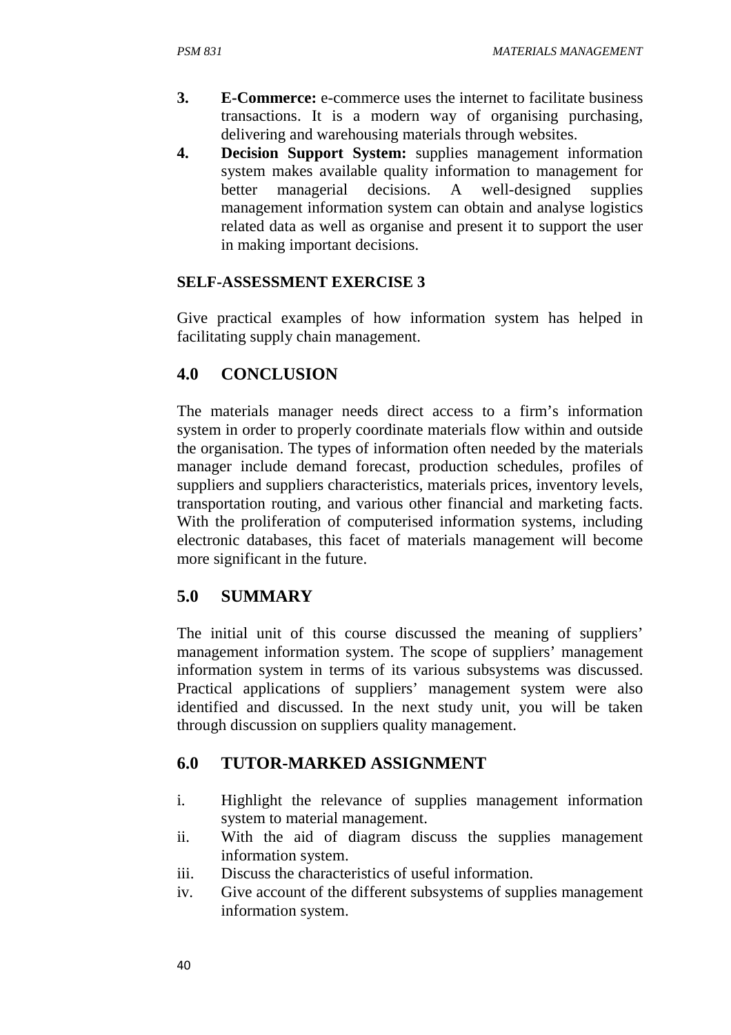3. **E-Commerce:** e-commerce uses the internet to facilitate business transactions. It is a modern way of organising purchasing, delivering and warehousing materials through websites.
4. **Decision Support System:** supplies management information system makes available quality information to management for better managerial decisions. A well-designed supplies management information system can obtain and analyse logistics related data as well as organise and present it to support the user in making important decisions.

**SELF-ASSESSMENT EXERCISE 3**

Give practical examples of how information system has helped in facilitating supply chain management.

## 4.0 CONCLUSION

The materials manager needs direct access to a firm's information system in order to properly coordinate materials flow within and outside the organisation. The types of information often needed by the materials manager include demand forecast, production schedules, profiles of suppliers and suppliers characteristics, materials prices, inventory levels, transportation routing, and various other financial and marketing facts. With the proliferation of computerised information systems, including electronic databases, this facet of materials management will become more significant in the future.

## 5.0 SUMMARY

The initial unit of this course discussed the meaning of suppliers' management information system. The scope of suppliers' management information system in terms of its various subsystems was discussed. Practical applications of suppliers' management system were also identified and discussed. In the next study unit, you will be taken through discussion on suppliers quality management.

## 6.0 TUTOR-MARKED ASSIGNMENT

i. Highlight the relevance of supplies management information system to material management.
ii. With the aid of diagram discuss the supplies management information system.
iii. Discuss the characteristics of useful information.
iv. Give account of the different subsystems of supplies management information system.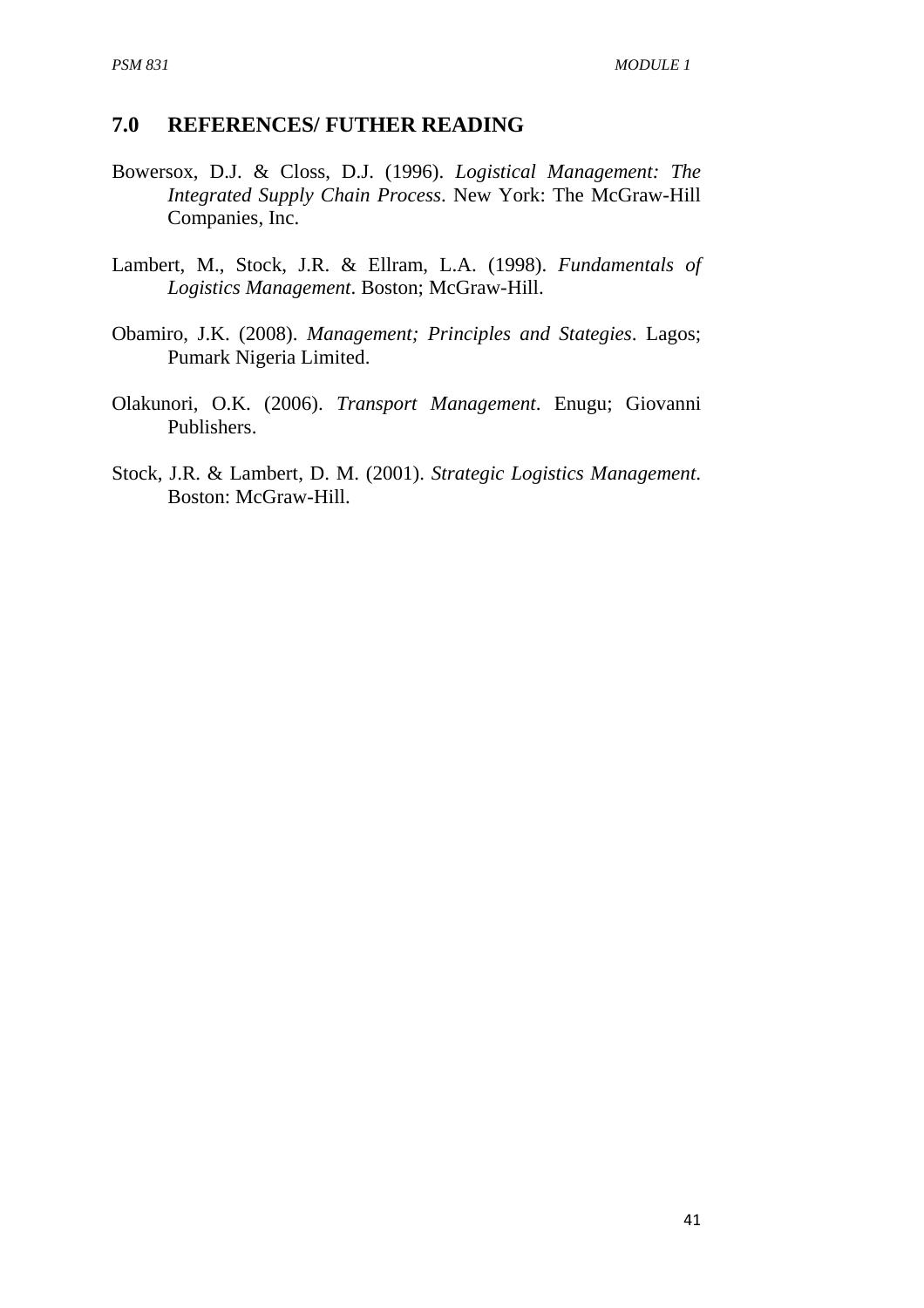## 7.0 REFERENCES/ FUTHER READING

Bowersox, D.J. & Closs, D.J. (1996). *Logistical Management: The Integrated Supply Chain Process*. New York: The McGraw-Hill Companies, Inc.

Lambert, M., Stock, J.R. & Ellram, L.A. (1998). *Fundamentals of Logistics Management*. Boston; McGraw-Hill.

Obamiro, J.K. (2008). *Management; Principles and Stategies*. Lagos; Pumark Nigeria Limited.

Olakunori, O.K. (2006). *Transport Management*. Enugu; Giovanni Publishers.

Stock, J.R. & Lambert, D. M. (2001). *Strategic Logistics Management*. Boston: McGraw-Hill.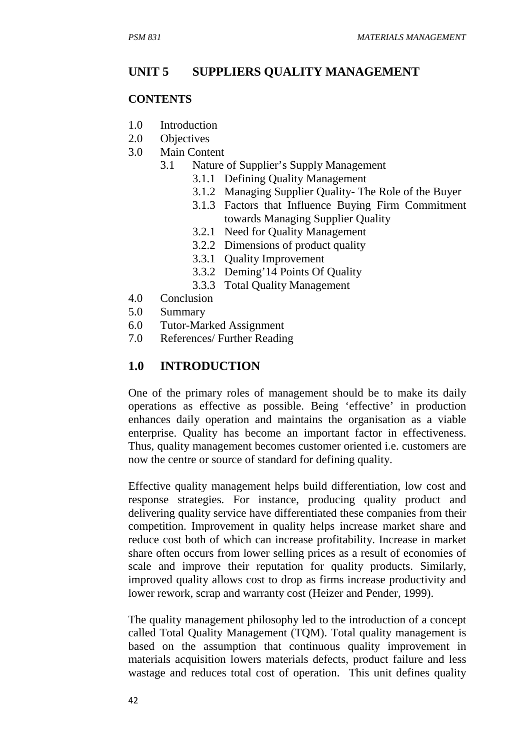## UNIT 5 SUPPLIERS QUALITY MANAGEMENT

### CONTENTS

1.0 Introduction
2.0 Objectives
3.0 Main Content
   - 3.1 Nature of Supplier's Supply Management
      - 3.1.1 Defining Quality Management
      - 3.1.2 Managing Supplier Quality- The Role of the Buyer
      - 3.1.3 Factors that Influence Buying Firm Commitment towards Managing Supplier Quality
      - 3.2.1 Need for Quality Management
      - 3.2.2 Dimensions of product quality
      - 3.3.1 Quality Improvement
      - 3.3.2 Deming'14 Points Of Quality
      - 3.3.3 Total Quality Management

4.0 Conclusion
5.0 Summary
6.0 Tutor-Marked Assignment
7.0 References/ Further Reading

## 1.0 INTRODUCTION

One of the primary roles of management should be to make its daily operations as effective as possible. Being 'effective' in production enhances daily operation and maintains the organisation as a viable enterprise. Quality has become an important factor in effectiveness. Thus, quality management becomes customer oriented i.e. customers are now the centre or source of standard for defining quality.

Effective quality management helps build differentiation, low cost and response strategies. For instance, producing quality product and delivering quality service have differentiated these companies from their competition. Improvement in quality helps increase market share and reduce cost both of which can increase profitability. Increase in market share often occurs from lower selling prices as a result of economies of scale and improve their reputation for quality products. Similarly, improved quality allows cost to drop as firms increase productivity and lower rework, scrap and warranty cost (Heizer and Pender, 1999).

The quality management philosophy led to the introduction of a concept called Total Quality Management (TQM). Total quality management is based on the assumption that continuous quality improvement in materials acquisition lowers materials defects, product failure and less wastage and reduces total cost of operation. This unit defines quality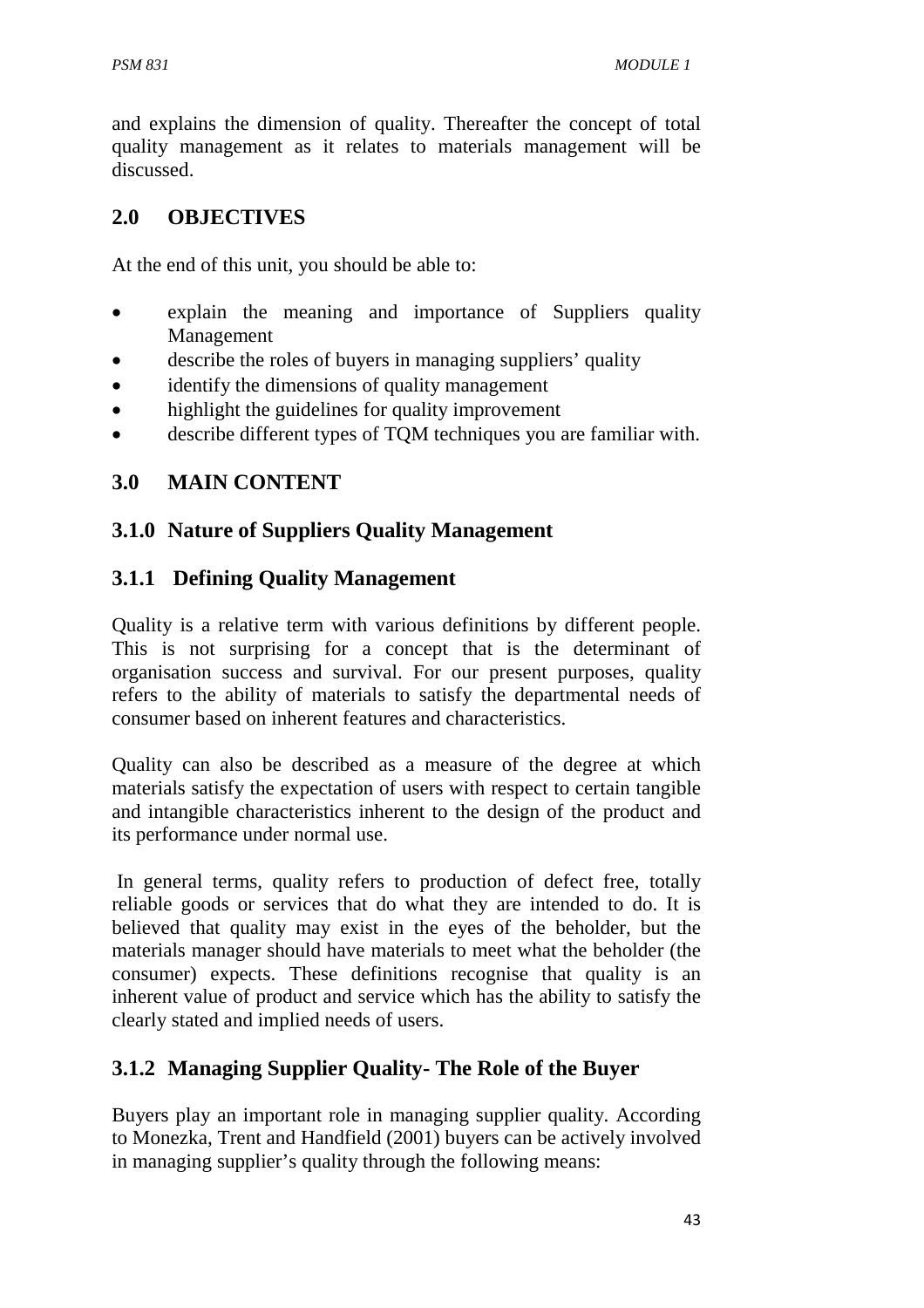and explains the dimension of quality. Thereafter the concept of total quality management as it relates to materials management will be discussed.

## 2.0 OBJECTIVES

At the end of this unit, you should be able to:

- explain the meaning and importance of Suppliers quality Management
- describe the roles of buyers in managing suppliers' quality
- identify the dimensions of quality management
- highlight the guidelines for quality improvement
- describe different types of TQM techniques you are familiar with.

## 3.0 MAIN CONTENT

### 3.1.0 Nature of Suppliers Quality Management

### 3.1.1 Defining Quality Management

Quality is a relative term with various definitions by different people. This is not surprising for a concept that is the determinant of organisation success and survival. For our present purposes, quality refers to the ability of materials to satisfy the departmental needs of consumer based on inherent features and characteristics.

Quality can also be described as a measure of the degree at which materials satisfy the expectation of users with respect to certain tangible and intangible characteristics inherent to the design of the product and its performance under normal use.

In general terms, quality refers to production of defect free, totally reliable goods or services that do what they are intended to do. It is believed that quality may exist in the eyes of the beholder, but the materials manager should have materials to meet what the beholder (the consumer) expects. These definitions recognise that quality is an inherent value of product and service which has the ability to satisfy the clearly stated and implied needs of users.

### 3.1.2 Managing Supplier Quality- The Role of the Buyer

Buyers play an important role in managing supplier quality. According to Monezka, Trent and Handfield (2001) buyers can be actively involved in managing supplier's quality through the following means: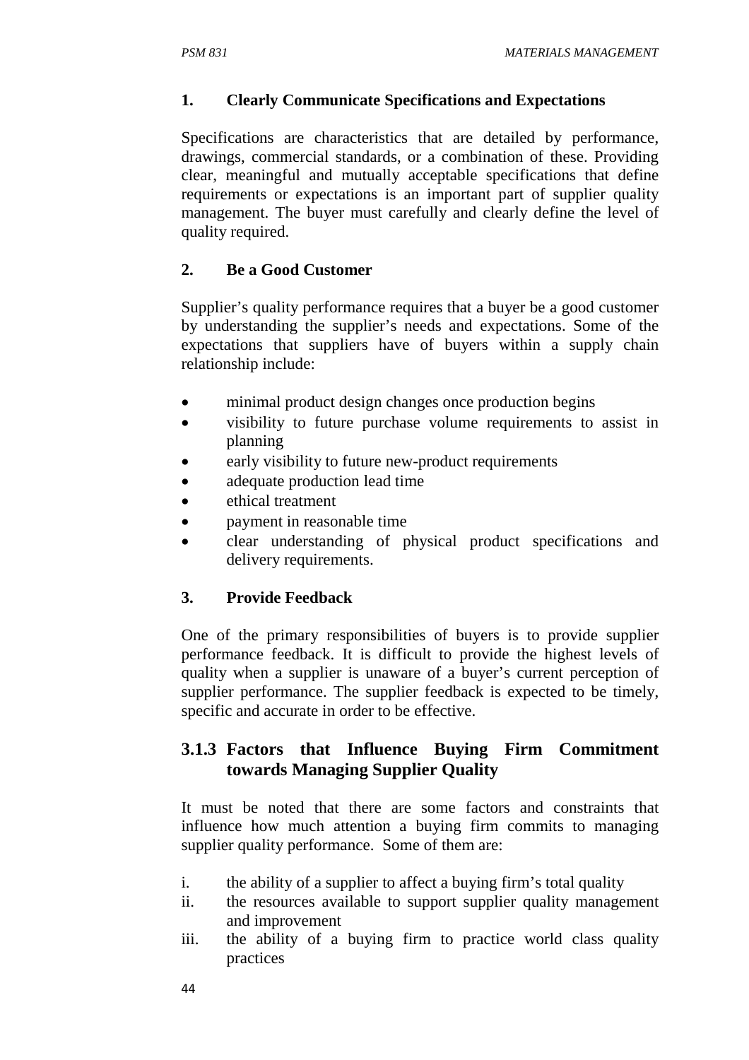**1. Clearly Communicate Specifications and Expectations**

Specifications are characteristics that are detailed by performance, drawings, commercial standards, or a combination of these. Providing clear, meaningful and mutually acceptable specifications that define requirements or expectations is an important part of supplier quality management. The buyer must carefully and clearly define the level of quality required.

**2. Be a Good Customer**

Supplier's quality performance requires that a buyer be a good customer by understanding the supplier's needs and expectations. Some of the expectations that suppliers have of buyers within a supply chain relationship include:

- minimal product design changes once production begins
- visibility to future purchase volume requirements to assist in planning
- early visibility to future new-product requirements
- adequate production lead time
- ethical treatment
- payment in reasonable time
- clear understanding of physical product specifications and delivery requirements.

**3. Provide Feedback**

One of the primary responsibilities of buyers is to provide supplier performance feedback. It is difficult to provide the highest levels of quality when a supplier is unaware of a buyer's current perception of supplier performance. The supplier feedback is expected to be timely, specific and accurate in order to be effective.

### 3.1.3 Factors that Influence Buying Firm Commitment towards Managing Supplier Quality

It must be noted that there are some factors and constraints that influence how much attention a buying firm commits to managing supplier quality performance. Some of them are:

i. the ability of a supplier to affect a buying firm's total quality
ii. the resources available to support supplier quality management and improvement
iii. the ability of a buying firm to practice world class quality practices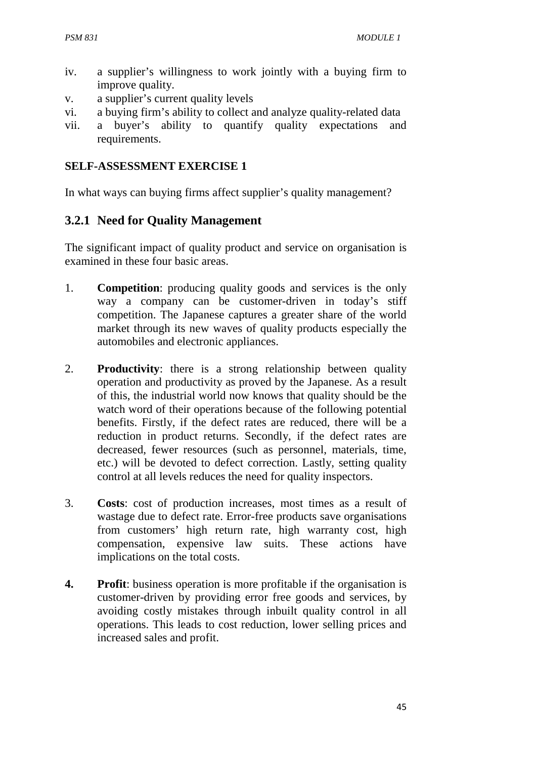iv. a supplier's willingness to work jointly with a buying firm to improve quality.
v. a supplier's current quality levels
vi. a buying firm's ability to collect and analyze quality-related data
vii. a buyer's ability to quantify quality expectations and requirements.

**SELF-ASSESSMENT EXERCISE 1**

In what ways can buying firms affect supplier's quality management?

### 3.2.1 Need for Quality Management

The significant impact of quality product and service on organisation is examined in these four basic areas.

1. **Competition**: producing quality goods and services is the only way a company can be customer-driven in today's stiff competition. The Japanese captures a greater share of the world market through its new waves of quality products especially the automobiles and electronic appliances.

2. **Productivity**: there is a strong relationship between quality operation and productivity as proved by the Japanese. As a result of this, the industrial world now knows that quality should be the watch word of their operations because of the following potential benefits. Firstly, if the defect rates are reduced, there will be a reduction in product returns. Secondly, if the defect rates are decreased, fewer resources (such as personnel, materials, time, etc.) will be devoted to defect correction. Lastly, setting quality control at all levels reduces the need for quality inspectors.

3. **Costs**: cost of production increases, most times as a result of wastage due to defect rate. Error-free products save organisations from customers' high return rate, high warranty cost, high compensation, expensive law suits. These actions have implications on the total costs.

4. **Profit**: business operation is more profitable if the organisation is customer-driven by providing error free goods and services, by avoiding costly mistakes through inbuilt quality control in all operations. This leads to cost reduction, lower selling prices and increased sales and profit.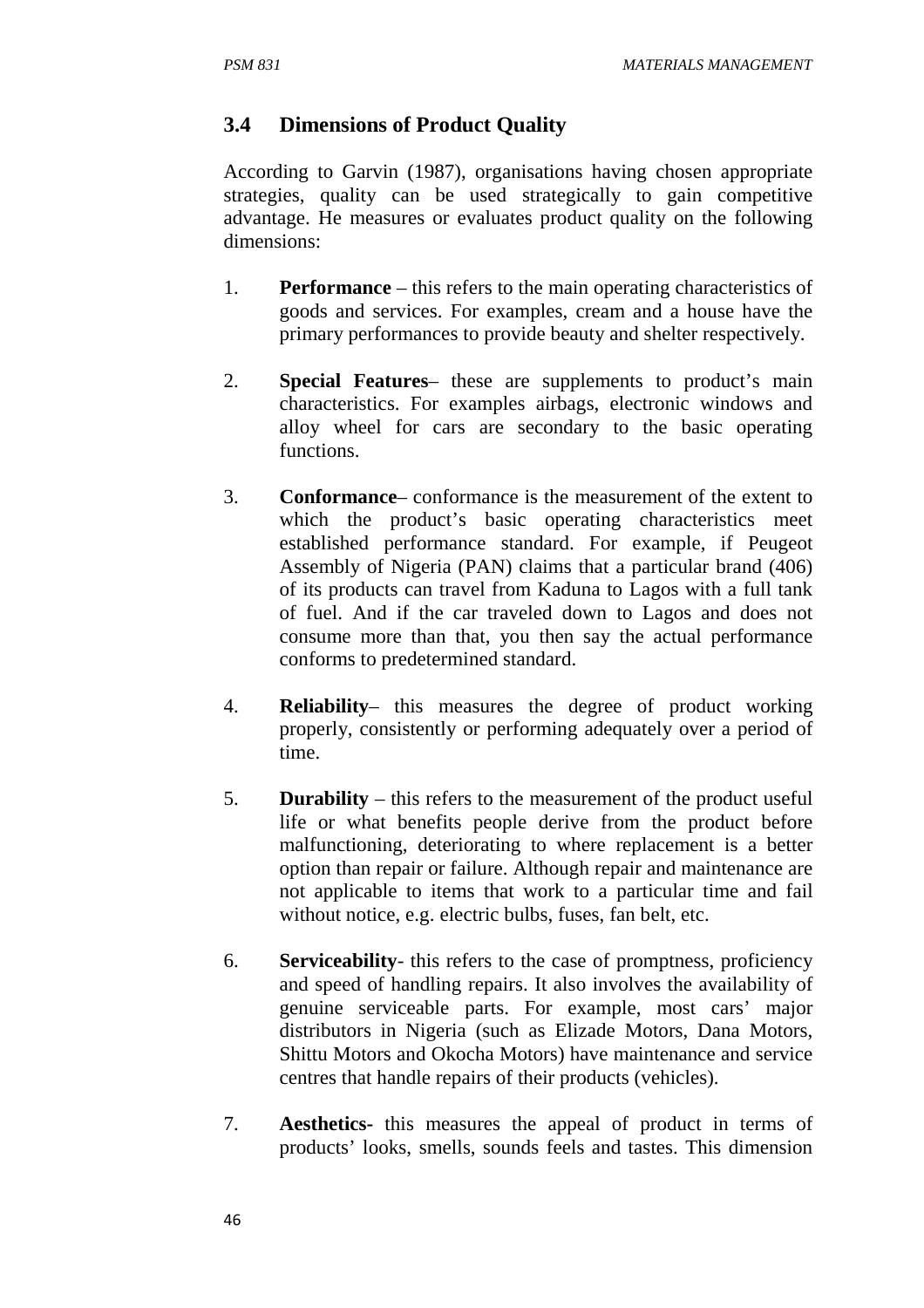## 3.4 Dimensions of Product Quality

According to Garvin (1987), organisations having chosen appropriate strategies, quality can be used strategically to gain competitive advantage. He measures or evaluates product quality on the following dimensions:

1. **Performance** – this refers to the main operating characteristics of goods and services. For examples, cream and a house have the primary performances to provide beauty and shelter respectively.

2. **Special Features**– these are supplements to product's main characteristics. For examples airbags, electronic windows and alloy wheel for cars are secondary to the basic operating functions.

3. **Conformance**– conformance is the measurement of the extent to which the product's basic operating characteristics meet established performance standard. For example, if Peugeot Assembly of Nigeria (PAN) claims that a particular brand (406) of its products can travel from Kaduna to Lagos with a full tank of fuel. And if the car traveled down to Lagos and does not consume more than that, you then say the actual performance conforms to predetermined standard.

4. **Reliability**– this measures the degree of product working properly, consistently or performing adequately over a period of time.

5. **Durability** – this refers to the measurement of the product useful life or what benefits people derive from the product before malfunctioning, deteriorating to where replacement is a better option than repair or failure. Although repair and maintenance are not applicable to items that work to a particular time and fail without notice, e.g. electric bulbs, fuses, fan belt, etc.

6. **Serviceability**- this refers to the case of promptness, proficiency and speed of handling repairs. It also involves the availability of genuine serviceable parts. For example, most cars' major distributors in Nigeria (such as Elizade Motors, Dana Motors, Shittu Motors and Okocha Motors) have maintenance and service centres that handle repairs of their products (vehicles).

7. **Aesthetics-** this measures the appeal of product in terms of products' looks, smells, sounds feels and tastes. This dimension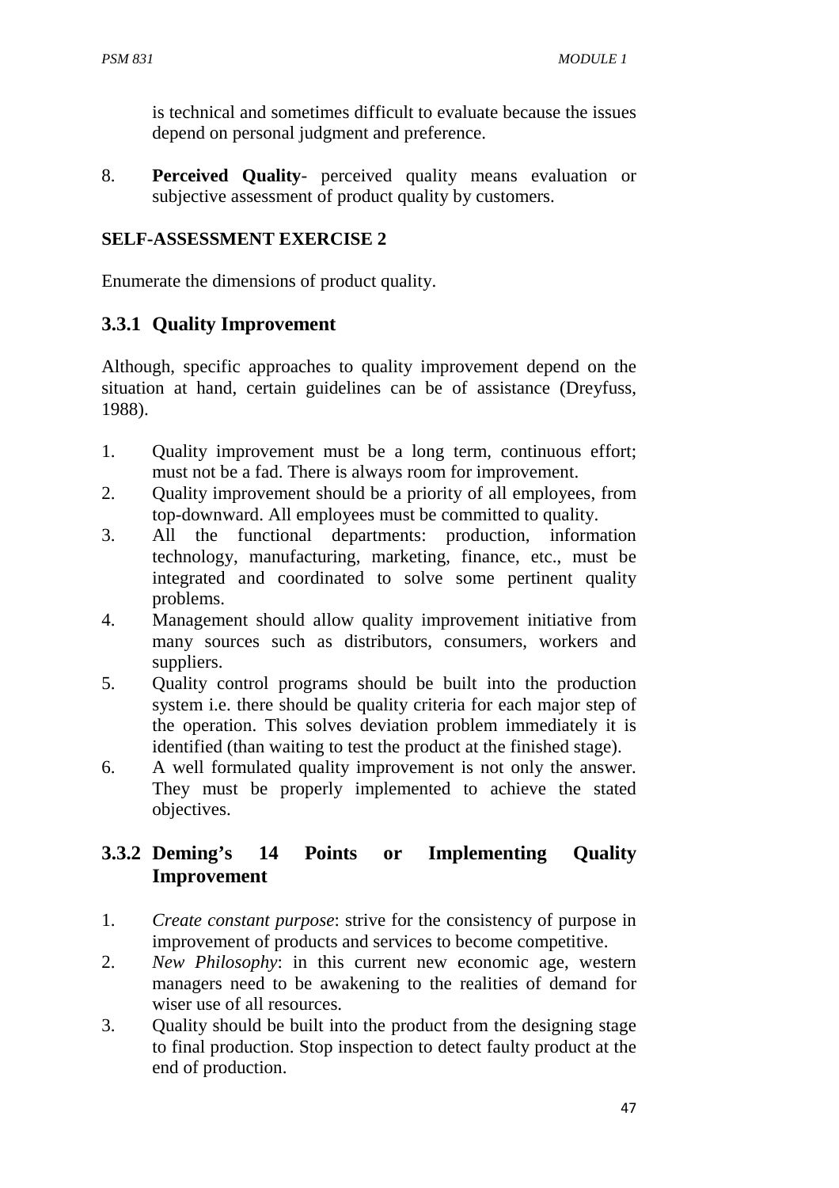is technical and sometimes difficult to evaluate because the issues depend on personal judgment and preference.

8. **Perceived Quality**- perceived quality means evaluation or subjective assessment of product quality by customers.

**SELF-ASSESSMENT EXERCISE 2**

Enumerate the dimensions of product quality.

### 3.3.1 Quality Improvement

Although, specific approaches to quality improvement depend on the situation at hand, certain guidelines can be of assistance (Dreyfuss, 1988).

1. Quality improvement must be a long term, continuous effort; must not be a fad. There is always room for improvement.
2. Quality improvement should be a priority of all employees, from top-downward. All employees must be committed to quality.
3. All the functional departments: production, information technology, manufacturing, marketing, finance, etc., must be integrated and coordinated to solve some pertinent quality problems.
4. Management should allow quality improvement initiative from many sources such as distributors, consumers, workers and suppliers.
5. Quality control programs should be built into the production system i.e. there should be quality criteria for each major step of the operation. This solves deviation problem immediately it is identified (than waiting to test the product at the finished stage).
6. A well formulated quality improvement is not only the answer. They must be properly implemented to achieve the stated objectives.

### 3.3.2 Deming's 14 Points or Implementing Quality Improvement

1. *Create constant purpose*: strive for the consistency of purpose in improvement of products and services to become competitive.
2. *New Philosophy*: in this current new economic age, western managers need to be awakening to the realities of demand for wiser use of all resources.
3. Quality should be built into the product from the designing stage to final production. Stop inspection to detect faulty product at the end of production.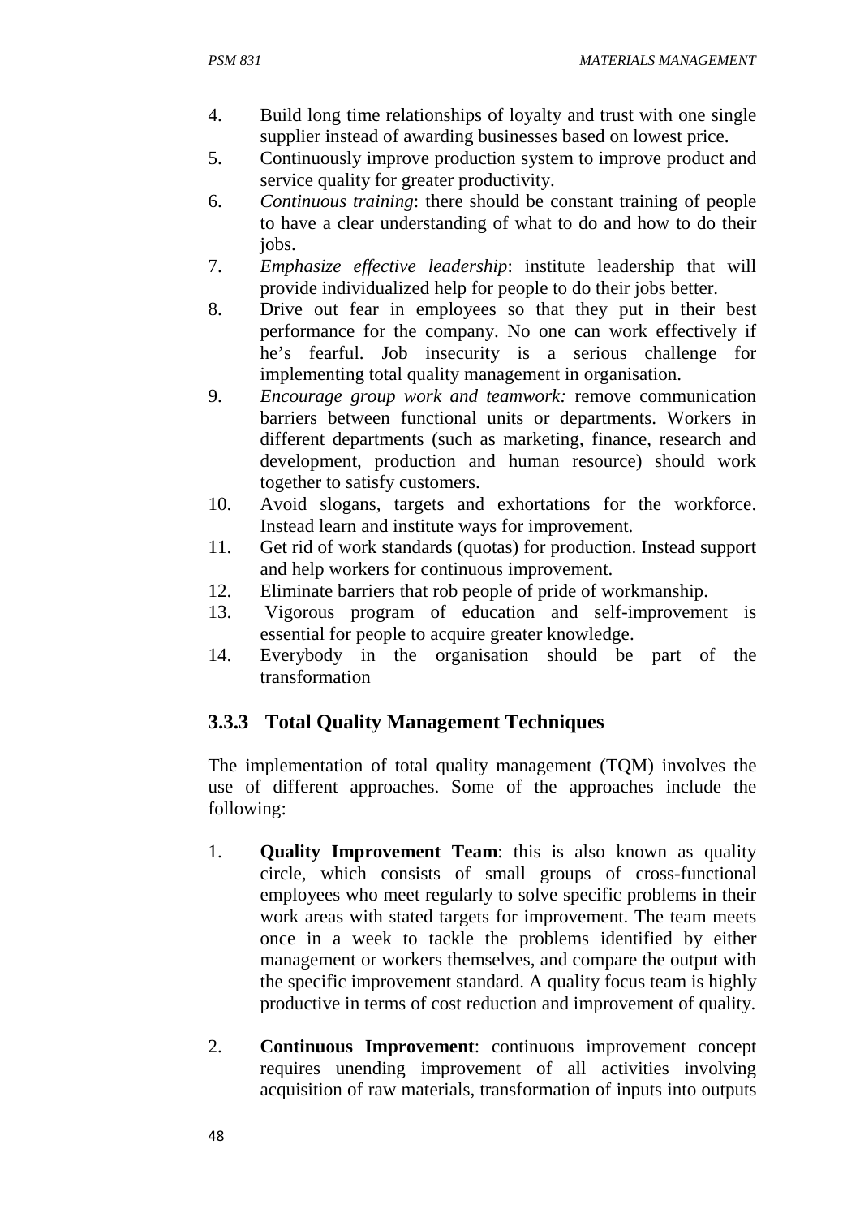4. Build long time relationships of loyalty and trust with one single supplier instead of awarding businesses based on lowest price.
5. Continuously improve production system to improve product and service quality for greater productivity.
6. *Continuous training*: there should be constant training of people to have a clear understanding of what to do and how to do their jobs.
7. *Emphasize effective leadership*: institute leadership that will provide individualized help for people to do their jobs better.
8. Drive out fear in employees so that they put in their best performance for the company. No one can work effectively if he's fearful. Job insecurity is a serious challenge for implementing total quality management in organisation.
9. *Encourage group work and teamwork:* remove communication barriers between functional units or departments. Workers in different departments (such as marketing, finance, research and development, production and human resource) should work together to satisfy customers.
10. Avoid slogans, targets and exhortations for the workforce. Instead learn and institute ways for improvement.
11. Get rid of work standards (quotas) for production. Instead support and help workers for continuous improvement.
12. Eliminate barriers that rob people of pride of workmanship.
13. Vigorous program of education and self-improvement is essential for people to acquire greater knowledge.
14. Everybody in the organisation should be part of the transformation

### 3.3.3 Total Quality Management Techniques

The implementation of total quality management (TQM) involves the use of different approaches. Some of the approaches include the following:

1. **Quality Improvement Team**: this is also known as quality circle, which consists of small groups of cross-functional employees who meet regularly to solve specific problems in their work areas with stated targets for improvement. The team meets once in a week to tackle the problems identified by either management or workers themselves, and compare the output with the specific improvement standard. A quality focus team is highly productive in terms of cost reduction and improvement of quality.

2. **Continuous Improvement**: continuous improvement concept requires unending improvement of all activities involving acquisition of raw materials, transformation of inputs into outputs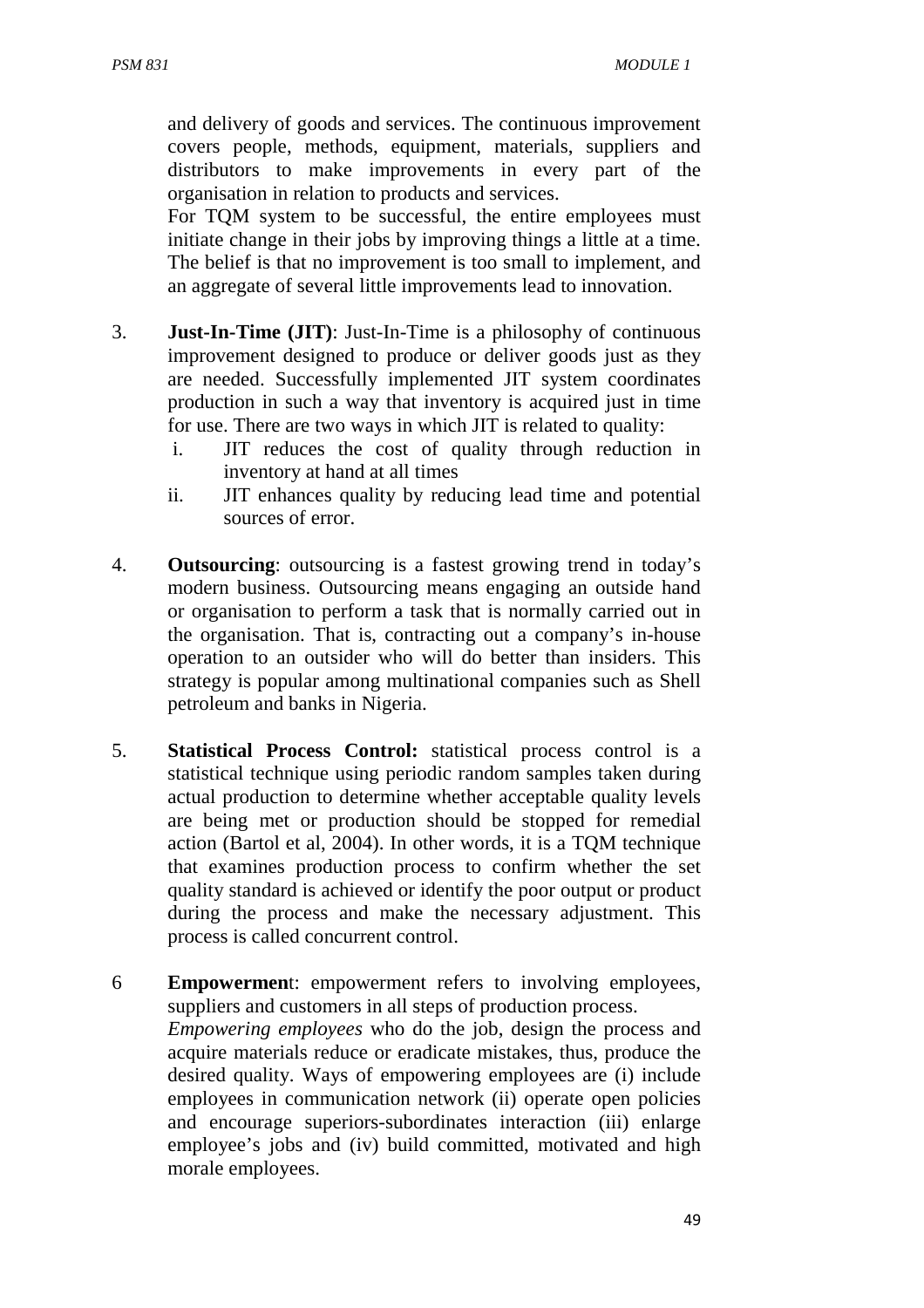and delivery of goods and services. The continuous improvement covers people, methods, equipment, materials, suppliers and distributors to make improvements in every part of the organisation in relation to products and services.

For TQM system to be successful, the entire employees must initiate change in their jobs by improving things a little at a time. The belief is that no improvement is too small to implement, and an aggregate of several little improvements lead to innovation.

3. **Just-In-Time (JIT)**: Just-In-Time is a philosophy of continuous improvement designed to produce or deliver goods just as they are needed. Successfully implemented JIT system coordinates production in such a way that inventory is acquired just in time for use. There are two ways in which JIT is related to quality:
   i. JIT reduces the cost of quality through reduction in inventory at hand at all times
   ii. JIT enhances quality by reducing lead time and potential sources of error.

4. **Outsourcing**: outsourcing is a fastest growing trend in today's modern business. Outsourcing means engaging an outside hand or organisation to perform a task that is normally carried out in the organisation. That is, contracting out a company's in-house operation to an outsider who will do better than insiders. This strategy is popular among multinational companies such as Shell petroleum and banks in Nigeria.

5. **Statistical Process Control:** statistical process control is a statistical technique using periodic random samples taken during actual production to determine whether acceptable quality levels are being met or production should be stopped for remedial action (Bartol et al, 2004). In other words, it is a TQM technique that examines production process to confirm whether the set quality standard is achieved or identify the poor output or product during the process and make the necessary adjustment. This process is called concurrent control.

6 **Empowerment**: empowerment refers to involving employees, suppliers and customers in all steps of production process.

   *Empowering employees* who do the job, design the process and acquire materials reduce or eradicate mistakes, thus, produce the desired quality. Ways of empowering employees are (i) include employees in communication network (ii) operate open policies and encourage superiors-subordinates interaction (iii) enlarge employee's jobs and (iv) build committed, motivated and high morale employees.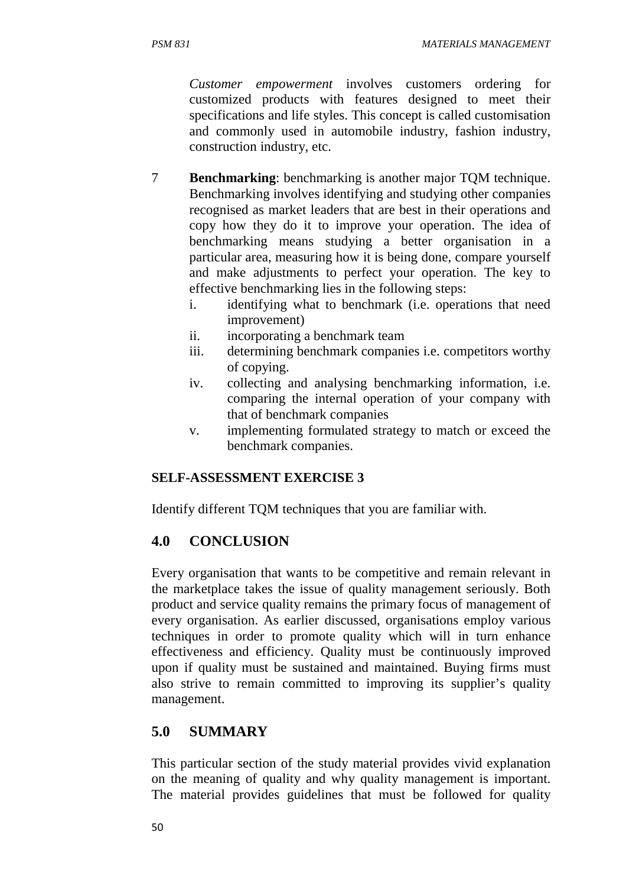*Customer empowerment* involves customers ordering for customized products with features designed to meet their specifications and life styles. This concept is called customisation and commonly used in automobile industry, fashion industry, construction industry, etc.

7 **Benchmarking**: benchmarking is another major TQM technique. Benchmarking involves identifying and studying other companies recognised as market leaders that are best in their operations and copy how they do it to improve your operation. The idea of benchmarking means studying a better organisation in a particular area, measuring how it is being done, compare yourself and make adjustments to perfect your operation. The key to effective benchmarking lies in the following steps:

   i. identifying what to benchmark (i.e. operations that need improvement)
   ii. incorporating a benchmark team
   iii. determining benchmark companies i.e. competitors worthy of copying.
   iv. collecting and analysing benchmarking information, i.e. comparing the internal operation of your company with that of benchmark companies
   v. implementing formulated strategy to match or exceed the benchmark companies.

**SELF-ASSESSMENT EXERCISE 3**

Identify different TQM techniques that you are familiar with.

## 4.0 CONCLUSION

Every organisation that wants to be competitive and remain relevant in the marketplace takes the issue of quality management seriously. Both product and service quality remains the primary focus of management of every organisation. As earlier discussed, organisations employ various techniques in order to promote quality which will in turn enhance effectiveness and efficiency. Quality must be continuously improved upon if quality must be sustained and maintained. Buying firms must also strive to remain committed to improving its supplier's quality management.

## 5.0 SUMMARY

This particular section of the study material provides vivid explanation on the meaning of quality and why quality management is important. The material provides guidelines that must be followed for quality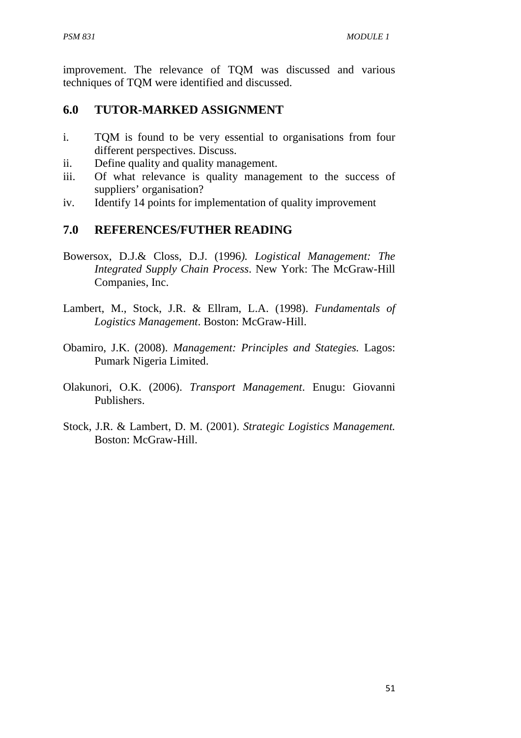improvement. The relevance of TQM was discussed and various techniques of TQM were identified and discussed.

## 6.0 TUTOR-MARKED ASSIGNMENT

i. TQM is found to be very essential to organisations from four different perspectives. Discuss.
ii. Define quality and quality management.
iii. Of what relevance is quality management to the success of suppliers' organisation?
iv. Identify 14 points for implementation of quality improvement

## 7.0 REFERENCES/FUTHER READING

Bowersox, D.J.& Closs, D.J. (1996*). Logistical Management: The Integrated Supply Chain Process*. New York: The McGraw-Hill Companies, Inc.

Lambert, M., Stock, J.R. & Ellram, L.A. (1998). *Fundamentals of Logistics Management*. Boston: McGraw-Hill.

Obamiro, J.K. (2008). *Management: Principles and Stategies.* Lagos: Pumark Nigeria Limited.

Olakunori, O.K. (2006). *Transport Management*. Enugu: Giovanni Publishers.

Stock, J.R. & Lambert, D. M. (2001). *Strategic Logistics Management.* Boston: McGraw-Hill.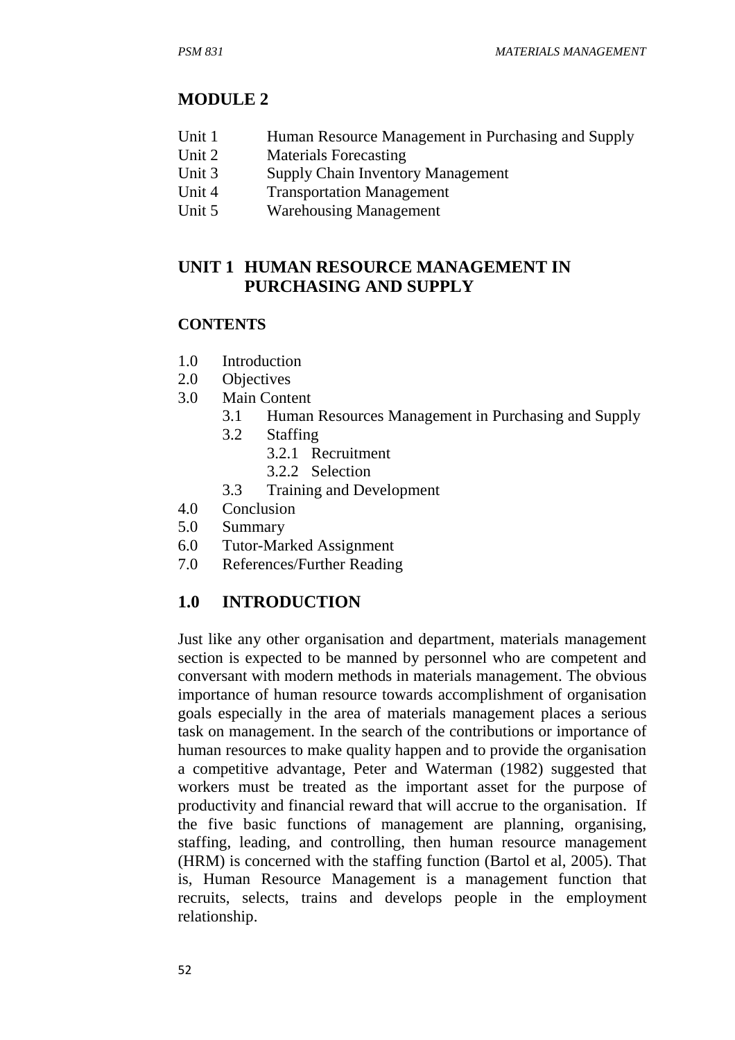# MODULE 2

Unit 1 Human Resource Management in Purchasing and Supply
Unit 2 Materials Forecasting
Unit 3 Supply Chain Inventory Management
Unit 4 Transportation Management
Unit 5 Warehousing Management

## UNIT 1 HUMAN RESOURCE MANAGEMENT IN PURCHASING AND SUPPLY

### CONTENTS

1.0 Introduction
2.0 Objectives
3.0 Main Content
- 3.1 Human Resources Management in Purchasing and Supply
- 3.2 Staffing
  - 3.2.1 Recruitment
  - 3.2.2 Selection
- 3.3 Training and Development

4.0 Conclusion
5.0 Summary
6.0 Tutor-Marked Assignment
7.0 References/Further Reading

## 1.0 INTRODUCTION

Just like any other organisation and department, materials management section is expected to be manned by personnel who are competent and conversant with modern methods in materials management. The obvious importance of human resource towards accomplishment of organisation goals especially in the area of materials management places a serious task on management. In the search of the contributions or importance of human resources to make quality happen and to provide the organisation a competitive advantage, Peter and Waterman (1982) suggested that workers must be treated as the important asset for the purpose of productivity and financial reward that will accrue to the organisation. If the five basic functions of management are planning, organising, staffing, leading, and controlling, then human resource management (HRM) is concerned with the staffing function (Bartol et al, 2005). That is, Human Resource Management is a management function that recruits, selects, trains and develops people in the employment relationship.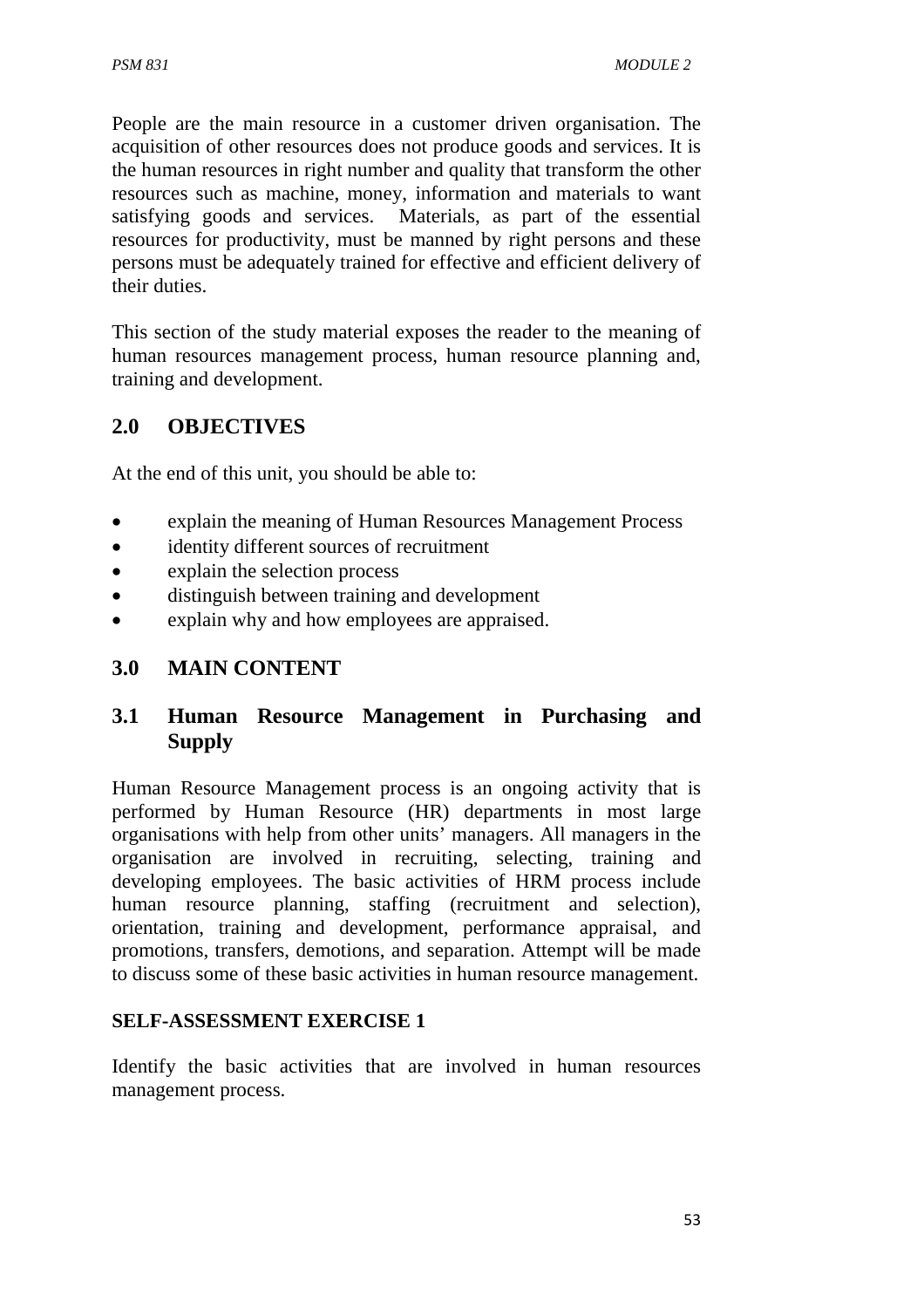People are the main resource in a customer driven organisation. The acquisition of other resources does not produce goods and services. It is the human resources in right number and quality that transform the other resources such as machine, money, information and materials to want satisfying goods and services. Materials, as part of the essential resources for productivity, must be manned by right persons and these persons must be adequately trained for effective and efficient delivery of their duties.

This section of the study material exposes the reader to the meaning of human resources management process, human resource planning and, training and development.

## 2.0 OBJECTIVES

At the end of this unit, you should be able to:

- explain the meaning of Human Resources Management Process
- identity different sources of recruitment
- explain the selection process
- distinguish between training and development
- explain why and how employees are appraised.

## 3.0 MAIN CONTENT

### 3.1 Human Resource Management in Purchasing and Supply

Human Resource Management process is an ongoing activity that is performed by Human Resource (HR) departments in most large organisations with help from other units' managers. All managers in the organisation are involved in recruiting, selecting, training and developing employees. The basic activities of HRM process include human resource planning, staffing (recruitment and selection), orientation, training and development, performance appraisal, and promotions, transfers, demotions, and separation. Attempt will be made to discuss some of these basic activities in human resource management.

**SELF-ASSESSMENT EXERCISE 1**

Identify the basic activities that are involved in human resources management process.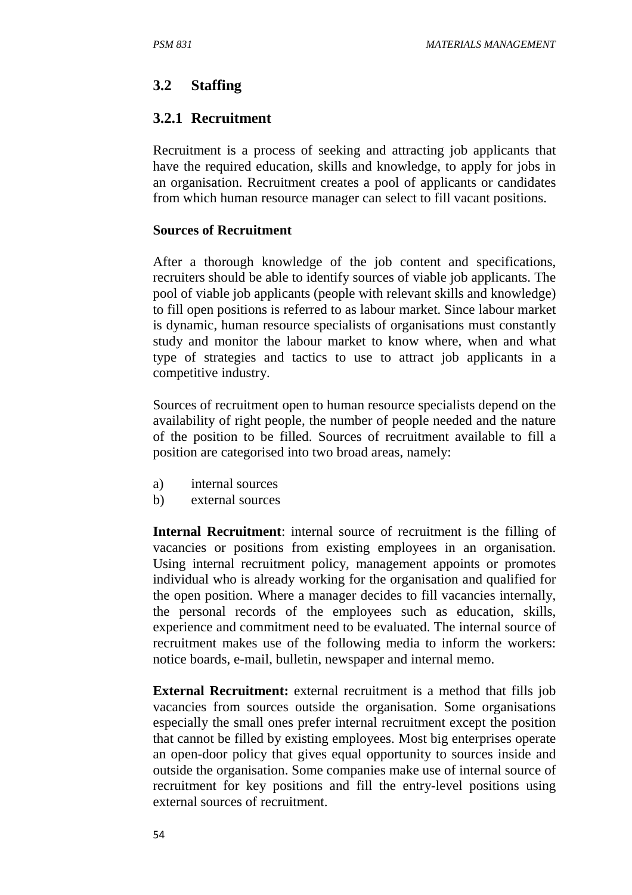## 3.2 Staffing

### 3.2.1 Recruitment

Recruitment is a process of seeking and attracting job applicants that have the required education, skills and knowledge, to apply for jobs in an organisation. Recruitment creates a pool of applicants or candidates from which human resource manager can select to fill vacant positions.

**Sources of Recruitment**

After a thorough knowledge of the job content and specifications, recruiters should be able to identify sources of viable job applicants. The pool of viable job applicants (people with relevant skills and knowledge) to fill open positions is referred to as labour market. Since labour market is dynamic, human resource specialists of organisations must constantly study and monitor the labour market to know where, when and what type of strategies and tactics to use to attract job applicants in a competitive industry.

Sources of recruitment open to human resource specialists depend on the availability of right people, the number of people needed and the nature of the position to be filled. Sources of recruitment available to fill a position are categorised into two broad areas, namely:

a) internal sources
b) external sources

**Internal Recruitment**: internal source of recruitment is the filling of vacancies or positions from existing employees in an organisation. Using internal recruitment policy, management appoints or promotes individual who is already working for the organisation and qualified for the open position. Where a manager decides to fill vacancies internally, the personal records of the employees such as education, skills, experience and commitment need to be evaluated. The internal source of recruitment makes use of the following media to inform the workers: notice boards, e-mail, bulletin, newspaper and internal memo.

**External Recruitment:** external recruitment is a method that fills job vacancies from sources outside the organisation. Some organisations especially the small ones prefer internal recruitment except the position that cannot be filled by existing employees. Most big enterprises operate an open-door policy that gives equal opportunity to sources inside and outside the organisation. Some companies make use of internal source of recruitment for key positions and fill the entry-level positions using external sources of recruitment.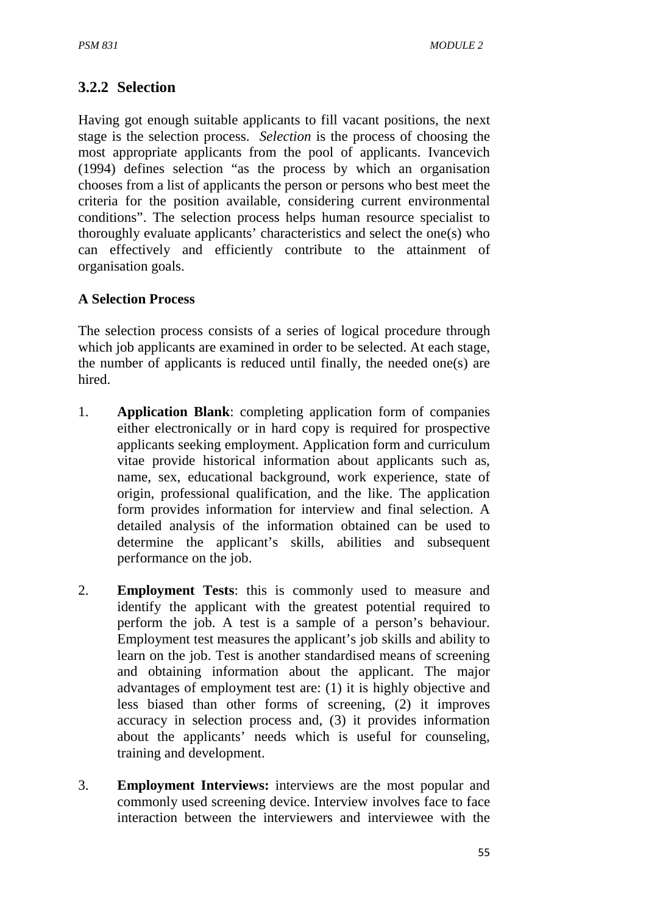### 3.2.2 Selection

Having got enough suitable applicants to fill vacant positions, the next stage is the selection process. *Selection* is the process of choosing the most appropriate applicants from the pool of applicants. Ivancevich (1994) defines selection "as the process by which an organisation chooses from a list of applicants the person or persons who best meet the criteria for the position available, considering current environmental conditions". The selection process helps human resource specialist to thoroughly evaluate applicants' characteristics and select the one(s) who can effectively and efficiently contribute to the attainment of organisation goals.

**A Selection Process**

The selection process consists of a series of logical procedure through which job applicants are examined in order to be selected. At each stage, the number of applicants is reduced until finally, the needed one(s) are hired.

1. **Application Blank**: completing application form of companies either electronically or in hard copy is required for prospective applicants seeking employment. Application form and curriculum vitae provide historical information about applicants such as, name, sex, educational background, work experience, state of origin, professional qualification, and the like. The application form provides information for interview and final selection. A detailed analysis of the information obtained can be used to determine the applicant's skills, abilities and subsequent performance on the job.

2. **Employment Tests**: this is commonly used to measure and identify the applicant with the greatest potential required to perform the job. A test is a sample of a person's behaviour. Employment test measures the applicant's job skills and ability to learn on the job. Test is another standardised means of screening and obtaining information about the applicant. The major advantages of employment test are: (1) it is highly objective and less biased than other forms of screening, (2) it improves accuracy in selection process and, (3) it provides information about the applicants' needs which is useful for counseling, training and development.

3. **Employment Interviews:** interviews are the most popular and commonly used screening device. Interview involves face to face interaction between the interviewers and interviewee with the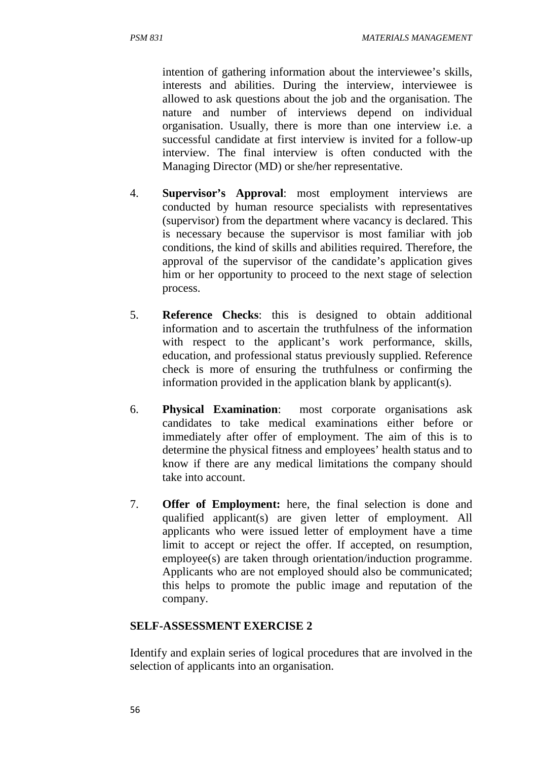intention of gathering information about the interviewee's skills, interests and abilities. During the interview, interviewee is allowed to ask questions about the job and the organisation. The nature and number of interviews depend on individual organisation. Usually, there is more than one interview i.e. a successful candidate at first interview is invited for a follow-up interview. The final interview is often conducted with the Managing Director (MD) or she/her representative.

4. **Supervisor's Approval**: most employment interviews are conducted by human resource specialists with representatives (supervisor) from the department where vacancy is declared. This is necessary because the supervisor is most familiar with job conditions, the kind of skills and abilities required. Therefore, the approval of the supervisor of the candidate's application gives him or her opportunity to proceed to the next stage of selection process.

5. **Reference Checks**: this is designed to obtain additional information and to ascertain the truthfulness of the information with respect to the applicant's work performance, skills, education, and professional status previously supplied. Reference check is more of ensuring the truthfulness or confirming the information provided in the application blank by applicant(s).

6. **Physical Examination**: most corporate organisations ask candidates to take medical examinations either before or immediately after offer of employment. The aim of this is to determine the physical fitness and employees' health status and to know if there are any medical limitations the company should take into account.

7. **Offer of Employment:** here, the final selection is done and qualified applicant(s) are given letter of employment. All applicants who were issued letter of employment have a time limit to accept or reject the offer. If accepted, on resumption, employee(s) are taken through orientation/induction programme. Applicants who are not employed should also be communicated; this helps to promote the public image and reputation of the company.

**SELF-ASSESSMENT EXERCISE 2**

Identify and explain series of logical procedures that are involved in the selection of applicants into an organisation.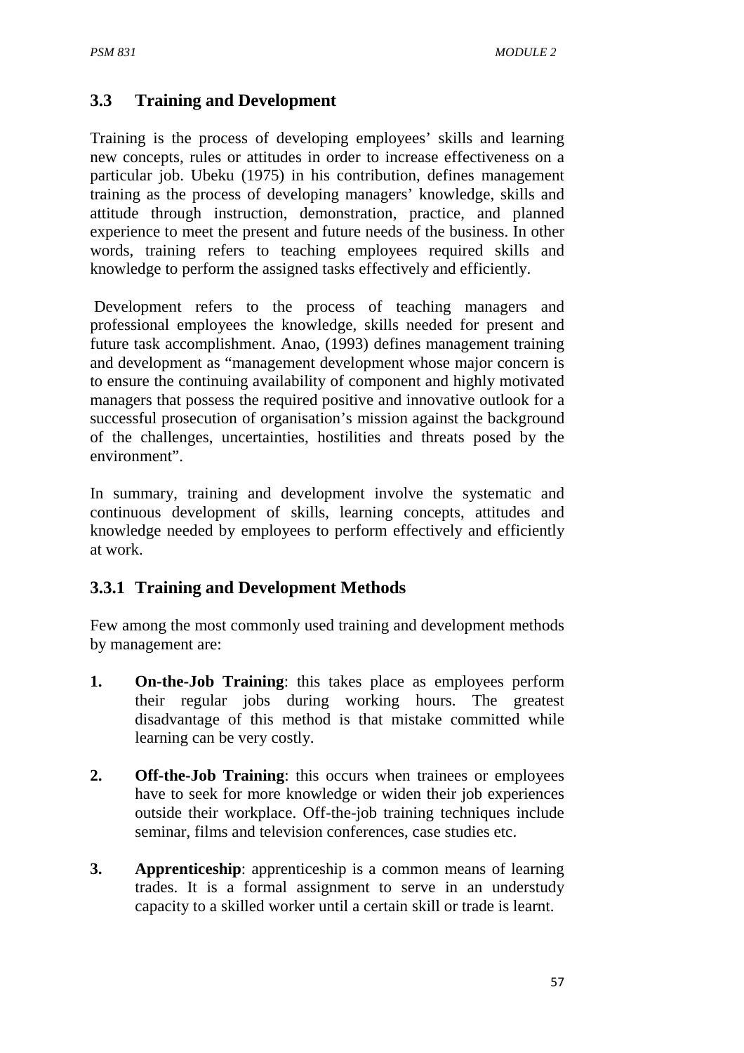## 3.3 Training and Development

Training is the process of developing employees' skills and learning new concepts, rules or attitudes in order to increase effectiveness on a particular job. Ubeku (1975) in his contribution, defines management training as the process of developing managers' knowledge, skills and attitude through instruction, demonstration, practice, and planned experience to meet the present and future needs of the business. In other words, training refers to teaching employees required skills and knowledge to perform the assigned tasks effectively and efficiently.

Development refers to the process of teaching managers and professional employees the knowledge, skills needed for present and future task accomplishment. Anao, (1993) defines management training and development as "management development whose major concern is to ensure the continuing availability of component and highly motivated managers that possess the required positive and innovative outlook for a successful prosecution of organisation's mission against the background of the challenges, uncertainties, hostilities and threats posed by the environment".

In summary, training and development involve the systematic and continuous development of skills, learning concepts, attitudes and knowledge needed by employees to perform effectively and efficiently at work.

### 3.3.1 Training and Development Methods

Few among the most commonly used training and development methods by management are:

1. **On-the-Job Training**: this takes place as employees perform their regular jobs during working hours. The greatest disadvantage of this method is that mistake committed while learning can be very costly.

2. **Off-the-Job Training**: this occurs when trainees or employees have to seek for more knowledge or widen their job experiences outside their workplace. Off-the-job training techniques include seminar, films and television conferences, case studies etc.

3. **Apprenticeship**: apprenticeship is a common means of learning trades. It is a formal assignment to serve in an understudy capacity to a skilled worker until a certain skill or trade is learnt.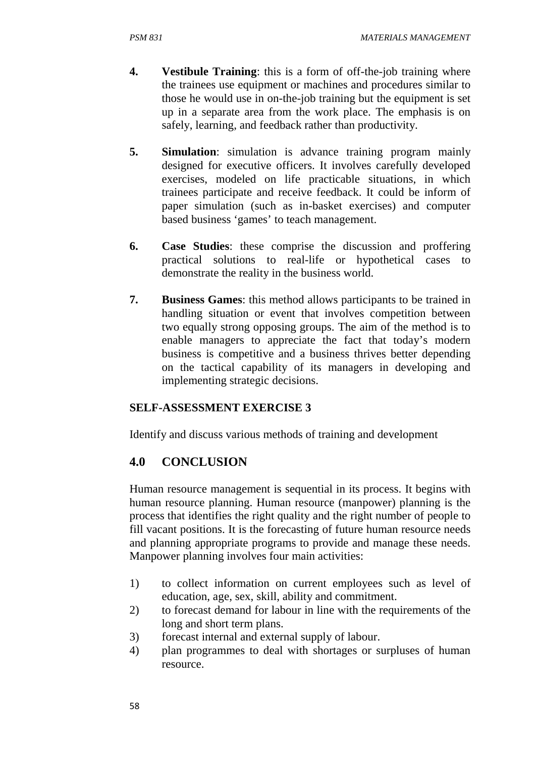4. **Vestibule Training**: this is a form of off-the-job training where the trainees use equipment or machines and procedures similar to those he would use in on-the-job training but the equipment is set up in a separate area from the work place. The emphasis is on safely, learning, and feedback rather than productivity.

5. **Simulation**: simulation is advance training program mainly designed for executive officers. It involves carefully developed exercises, modeled on life practicable situations, in which trainees participate and receive feedback. It could be inform of paper simulation (such as in-basket exercises) and computer based business 'games' to teach management.

6. **Case Studies**: these comprise the discussion and proffering practical solutions to real-life or hypothetical cases to demonstrate the reality in the business world.

7. **Business Games**: this method allows participants to be trained in handling situation or event that involves competition between two equally strong opposing groups. The aim of the method is to enable managers to appreciate the fact that today's modern business is competitive and a business thrives better depending on the tactical capability of its managers in developing and implementing strategic decisions.

### SELF-ASSESSMENT EXERCISE 3

Identify and discuss various methods of training and development

## 4.0 CONCLUSION

Human resource management is sequential in its process. It begins with human resource planning. Human resource (manpower) planning is the process that identifies the right quality and the right number of people to fill vacant positions. It is the forecasting of future human resource needs and planning appropriate programs to provide and manage these needs. Manpower planning involves four main activities:

1) to collect information on current employees such as level of education, age, sex, skill, ability and commitment.
2) to forecast demand for labour in line with the requirements of the long and short term plans.
3) forecast internal and external supply of labour.
4) plan programmes to deal with shortages or surpluses of human resource.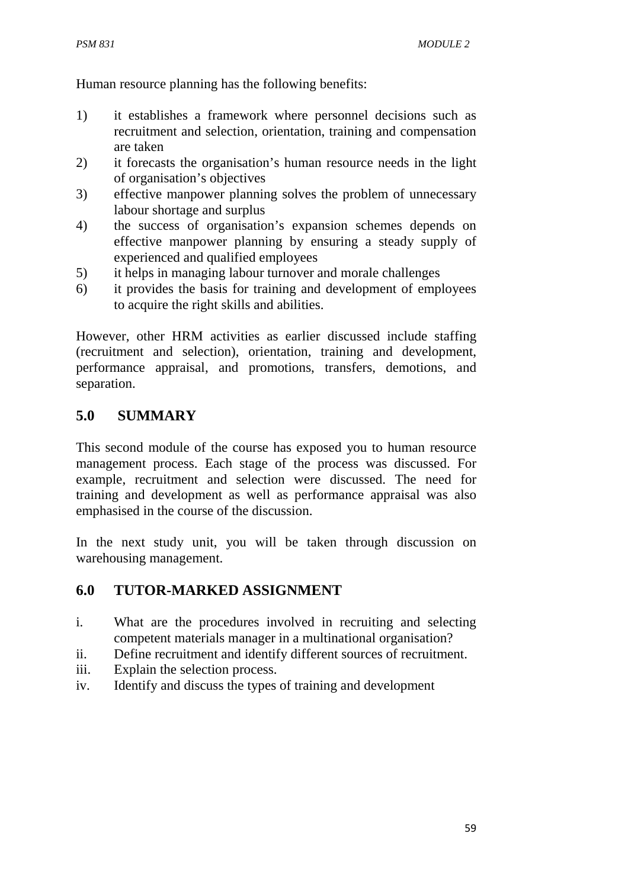Human resource planning has the following benefits:

1) it establishes a framework where personnel decisions such as recruitment and selection, orientation, training and compensation are taken
2) it forecasts the organisation's human resource needs in the light of organisation's objectives
3) effective manpower planning solves the problem of unnecessary labour shortage and surplus
4) the success of organisation's expansion schemes depends on effective manpower planning by ensuring a steady supply of experienced and qualified employees
5) it helps in managing labour turnover and morale challenges
6) it provides the basis for training and development of employees to acquire the right skills and abilities.

However, other HRM activities as earlier discussed include staffing (recruitment and selection), orientation, training and development, performance appraisal, and promotions, transfers, demotions, and separation.

## 5.0 SUMMARY

This second module of the course has exposed you to human resource management process. Each stage of the process was discussed. For example, recruitment and selection were discussed. The need for training and development as well as performance appraisal was also emphasised in the course of the discussion.

In the next study unit, you will be taken through discussion on warehousing management.

## 6.0 TUTOR-MARKED ASSIGNMENT

i. What are the procedures involved in recruiting and selecting competent materials manager in a multinational organisation?
ii. Define recruitment and identify different sources of recruitment.
iii. Explain the selection process.
iv. Identify and discuss the types of training and development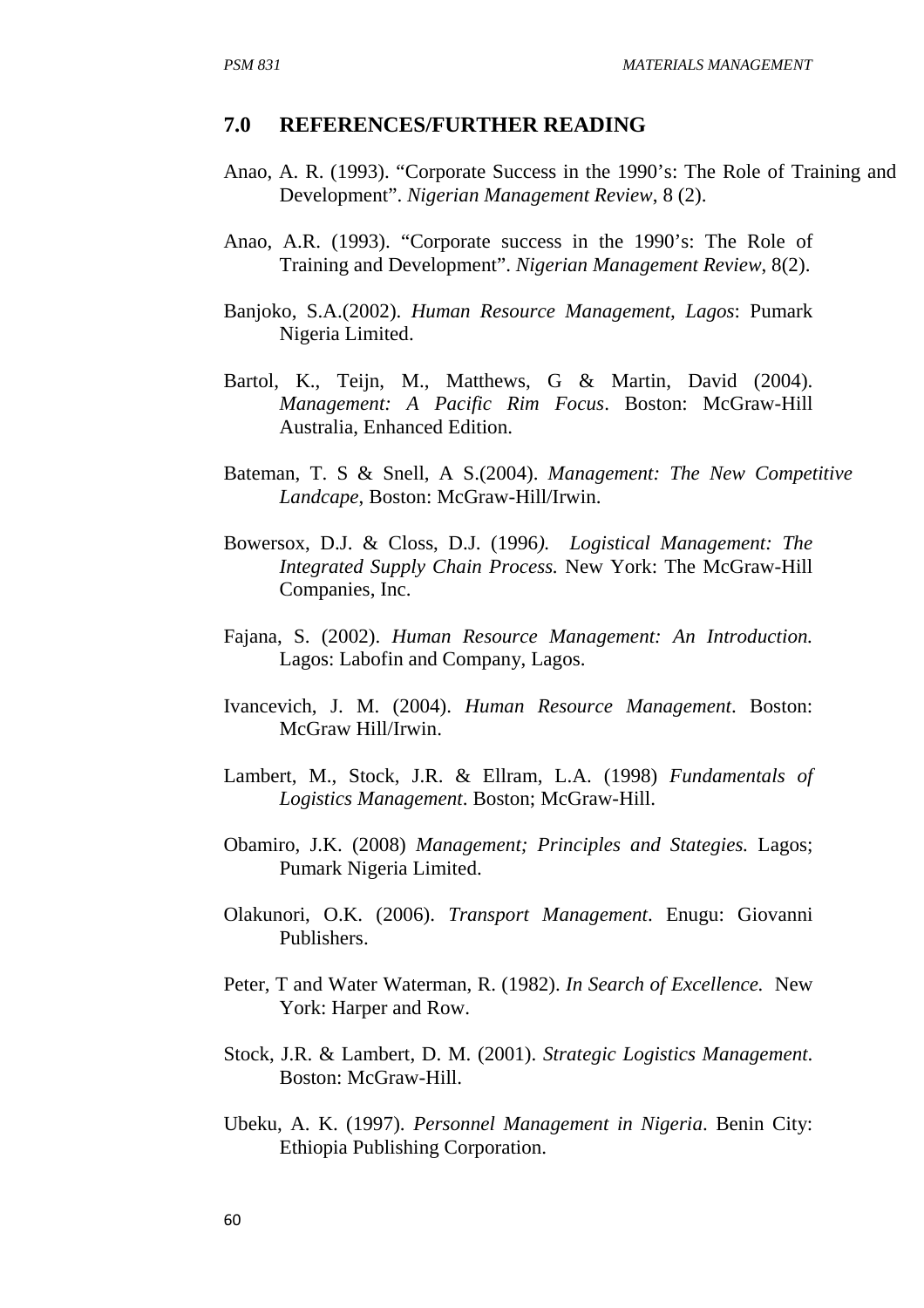## 7.0 REFERENCES/FURTHER READING

Anao, A. R. (1993). "Corporate Success in the 1990's: The Role of Training and Development". *Nigerian Management Review*, 8 (2).

Anao, A.R. (1993). "Corporate success in the 1990's: The Role of Training and Development". *Nigerian Management Review*, 8(2).

Banjoko, S.A.(2002). *Human Resource Management, Lagos*: Pumark Nigeria Limited.

Bartol, K., Teijn, M., Matthews, G & Martin, David (2004). *Management: A Pacific Rim Focus*. Boston: McGraw-Hill Australia, Enhanced Edition.

Bateman, T. S & Snell, A S.(2004). *Management: The New Competitive Landcape*, Boston: McGraw-Hill/Irwin.

Bowersox, D.J. & Closs, D.J. (1996*). Logistical Management: The Integrated Supply Chain Process.* New York: The McGraw-Hill Companies, Inc.

Fajana, S. (2002). *Human Resource Management: An Introduction.* Lagos: Labofin and Company, Lagos.

Ivancevich, J. M. (2004). *Human Resource Management*. Boston: McGraw Hill/Irwin.

Lambert, M., Stock, J.R. & Ellram, L.A. (1998) *Fundamentals of Logistics Management*. Boston; McGraw-Hill.

Obamiro, J.K. (2008) *Management; Principles and Stategies.* Lagos; Pumark Nigeria Limited.

Olakunori, O.K. (2006). *Transport Management*. Enugu: Giovanni Publishers.

Peter, T and Water Waterman, R. (1982). *In Search of Excellence.* New York: Harper and Row.

Stock, J.R. & Lambert, D. M. (2001). *Strategic Logistics Management.* Boston: McGraw-Hill.

Ubeku, A. K. (1997). *Personnel Management in Nigeria*. Benin City: Ethiopia Publishing Corporation.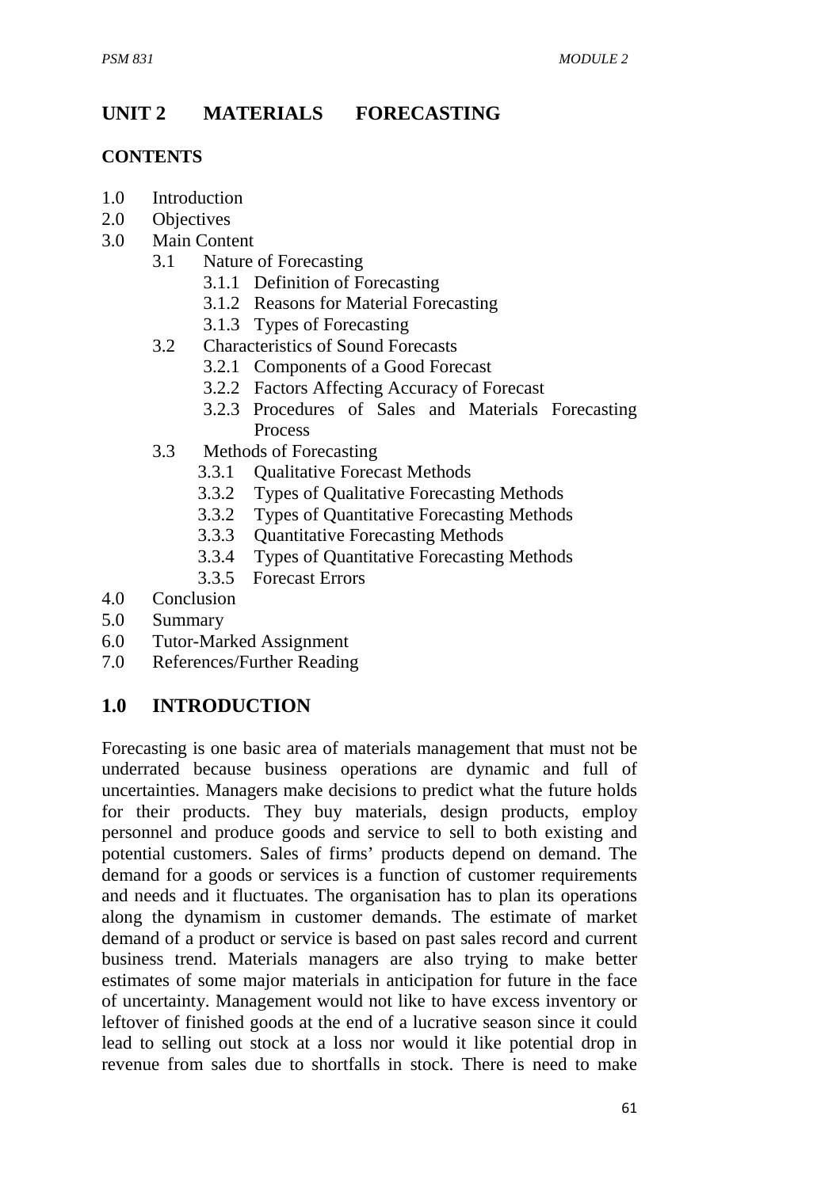# UNIT 2 MATERIALS FORECASTING

## CONTENTS

- 1.0 Introduction
- 2.0 Objectives
- 3.0 Main Content
  - 3.1 Nature of Forecasting
    - 3.1.1 Definition of Forecasting
    - 3.1.2 Reasons for Material Forecasting
    - 3.1.3 Types of Forecasting
  - 3.2 Characteristics of Sound Forecasts
    - 3.2.1 Components of a Good Forecast
    - 3.2.2 Factors Affecting Accuracy of Forecast
    - 3.2.3 Procedures of Sales and Materials Forecasting Process
  - 3.3 Methods of Forecasting
    - 3.3.1 Qualitative Forecast Methods
    - 3.3.2 Types of Qualitative Forecasting Methods
    - 3.3.2 Types of Quantitative Forecasting Methods
    - 3.3.3 Quantitative Forecasting Methods
    - 3.3.4 Types of Quantitative Forecasting Methods
    - 3.3.5 Forecast Errors
- 4.0 Conclusion
- 5.0 Summary
- 6.0 Tutor-Marked Assignment
- 7.0 References/Further Reading

## 1.0 INTRODUCTION

Forecasting is one basic area of materials management that must not be underrated because business operations are dynamic and full of uncertainties. Managers make decisions to predict what the future holds for their products. They buy materials, design products, employ personnel and produce goods and service to sell to both existing and potential customers. Sales of firms' products depend on demand. The demand for a goods or services is a function of customer requirements and needs and it fluctuates. The organisation has to plan its operations along the dynamism in customer demands. The estimate of market demand of a product or service is based on past sales record and current business trend. Materials managers are also trying to make better estimates of some major materials in anticipation for future in the face of uncertainty. Management would not like to have excess inventory or leftover of finished goods at the end of a lucrative season since it could lead to selling out stock at a loss nor would it like potential drop in revenue from sales due to shortfalls in stock. There is need to make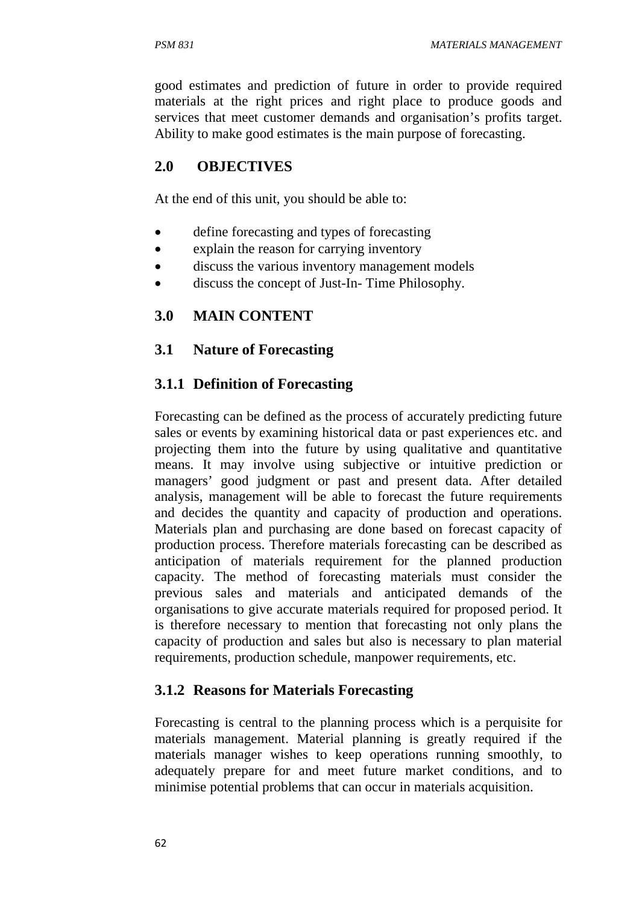good estimates and prediction of future in order to provide required materials at the right prices and right place to produce goods and services that meet customer demands and organisation's profits target. Ability to make good estimates is the main purpose of forecasting.

## 2.0 OBJECTIVES

At the end of this unit, you should be able to:

- define forecasting and types of forecasting
- explain the reason for carrying inventory
- discuss the various inventory management models
- discuss the concept of Just-In- Time Philosophy.

## 3.0 MAIN CONTENT

### 3.1 Nature of Forecasting

#### 3.1.1 Definition of Forecasting

Forecasting can be defined as the process of accurately predicting future sales or events by examining historical data or past experiences etc. and projecting them into the future by using qualitative and quantitative means. It may involve using subjective or intuitive prediction or managers' good judgment or past and present data. After detailed analysis, management will be able to forecast the future requirements and decides the quantity and capacity of production and operations. Materials plan and purchasing are done based on forecast capacity of production process. Therefore materials forecasting can be described as anticipation of materials requirement for the planned production capacity. The method of forecasting materials must consider the previous sales and materials and anticipated demands of the organisations to give accurate materials required for proposed period. It is therefore necessary to mention that forecasting not only plans the capacity of production and sales but also is necessary to plan material requirements, production schedule, manpower requirements, etc.

#### 3.1.2 Reasons for Materials Forecasting

Forecasting is central to the planning process which is a perquisite for materials management. Material planning is greatly required if the materials manager wishes to keep operations running smoothly, to adequately prepare for and meet future market conditions, and to minimise potential problems that can occur in materials acquisition.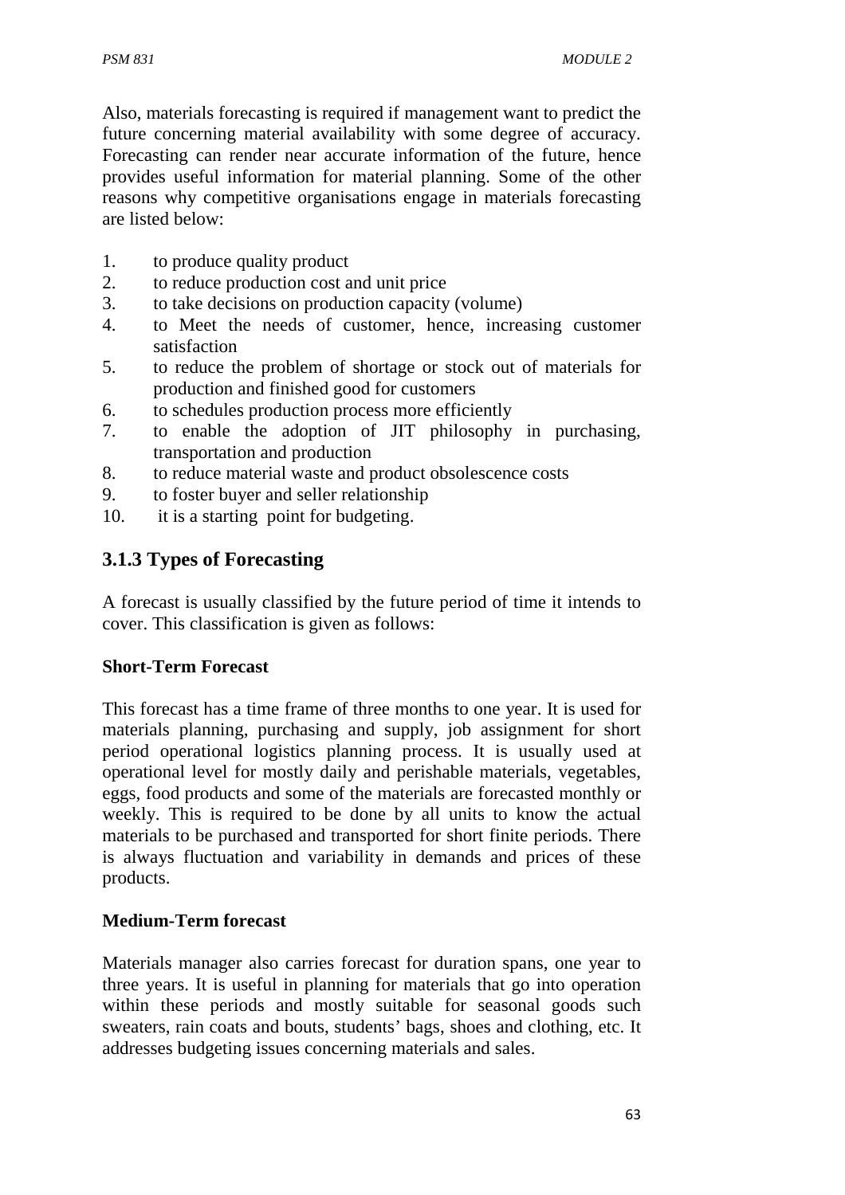Also, materials forecasting is required if management want to predict the future concerning material availability with some degree of accuracy. Forecasting can render near accurate information of the future, hence provides useful information for material planning. Some of the other reasons why competitive organisations engage in materials forecasting are listed below:

1. to produce quality product
2. to reduce production cost and unit price
3. to take decisions on production capacity (volume)
4. to Meet the needs of customer, hence, increasing customer satisfaction
5. to reduce the problem of shortage or stock out of materials for production and finished good for customers
6. to schedules production process more efficiently
7. to enable the adoption of JIT philosophy in purchasing, transportation and production
8. to reduce material waste and product obsolescence costs
9. to foster buyer and seller relationship
10. it is a starting point for budgeting.

### 3.1.3 Types of Forecasting

A forecast is usually classified by the future period of time it intends to cover. This classification is given as follows:

**Short-Term Forecast**

This forecast has a time frame of three months to one year. It is used for materials planning, purchasing and supply, job assignment for short period operational logistics planning process. It is usually used at operational level for mostly daily and perishable materials, vegetables, eggs, food products and some of the materials are forecasted monthly or weekly. This is required to be done by all units to know the actual materials to be purchased and transported for short finite periods. There is always fluctuation and variability in demands and prices of these products.

**Medium-Term forecast**

Materials manager also carries forecast for duration spans, one year to three years. It is useful in planning for materials that go into operation within these periods and mostly suitable for seasonal goods such sweaters, rain coats and bouts, students' bags, shoes and clothing, etc. It addresses budgeting issues concerning materials and sales.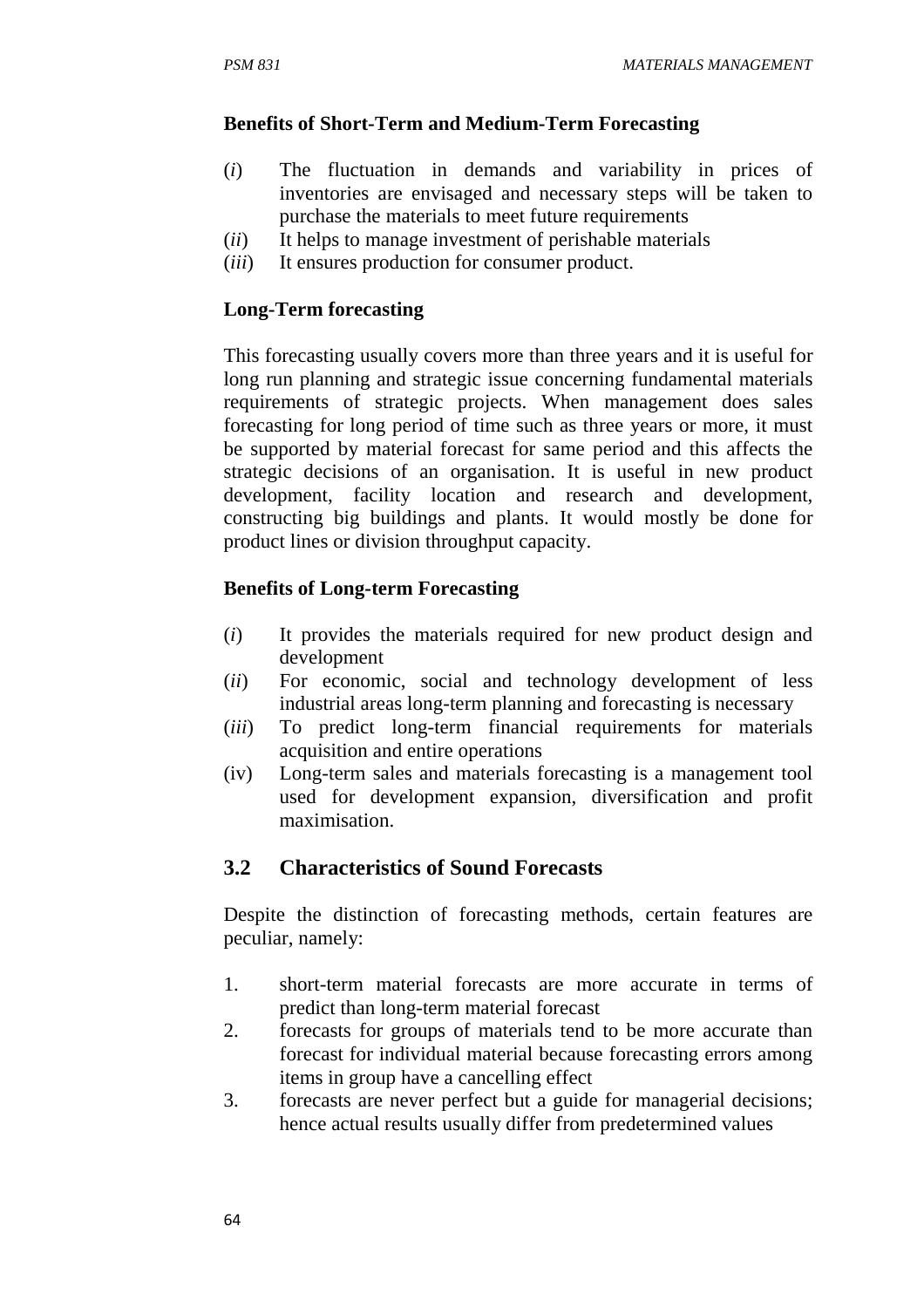**Benefits of Short-Term and Medium-Term Forecasting**

(*i*) The fluctuation in demands and variability in prices of inventories are envisaged and necessary steps will be taken to purchase the materials to meet future requirements
(*ii*) It helps to manage investment of perishable materials
(*iii*) It ensures production for consumer product.

**Long-Term forecasting**

This forecasting usually covers more than three years and it is useful for long run planning and strategic issue concerning fundamental materials requirements of strategic projects. When management does sales forecasting for long period of time such as three years or more, it must be supported by material forecast for same period and this affects the strategic decisions of an organisation. It is useful in new product development, facility location and research and development, constructing big buildings and plants. It would mostly be done for product lines or division throughput capacity.

**Benefits of Long-term Forecasting**

(*i*) It provides the materials required for new product design and development
(*ii*) For economic, social and technology development of less industrial areas long-term planning and forecasting is necessary
(*iii*) To predict long-term financial requirements for materials acquisition and entire operations
(iv) Long-term sales and materials forecasting is a management tool used for development expansion, diversification and profit maximisation.

## 3.2 Characteristics of Sound Forecasts

Despite the distinction of forecasting methods, certain features are peculiar, namely:

1. short-term material forecasts are more accurate in terms of predict than long-term material forecast
2. forecasts for groups of materials tend to be more accurate than forecast for individual material because forecasting errors among items in group have a cancelling effect
3. forecasts are never perfect but a guide for managerial decisions; hence actual results usually differ from predetermined values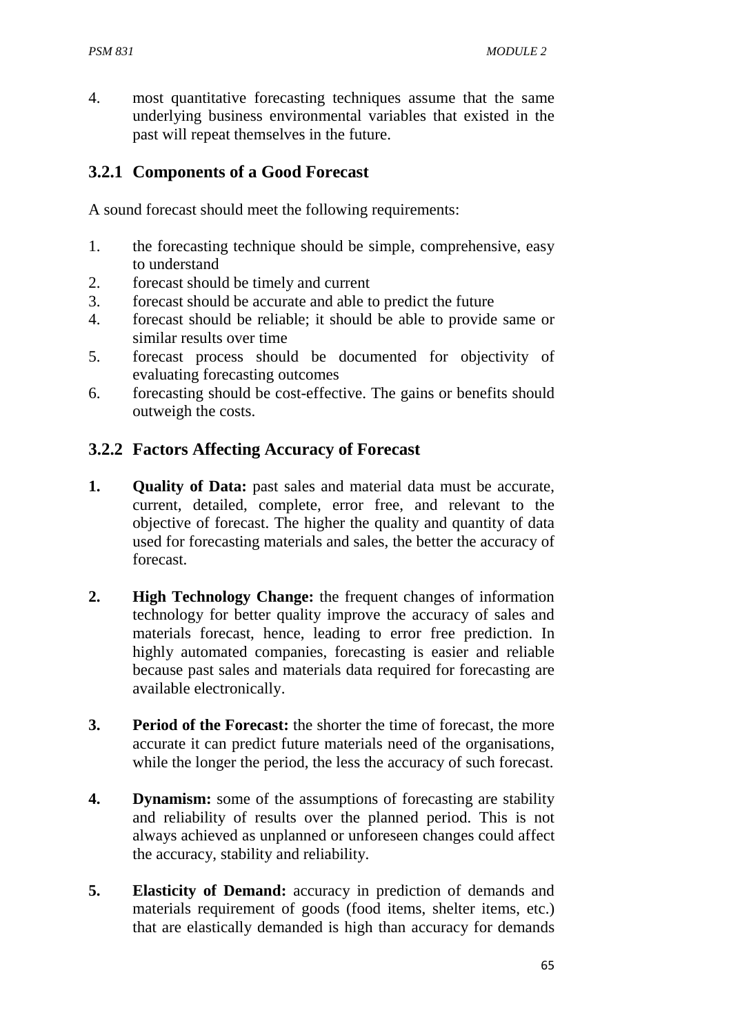4. most quantitative forecasting techniques assume that the same underlying business environmental variables that existed in the past will repeat themselves in the future.

### 3.2.1 Components of a Good Forecast

A sound forecast should meet the following requirements:

1. the forecasting technique should be simple, comprehensive, easy to understand
2. forecast should be timely and current
3. forecast should be accurate and able to predict the future
4. forecast should be reliable; it should be able to provide same or similar results over time
5. forecast process should be documented for objectivity of evaluating forecasting outcomes
6. forecasting should be cost-effective. The gains or benefits should outweigh the costs.

### 3.2.2 Factors Affecting Accuracy of Forecast

1. **Quality of Data:** past sales and material data must be accurate, current, detailed, complete, error free, and relevant to the objective of forecast. The higher the quality and quantity of data used for forecasting materials and sales, the better the accuracy of forecast.

2. **High Technology Change:** the frequent changes of information technology for better quality improve the accuracy of sales and materials forecast, hence, leading to error free prediction. In highly automated companies, forecasting is easier and reliable because past sales and materials data required for forecasting are available electronically.

3. **Period of the Forecast:** the shorter the time of forecast, the more accurate it can predict future materials need of the organisations, while the longer the period, the less the accuracy of such forecast.

4. **Dynamism:** some of the assumptions of forecasting are stability and reliability of results over the planned period. This is not always achieved as unplanned or unforeseen changes could affect the accuracy, stability and reliability.

5. **Elasticity of Demand:** accuracy in prediction of demands and materials requirement of goods (food items, shelter items, etc.) that are elastically demanded is high than accuracy for demands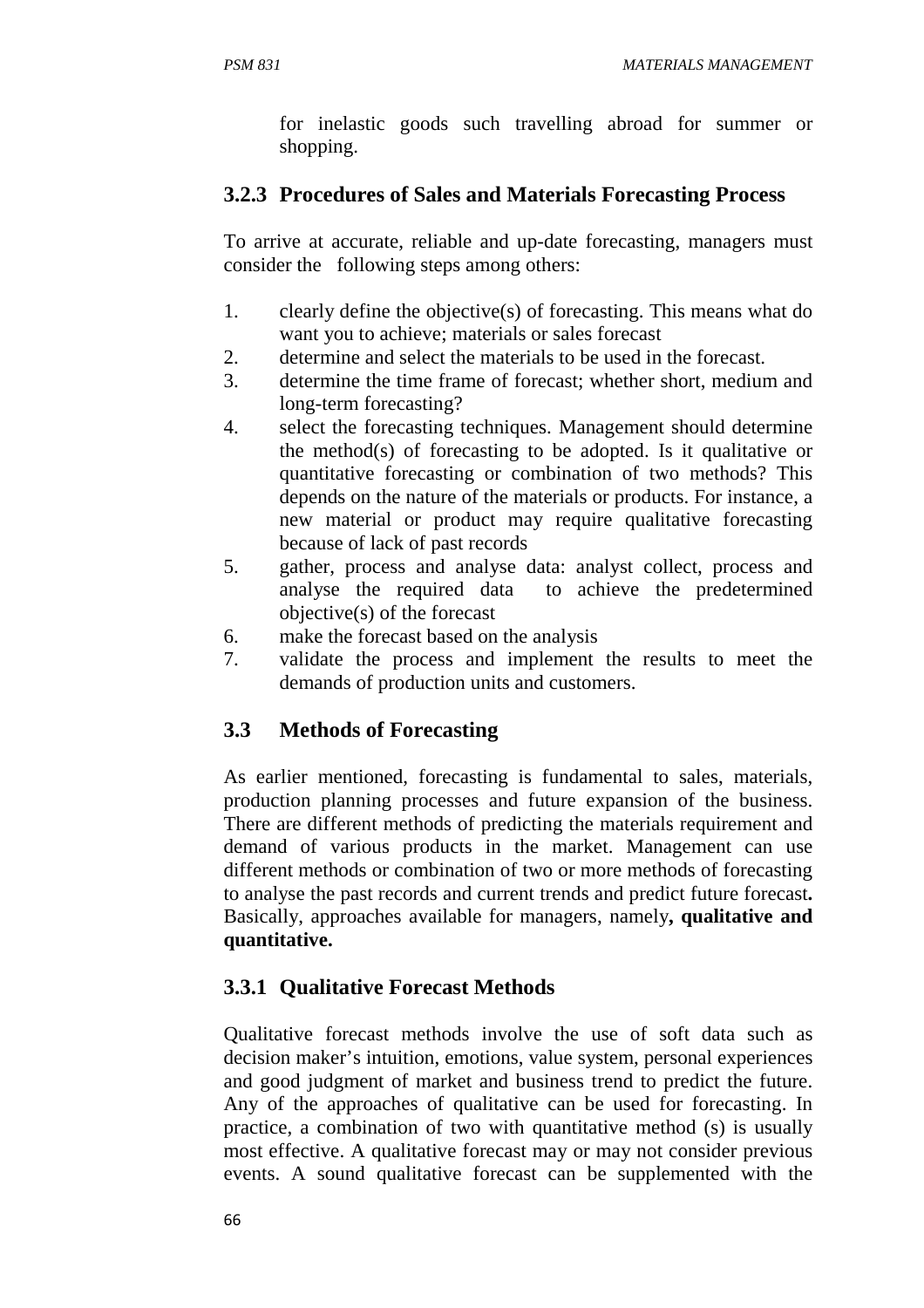for inelastic goods such travelling abroad for summer or shopping.

### 3.2.3 Procedures of Sales and Materials Forecasting Process

To arrive at accurate, reliable and up-date forecasting, managers must consider the following steps among others:

1. clearly define the objective(s) of forecasting. This means what do want you to achieve; materials or sales forecast
2. determine and select the materials to be used in the forecast.
3. determine the time frame of forecast; whether short, medium and long-term forecasting?
4. select the forecasting techniques. Management should determine the method(s) of forecasting to be adopted. Is it qualitative or quantitative forecasting or combination of two methods? This depends on the nature of the materials or products. For instance, a new material or product may require qualitative forecasting because of lack of past records
5. gather, process and analyse data: analyst collect, process and analyse the required data to achieve the predetermined objective(s) of the forecast
6. make the forecast based on the analysis
7. validate the process and implement the results to meet the demands of production units and customers.

## 3.3 Methods of Forecasting

As earlier mentioned, forecasting is fundamental to sales, materials, production planning processes and future expansion of the business. There are different methods of predicting the materials requirement and demand of various products in the market. Management can use different methods or combination of two or more methods of forecasting to analyse the past records and current trends and predict future forecast**.** Basically, approaches available for managers, namely**, qualitative and quantitative.**

### 3.3.1 Qualitative Forecast Methods

Qualitative forecast methods involve the use of soft data such as decision maker's intuition, emotions, value system, personal experiences and good judgment of market and business trend to predict the future. Any of the approaches of qualitative can be used for forecasting. In practice, a combination of two with quantitative method (s) is usually most effective. A qualitative forecast may or may not consider previous events. A sound qualitative forecast can be supplemented with the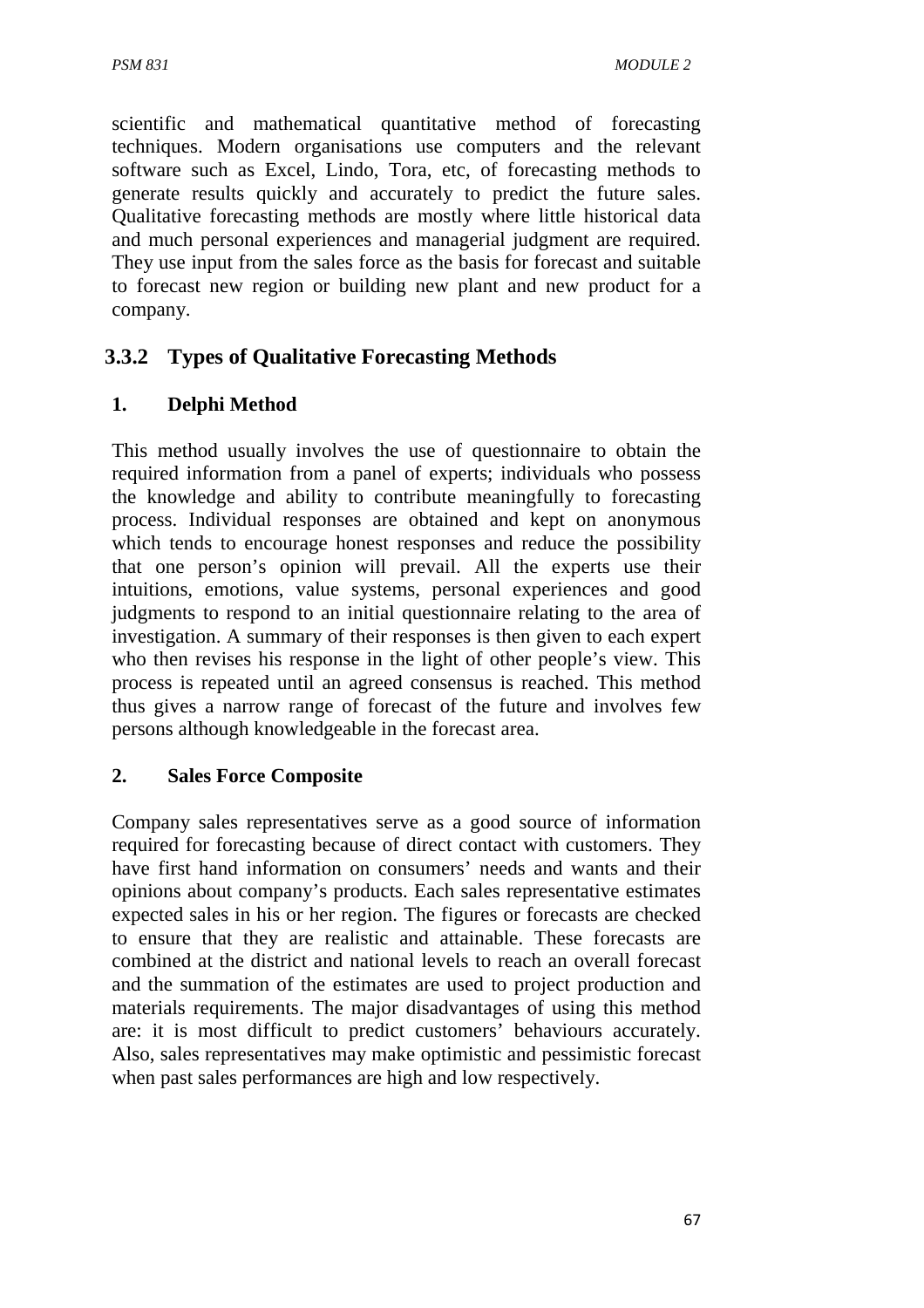scientific and mathematical quantitative method of forecasting techniques. Modern organisations use computers and the relevant software such as Excel, Lindo, Tora, etc, of forecasting methods to generate results quickly and accurately to predict the future sales. Qualitative forecasting methods are mostly where little historical data and much personal experiences and managerial judgment are required. They use input from the sales force as the basis for forecast and suitable to forecast new region or building new plant and new product for a company.

### 3.3.2 Types of Qualitative Forecasting Methods

**1. Delphi Method**

This method usually involves the use of questionnaire to obtain the required information from a panel of experts; individuals who possess the knowledge and ability to contribute meaningfully to forecasting process. Individual responses are obtained and kept on anonymous which tends to encourage honest responses and reduce the possibility that one person's opinion will prevail. All the experts use their intuitions, emotions, value systems, personal experiences and good judgments to respond to an initial questionnaire relating to the area of investigation. A summary of their responses is then given to each expert who then revises his response in the light of other people's view. This process is repeated until an agreed consensus is reached. This method thus gives a narrow range of forecast of the future and involves few persons although knowledgeable in the forecast area.

**2. Sales Force Composite**

Company sales representatives serve as a good source of information required for forecasting because of direct contact with customers. They have first hand information on consumers' needs and wants and their opinions about company's products. Each sales representative estimates expected sales in his or her region. The figures or forecasts are checked to ensure that they are realistic and attainable. These forecasts are combined at the district and national levels to reach an overall forecast and the summation of the estimates are used to project production and materials requirements. The major disadvantages of using this method are: it is most difficult to predict customers' behaviours accurately. Also, sales representatives may make optimistic and pessimistic forecast when past sales performances are high and low respectively.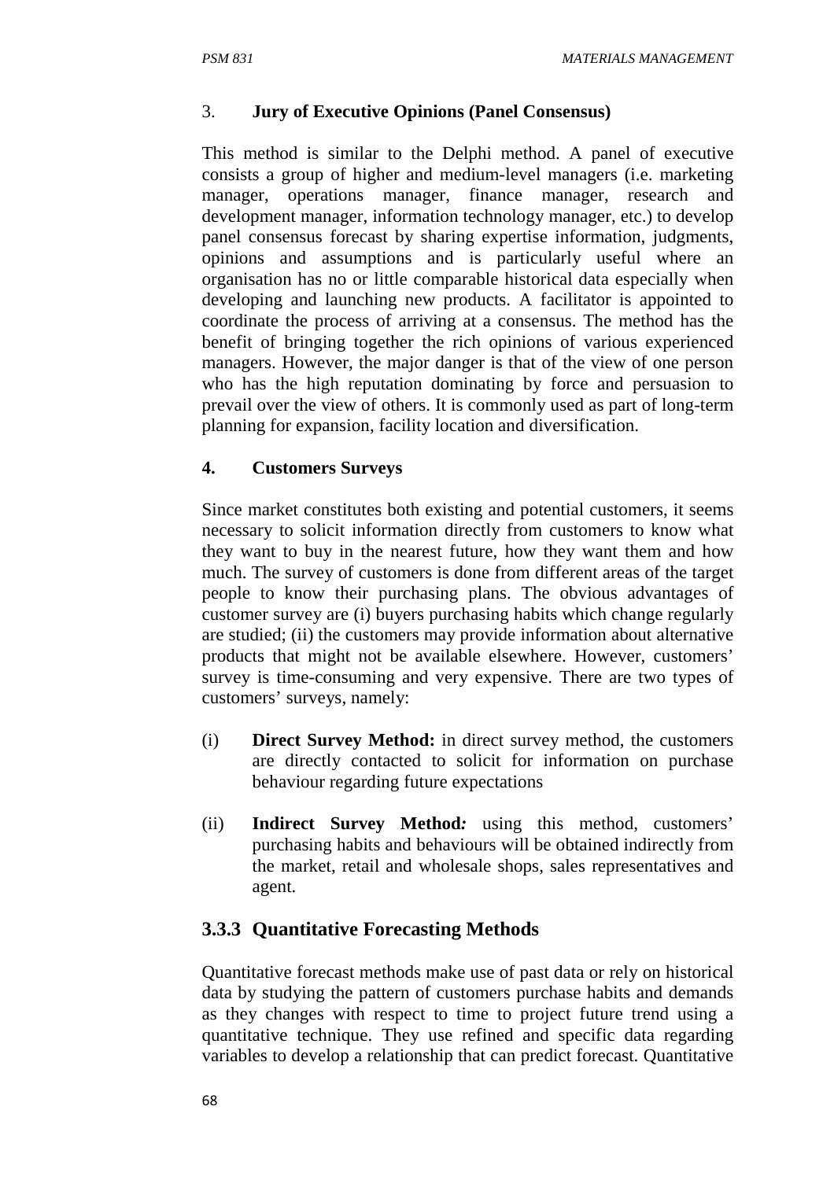3. **Jury of Executive Opinions (Panel Consensus)**

This method is similar to the Delphi method. A panel of executive consists a group of higher and medium-level managers (i.e. marketing manager, operations manager, finance manager, research and development manager, information technology manager, etc.) to develop panel consensus forecast by sharing expertise information, judgments, opinions and assumptions and is particularly useful where an organisation has no or little comparable historical data especially when developing and launching new products. A facilitator is appointed to coordinate the process of arriving at a consensus. The method has the benefit of bringing together the rich opinions of various experienced managers. However, the major danger is that of the view of one person who has the high reputation dominating by force and persuasion to prevail over the view of others. It is commonly used as part of long-term planning for expansion, facility location and diversification.

**4. Customers Surveys**

Since market constitutes both existing and potential customers, it seems necessary to solicit information directly from customers to know what they want to buy in the nearest future, how they want them and how much. The survey of customers is done from different areas of the target people to know their purchasing plans. The obvious advantages of customer survey are (i) buyers purchasing habits which change regularly are studied; (ii) the customers may provide information about alternative products that might not be available elsewhere. However, customers' survey is time-consuming and very expensive. There are two types of customers' surveys, namely:

(i) **Direct Survey Method:** in direct survey method, the customers are directly contacted to solicit for information on purchase behaviour regarding future expectations

(ii) **Indirect Survey Method***:* using this method, customers' purchasing habits and behaviours will be obtained indirectly from the market, retail and wholesale shops, sales representatives and agent.

## 3.3.3 Quantitative Forecasting Methods

Quantitative forecast methods make use of past data or rely on historical data by studying the pattern of customers purchase habits and demands as they changes with respect to time to project future trend using a quantitative technique. They use refined and specific data regarding variables to develop a relationship that can predict forecast. Quantitative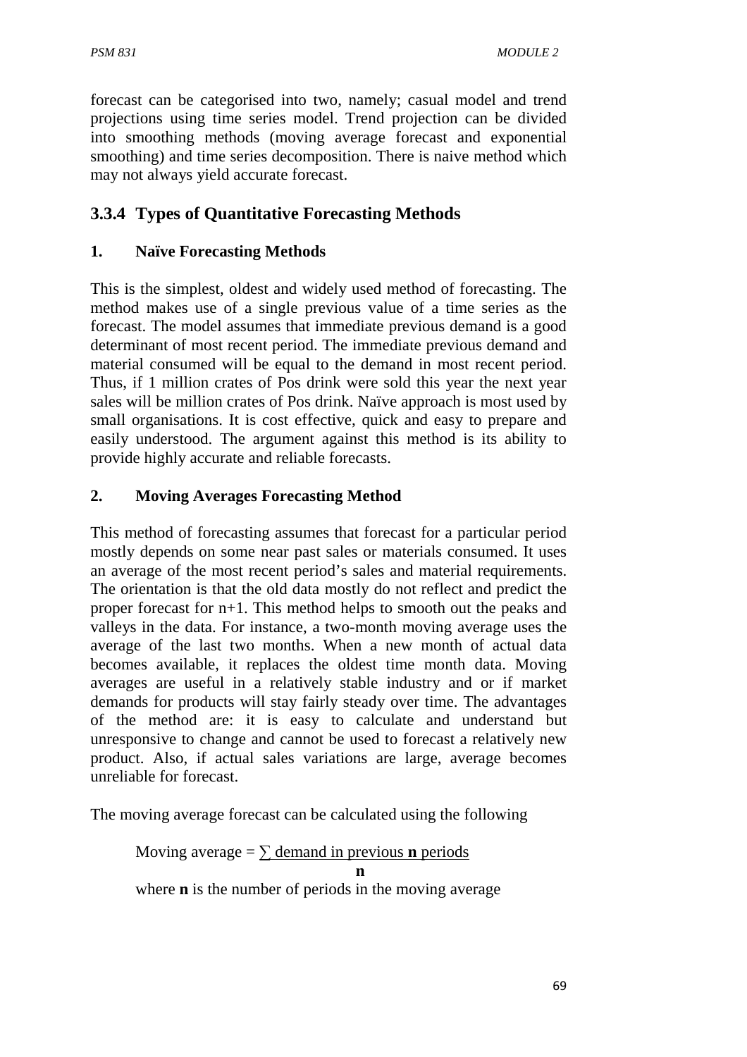forecast can be categorised into two, namely; casual model and trend projections using time series model. Trend projection can be divided into smoothing methods (moving average forecast and exponential smoothing) and time series decomposition. There is naive method which may not always yield accurate forecast.

### 3.3.4 Types of Quantitative Forecasting Methods

#### 1. Naïve Forecasting Methods

This is the simplest, oldest and widely used method of forecasting. The method makes use of a single previous value of a time series as the forecast. The model assumes that immediate previous demand is a good determinant of most recent period. The immediate previous demand and material consumed will be equal to the demand in most recent period. Thus, if 1 million crates of Pos drink were sold this year the next year sales will be million crates of Pos drink. Naïve approach is most used by small organisations. It is cost effective, quick and easy to prepare and easily understood. The argument against this method is its ability to provide highly accurate and reliable forecasts.

#### 2. Moving Averages Forecasting Method

This method of forecasting assumes that forecast for a particular period mostly depends on some near past sales or materials consumed. It uses an average of the most recent period's sales and material requirements. The orientation is that the old data mostly do not reflect and predict the proper forecast for n+1. This method helps to smooth out the peaks and valleys in the data. For instance, a two-month moving average uses the average of the last two months. When a new month of actual data becomes available, it replaces the oldest time month data. Moving averages are useful in a relatively stable industry and or if market demands for products will stay fairly steady over time. The advantages of the method are: it is easy to calculate and understand but unresponsive to change and cannot be used to forecast a relatively new product. Also, if actual sales variations are large, average becomes unreliable for forecast.

The moving average forecast can be calculated using the following

$$\text{Moving average} = \frac{\sum \text{demand in previous } \mathbf{n} \text{ periods}}{\mathbf{n}}$$

where **n** is the number of periods in the moving average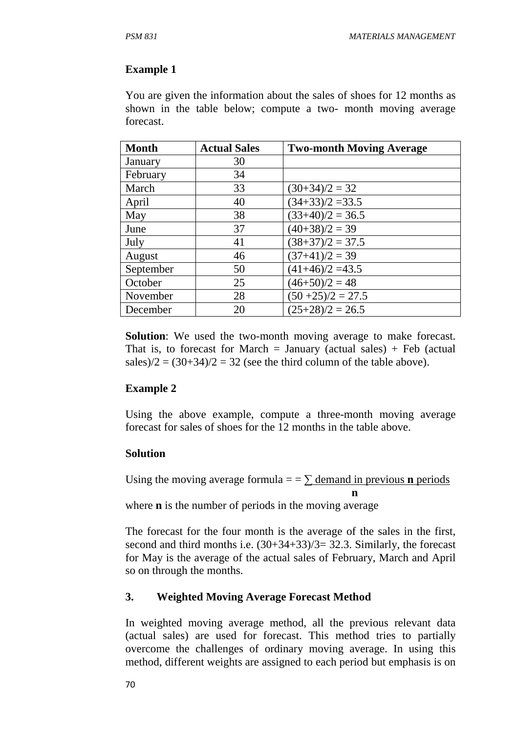**Example 1**

You are given the information about the sales of shoes for 12 months as shown in the table below; compute a two- month moving average forecast.

| Month | Actual Sales | Two-month Moving Average |
|---|---|---|
| January | 30 | |
| February | 34 | |
| March | 33 | (30+34)/2 = 32 |
| April | 40 | (34+33)/2 =33.5 |
| May | 38 | (33+40)/2 = 36.5 |
| June | 37 | (40+38)/2 = 39 |
| July | 41 | (38+37)/2 = 37.5 |
| August | 46 | (37+41)/2 = 39 |
| September | 50 | (41+46)/2 =43.5 |
| October | 25 | (46+50)/2 = 48 |
| November | 28 | (50 +25)/2 = 27.5 |
| December | 20 | (25+28)/2 = 26.5 |

**Solution**: We used the two-month moving average to make forecast. That is, to forecast for March = January (actual sales) + Feb (actual sales)/2 = (30+34)/2 = 32 (see the third column of the table above).

**Example 2**

Using the above example, compute a three-month moving average forecast for sales of shoes for the 12 months in the table above.

**Solution**

Using the moving average formula = = $\frac{\sum \text{demand in previous } \mathbf{n} \text{ periods}}{\mathbf{n}}$

where **n** is the number of periods in the moving average

The forecast for the four month is the average of the sales in the first, second and third months i.e. (30+34+33)/3= 32.3. Similarly, the forecast for May is the average of the actual sales of February, March and April so on through the months.

### 3. Weighted Moving Average Forecast Method

In weighted moving average method, all the previous relevant data (actual sales) are used for forecast. This method tries to partially overcome the challenges of ordinary moving average. In using this method, different weights are assigned to each period but emphasis is on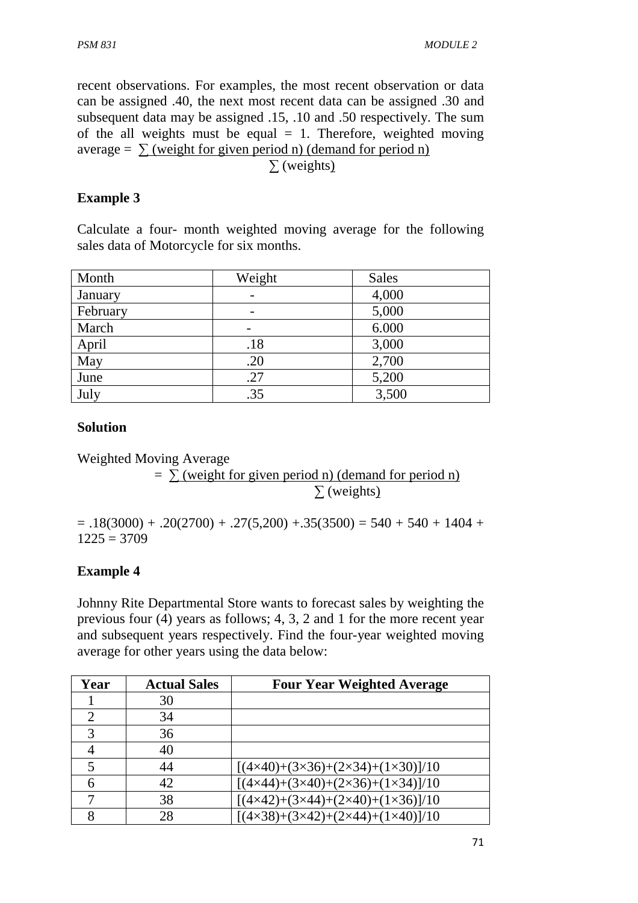recent observations. For examples, the most recent observation or data can be assigned .40, the next most recent data can be assigned .30 and subsequent data may be assigned .15, .10 and .50 respectively. The sum of the all weights must be equal = 1. Therefore, weighted moving average = $\frac{\sum \text{(weight for given period n) (demand for period n)}}{\sum \text{(weights)}}$

**Example 3**

Calculate a four- month weighted moving average for the following sales data of Motorcycle for six months.

| Month | Weight | Sales |
|---|---|---|
| January | - | 4,000 |
| February | - | 5,000 |
| March | - | 6.000 |
| April | .18 | 3,000 |
| May | .20 | 2,700 |
| June | .27 | 5,200 |
| July | .35 | 3,500 |

**Solution**

Weighted Moving Average

$$= \frac{\sum \text{(weight for given period n) (demand for period n)}}{\sum \text{(weights)}}$$

$= .18(3000) + .20(2700) + .27(5,200) + .35(3500) = 540 + 540 + 1404 + 1225 = 3709$

**Example 4**

Johnny Rite Departmental Store wants to forecast sales by weighting the previous four (4) years as follows; 4, 3, 2 and 1 for the more recent year and subsequent years respectively. Find the four-year weighted moving average for other years using the data below:

| Year | Actual Sales | Four Year Weighted Average |
|---|---|---|
| 1 | 30 | |
| 2 | 34 | |
| 3 | 36 | |
| 4 | 40 | |
| 5 | 44 | $[(4\times40)+(3\times36)+(2\times34)+(1\times30)]/10$ |
| 6 | 42 | $[(4\times44)+(3\times40)+(2\times36)+(1\times34)]/10$ |
| 7 | 38 | $[(4\times42)+(3\times44)+(2\times40)+(1\times36)]/10$ |
| 8 | 28 | $[(4\times38)+(3\times42)+(2\times44)+(1\times40)]/10$ |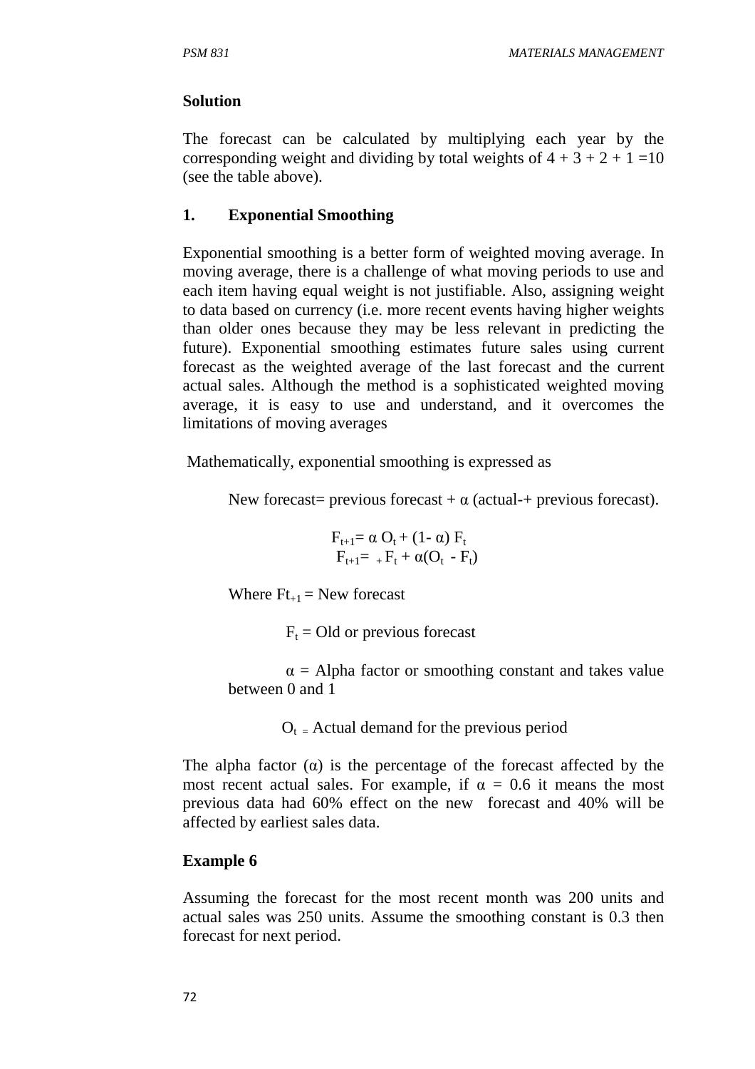**Solution**

The forecast can be calculated by multiplying each year by the corresponding weight and dividing by total weights of 4 + 3 + 2 + 1 =10 (see the table above).

## 1. Exponential Smoothing

Exponential smoothing is a better form of weighted moving average. In moving average, there is a challenge of what moving periods to use and each item having equal weight is not justifiable. Also, assigning weight to data based on currency (i.e. more recent events having higher weights than older ones because they may be less relevant in predicting the future). Exponential smoothing estimates future sales using current forecast as the weighted average of the last forecast and the current actual sales. Although the method is a sophisticated weighted moving average, it is easy to use and understand, and it overcomes the limitations of moving averages

Mathematically, exponential smoothing is expressed as

New forecast= previous forecast + α (actual-+ previous forecast).

$$F_{t+1}= \alpha O_t + (1- \alpha) F_t$$

$$F_{t+1}= {}_{+} F_t + \alpha(O_t - F_t)$$

Where $Ft_{+1}$ = New forecast

$F_t$ = Old or previous forecast

α = Alpha factor or smoothing constant and takes value between 0 and 1

$O_t$ = Actual demand for the previous period

The alpha factor (α) is the percentage of the forecast affected by the most recent actual sales. For example, if α = 0.6 it means the most previous data had 60% effect on the new forecast and 40% will be affected by earliest sales data.

**Example 6**

Assuming the forecast for the most recent month was 200 units and actual sales was 250 units. Assume the smoothing constant is 0.3 then forecast for next period.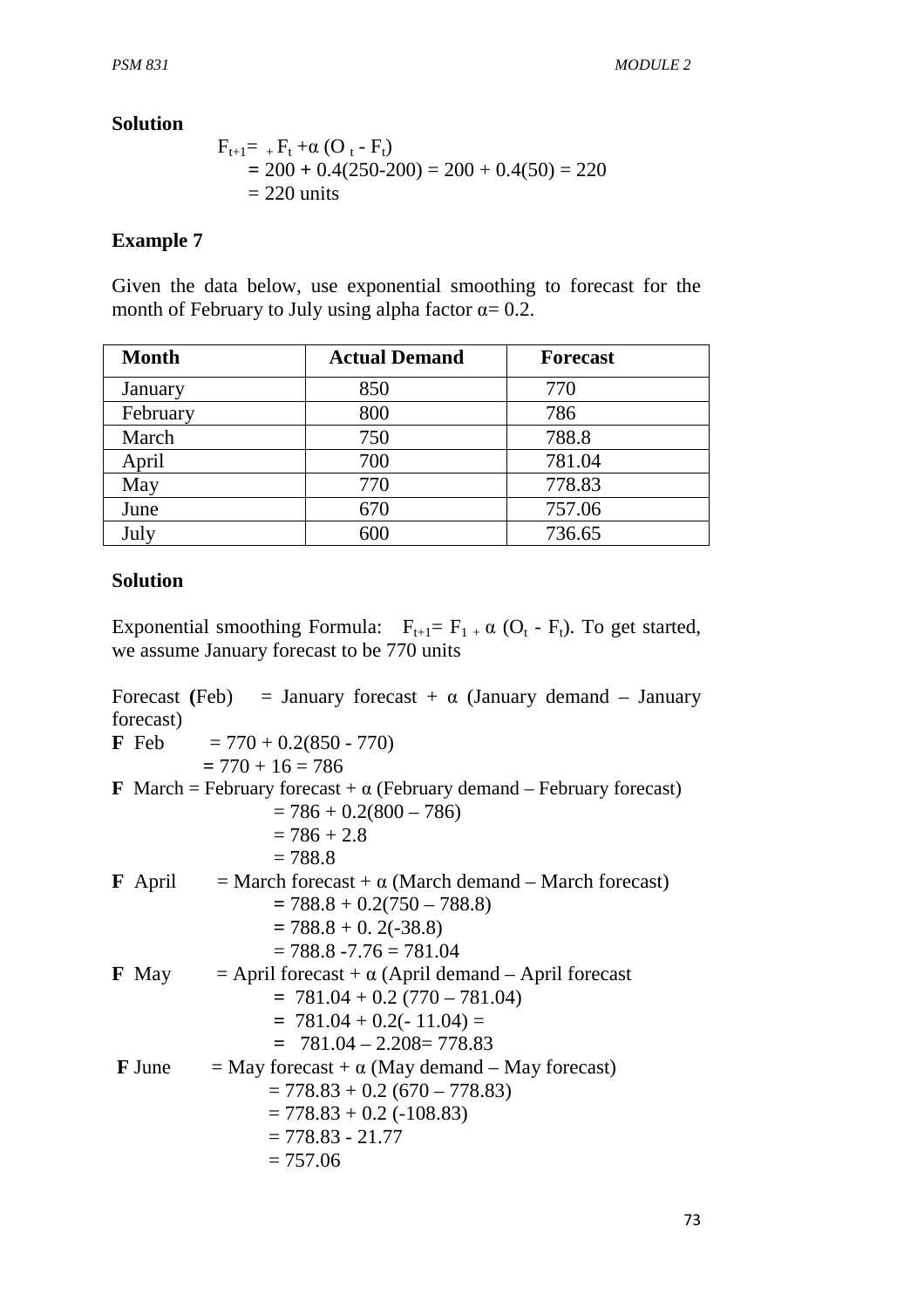**Solution**

$F_{t+1} = {}_+ F_t + \alpha (O_t - F_t)$

$= 200 + 0.4(250\text{-}200) = 200 + 0.4(50) = 220$

$= 220$ units

**Example 7**

Given the data below, use exponential smoothing to forecast for the month of February to July using alpha factor $\alpha = 0.2$.

| Month | Actual Demand | Forecast |
|---|---|---|
| January | 850 | 770 |
| February | 800 | 786 |
| March | 750 | 788.8 |
| April | 700 | 781.04 |
| May | 770 | 778.83 |
| June | 670 | 757.06 |
| July | 600 | 736.65 |

**Solution**

Exponential smoothing Formula: $F_{t+1} = F_{1} {}_+ \alpha (O_t - F_t)$. To get started, we assume January forecast to be 770 units

Forecast **(**Feb) = January forecast + α (January demand – January forecast)

**F** Feb = 770 + 0.2(850 - 770)

= 770 + 16 = 786

**F** March = February forecast + α (February demand – February forecast)

= 786 + 0.2(800 – 786)

= 786 + 2.8

= 788.8

**F** April = March forecast + α (March demand – March forecast)

= 788.8 + 0.2(750 – 788.8)

= 788.8 + 0. 2(-38.8)

= 788.8 -7.76 = 781.04

**F** May = April forecast + α (April demand – April forecast

= 781.04 + 0.2 (770 – 781.04)

= 781.04 + 0.2(- 11.04) =

= 781.04 – 2.208= 778.83

**F** June = May forecast + α (May demand – May forecast)

= 778.83 + 0.2 (670 – 778.83)

= 778.83 + 0.2 (-108.83)

= 778.83 - 21.77

= 757.06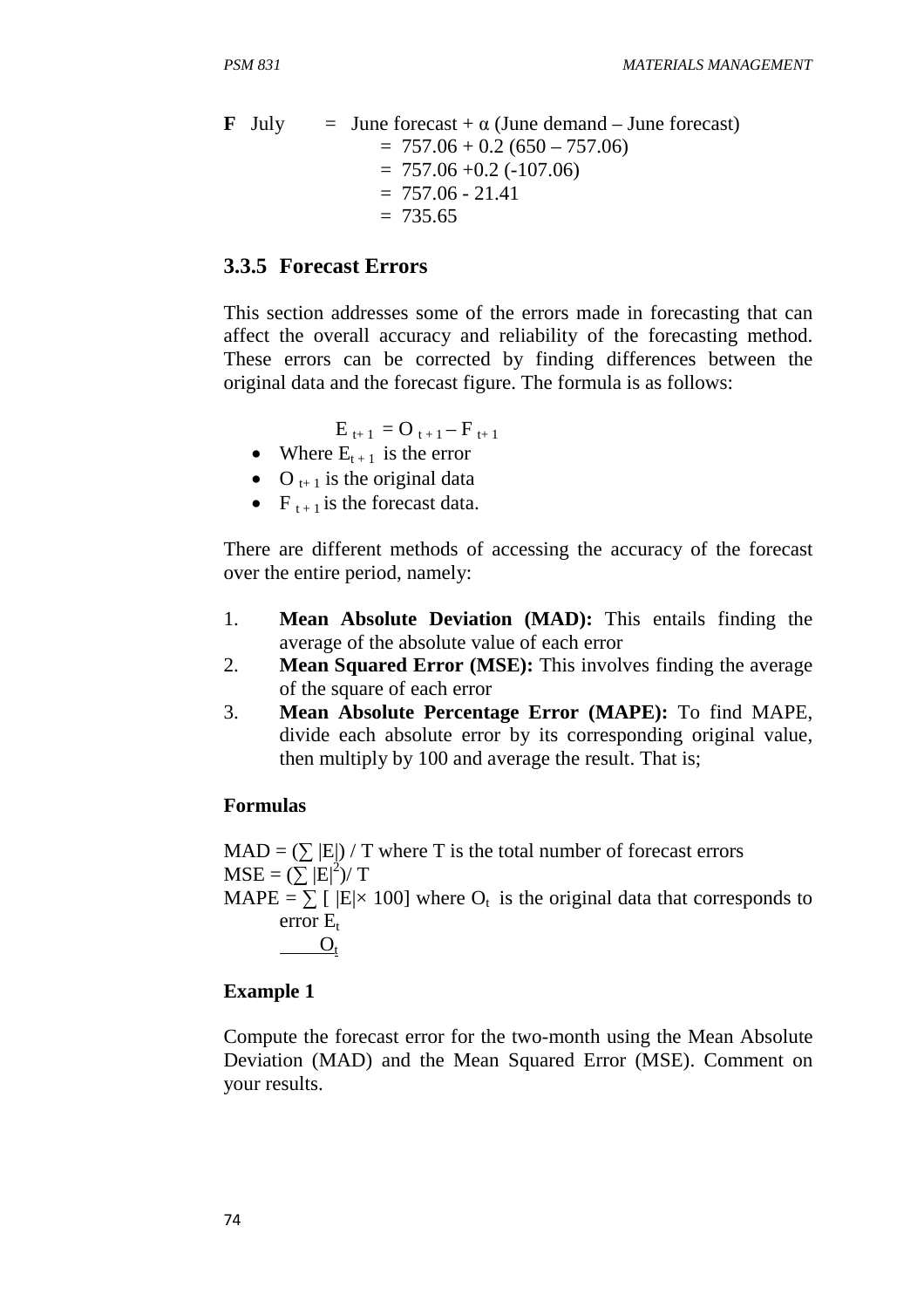**F** July = June forecast + α (June demand – June forecast)

$= 757.06 + 0.2 (650 – 757.06)$

$= 757.06 +0.2 (-107.06)$

$= 757.06 - 21.41$

$= 735.65$

### 3.3.5 Forecast Errors

This section addresses some of the errors made in forecasting that can affect the overall accuracy and reliability of the forecasting method. These errors can be corrected by finding differences between the original data and the forecast figure. The formula is as follows:

$$E_{t+1} = O_{t+1} – F_{t+1}$$

- Where $E_{t+1}$ is the error
- $O_{t+1}$ is the original data
- $F_{t+1}$ is the forecast data.

There are different methods of accessing the accuracy of the forecast over the entire period, namely:

1. **Mean Absolute Deviation (MAD):** This entails finding the average of the absolute value of each error
2. **Mean Squared Error (MSE):** This involves finding the average of the square of each error
3. **Mean Absolute Percentage Error (MAPE):** To find MAPE, divide each absolute error by its corresponding original value, then multiply by 100 and average the result. That is;

**Formulas**

$MAD = (\sum |E|) / T$ where T is the total number of forecast errors

$MSE = (\sum |E|^2)/ T$

$MAPE = \sum \left[ \frac{|E| \times 100}{O_t} \right]$ where $O_t$ is the original data that corresponds to error $E_t$

**Example 1**

Compute the forecast error for the two-month using the Mean Absolute Deviation (MAD) and the Mean Squared Error (MSE). Comment on your results.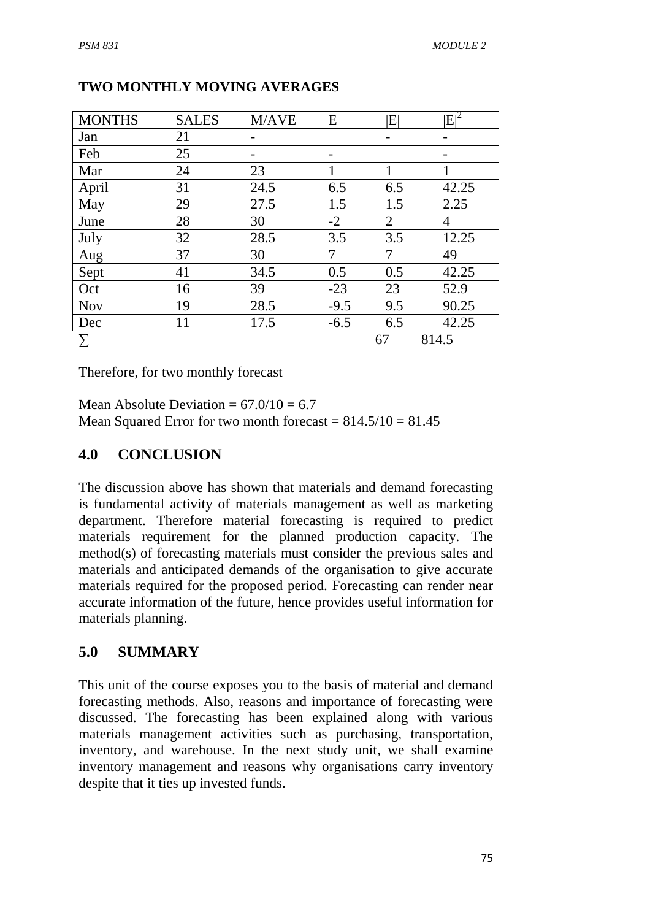**TWO MONTHLY MOVING AVERAGES**

| MONTHS | SALES | M/AVE | E | \|E\| | $\|E\|^2$ |
|---|---|---|---|---|---|
| Jan | 21 | - | | - | - |
| Feb | 25 | - | - | | - |
| Mar | 24 | 23 | 1 | 1 | 1 |
| April | 31 | 24.5 | 6.5 | 6.5 | 42.25 |
| May | 29 | 27.5 | 1.5 | 1.5 | 2.25 |
| June | 28 | 30 | -2 | 2 | 4 |
| July | 32 | 28.5 | 3.5 | 3.5 | 12.25 |
| Aug | 37 | 30 | 7 | 7 | 49 |
| Sept | 41 | 34.5 | 0.5 | 0.5 | 42.25 |
| Oct | 16 | 39 | -23 | 23 | 52.9 |
| Nov | 19 | 28.5 | -9.5 | 9.5 | 90.25 |
| Dec | 11 | 17.5 | -6.5 | 6.5 | 42.25 |
| ∑ | | | | 67 | 814.5 |

Therefore, for two monthly forecast

Mean Absolute Deviation = 67.0/10 = 6.7
Mean Squared Error for two month forecast = 814.5/10 = 81.45

## 4.0 CONCLUSION

The discussion above has shown that materials and demand forecasting is fundamental activity of materials management as well as marketing department. Therefore material forecasting is required to predict materials requirement for the planned production capacity. The method(s) of forecasting materials must consider the previous sales and materials and anticipated demands of the organisation to give accurate materials required for the proposed period. Forecasting can render near accurate information of the future, hence provides useful information for materials planning.

## 5.0 SUMMARY

This unit of the course exposes you to the basis of material and demand forecasting methods. Also, reasons and importance of forecasting were discussed. The forecasting has been explained along with various materials management activities such as purchasing, transportation, inventory, and warehouse. In the next study unit, we shall examine inventory management and reasons why organisations carry inventory despite that it ties up invested funds.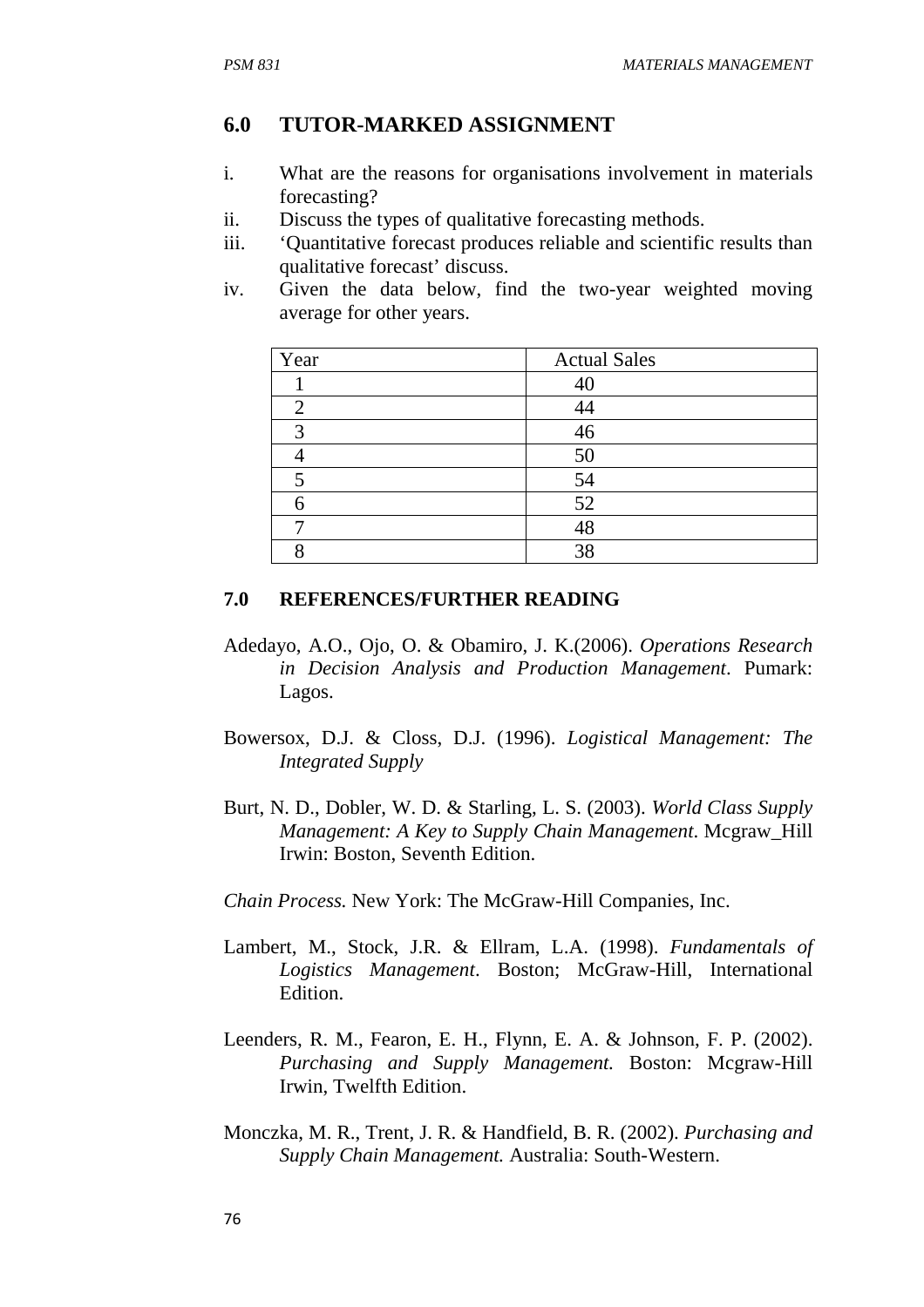## 6.0 TUTOR-MARKED ASSIGNMENT

i. What are the reasons for organisations involvement in materials forecasting?
ii. Discuss the types of qualitative forecasting methods.
iii. 'Quantitative forecast produces reliable and scientific results than qualitative forecast' discuss.
iv. Given the data below, find the two-year weighted moving average for other years.

| Year | Actual Sales |
|---|---|
| 1 | 40 |
| 2 | 44 |
| 3 | 46 |
| 4 | 50 |
| 5 | 54 |
| 6 | 52 |
| 7 | 48 |
| 8 | 38 |

## 7.0 REFERENCES/FURTHER READING

Adedayo, A.O., Ojo, O. & Obamiro, J. K.(2006). *Operations Research in Decision Analysis and Production Management*. Pumark: Lagos.

Bowersox, D.J. & Closs, D.J. (1996). *Logistical Management: The Integrated Supply*

Burt, N. D., Dobler, W. D. & Starling, L. S. (2003). *World Class Supply Management: A Key to Supply Chain Management*. Mcgraw_Hill Irwin: Boston, Seventh Edition.

*Chain Process.* New York: The McGraw-Hill Companies, Inc.

Lambert, M., Stock, J.R. & Ellram, L.A. (1998). *Fundamentals of Logistics Management*. Boston; McGraw-Hill, International Edition.

Leenders, R. M., Fearon, E. H., Flynn, E. A. & Johnson, F. P. (2002). *Purchasing and Supply Management.* Boston: Mcgraw-Hill Irwin, Twelfth Edition.

Monczka, M. R., Trent, J. R. & Handfield, B. R. (2002). *Purchasing and Supply Chain Management.* Australia: South-Western.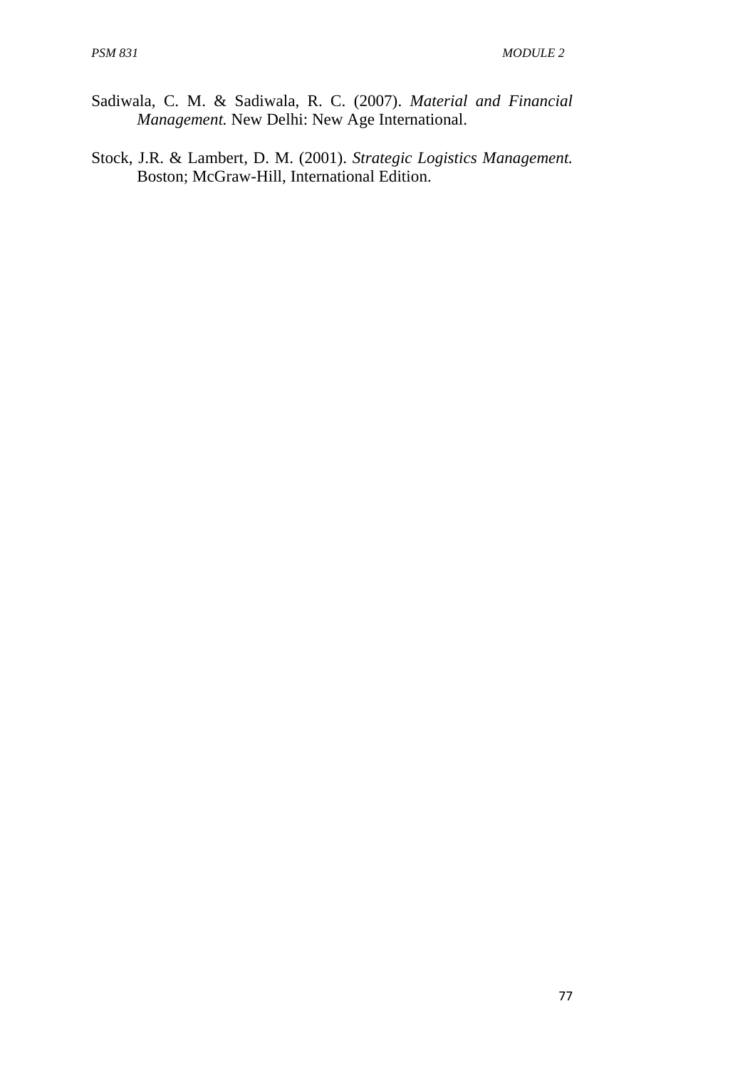Sadiwala, C. M. & Sadiwala, R. C. (2007). *Material and Financial Management.* New Delhi: New Age International.

Stock, J.R. & Lambert, D. M. (2001). *Strategic Logistics Management.* Boston; McGraw-Hill, International Edition.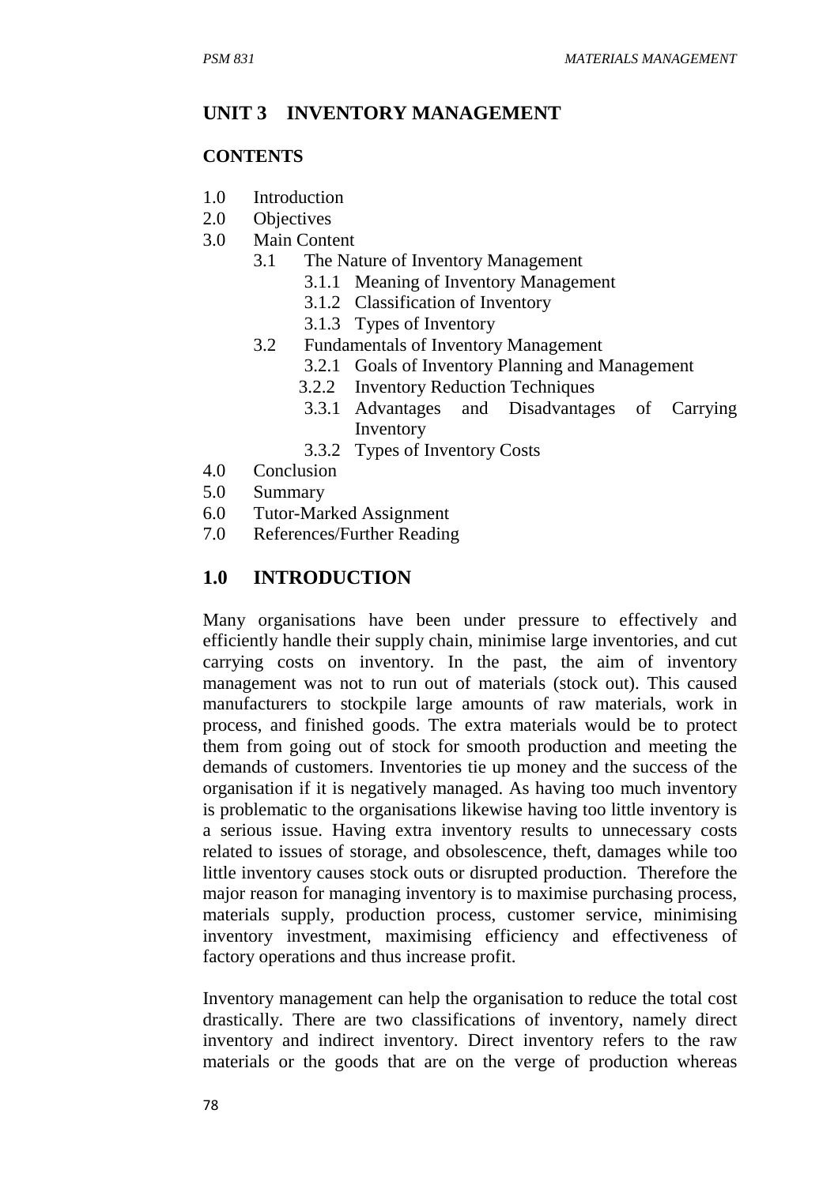## UNIT 3 INVENTORY MANAGEMENT

**CONTENTS**

1.0 Introduction
2.0 Objectives
3.0 Main Content
  3.1 The Nature of Inventory Management
    3.1.1 Meaning of Inventory Management
    3.1.2 Classification of Inventory
    3.1.3 Types of Inventory
  3.2 Fundamentals of Inventory Management
    3.2.1 Goals of Inventory Planning and Management
    3.2.2 Inventory Reduction Techniques
    3.3.1 Advantages and Disadvantages of Carrying Inventory
    3.3.2 Types of Inventory Costs
4.0 Conclusion
5.0 Summary
6.0 Tutor-Marked Assignment
7.0 References/Further Reading

## 1.0 INTRODUCTION

Many organisations have been under pressure to effectively and efficiently handle their supply chain, minimise large inventories, and cut carrying costs on inventory. In the past, the aim of inventory management was not to run out of materials (stock out). This caused manufacturers to stockpile large amounts of raw materials, work in process, and finished goods. The extra materials would be to protect them from going out of stock for smooth production and meeting the demands of customers. Inventories tie up money and the success of the organisation if it is negatively managed. As having too much inventory is problematic to the organisations likewise having too little inventory is a serious issue. Having extra inventory results to unnecessary costs related to issues of storage, and obsolescence, theft, damages while too little inventory causes stock outs or disrupted production. Therefore the major reason for managing inventory is to maximise purchasing process, materials supply, production process, customer service, minimising inventory investment, maximising efficiency and effectiveness of factory operations and thus increase profit.

Inventory management can help the organisation to reduce the total cost drastically. There are two classifications of inventory, namely direct inventory and indirect inventory. Direct inventory refers to the raw materials or the goods that are on the verge of production whereas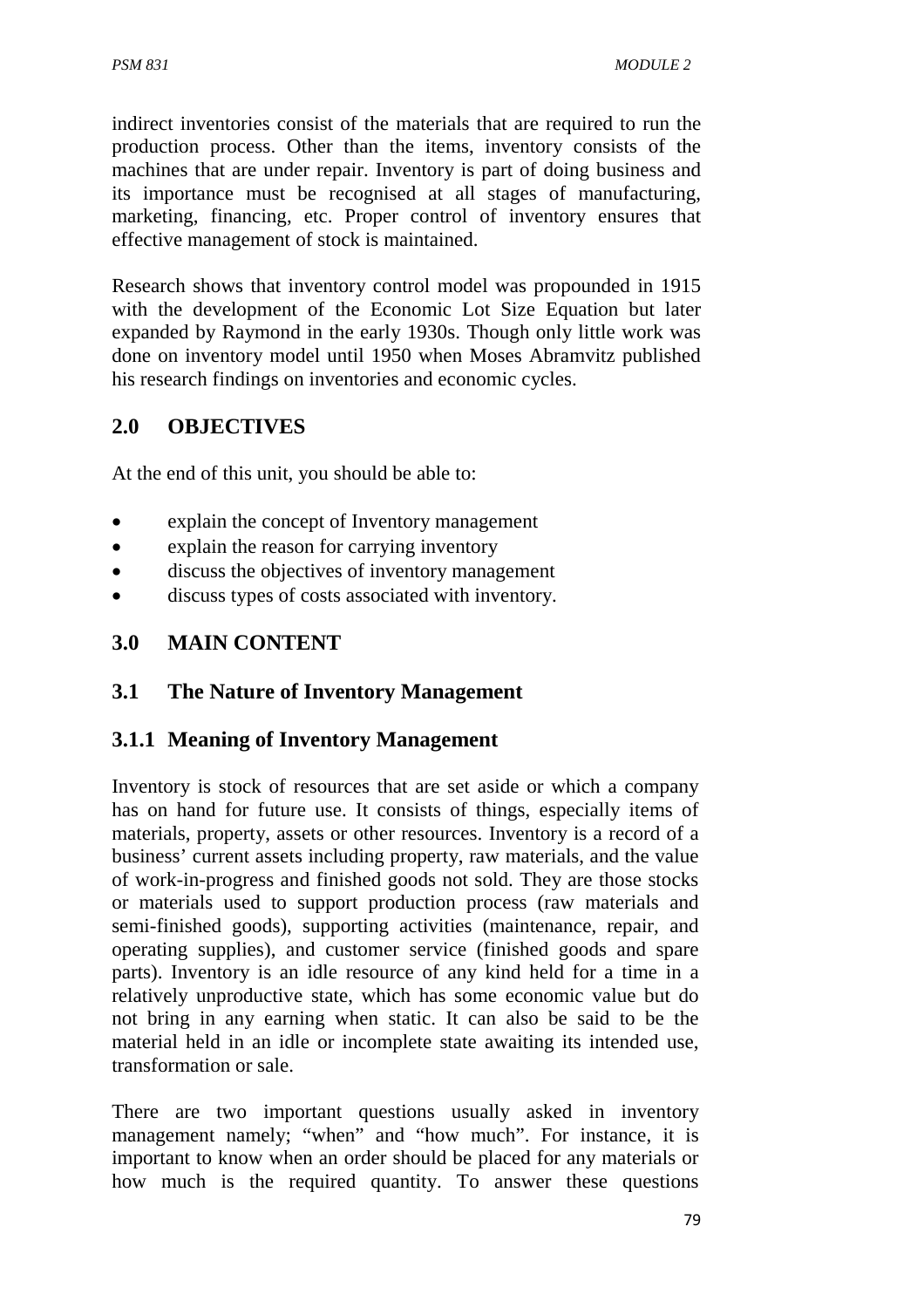indirect inventories consist of the materials that are required to run the production process. Other than the items, inventory consists of the machines that are under repair. Inventory is part of doing business and its importance must be recognised at all stages of manufacturing, marketing, financing, etc. Proper control of inventory ensures that effective management of stock is maintained.

Research shows that inventory control model was propounded in 1915 with the development of the Economic Lot Size Equation but later expanded by Raymond in the early 1930s. Though only little work was done on inventory model until 1950 when Moses Abramvitz published his research findings on inventories and economic cycles.

## 2.0 OBJECTIVES

At the end of this unit, you should be able to:

- explain the concept of Inventory management
- explain the reason for carrying inventory
- discuss the objectives of inventory management
- discuss types of costs associated with inventory.

## 3.0 MAIN CONTENT

### 3.1 The Nature of Inventory Management

#### 3.1.1 Meaning of Inventory Management

Inventory is stock of resources that are set aside or which a company has on hand for future use. It consists of things, especially items of materials, property, assets or other resources. Inventory is a record of a business' current assets including property, raw materials, and the value of work-in-progress and finished goods not sold. They are those stocks or materials used to support production process (raw materials and semi-finished goods), supporting activities (maintenance, repair, and operating supplies), and customer service (finished goods and spare parts). Inventory is an idle resource of any kind held for a time in a relatively unproductive state, which has some economic value but do not bring in any earning when static. It can also be said to be the material held in an idle or incomplete state awaiting its intended use, transformation or sale.

There are two important questions usually asked in inventory management namely; "when" and "how much". For instance, it is important to know when an order should be placed for any materials or how much is the required quantity. To answer these questions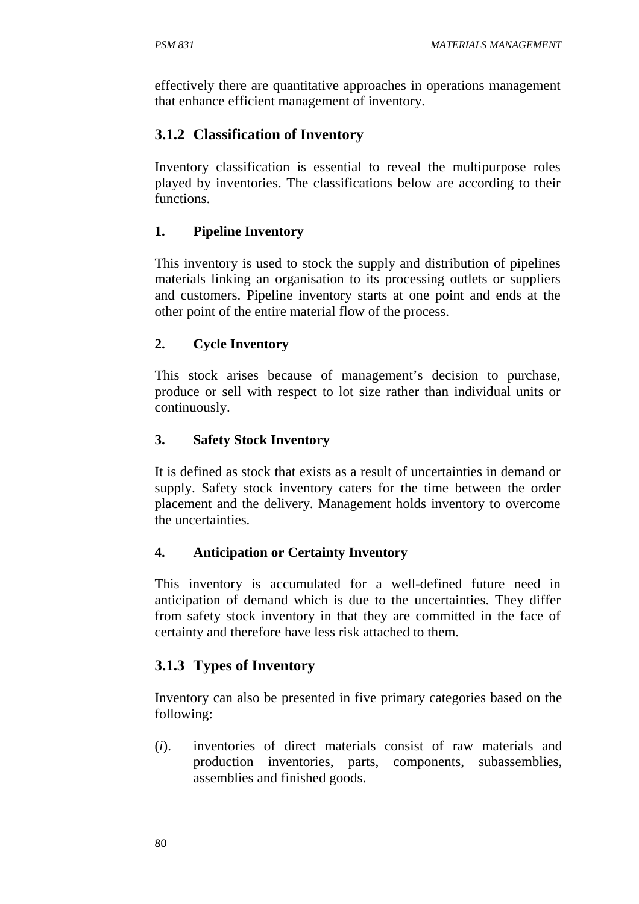effectively there are quantitative approaches in operations management that enhance efficient management of inventory.

### 3.1.2 Classification of Inventory

Inventory classification is essential to reveal the multipurpose roles played by inventories. The classifications below are according to their functions.

#### 1. Pipeline Inventory

This inventory is used to stock the supply and distribution of pipelines materials linking an organisation to its processing outlets or suppliers and customers. Pipeline inventory starts at one point and ends at the other point of the entire material flow of the process.

#### 2. Cycle Inventory

This stock arises because of management's decision to purchase, produce or sell with respect to lot size rather than individual units or continuously.

#### 3. Safety Stock Inventory

It is defined as stock that exists as a result of uncertainties in demand or supply. Safety stock inventory caters for the time between the order placement and the delivery. Management holds inventory to overcome the uncertainties.

#### 4. Anticipation or Certainty Inventory

This inventory is accumulated for a well-defined future need in anticipation of demand which is due to the uncertainties. They differ from safety stock inventory in that they are committed in the face of certainty and therefore have less risk attached to them.

### 3.1.3 Types of Inventory

Inventory can also be presented in five primary categories based on the following:

(*i*). inventories of direct materials consist of raw materials and production inventories, parts, components, subassemblies, assemblies and finished goods.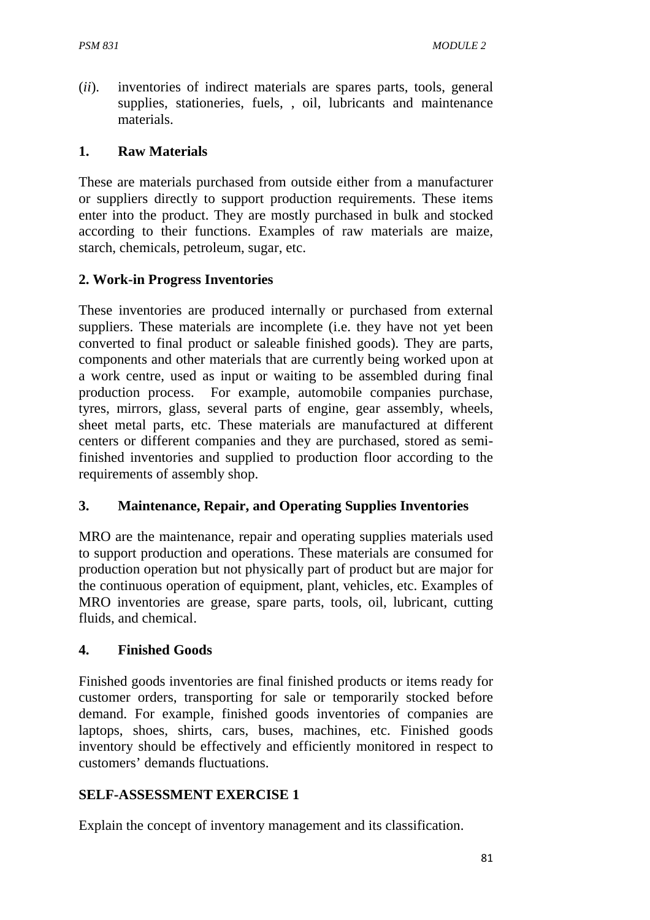(*ii*). inventories of indirect materials are spares parts, tools, general supplies, stationeries, fuels, , oil, lubricants and maintenance materials.

**1. Raw Materials**

These are materials purchased from outside either from a manufacturer or suppliers directly to support production requirements. These items enter into the product. They are mostly purchased in bulk and stocked according to their functions. Examples of raw materials are maize, starch, chemicals, petroleum, sugar, etc.

**2. Work-in Progress Inventories**

These inventories are produced internally or purchased from external suppliers. These materials are incomplete (i.e. they have not yet been converted to final product or saleable finished goods). They are parts, components and other materials that are currently being worked upon at a work centre, used as input or waiting to be assembled during final production process. For example, automobile companies purchase, tyres, mirrors, glass, several parts of engine, gear assembly, wheels, sheet metal parts, etc. These materials are manufactured at different centers or different companies and they are purchased, stored as semi-finished inventories and supplied to production floor according to the requirements of assembly shop.

**3. Maintenance, Repair, and Operating Supplies Inventories**

MRO are the maintenance, repair and operating supplies materials used to support production and operations. These materials are consumed for production operation but not physically part of product but are major for the continuous operation of equipment, plant, vehicles, etc. Examples of MRO inventories are grease, spare parts, tools, oil, lubricant, cutting fluids, and chemical.

**4. Finished Goods**

Finished goods inventories are final finished products or items ready for customer orders, transporting for sale or temporarily stocked before demand. For example, finished goods inventories of companies are laptops, shoes, shirts, cars, buses, machines, etc. Finished goods inventory should be effectively and efficiently monitored in respect to customers' demands fluctuations.

**SELF-ASSESSMENT EXERCISE 1**

Explain the concept of inventory management and its classification.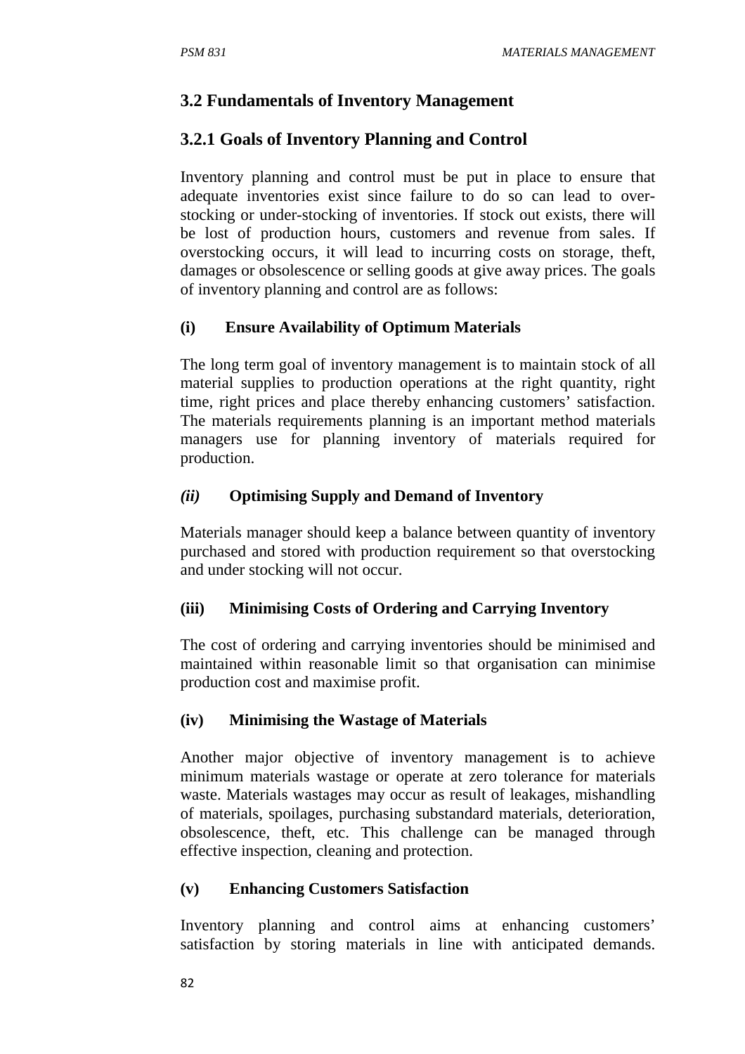## 3.2 Fundamentals of Inventory Management

### 3.2.1 Goals of Inventory Planning and Control

Inventory planning and control must be put in place to ensure that adequate inventories exist since failure to do so can lead to over-stocking or under-stocking of inventories. If stock out exists, there will be lost of production hours, customers and revenue from sales. If overstocking occurs, it will lead to incurring costs on storage, theft, damages or obsolescence or selling goods at give away prices. The goals of inventory planning and control are as follows:

**(i) Ensure Availability of Optimum Materials**

The long term goal of inventory management is to maintain stock of all material supplies to production operations at the right quantity, right time, right prices and place thereby enhancing customers' satisfaction. The materials requirements planning is an important method materials managers use for planning inventory of materials required for production.

***(ii)*** **Optimising Supply and Demand of Inventory**

Materials manager should keep a balance between quantity of inventory purchased and stored with production requirement so that overstocking and under stocking will not occur.

**(iii) Minimising Costs of Ordering and Carrying Inventory**

The cost of ordering and carrying inventories should be minimised and maintained within reasonable limit so that organisation can minimise production cost and maximise profit.

**(iv) Minimising the Wastage of Materials**

Another major objective of inventory management is to achieve minimum materials wastage or operate at zero tolerance for materials waste. Materials wastages may occur as result of leakages, mishandling of materials, spoilages, purchasing substandard materials, deterioration, obsolescence, theft, etc. This challenge can be managed through effective inspection, cleaning and protection.

**(v) Enhancing Customers Satisfaction**

Inventory planning and control aims at enhancing customers' satisfaction by storing materials in line with anticipated demands.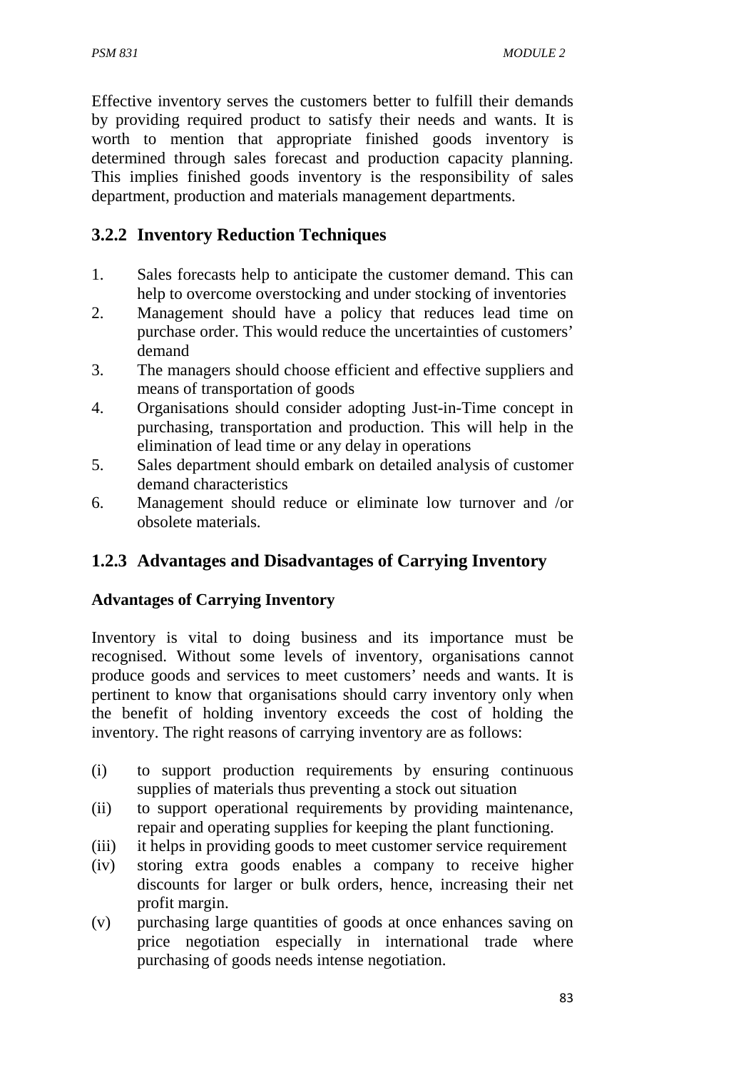Effective inventory serves the customers better to fulfill their demands by providing required product to satisfy their needs and wants. It is worth to mention that appropriate finished goods inventory is determined through sales forecast and production capacity planning. This implies finished goods inventory is the responsibility of sales department, production and materials management departments.

### 3.2.2 Inventory Reduction Techniques

1. Sales forecasts help to anticipate the customer demand. This can help to overcome overstocking and under stocking of inventories
2. Management should have a policy that reduces lead time on purchase order. This would reduce the uncertainties of customers' demand
3. The managers should choose efficient and effective suppliers and means of transportation of goods
4. Organisations should consider adopting Just-in-Time concept in purchasing, transportation and production. This will help in the elimination of lead time or any delay in operations
5. Sales department should embark on detailed analysis of customer demand characteristics
6. Management should reduce or eliminate low turnover and /or obsolete materials.

### 1.2.3 Advantages and Disadvantages of Carrying Inventory

**Advantages of Carrying Inventory**

Inventory is vital to doing business and its importance must be recognised. Without some levels of inventory, organisations cannot produce goods and services to meet customers' needs and wants. It is pertinent to know that organisations should carry inventory only when the benefit of holding inventory exceeds the cost of holding the inventory. The right reasons of carrying inventory are as follows:

(i) to support production requirements by ensuring continuous supplies of materials thus preventing a stock out situation

(ii) to support operational requirements by providing maintenance, repair and operating supplies for keeping the plant functioning.

(iii) it helps in providing goods to meet customer service requirement

(iv) storing extra goods enables a company to receive higher discounts for larger or bulk orders, hence, increasing their net profit margin.

(v) purchasing large quantities of goods at once enhances saving on price negotiation especially in international trade where purchasing of goods needs intense negotiation.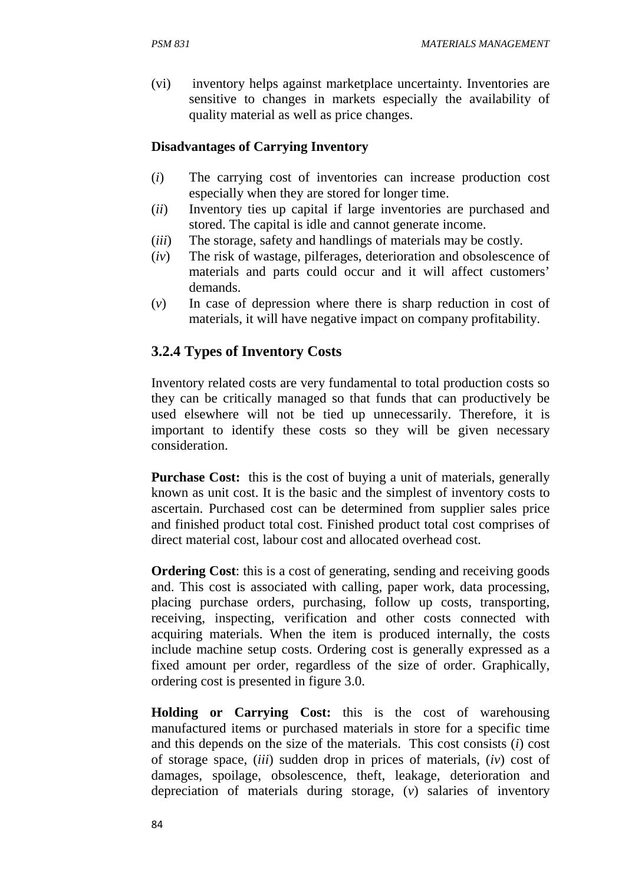(vi) inventory helps against marketplace uncertainty. Inventories are sensitive to changes in markets especially the availability of quality material as well as price changes.

**Disadvantages of Carrying Inventory**

(*i*) The carrying cost of inventories can increase production cost especially when they are stored for longer time.

(*ii*) Inventory ties up capital if large inventories are purchased and stored. The capital is idle and cannot generate income.

(*iii*) The storage, safety and handlings of materials may be costly.

(*iv*) The risk of wastage, pilferages, deterioration and obsolescence of materials and parts could occur and it will affect customers' demands.

(*v*) In case of depression where there is sharp reduction in cost of materials, it will have negative impact on company profitability.

### 3.2.4 Types of Inventory Costs

Inventory related costs are very fundamental to total production costs so they can be critically managed so that funds that can productively be used elsewhere will not be tied up unnecessarily. Therefore, it is important to identify these costs so they will be given necessary consideration.

**Purchase Cost:** this is the cost of buying a unit of materials, generally known as unit cost. It is the basic and the simplest of inventory costs to ascertain. Purchased cost can be determined from supplier sales price and finished product total cost. Finished product total cost comprises of direct material cost, labour cost and allocated overhead cost.

**Ordering Cost**: this is a cost of generating, sending and receiving goods and. This cost is associated with calling, paper work, data processing, placing purchase orders, purchasing, follow up costs, transporting, receiving, inspecting, verification and other costs connected with acquiring materials. When the item is produced internally, the costs include machine setup costs. Ordering cost is generally expressed as a fixed amount per order, regardless of the size of order. Graphically, ordering cost is presented in figure 3.0.

**Holding or Carrying Cost:** this is the cost of warehousing manufactured items or purchased materials in store for a specific time and this depends on the size of the materials. This cost consists (*i*) cost of storage space, (*iii*) sudden drop in prices of materials, (*iv*) cost of damages, spoilage, obsolescence, theft, leakage, deterioration and depreciation of materials during storage, (*v*) salaries of inventory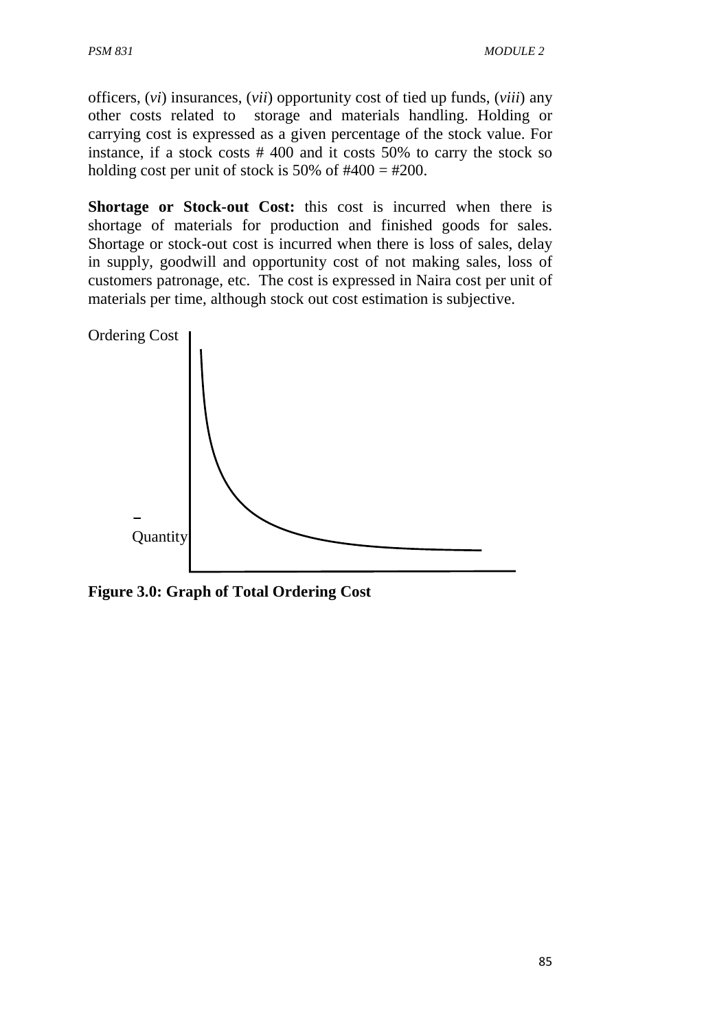officers, (*vi*) insurances, (*vii*) opportunity cost of tied up funds, (*viii*) any other costs related to storage and materials handling. Holding or carrying cost is expressed as a given percentage of the stock value. For instance, if a stock costs # 400 and it costs 50% to carry the stock so holding cost per unit of stock is 50% of #400 = #200.

**Shortage or Stock-out Cost:** this cost is incurred when there is shortage of materials for production and finished goods for sales. Shortage or stock-out cost is incurred when there is loss of sales, delay in supply, goodwill and opportunity cost of not making sales, loss of customers patronage, etc. The cost is expressed in Naira cost per unit of materials per time, although stock out cost estimation is subjective.

Ordering Cost

Quantity

**Figure 3.0: Graph of Total Ordering Cost**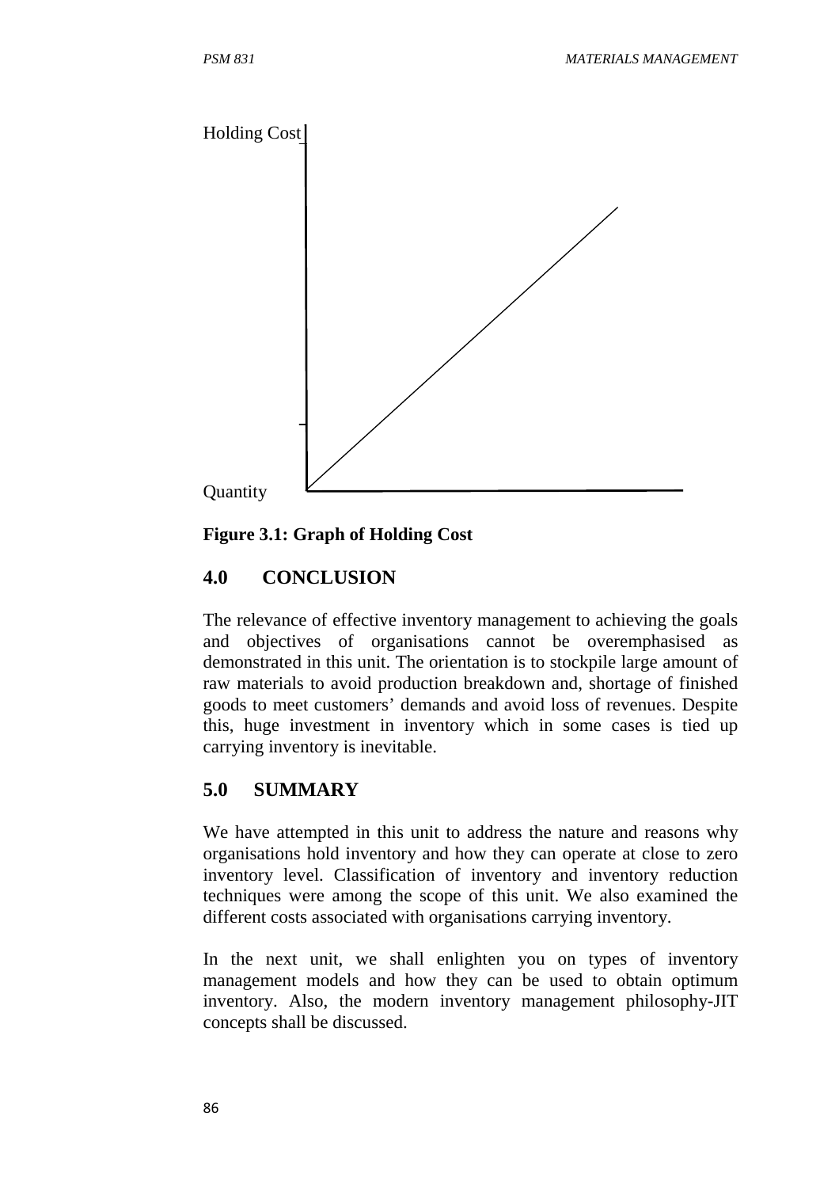Holding Cost

Quantity

**Figure 3.1: Graph of Holding Cost**

## 4.0 CONCLUSION

The relevance of effective inventory management to achieving the goals and objectives of organisations cannot be overemphasised as demonstrated in this unit. The orientation is to stockpile large amount of raw materials to avoid production breakdown and, shortage of finished goods to meet customers' demands and avoid loss of revenues. Despite this, huge investment in inventory which in some cases is tied up carrying inventory is inevitable.

## 5.0 SUMMARY

We have attempted in this unit to address the nature and reasons why organisations hold inventory and how they can operate at close to zero inventory level. Classification of inventory and inventory reduction techniques were among the scope of this unit. We also examined the different costs associated with organisations carrying inventory.

In the next unit, we shall enlighten you on types of inventory management models and how they can be used to obtain optimum inventory. Also, the modern inventory management philosophy-JIT concepts shall be discussed.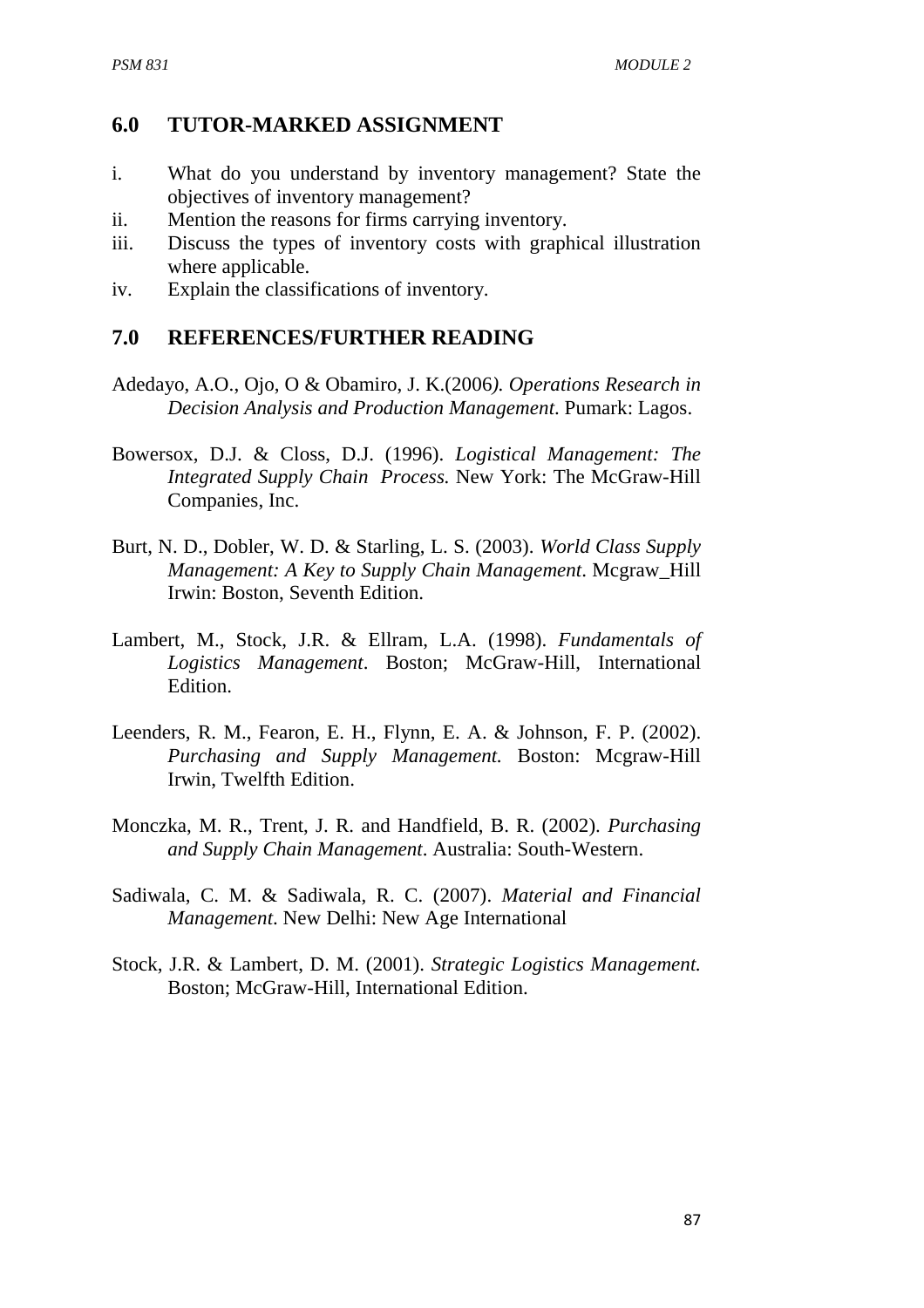## 6.0 TUTOR-MARKED ASSIGNMENT

i. What do you understand by inventory management? State the objectives of inventory management?
ii. Mention the reasons for firms carrying inventory.
iii. Discuss the types of inventory costs with graphical illustration where applicable.
iv. Explain the classifications of inventory.

## 7.0 REFERENCES/FURTHER READING

Adedayo, A.O., Ojo, O & Obamiro, J. K.(2006*). Operations Research in Decision Analysis and Production Management*. Pumark: Lagos.

Bowersox, D.J. & Closs, D.J. (1996). *Logistical Management: The Integrated Supply Chain Process.* New York: The McGraw-Hill Companies, Inc.

Burt, N. D., Dobler, W. D. & Starling, L. S. (2003). *World Class Supply Management: A Key to Supply Chain Management*. Mcgraw_Hill Irwin: Boston, Seventh Edition.

Lambert, M., Stock, J.R. & Ellram, L.A. (1998). *Fundamentals of Logistics Management*. Boston; McGraw-Hill, International Edition.

Leenders, R. M., Fearon, E. H., Flynn, E. A. & Johnson, F. P. (2002). *Purchasing and Supply Management.* Boston: Mcgraw-Hill Irwin, Twelfth Edition.

Monczka, M. R., Trent, J. R. and Handfield, B. R. (2002). *Purchasing and Supply Chain Management*. Australia: South-Western.

Sadiwala, C. M. & Sadiwala, R. C. (2007). *Material and Financial Management*. New Delhi: New Age International

Stock, J.R. & Lambert, D. M. (2001). *Strategic Logistics Management.* Boston; McGraw-Hill, International Edition.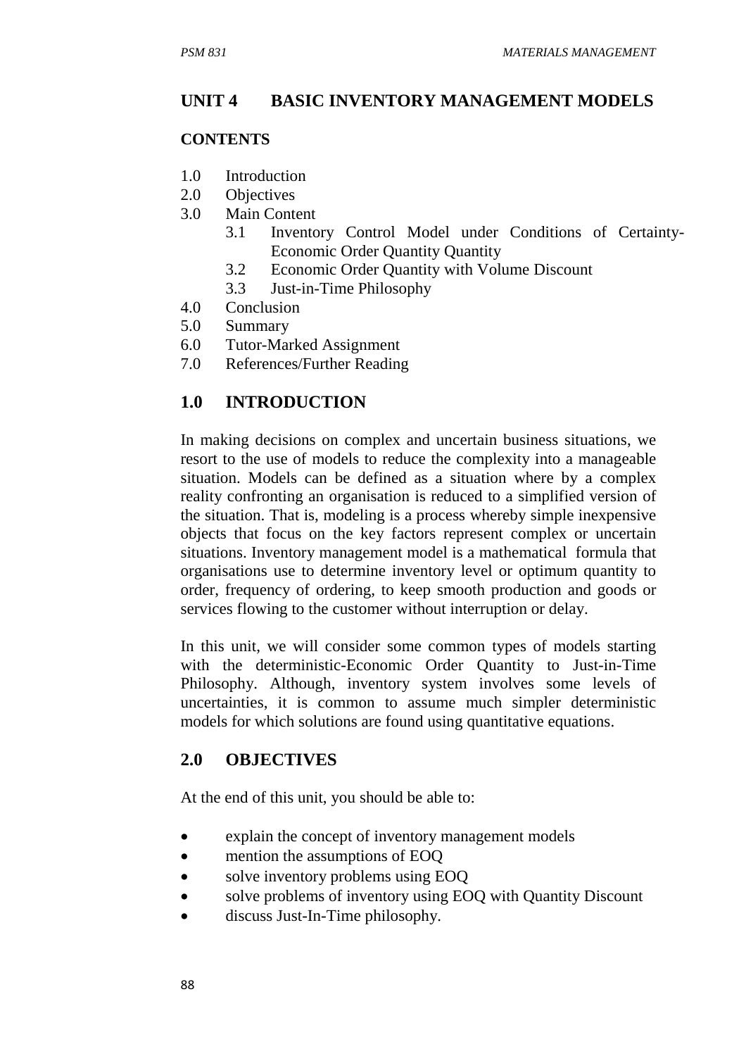## UNIT 4 BASIC INVENTORY MANAGEMENT MODELS

### CONTENTS

1.0 Introduction
2.0 Objectives
3.0 Main Content
   3.1 Inventory Control Model under Conditions of Certainty-Economic Order Quantity Quantity
   3.2 Economic Order Quantity with Volume Discount
   3.3 Just-in-Time Philosophy
4.0 Conclusion
5.0 Summary
6.0 Tutor-Marked Assignment
7.0 References/Further Reading

## 1.0 INTRODUCTION

In making decisions on complex and uncertain business situations, we resort to the use of models to reduce the complexity into a manageable situation. Models can be defined as a situation where by a complex reality confronting an organisation is reduced to a simplified version of the situation. That is, modeling is a process whereby simple inexpensive objects that focus on the key factors represent complex or uncertain situations. Inventory management model is a mathematical formula that organisations use to determine inventory level or optimum quantity to order, frequency of ordering, to keep smooth production and goods or services flowing to the customer without interruption or delay.

In this unit, we will consider some common types of models starting with the deterministic-Economic Order Quantity to Just-in-Time Philosophy. Although, inventory system involves some levels of uncertainties, it is common to assume much simpler deterministic models for which solutions are found using quantitative equations.

## 2.0 OBJECTIVES

At the end of this unit, you should be able to:

- explain the concept of inventory management models
- mention the assumptions of EOQ
- solve inventory problems using EOQ
- solve problems of inventory using EOQ with Quantity Discount
- discuss Just-In-Time philosophy.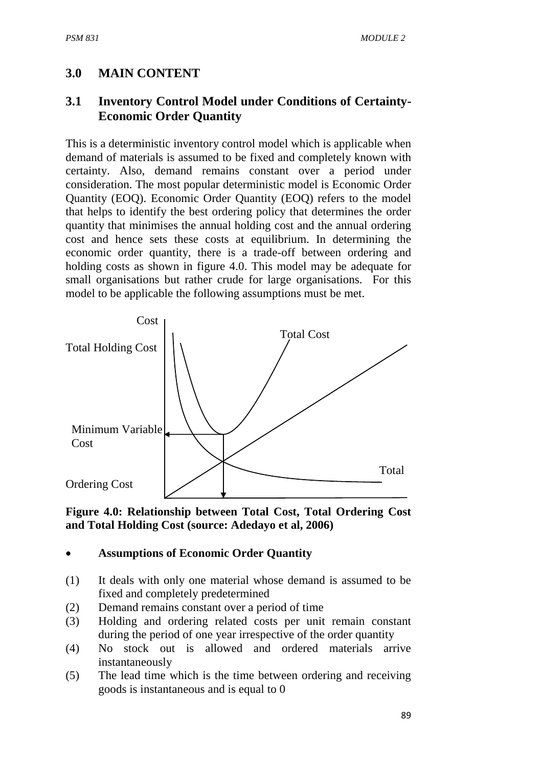## 3.0 MAIN CONTENT

### 3.1 Inventory Control Model under Conditions of Certainty-Economic Order Quantity

This is a deterministic inventory control model which is applicable when demand of materials is assumed to be fixed and completely known with certainty. Also, demand remains constant over a period under consideration. The most popular deterministic model is Economic Order Quantity (EOQ). Economic Order Quantity (EOQ) refers to the model that helps to identify the best ordering policy that determines the order quantity that minimises the annual holding cost and the annual ordering cost and hence sets these costs at equilibrium. In determining the economic order quantity, there is a trade-off between ordering and holding costs as shown in figure 4.0. This model may be adequate for small organisations but rather crude for large organisations. For this model to be applicable the following assumptions must be met.

Cost

Total Cost

Total Holding Cost

Minimum Variable Cost

Total

Ordering Cost

**Figure 4.0: Relationship between Total Cost, Total Ordering Cost and Total Holding Cost (source: Adedayo et al, 2006)**

- **Assumptions of Economic Order Quantity**

(1) It deals with only one material whose demand is assumed to be fixed and completely predetermined
(2) Demand remains constant over a period of time
(3) Holding and ordering related costs per unit remain constant during the period of one year irrespective of the order quantity
(4) No stock out is allowed and ordered materials arrive instantaneously
(5) The lead time which is the time between ordering and receiving goods is instantaneous and is equal to 0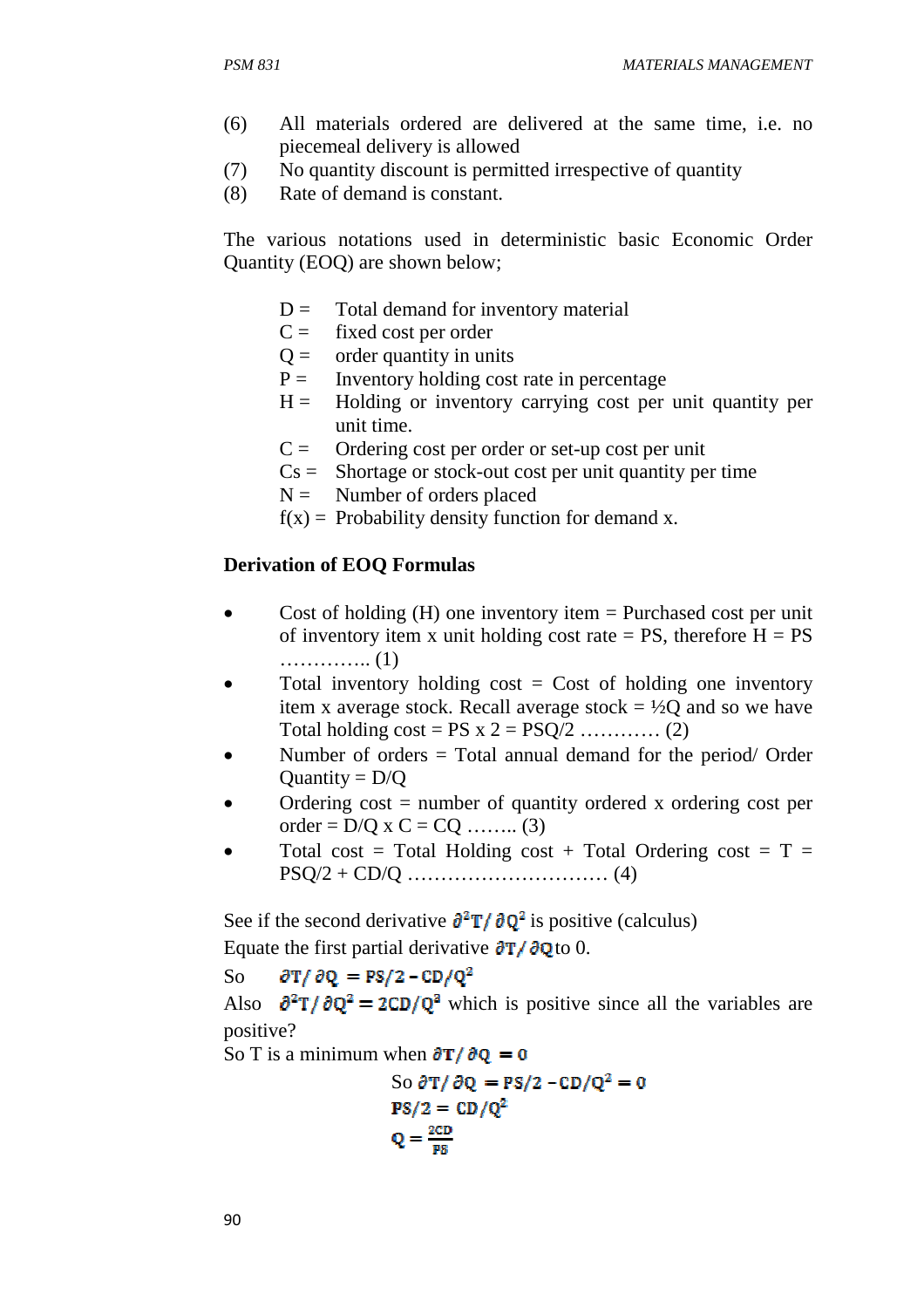(6) All materials ordered are delivered at the same time, i.e. no piecemeal delivery is allowed
(7) No quantity discount is permitted irrespective of quantity
(8) Rate of demand is constant.

The various notations used in deterministic basic Economic Order Quantity (EOQ) are shown below;

D = Total demand for inventory material
C = fixed cost per order
Q = order quantity in units
P = Inventory holding cost rate in percentage
H = Holding or inventory carrying cost per unit quantity per unit time.
C = Ordering cost per order or set-up cost per unit
Cs = Shortage or stock-out cost per unit quantity per time
N = Number of orders placed
f(x) = Probability density function for demand x.

**Derivation of EOQ Formulas**

- Cost of holding (H) one inventory item = Purchased cost per unit of inventory item x unit holding cost rate = PS, therefore H = PS ………….. (1)
- Total inventory holding cost = Cost of holding one inventory item x average stock. Recall average stock = ½Q and so we have Total holding cost = PS x 2 = PSQ/2 ………… (2)
- Number of orders = Total annual demand for the period/ Order Quantity = D/Q
- Ordering cost = number of quantity ordered x ordering cost per order = D/Q x C = CQ …….. (3)
- Total cost = Total Holding cost + Total Ordering cost = T = PSQ/2 + CD/Q ………………………… (4)

See if the second derivative $\partial^2 T/\partial Q^2$ is positive (calculus)
Equate the first partial derivative $\partial T/\partial Q$ to 0.

So $\partial T/\partial Q = PS/2 - CD/Q^2$

Also $\partial^2 T/\partial Q^2 = 2CD/Q^3$ which is positive since all the variables are positive?

So T is a minimum when $\partial T/\partial Q = 0$

$$\text{So } \partial T/\partial Q = PS/2 - CD/Q^2 = 0$$

$$PS/2 = CD/Q^2$$

$$Q = \frac{2CD}{PS}$$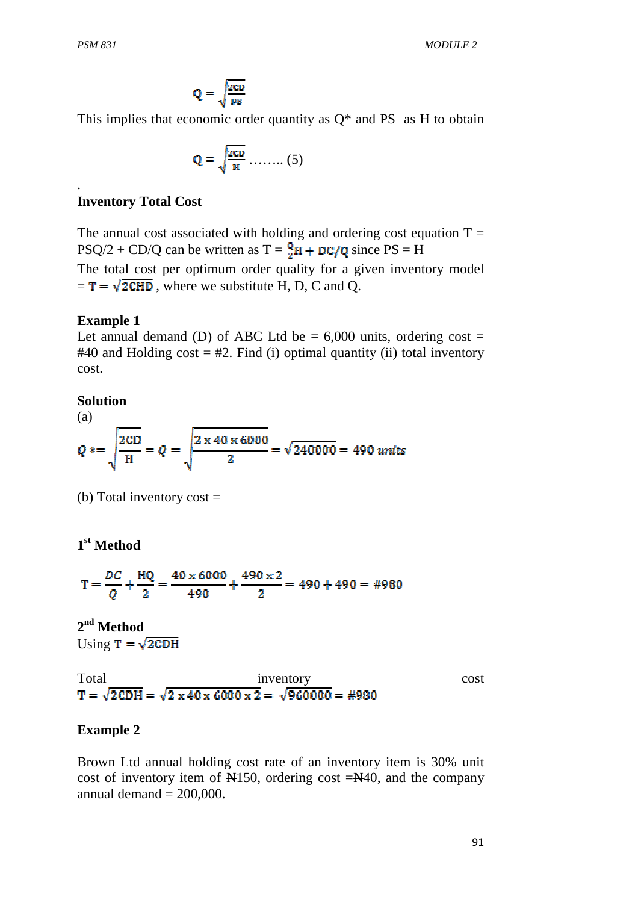$$Q = \sqrt{\frac{2CD}{PS}}$$

This implies that economic order quantity as Q* and PS as H to obtain

$$Q = \sqrt{\frac{2CD}{H}} \text{ …….. (5)}$$

.

**Inventory Total Cost**

The annual cost associated with holding and ordering cost equation T = PSQ/2 + CD/Q can be written as T = $\frac{Q}{2}H + DC/Q$ since PS = H

The total cost per optimum order quality for a given inventory model = $T = \sqrt{2CHD}$ , where we substitute H, D, C and Q.

**Example 1**

Let annual demand (D) of ABC Ltd be = 6,000 units, ordering cost = #40 and Holding cost = #2. Find (i) optimal quantity (ii) total inventory cost.

**Solution**

(a)

$$Q* = \sqrt{\frac{2CD}{H}} = Q = \sqrt{\frac{2 \times 40 \times 6000}{2}} = \sqrt{240000} = 490 \; units$$

(b) Total inventory cost =

**1st Method**

$$T = \frac{DC}{Q} + \frac{HQ}{2} = \frac{40 \times 6000}{490} + \frac{490 \times 2}{2} = 490 + 490 = \#980$$

**2nd Method**

Using $T = \sqrt{2CDH}$

Total inventory cost

$$T = \sqrt{2CDH} = \sqrt{2 \times 40 \times 6000 \times 2} = \sqrt{960000} = \#980$$

**Example 2**

Brown Ltd annual holding cost rate of an inventory item is 30% unit cost of inventory item of ₦150, ordering cost =₦40, and the company annual demand = 200,000.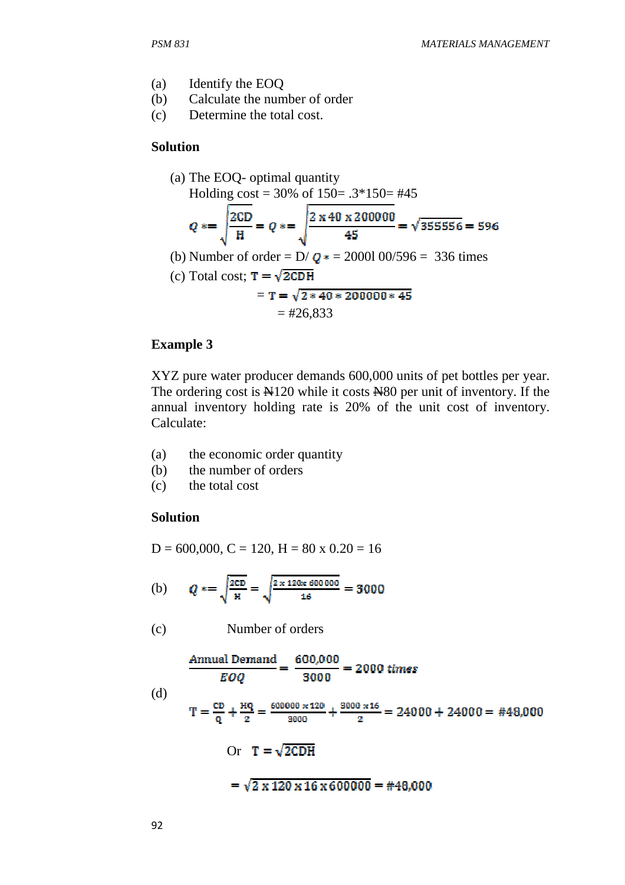(a) Identify the EOQ
(b) Calculate the number of order
(c) Determine the total cost.

**Solution**

(a) The EOQ- optimal quantity
Holding cost = 30% of 150= .3*150= #45

$$Q* = \sqrt{\frac{2CD}{H}} = Q* = \sqrt{\frac{2 \times 40 \times 200000}{45}} = \sqrt{355556} = 596$$

(b) Number of order = D/ $Q*$ = 2000l 00/596 = 336 times

(c) Total cost; $T = \sqrt{2CDH}$

$$= T = \sqrt{2 * 40 * 200000 * 45}$$

= #26,833

**Example 3**

XYZ pure water producer demands 600,000 units of pet bottles per year. The ordering cost is ₦120 while it costs ₦80 per unit of inventory. If the annual inventory holding rate is 20% of the unit cost of inventory. Calculate:

(a) the economic order quantity
(b) the number of orders
(c) the total cost

**Solution**

D = 600,000, C = 120, H = 80 x 0.20 = 16

(b) $$Q* = \sqrt{\frac{2CD}{H}} = \sqrt{\frac{2 \times 120 \times 600000}{16}} = 3000$$

(c) Number of orders

$$\frac{\text{Annual Demand}}{EOQ} = \frac{600{,}000}{3000} = 2000 \text{ times}$$

(d)

$$T = \frac{CD}{Q} + \frac{HQ}{2} = \frac{600000 \times 120}{3000} + \frac{3000 \times 16}{2} = 24000 + 24000 = \#48{,}000$$

Or $T = \sqrt{2CDH}$

$$= \sqrt{2 \times 120 \times 16 \times 600000} = \#48{,}000$$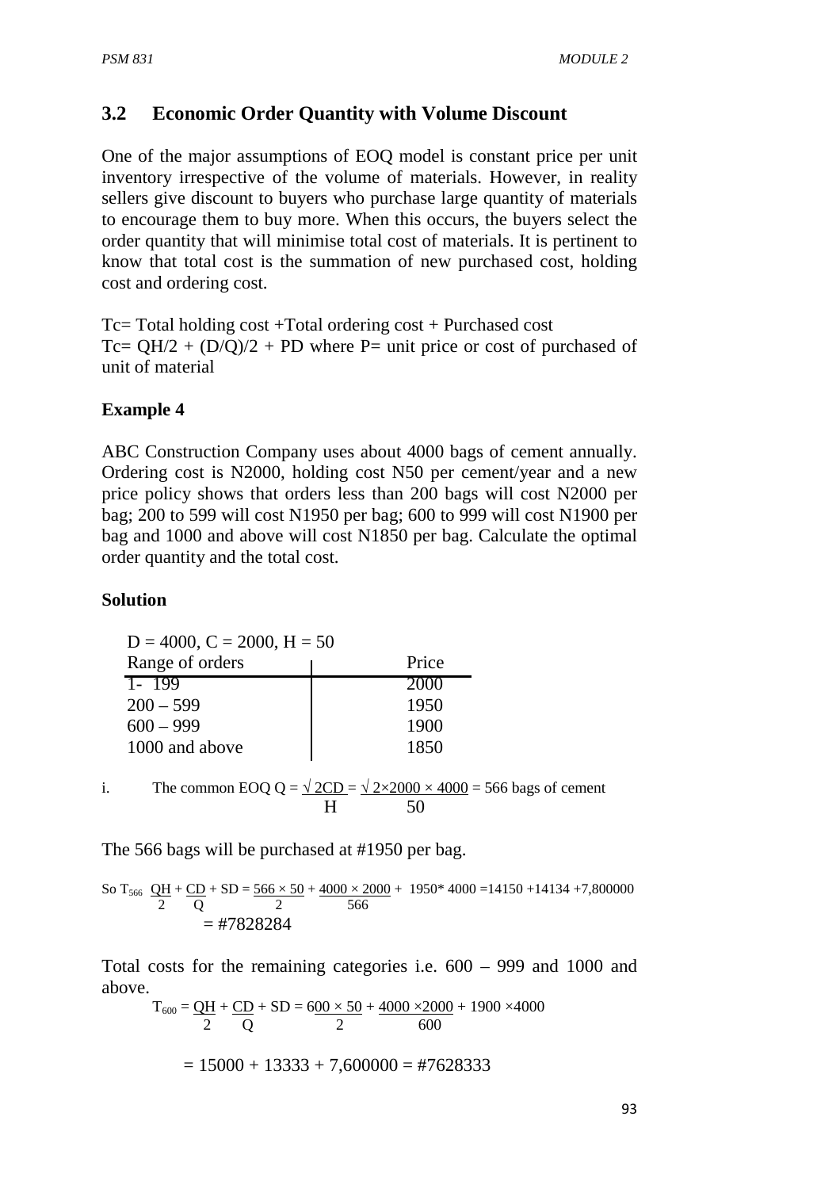## 3.2 Economic Order Quantity with Volume Discount

One of the major assumptions of EOQ model is constant price per unit inventory irrespective of the volume of materials. However, in reality sellers give discount to buyers who purchase large quantity of materials to encourage them to buy more. When this occurs, the buyers select the order quantity that will minimise total cost of materials. It is pertinent to know that total cost is the summation of new purchased cost, holding cost and ordering cost.

Tc= Total holding cost +Total ordering cost + Purchased cost

Tc= QH/2 + (D/Q)/2 + PD where P= unit price or cost of purchased of unit of material

### Example 4

ABC Construction Company uses about 4000 bags of cement annually. Ordering cost is N2000, holding cost N50 per cement/year and a new price policy shows that orders less than 200 bags will cost N2000 per bag; 200 to 599 will cost N1950 per bag; 600 to 999 will cost N1900 per bag and 1000 and above will cost N1850 per bag. Calculate the optimal order quantity and the total cost.

### Solution

D = 4000, C = 2000, H = 50

| Range of orders | Price |
|---|---|
| 1- 199 | 2000 |
| 200 – 599 | 1950 |
| 600 – 999 | 1900 |
| 1000 and above | 1850 |

i. The common EOQ $Q = \sqrt{\frac{2CD}{H}} = \sqrt{\frac{2 \times 2000 \times 4000}{50}}$ = 566 bags of cement

The 566 bags will be purchased at #1950 per bag.

So $T_{566}$ $\frac{QH}{2} + \frac{CD}{Q} + SD = \frac{566 \times 50}{2} + \frac{4000 \times 2000}{566} + 1950 * 4000$ =14150 +14134 +7,800000

= #7828284

Total costs for the remaining categories i.e. 600 – 999 and 1000 and above.

$T_{600} = \frac{QH}{2} + \frac{CD}{Q} + SD = \frac{600 \times 50}{2} + \frac{4000 \times 2000}{600} + 1900 \times 4000$

= 15000 + 13333 + 7,600000 = #7628333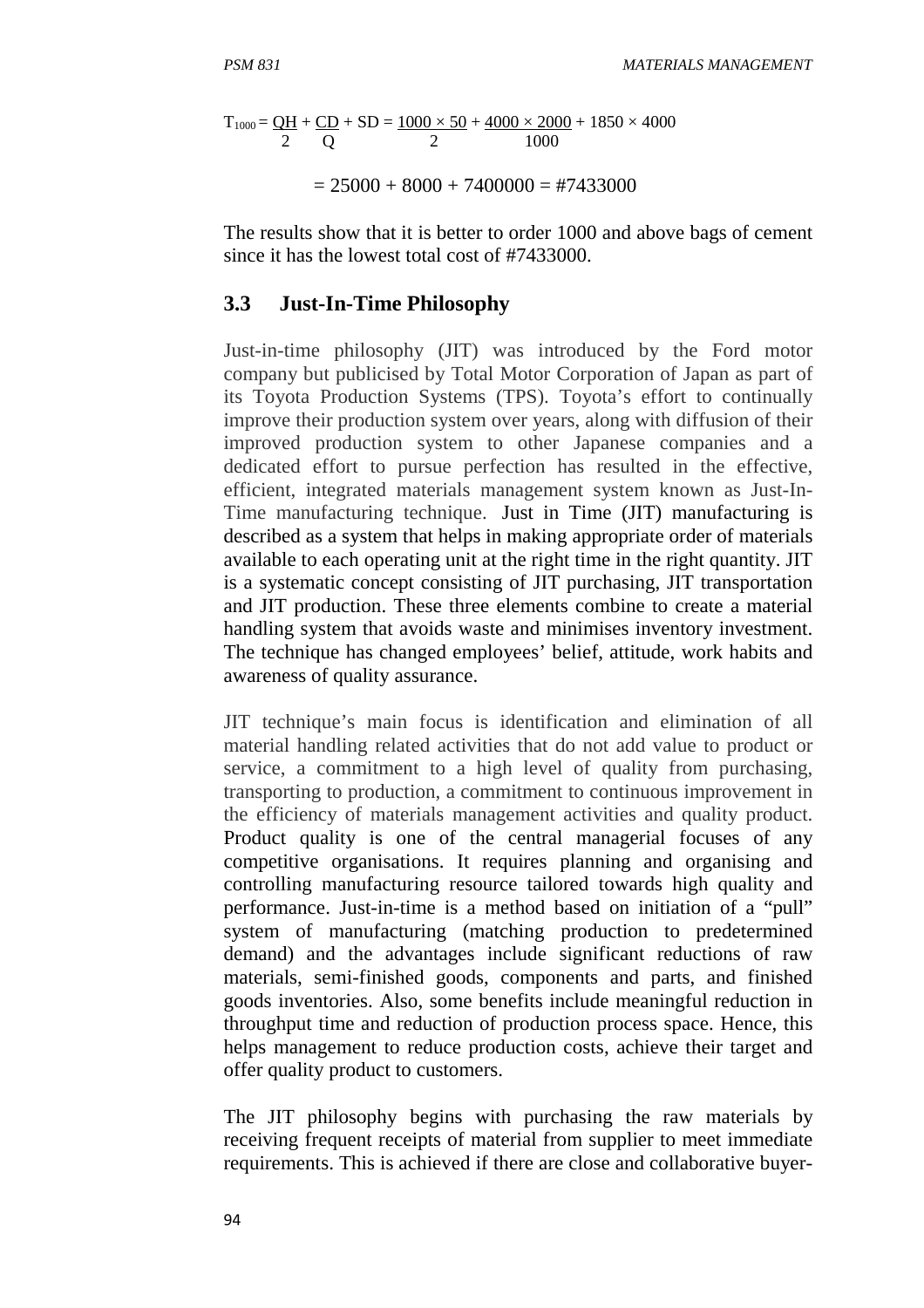$$T_{1000} = \frac{QH}{2} + \frac{CD}{Q} + SD = \frac{1000 \times 50}{2} + \frac{4000 \times 2000}{1000} + 1850 \times 4000$$

$$= 25000 + 8000 + 7400000 = \#7433000$$

The results show that it is better to order 1000 and above bags of cement since it has the lowest total cost of #7433000.

## 3.3 Just-In-Time Philosophy

Just-in-time philosophy (JIT) was introduced by the Ford motor company but publicised by Total Motor Corporation of Japan as part of its Toyota Production Systems (TPS). Toyota's effort to continually improve their production system over years, along with diffusion of their improved production system to other Japanese companies and a dedicated effort to pursue perfection has resulted in the effective, efficient, integrated materials management system known as Just-In-Time manufacturing technique. Just in Time (JIT) manufacturing is described as a system that helps in making appropriate order of materials available to each operating unit at the right time in the right quantity. JIT is a systematic concept consisting of JIT purchasing, JIT transportation and JIT production. These three elements combine to create a material handling system that avoids waste and minimises inventory investment. The technique has changed employees' belief, attitude, work habits and awareness of quality assurance.

JIT technique's main focus is identification and elimination of all material handling related activities that do not add value to product or service, a commitment to a high level of quality from purchasing, transporting to production, a commitment to continuous improvement in the efficiency of materials management activities and quality product. Product quality is one of the central managerial focuses of any competitive organisations. It requires planning and organising and controlling manufacturing resource tailored towards high quality and performance. Just-in-time is a method based on initiation of a "pull" system of manufacturing (matching production to predetermined demand) and the advantages include significant reductions of raw materials, semi-finished goods, components and parts, and finished goods inventories. Also, some benefits include meaningful reduction in throughput time and reduction of production process space. Hence, this helps management to reduce production costs, achieve their target and offer quality product to customers.

The JIT philosophy begins with purchasing the raw materials by receiving frequent receipts of material from supplier to meet immediate requirements. This is achieved if there are close and collaborative buyer-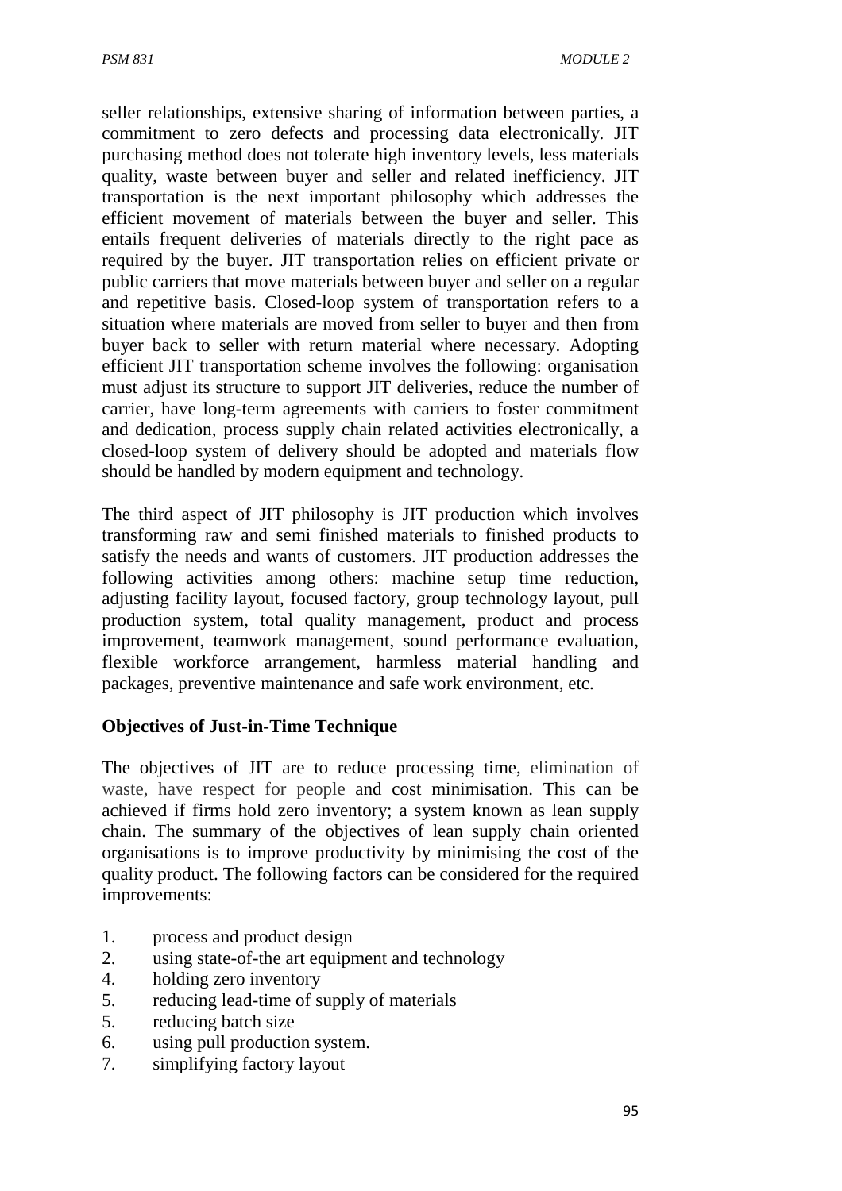seller relationships, extensive sharing of information between parties, a commitment to zero defects and processing data electronically. JIT purchasing method does not tolerate high inventory levels, less materials quality, waste between buyer and seller and related inefficiency. JIT transportation is the next important philosophy which addresses the efficient movement of materials between the buyer and seller. This entails frequent deliveries of materials directly to the right pace as required by the buyer. JIT transportation relies on efficient private or public carriers that move materials between buyer and seller on a regular and repetitive basis. Closed-loop system of transportation refers to a situation where materials are moved from seller to buyer and then from buyer back to seller with return material where necessary. Adopting efficient JIT transportation scheme involves the following: organisation must adjust its structure to support JIT deliveries, reduce the number of carrier, have long-term agreements with carriers to foster commitment and dedication, process supply chain related activities electronically, a closed-loop system of delivery should be adopted and materials flow should be handled by modern equipment and technology.

The third aspect of JIT philosophy is JIT production which involves transforming raw and semi finished materials to finished products to satisfy the needs and wants of customers. JIT production addresses the following activities among others: machine setup time reduction, adjusting facility layout, focused factory, group technology layout, pull production system, total quality management, product and process improvement, teamwork management, sound performance evaluation, flexible workforce arrangement, harmless material handling and packages, preventive maintenance and safe work environment, etc.

**Objectives of Just-in-Time Technique**

The objectives of JIT are to reduce processing time, elimination of waste, have respect for people and cost minimisation. This can be achieved if firms hold zero inventory; a system known as lean supply chain. The summary of the objectives of lean supply chain oriented organisations is to improve productivity by minimising the cost of the quality product. The following factors can be considered for the required improvements:

1. process and product design
2. using state-of-the art equipment and technology
4. holding zero inventory
5. reducing lead-time of supply of materials
5. reducing batch size
6. using pull production system.
7. simplifying factory layout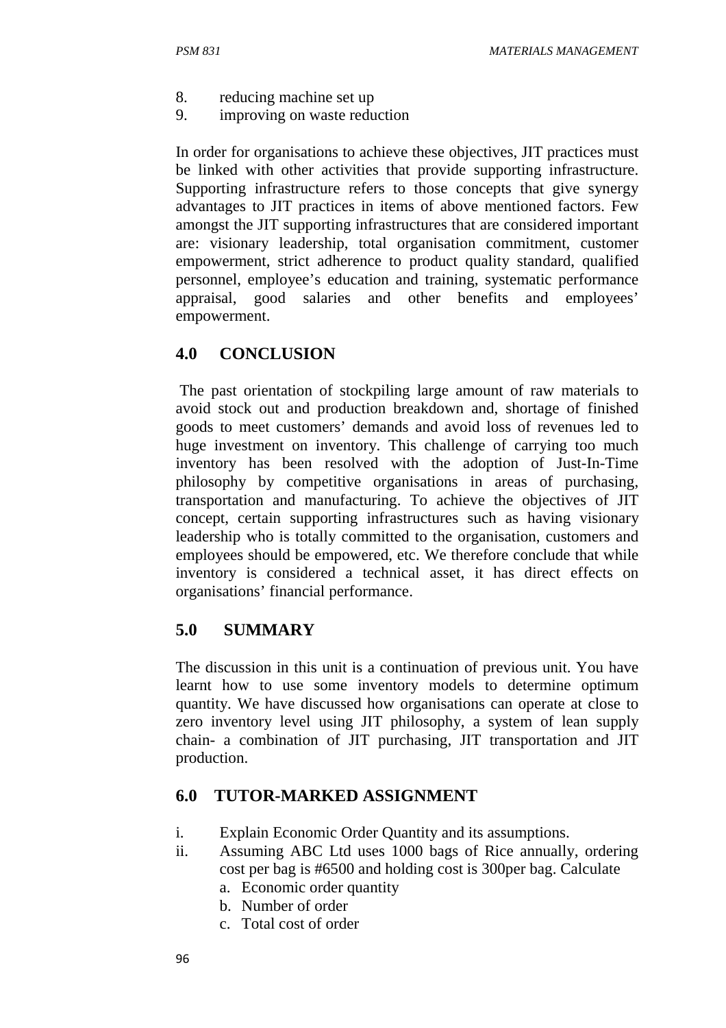8. reducing machine set up
9. improving on waste reduction

In order for organisations to achieve these objectives, JIT practices must be linked with other activities that provide supporting infrastructure. Supporting infrastructure refers to those concepts that give synergy advantages to JIT practices in items of above mentioned factors. Few amongst the JIT supporting infrastructures that are considered important are: visionary leadership, total organisation commitment, customer empowerment, strict adherence to product quality standard, qualified personnel, employee's education and training, systematic performance appraisal, good salaries and other benefits and employees' empowerment.

## 4.0 CONCLUSION

The past orientation of stockpiling large amount of raw materials to avoid stock out and production breakdown and, shortage of finished goods to meet customers' demands and avoid loss of revenues led to huge investment on inventory. This challenge of carrying too much inventory has been resolved with the adoption of Just-In-Time philosophy by competitive organisations in areas of purchasing, transportation and manufacturing. To achieve the objectives of JIT concept, certain supporting infrastructures such as having visionary leadership who is totally committed to the organisation, customers and employees should be empowered, etc. We therefore conclude that while inventory is considered a technical asset, it has direct effects on organisations' financial performance.

## 5.0 SUMMARY

The discussion in this unit is a continuation of previous unit. You have learnt how to use some inventory models to determine optimum quantity. We have discussed how organisations can operate at close to zero inventory level using JIT philosophy, a system of lean supply chain- a combination of JIT purchasing, JIT transportation and JIT production.

## 6.0 TUTOR-MARKED ASSIGNMENT

i. Explain Economic Order Quantity and its assumptions.
ii. Assuming ABC Ltd uses 1000 bags of Rice annually, ordering cost per bag is #6500 and holding cost is 300per bag. Calculate
   a. Economic order quantity
   b. Number of order
   c. Total cost of order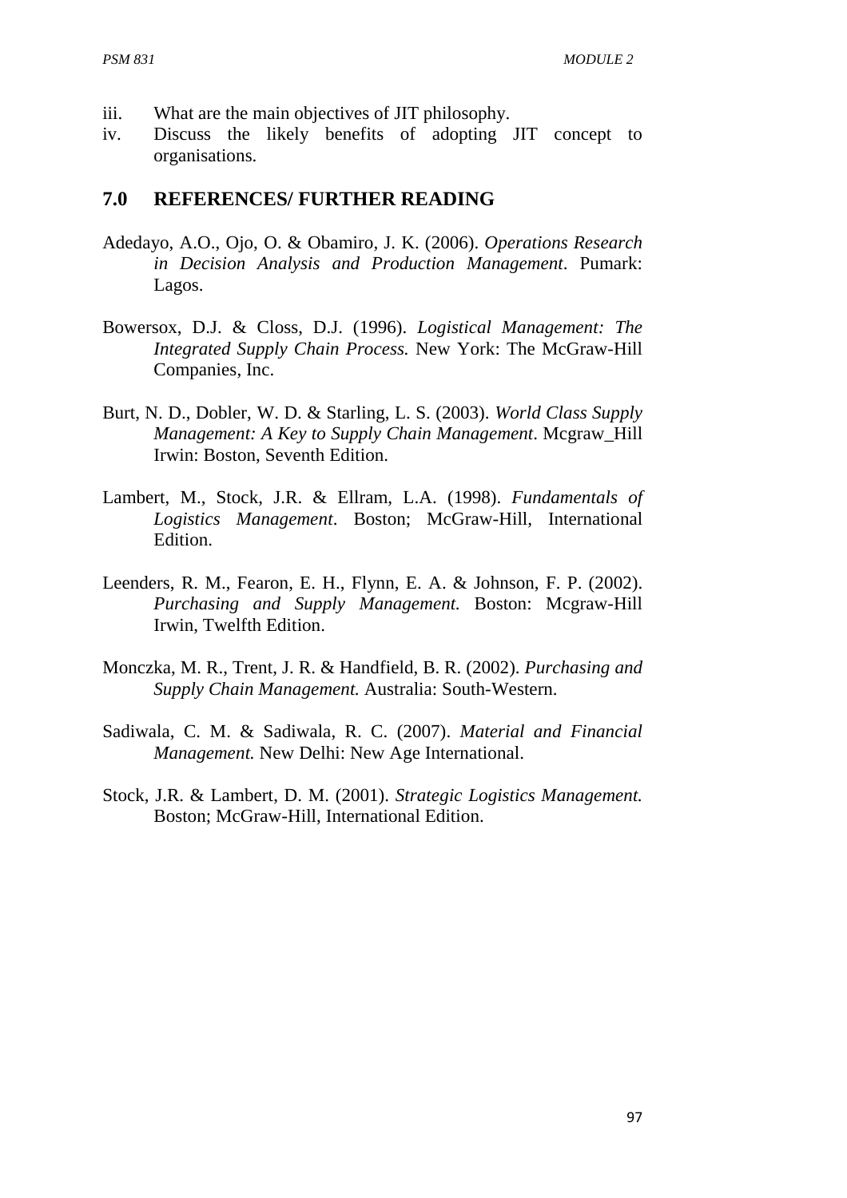iii. What are the main objectives of JIT philosophy.
iv. Discuss the likely benefits of adopting JIT concept to organisations.

## 7.0 REFERENCES/ FURTHER READING

Adedayo, A.O., Ojo, O. & Obamiro, J. K. (2006). *Operations Research in Decision Analysis and Production Management*. Pumark: Lagos.

Bowersox, D.J. & Closs, D.J. (1996). *Logistical Management: The Integrated Supply Chain Process.* New York: The McGraw-Hill Companies, Inc.

Burt, N. D., Dobler, W. D. & Starling, L. S. (2003). *World Class Supply Management: A Key to Supply Chain Management*. Mcgraw_Hill Irwin: Boston, Seventh Edition.

Lambert, M., Stock, J.R. & Ellram, L.A. (1998). *Fundamentals of Logistics Management*. Boston; McGraw-Hill, International Edition.

Leenders, R. M., Fearon, E. H., Flynn, E. A. & Johnson, F. P. (2002). *Purchasing and Supply Management.* Boston: Mcgraw-Hill Irwin, Twelfth Edition.

Monczka, M. R., Trent, J. R. & Handfield, B. R. (2002). *Purchasing and Supply Chain Management.* Australia: South-Western.

Sadiwala, C. M. & Sadiwala, R. C. (2007). *Material and Financial Management.* New Delhi: New Age International.

Stock, J.R. & Lambert, D. M. (2001). *Strategic Logistics Management.* Boston; McGraw-Hill, International Edition.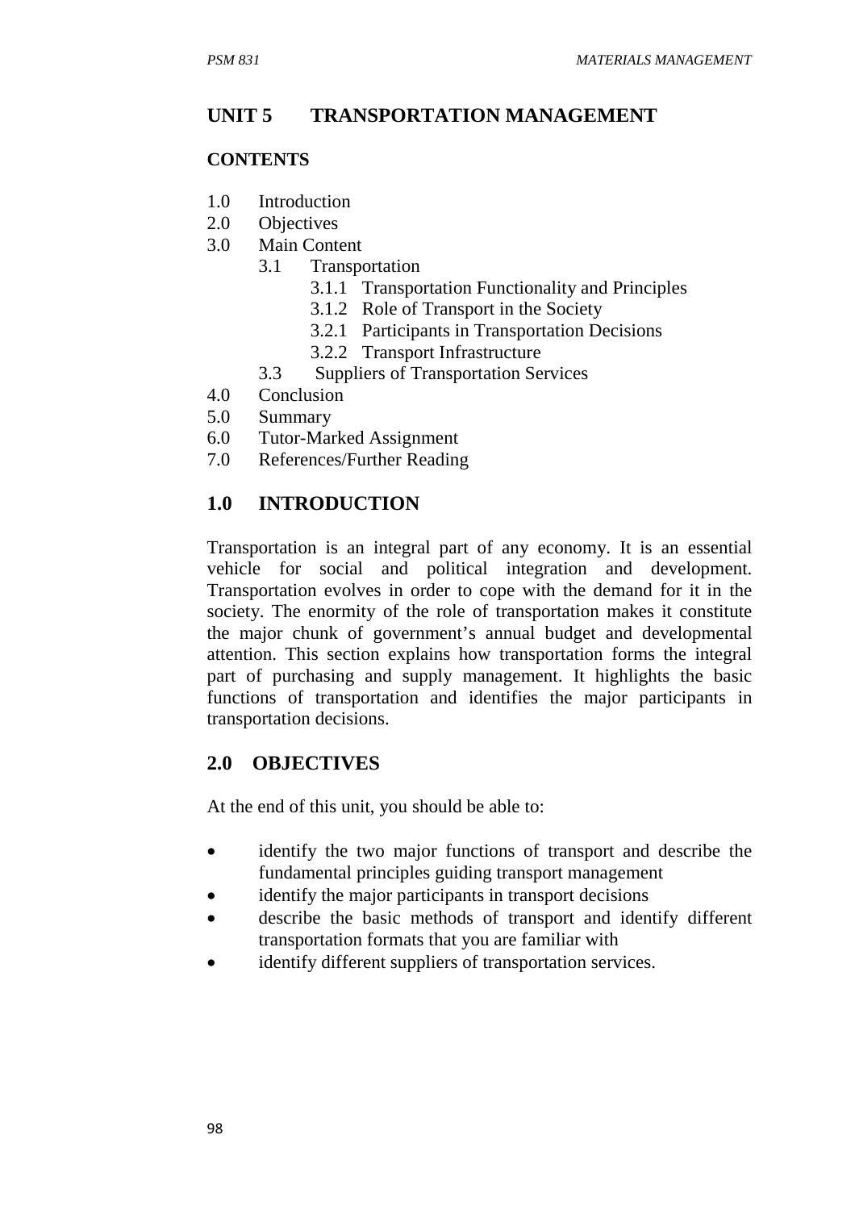# UNIT 5 TRANSPORTATION MANAGEMENT

**CONTENTS**

- 1.0 Introduction
- 2.0 Objectives
- 3.0 Main Content
  - 3.1 Transportation
    - 3.1.1 Transportation Functionality and Principles
    - 3.1.2 Role of Transport in the Society
    - 3.2.1 Participants in Transportation Decisions
    - 3.2.2 Transport Infrastructure
  - 3.3 Suppliers of Transportation Services
- 4.0 Conclusion
- 5.0 Summary
- 6.0 Tutor-Marked Assignment
- 7.0 References/Further Reading

## 1.0 INTRODUCTION

Transportation is an integral part of any economy. It is an essential vehicle for social and political integration and development. Transportation evolves in order to cope with the demand for it in the society. The enormity of the role of transportation makes it constitute the major chunk of government's annual budget and developmental attention. This section explains how transportation forms the integral part of purchasing and supply management. It highlights the basic functions of transportation and identifies the major participants in transportation decisions.

## 2.0 OBJECTIVES

At the end of this unit, you should be able to:

- identify the two major functions of transport and describe the fundamental principles guiding transport management
- identify the major participants in transport decisions
- describe the basic methods of transport and identify different transportation formats that you are familiar with
- identify different suppliers of transportation services.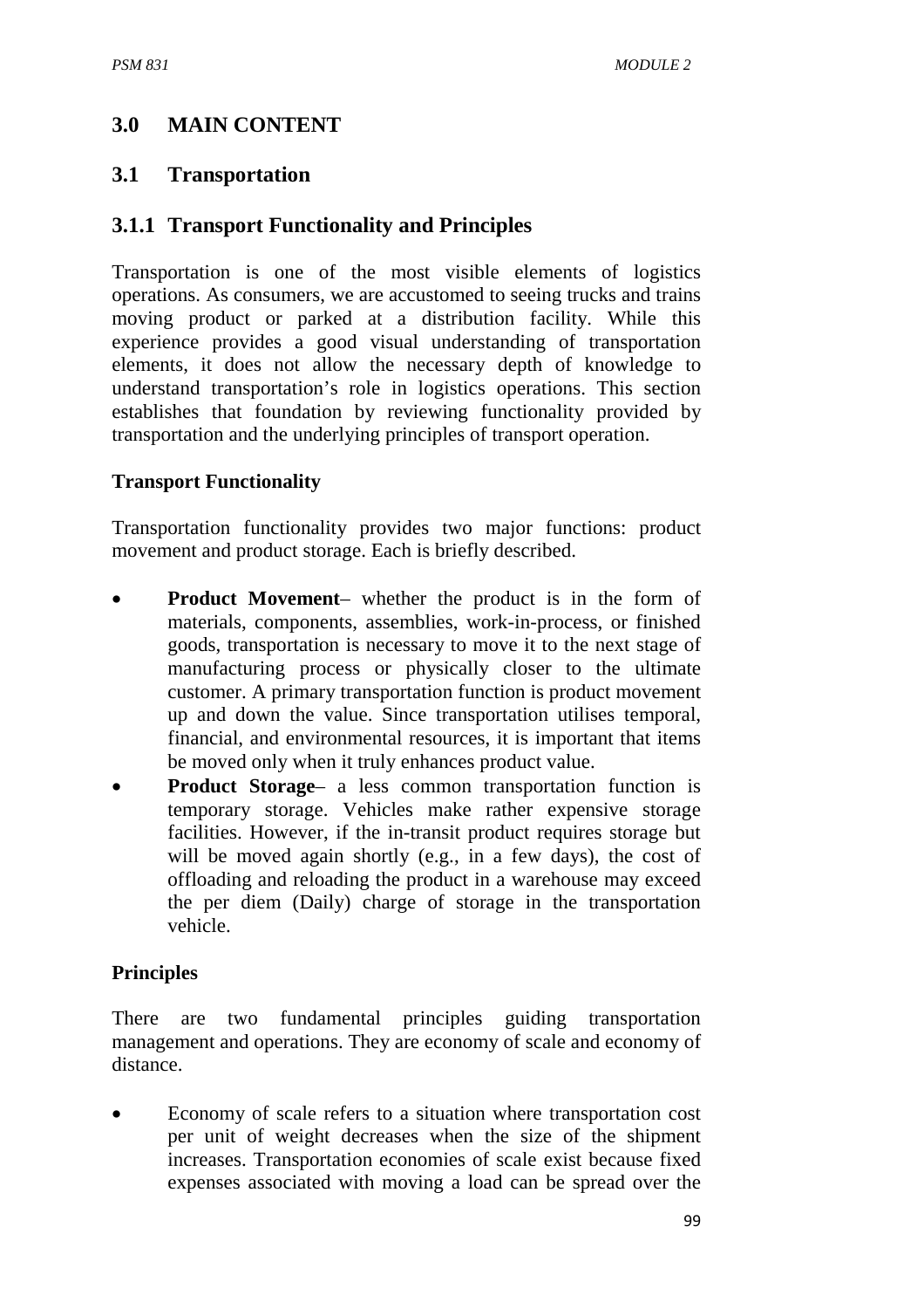## 3.0 MAIN CONTENT

## 3.1 Transportation

### 3.1.1 Transport Functionality and Principles

Transportation is one of the most visible elements of logistics operations. As consumers, we are accustomed to seeing trucks and trains moving product or parked at a distribution facility. While this experience provides a good visual understanding of transportation elements, it does not allow the necessary depth of knowledge to understand transportation's role in logistics operations. This section establishes that foundation by reviewing functionality provided by transportation and the underlying principles of transport operation.

**Transport Functionality**

Transportation functionality provides two major functions: product movement and product storage. Each is briefly described.

- **Product Movement**– whether the product is in the form of materials, components, assemblies, work-in-process, or finished goods, transportation is necessary to move it to the next stage of manufacturing process or physically closer to the ultimate customer. A primary transportation function is product movement up and down the value. Since transportation utilises temporal, financial, and environmental resources, it is important that items be moved only when it truly enhances product value.
- **Product Storage**– a less common transportation function is temporary storage. Vehicles make rather expensive storage facilities. However, if the in-transit product requires storage but will be moved again shortly (e.g., in a few days), the cost of offloading and reloading the product in a warehouse may exceed the per diem (Daily) charge of storage in the transportation vehicle.

**Principles**

There are two fundamental principles guiding transportation management and operations. They are economy of scale and economy of distance.

- Economy of scale refers to a situation where transportation cost per unit of weight decreases when the size of the shipment increases. Transportation economies of scale exist because fixed expenses associated with moving a load can be spread over the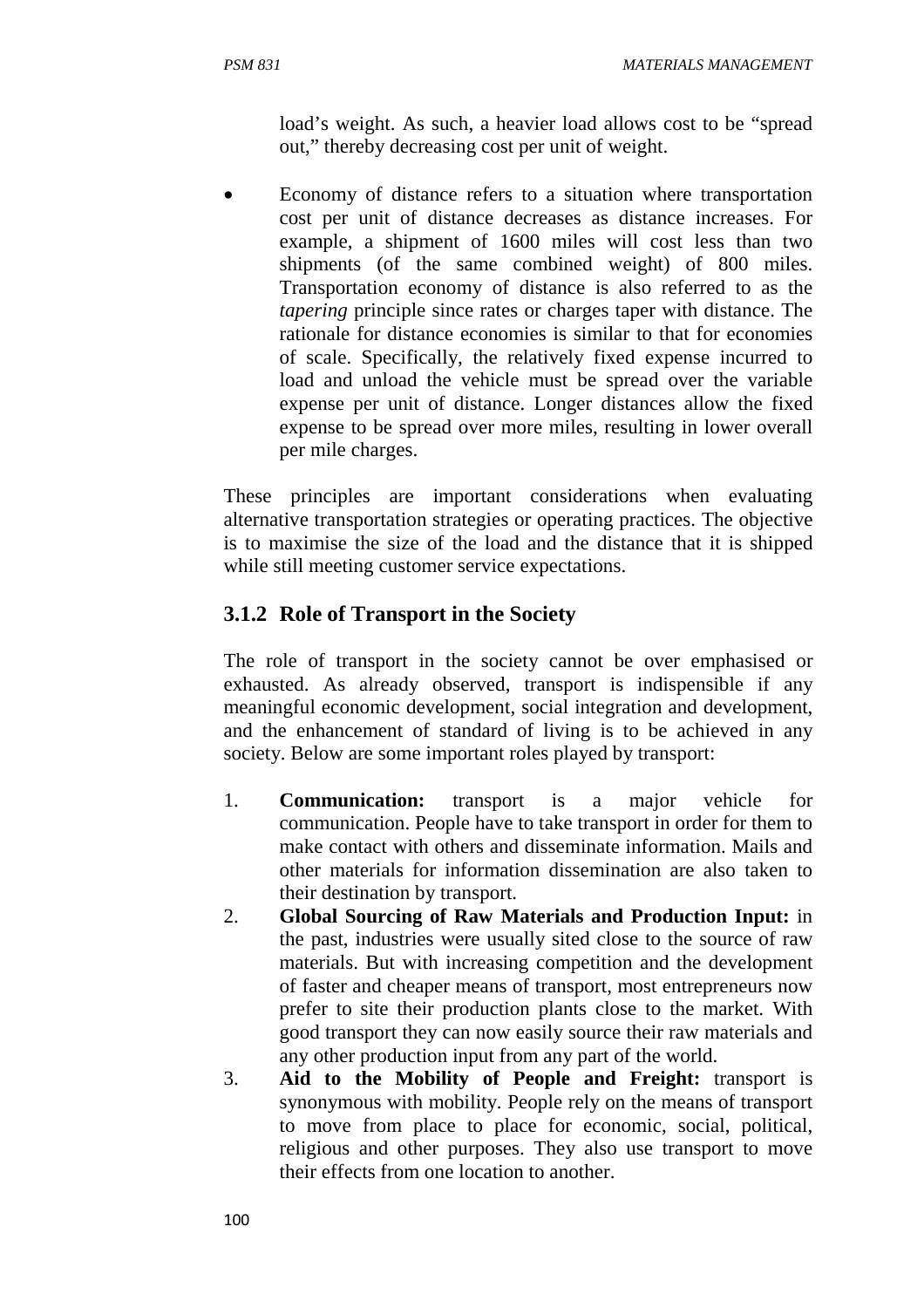load's weight. As such, a heavier load allows cost to be "spread out," thereby decreasing cost per unit of weight.

- Economy of distance refers to a situation where transportation cost per unit of distance decreases as distance increases. For example, a shipment of 1600 miles will cost less than two shipments (of the same combined weight) of 800 miles. Transportation economy of distance is also referred to as the *tapering* principle since rates or charges taper with distance. The rationale for distance economies is similar to that for economies of scale. Specifically, the relatively fixed expense incurred to load and unload the vehicle must be spread over the variable expense per unit of distance. Longer distances allow the fixed expense to be spread over more miles, resulting in lower overall per mile charges.

These principles are important considerations when evaluating alternative transportation strategies or operating practices. The objective is to maximise the size of the load and the distance that it is shipped while still meeting customer service expectations.

### 3.1.2 Role of Transport in the Society

The role of transport in the society cannot be over emphasised or exhausted. As already observed, transport is indispensible if any meaningful economic development, social integration and development, and the enhancement of standard of living is to be achieved in any society. Below are some important roles played by transport:

1. **Communication:** transport is a major vehicle for communication. People have to take transport in order for them to make contact with others and disseminate information. Mails and other materials for information dissemination are also taken to their destination by transport.
2. **Global Sourcing of Raw Materials and Production Input:** in the past, industries were usually sited close to the source of raw materials. But with increasing competition and the development of faster and cheaper means of transport, most entrepreneurs now prefer to site their production plants close to the market. With good transport they can now easily source their raw materials and any other production input from any part of the world.
3. **Aid to the Mobility of People and Freight:** transport is synonymous with mobility. People rely on the means of transport to move from place to place for economic, social, political, religious and other purposes. They also use transport to move their effects from one location to another.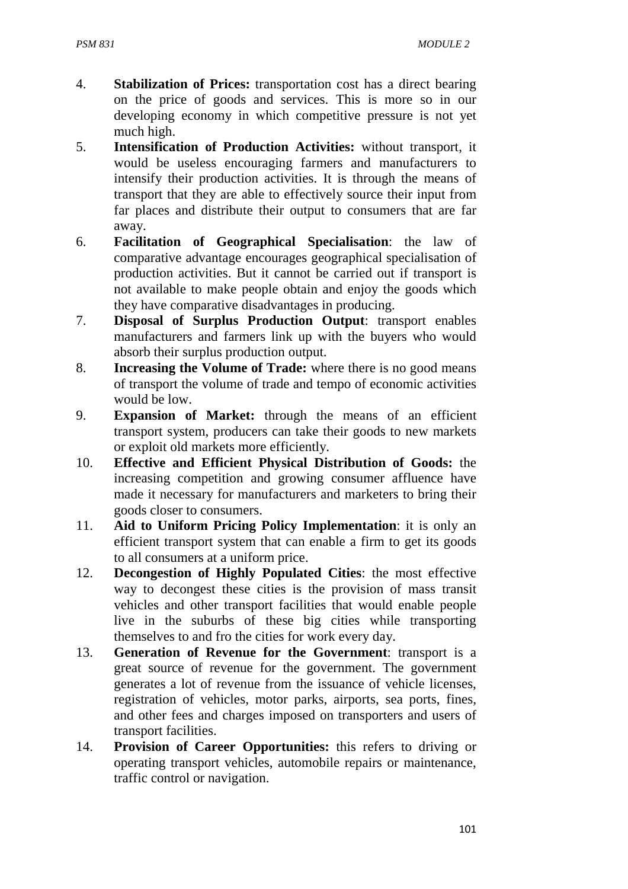4. **Stabilization of Prices:** transportation cost has a direct bearing on the price of goods and services. This is more so in our developing economy in which competitive pressure is not yet much high.
5. **Intensification of Production Activities:** without transport, it would be useless encouraging farmers and manufacturers to intensify their production activities. It is through the means of transport that they are able to effectively source their input from far places and distribute their output to consumers that are far away.
6. **Facilitation of Geographical Specialisation**: the law of comparative advantage encourages geographical specialisation of production activities. But it cannot be carried out if transport is not available to make people obtain and enjoy the goods which they have comparative disadvantages in producing.
7. **Disposal of Surplus Production Output**: transport enables manufacturers and farmers link up with the buyers who would absorb their surplus production output.
8. **Increasing the Volume of Trade:** where there is no good means of transport the volume of trade and tempo of economic activities would be low.
9. **Expansion of Market:** through the means of an efficient transport system, producers can take their goods to new markets or exploit old markets more efficiently.
10. **Effective and Efficient Physical Distribution of Goods:** the increasing competition and growing consumer affluence have made it necessary for manufacturers and marketers to bring their goods closer to consumers.
11. **Aid to Uniform Pricing Policy Implementation**: it is only an efficient transport system that can enable a firm to get its goods to all consumers at a uniform price.
12. **Decongestion of Highly Populated Cities**: the most effective way to decongest these cities is the provision of mass transit vehicles and other transport facilities that would enable people live in the suburbs of these big cities while transporting themselves to and fro the cities for work every day.
13. **Generation of Revenue for the Government**: transport is a great source of revenue for the government. The government generates a lot of revenue from the issuance of vehicle licenses, registration of vehicles, motor parks, airports, sea ports, fines, and other fees and charges imposed on transporters and users of transport facilities.
14. **Provision of Career Opportunities:** this refers to driving or operating transport vehicles, automobile repairs or maintenance, traffic control or navigation.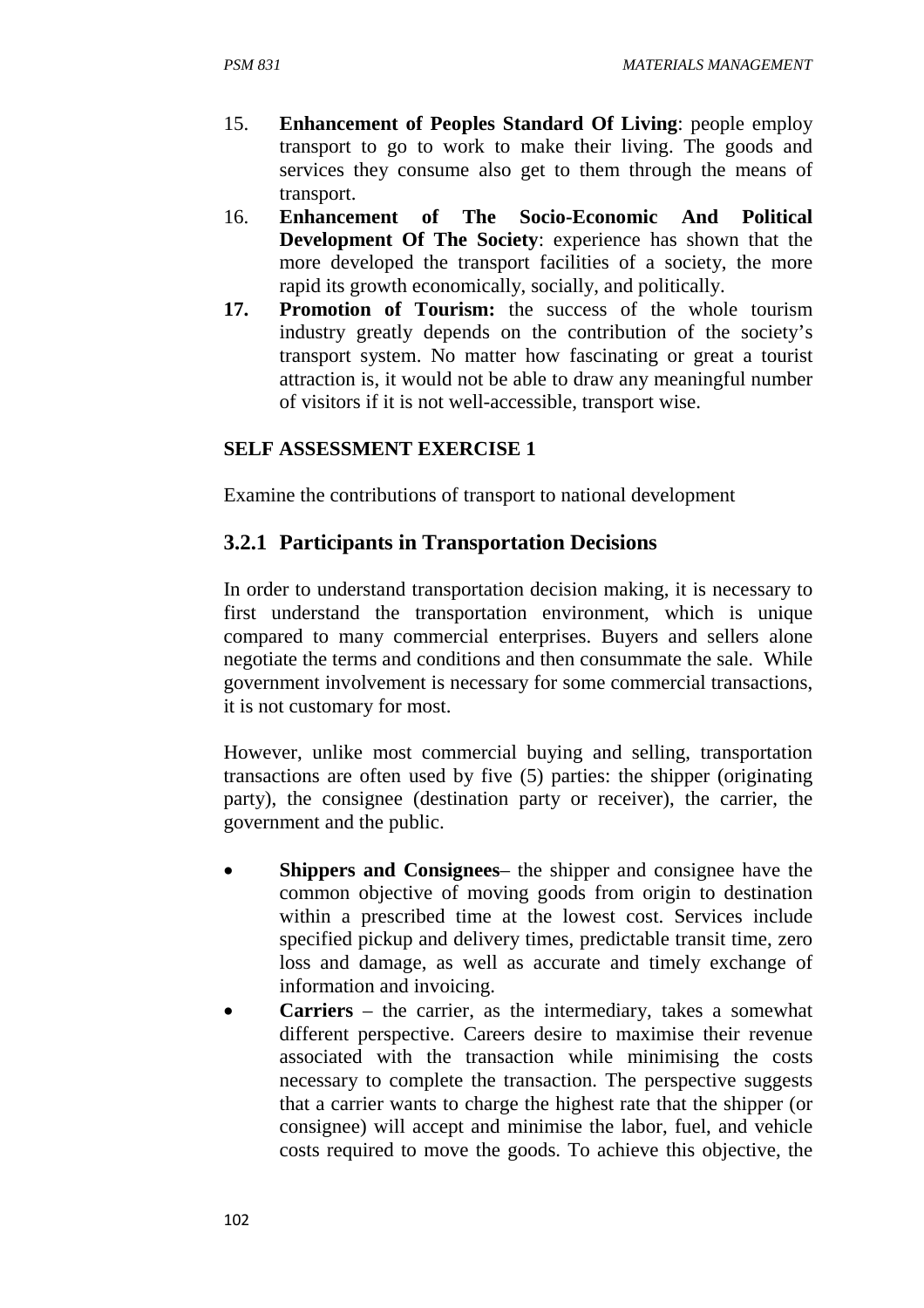15. **Enhancement of Peoples Standard Of Living**: people employ transport to go to work to make their living. The goods and services they consume also get to them through the means of transport.
16. **Enhancement of The Socio-Economic And Political Development Of The Society**: experience has shown that the more developed the transport facilities of a society, the more rapid its growth economically, socially, and politically.
17. **Promotion of Tourism:** the success of the whole tourism industry greatly depends on the contribution of the society's transport system. No matter how fascinating or great a tourist attraction is, it would not be able to draw any meaningful number of visitors if it is not well-accessible, transport wise.

**SELF ASSESSMENT EXERCISE 1**

Examine the contributions of transport to national development

### 3.2.1 Participants in Transportation Decisions

In order to understand transportation decision making, it is necessary to first understand the transportation environment, which is unique compared to many commercial enterprises. Buyers and sellers alone negotiate the terms and conditions and then consummate the sale. While government involvement is necessary for some commercial transactions, it is not customary for most.

However, unlike most commercial buying and selling, transportation transactions are often used by five (5) parties: the shipper (originating party), the consignee (destination party or receiver), the carrier, the government and the public.

- **Shippers and Consignees**– the shipper and consignee have the common objective of moving goods from origin to destination within a prescribed time at the lowest cost. Services include specified pickup and delivery times, predictable transit time, zero loss and damage, as well as accurate and timely exchange of information and invoicing.
- **Carriers** – the carrier, as the intermediary, takes a somewhat different perspective. Careers desire to maximise their revenue associated with the transaction while minimising the costs necessary to complete the transaction. The perspective suggests that a carrier wants to charge the highest rate that the shipper (or consignee) will accept and minimise the labor, fuel, and vehicle costs required to move the goods. To achieve this objective, the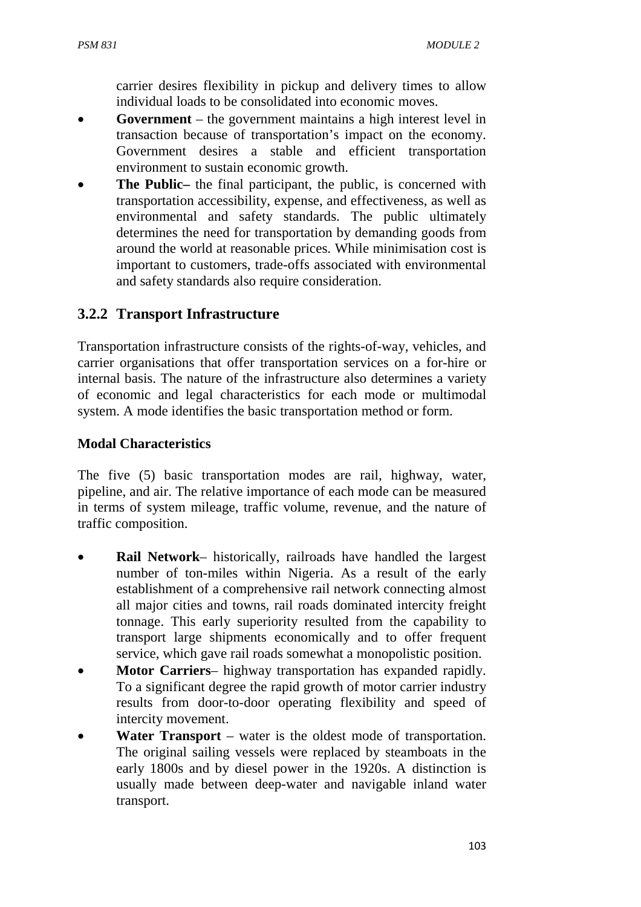carrier desires flexibility in pickup and delivery times to allow individual loads to be consolidated into economic moves.

- **Government** – the government maintains a high interest level in transaction because of transportation's impact on the economy. Government desires a stable and efficient transportation environment to sustain economic growth.
- **The Public–** the final participant, the public, is concerned with transportation accessibility, expense, and effectiveness, as well as environmental and safety standards. The public ultimately determines the need for transportation by demanding goods from around the world at reasonable prices. While minimisation cost is important to customers, trade-offs associated with environmental and safety standards also require consideration.

### 3.2.2 Transport Infrastructure

Transportation infrastructure consists of the rights-of-way, vehicles, and carrier organisations that offer transportation services on a for-hire or internal basis. The nature of the infrastructure also determines a variety of economic and legal characteristics for each mode or multimodal system. A mode identifies the basic transportation method or form.

**Modal Characteristics**

The five (5) basic transportation modes are rail, highway, water, pipeline, and air. The relative importance of each mode can be measured in terms of system mileage, traffic volume, revenue, and the nature of traffic composition.

- **Rail Network**– historically, railroads have handled the largest number of ton-miles within Nigeria. As a result of the early establishment of a comprehensive rail network connecting almost all major cities and towns, rail roads dominated intercity freight tonnage. This early superiority resulted from the capability to transport large shipments economically and to offer frequent service, which gave rail roads somewhat a monopolistic position.
- **Motor Carriers**– highway transportation has expanded rapidly. To a significant degree the rapid growth of motor carrier industry results from door-to-door operating flexibility and speed of intercity movement.
- **Water Transport** – water is the oldest mode of transportation. The original sailing vessels were replaced by steamboats in the early 1800s and by diesel power in the 1920s. A distinction is usually made between deep-water and navigable inland water transport.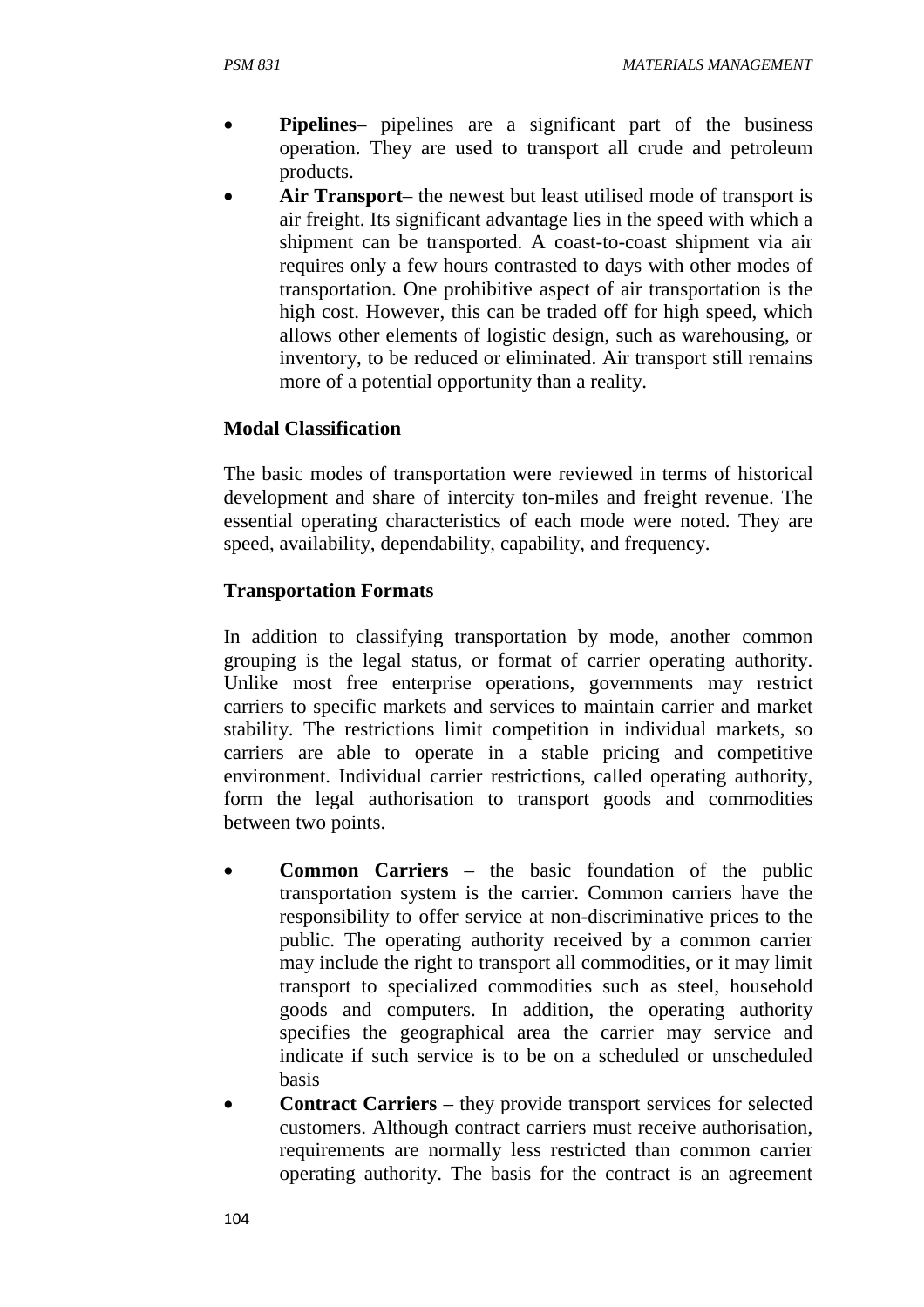- **Pipelines**– pipelines are a significant part of the business operation. They are used to transport all crude and petroleum products.
- **Air Transport**– the newest but least utilised mode of transport is air freight. Its significant advantage lies in the speed with which a shipment can be transported. A coast-to-coast shipment via air requires only a few hours contrasted to days with other modes of transportation. One prohibitive aspect of air transportation is the high cost. However, this can be traded off for high speed, which allows other elements of logistic design, such as warehousing, or inventory, to be reduced or eliminated. Air transport still remains more of a potential opportunity than a reality.

**Modal Classification**

The basic modes of transportation were reviewed in terms of historical development and share of intercity ton-miles and freight revenue. The essential operating characteristics of each mode were noted. They are speed, availability, dependability, capability, and frequency.

**Transportation Formats**

In addition to classifying transportation by mode, another common grouping is the legal status, or format of carrier operating authority. Unlike most free enterprise operations, governments may restrict carriers to specific markets and services to maintain carrier and market stability. The restrictions limit competition in individual markets, so carriers are able to operate in a stable pricing and competitive environment. Individual carrier restrictions, called operating authority, form the legal authorisation to transport goods and commodities between two points.

- **Common Carriers** – the basic foundation of the public transportation system is the carrier. Common carriers have the responsibility to offer service at non-discriminative prices to the public. The operating authority received by a common carrier may include the right to transport all commodities, or it may limit transport to specialized commodities such as steel, household goods and computers. In addition, the operating authority specifies the geographical area the carrier may service and indicate if such service is to be on a scheduled or unscheduled basis
- **Contract Carriers** – they provide transport services for selected customers. Although contract carriers must receive authorisation, requirements are normally less restricted than common carrier operating authority. The basis for the contract is an agreement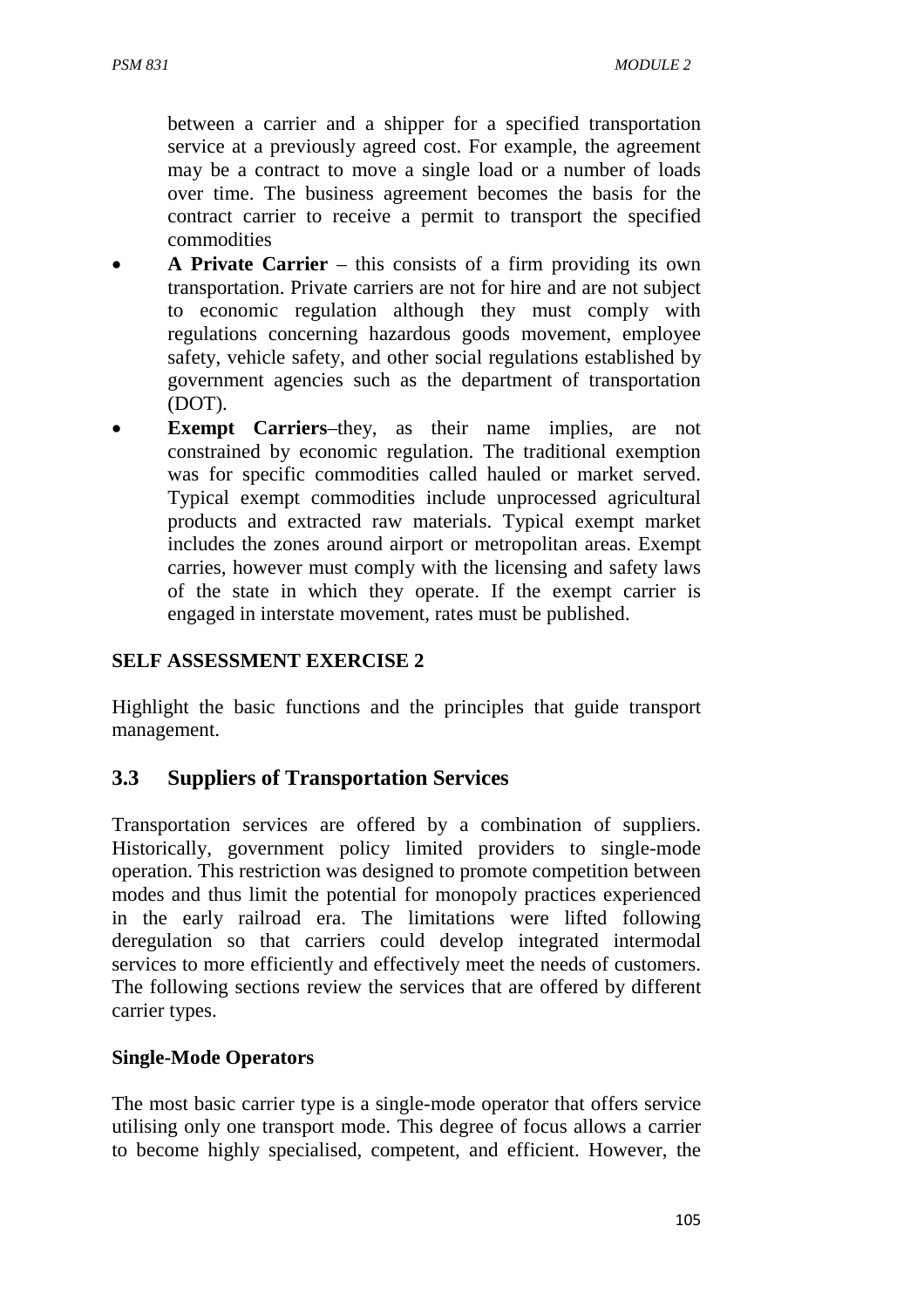between a carrier and a shipper for a specified transportation service at a previously agreed cost. For example, the agreement may be a contract to move a single load or a number of loads over time. The business agreement becomes the basis for the contract carrier to receive a permit to transport the specified commodities

- **A Private Carrier** – this consists of a firm providing its own transportation. Private carriers are not for hire and are not subject to economic regulation although they must comply with regulations concerning hazardous goods movement, employee safety, vehicle safety, and other social regulations established by government agencies such as the department of transportation (DOT).
- **Exempt Carriers**–they, as their name implies, are not constrained by economic regulation. The traditional exemption was for specific commodities called hauled or market served. Typical exempt commodities include unprocessed agricultural products and extracted raw materials. Typical exempt market includes the zones around airport or metropolitan areas. Exempt carries, however must comply with the licensing and safety laws of the state in which they operate. If the exempt carrier is engaged in interstate movement, rates must be published.

**SELF ASSESSMENT EXERCISE 2**

Highlight the basic functions and the principles that guide transport management.

## 3.3 Suppliers of Transportation Services

Transportation services are offered by a combination of suppliers. Historically, government policy limited providers to single-mode operation. This restriction was designed to promote competition between modes and thus limit the potential for monopoly practices experienced in the early railroad era. The limitations were lifted following deregulation so that carriers could develop integrated intermodal services to more efficiently and effectively meet the needs of customers. The following sections review the services that are offered by different carrier types.

**Single-Mode Operators**

The most basic carrier type is a single-mode operator that offers service utilising only one transport mode. This degree of focus allows a carrier to become highly specialised, competent, and efficient. However, the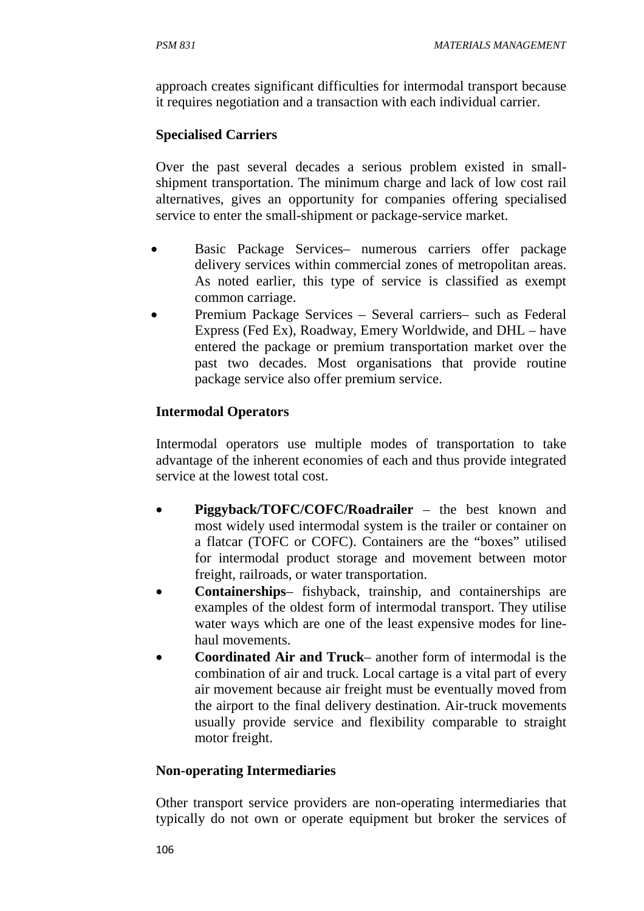approach creates significant difficulties for intermodal transport because it requires negotiation and a transaction with each individual carrier.

**Specialised Carriers**

Over the past several decades a serious problem existed in small-shipment transportation. The minimum charge and lack of low cost rail alternatives, gives an opportunity for companies offering specialised service to enter the small-shipment or package-service market.

- Basic Package Services– numerous carriers offer package delivery services within commercial zones of metropolitan areas. As noted earlier, this type of service is classified as exempt common carriage.
- Premium Package Services – Several carriers– such as Federal Express (Fed Ex), Roadway, Emery Worldwide, and DHL – have entered the package or premium transportation market over the past two decades. Most organisations that provide routine package service also offer premium service.

**Intermodal Operators**

Intermodal operators use multiple modes of transportation to take advantage of the inherent economies of each and thus provide integrated service at the lowest total cost.

- **Piggyback/TOFC/COFC/Roadrailer** – the best known and most widely used intermodal system is the trailer or container on a flatcar (TOFC or COFC). Containers are the "boxes" utilised for intermodal product storage and movement between motor freight, railroads, or water transportation.
- **Containerships**– fishyback, trainship, and containerships are examples of the oldest form of intermodal transport. They utilise water ways which are one of the least expensive modes for line-haul movements.
- **Coordinated Air and Truck**– another form of intermodal is the combination of air and truck. Local cartage is a vital part of every air movement because air freight must be eventually moved from the airport to the final delivery destination. Air-truck movements usually provide service and flexibility comparable to straight motor freight.

**Non-operating Intermediaries**

Other transport service providers are non-operating intermediaries that typically do not own or operate equipment but broker the services of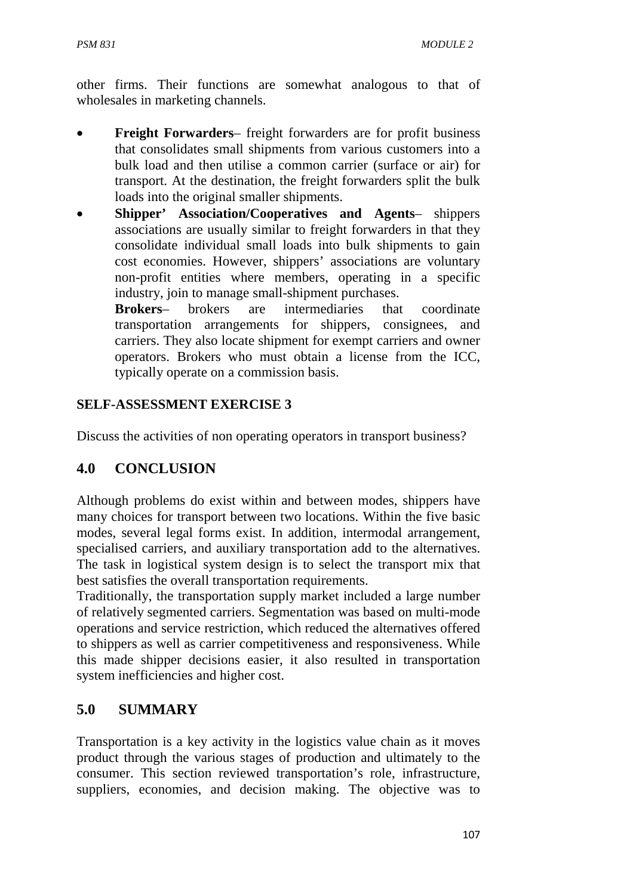other firms. Their functions are somewhat analogous to that of wholesales in marketing channels.

- **Freight Forwarders**– freight forwarders are for profit business that consolidates small shipments from various customers into a bulk load and then utilise a common carrier (surface or air) for transport. At the destination, the freight forwarders split the bulk loads into the original smaller shipments.
- **Shipper' Association/Cooperatives and Agents**– shippers associations are usually similar to freight forwarders in that they consolidate individual small loads into bulk shipments to gain cost economies. However, shippers' associations are voluntary non-profit entities where members, operating in a specific industry, join to manage small-shipment purchases.
  **Brokers**– brokers are intermediaries that coordinate transportation arrangements for shippers, consignees, and carriers. They also locate shipment for exempt carriers and owner operators. Brokers who must obtain a license from the ICC, typically operate on a commission basis.

**SELF-ASSESSMENT EXERCISE 3**

Discuss the activities of non operating operators in transport business?

## 4.0 CONCLUSION

Although problems do exist within and between modes, shippers have many choices for transport between two locations. Within the five basic modes, several legal forms exist. In addition, intermodal arrangement, specialised carriers, and auxiliary transportation add to the alternatives. The task in logistical system design is to select the transport mix that best satisfies the overall transportation requirements.

Traditionally, the transportation supply market included a large number of relatively segmented carriers. Segmentation was based on multi-mode operations and service restriction, which reduced the alternatives offered to shippers as well as carrier competitiveness and responsiveness. While this made shipper decisions easier, it also resulted in transportation system inefficiencies and higher cost.

## 5.0 SUMMARY

Transportation is a key activity in the logistics value chain as it moves product through the various stages of production and ultimately to the consumer. This section reviewed transportation's role, infrastructure, suppliers, economies, and decision making. The objective was to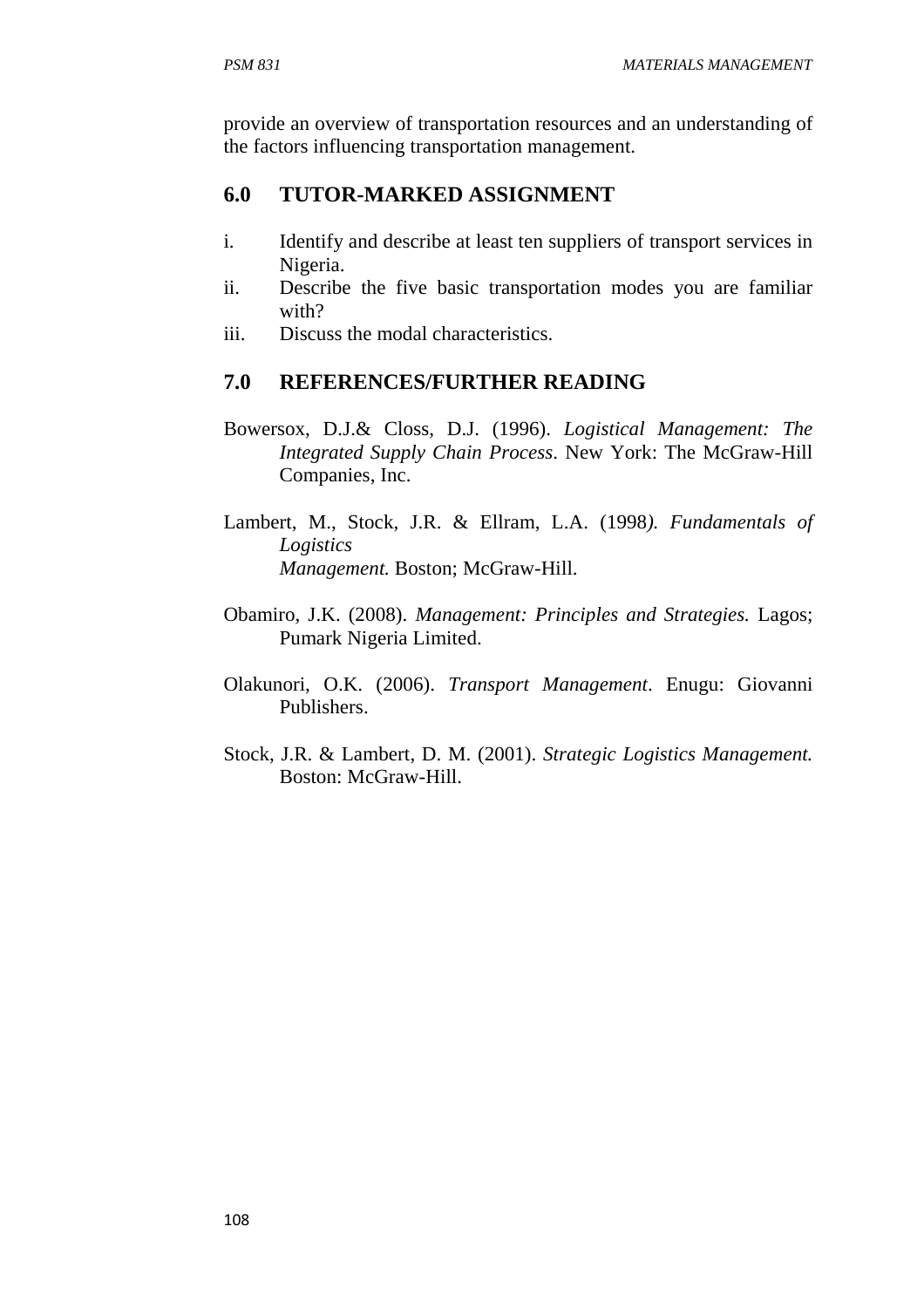provide an overview of transportation resources and an understanding of the factors influencing transportation management.

## 6.0 TUTOR-MARKED ASSIGNMENT

i. Identify and describe at least ten suppliers of transport services in Nigeria.
ii. Describe the five basic transportation modes you are familiar with?
iii. Discuss the modal characteristics.

## 7.0 REFERENCES/FURTHER READING

Bowersox, D.J.& Closs, D.J. (1996). *Logistical Management: The Integrated Supply Chain Process*. New York: The McGraw-Hill Companies, Inc.

Lambert, M., Stock, J.R. & Ellram, L.A. (1998*). Fundamentals of Logistics Management.* Boston; McGraw-Hill.

Obamiro, J.K. (2008). *Management: Principles and Strategies.* Lagos; Pumark Nigeria Limited.

Olakunori, O.K. (2006). *Transport Management*. Enugu: Giovanni Publishers.

Stock, J.R. & Lambert, D. M. (2001). *Strategic Logistics Management.* Boston: McGraw-Hill.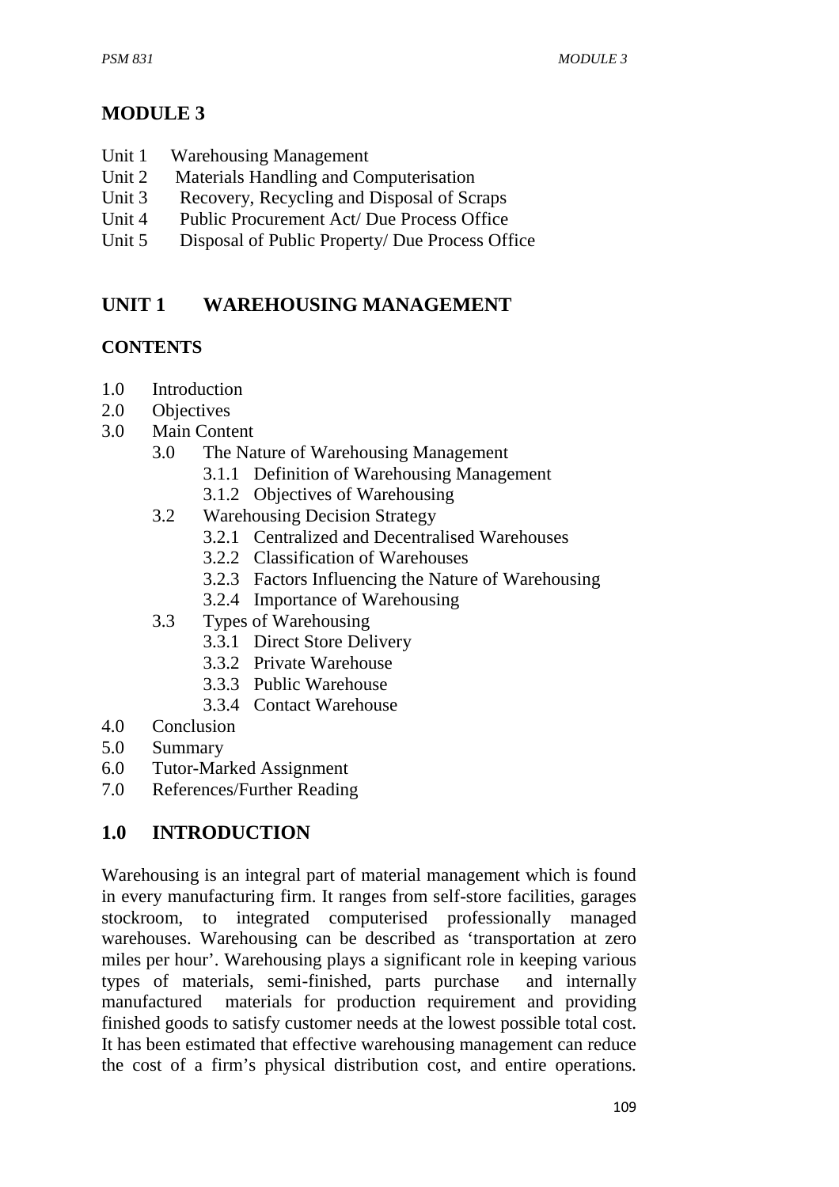# MODULE 3

Unit 1 Warehousing Management
Unit 2 Materials Handling and Computerisation
Unit 3 Recovery, Recycling and Disposal of Scraps
Unit 4 Public Procurement Act/ Due Process Office
Unit 5 Disposal of Public Property/ Due Process Office

## UNIT 1 WAREHOUSING MANAGEMENT

**CONTENTS**

- 1.0 Introduction
- 2.0 Objectives
- 3.0 Main Content
  - 3.0 The Nature of Warehousing Management
    - 3.1.1 Definition of Warehousing Management
    - 3.1.2 Objectives of Warehousing
  - 3.2 Warehousing Decision Strategy
    - 3.2.1 Centralized and Decentralised Warehouses
    - 3.2.2 Classification of Warehouses
    - 3.2.3 Factors Influencing the Nature of Warehousing
    - 3.2.4 Importance of Warehousing
  - 3.3 Types of Warehousing
    - 3.3.1 Direct Store Delivery
    - 3.3.2 Private Warehouse
    - 3.3.3 Public Warehouse
    - 3.3.4 Contact Warehouse
- 4.0 Conclusion
- 5.0 Summary
- 6.0 Tutor-Marked Assignment
- 7.0 References/Further Reading

## 1.0 INTRODUCTION

Warehousing is an integral part of material management which is found in every manufacturing firm. It ranges from self-store facilities, garages stockroom, to integrated computerised professionally managed warehouses. Warehousing can be described as 'transportation at zero miles per hour'. Warehousing plays a significant role in keeping various types of materials, semi-finished, parts purchase and internally manufactured materials for production requirement and providing finished goods to satisfy customer needs at the lowest possible total cost. It has been estimated that effective warehousing management can reduce the cost of a firm's physical distribution cost, and entire operations.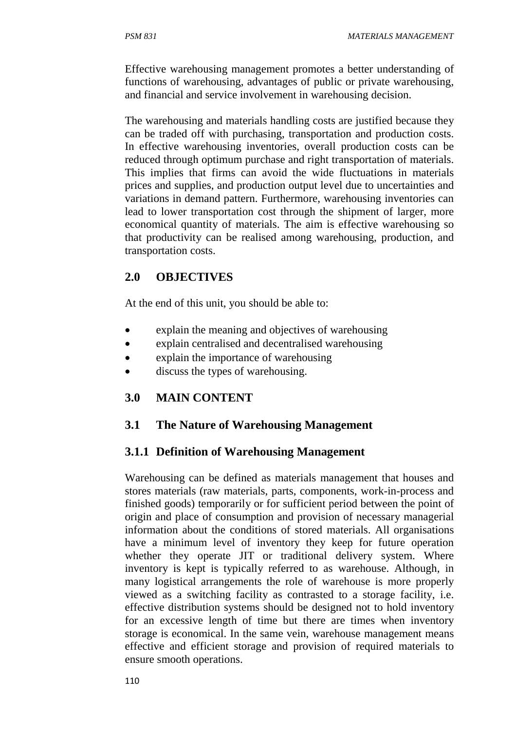Effective warehousing management promotes a better understanding of functions of warehousing, advantages of public or private warehousing, and financial and service involvement in warehousing decision.

The warehousing and materials handling costs are justified because they can be traded off with purchasing, transportation and production costs. In effective warehousing inventories, overall production costs can be reduced through optimum purchase and right transportation of materials. This implies that firms can avoid the wide fluctuations in materials prices and supplies, and production output level due to uncertainties and variations in demand pattern. Furthermore, warehousing inventories can lead to lower transportation cost through the shipment of larger, more economical quantity of materials. The aim is effective warehousing so that productivity can be realised among warehousing, production, and transportation costs.

## 2.0 OBJECTIVES

At the end of this unit, you should be able to:

- explain the meaning and objectives of warehousing
- explain centralised and decentralised warehousing
- explain the importance of warehousing
- discuss the types of warehousing.

## 3.0 MAIN CONTENT

### 3.1 The Nature of Warehousing Management

#### 3.1.1 Definition of Warehousing Management

Warehousing can be defined as materials management that houses and stores materials (raw materials, parts, components, work-in-process and finished goods) temporarily or for sufficient period between the point of origin and place of consumption and provision of necessary managerial information about the conditions of stored materials. All organisations have a minimum level of inventory they keep for future operation whether they operate JIT or traditional delivery system. Where inventory is kept is typically referred to as warehouse. Although, in many logistical arrangements the role of warehouse is more properly viewed as a switching facility as contrasted to a storage facility, i.e. effective distribution systems should be designed not to hold inventory for an excessive length of time but there are times when inventory storage is economical. In the same vein, warehouse management means effective and efficient storage and provision of required materials to ensure smooth operations.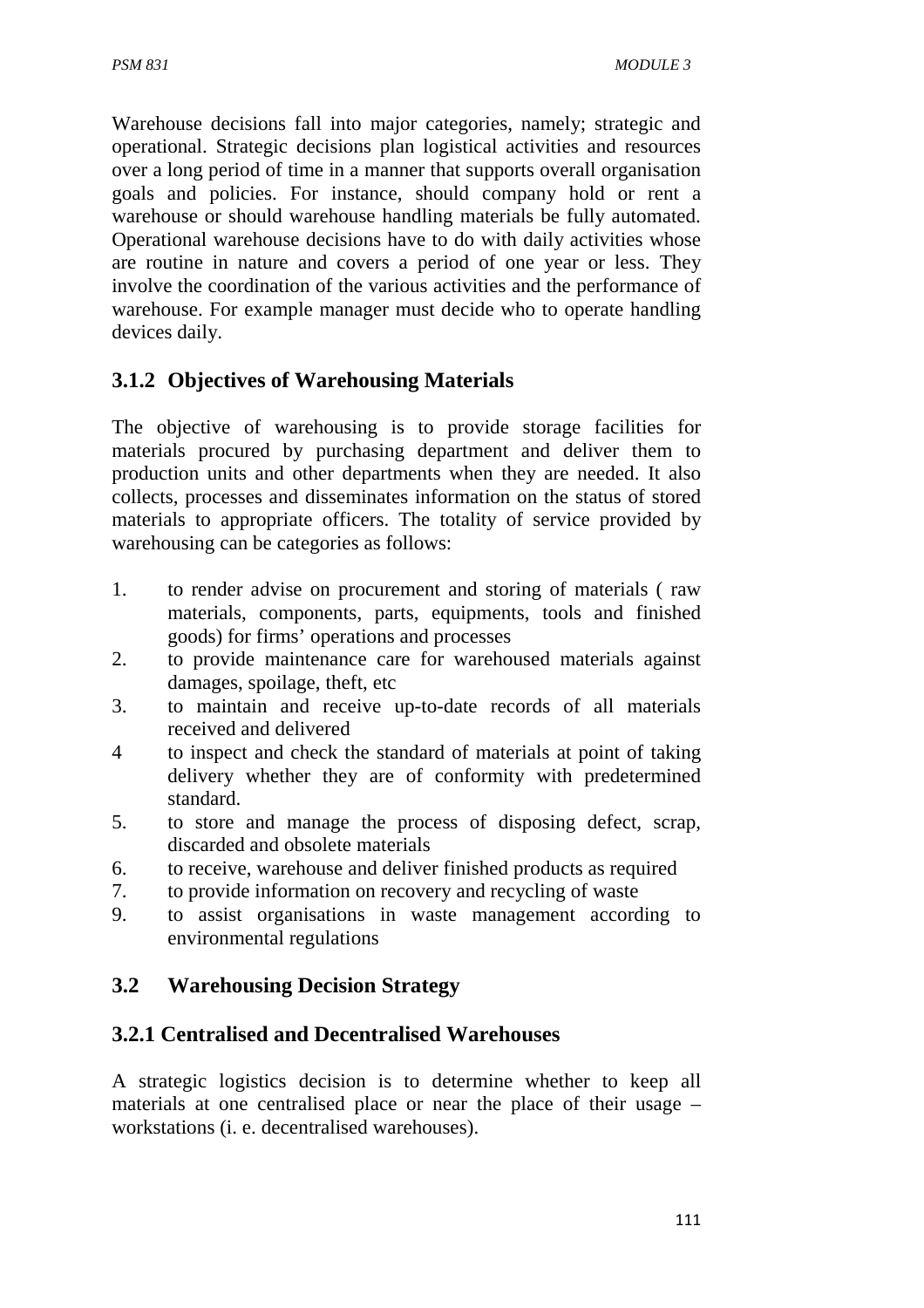Warehouse decisions fall into major categories, namely; strategic and operational. Strategic decisions plan logistical activities and resources over a long period of time in a manner that supports overall organisation goals and policies. For instance, should company hold or rent a warehouse or should warehouse handling materials be fully automated. Operational warehouse decisions have to do with daily activities whose are routine in nature and covers a period of one year or less. They involve the coordination of the various activities and the performance of warehouse. For example manager must decide who to operate handling devices daily.

### 3.1.2 Objectives of Warehousing Materials

The objective of warehousing is to provide storage facilities for materials procured by purchasing department and deliver them to production units and other departments when they are needed. It also collects, processes and disseminates information on the status of stored materials to appropriate officers. The totality of service provided by warehousing can be categories as follows:

1. to render advise on procurement and storing of materials ( raw materials, components, parts, equipments, tools and finished goods) for firms' operations and processes
2. to provide maintenance care for warehoused materials against damages, spoilage, theft, etc
3. to maintain and receive up-to-date records of all materials received and delivered
4 to inspect and check the standard of materials at point of taking delivery whether they are of conformity with predetermined standard.
5. to store and manage the process of disposing defect, scrap, discarded and obsolete materials
6. to receive, warehouse and deliver finished products as required
7. to provide information on recovery and recycling of waste
9. to assist organisations in waste management according to environmental regulations

## 3.2 Warehousing Decision Strategy

### 3.2.1 Centralised and Decentralised Warehouses

A strategic logistics decision is to determine whether to keep all materials at one centralised place or near the place of their usage – workstations (i. e. decentralised warehouses).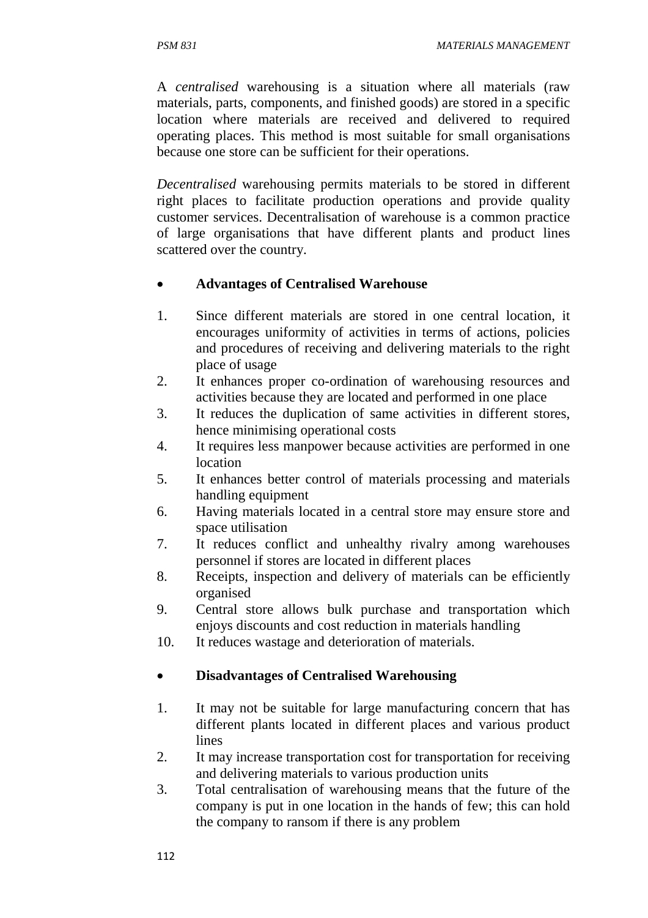A *centralised* warehousing is a situation where all materials (raw materials, parts, components, and finished goods) are stored in a specific location where materials are received and delivered to required operating places. This method is most suitable for small organisations because one store can be sufficient for their operations.

*Decentralised* warehousing permits materials to be stored in different right places to facilitate production operations and provide quality customer services. Decentralisation of warehouse is a common practice of large organisations that have different plants and product lines scattered over the country.

- **Advantages of Centralised Warehouse**

1. Since different materials are stored in one central location, it encourages uniformity of activities in terms of actions, policies and procedures of receiving and delivering materials to the right place of usage
2. It enhances proper co-ordination of warehousing resources and activities because they are located and performed in one place
3. It reduces the duplication of same activities in different stores, hence minimising operational costs
4. It requires less manpower because activities are performed in one location
5. It enhances better control of materials processing and materials handling equipment
6. Having materials located in a central store may ensure store and space utilisation
7. It reduces conflict and unhealthy rivalry among warehouses personnel if stores are located in different places
8. Receipts, inspection and delivery of materials can be efficiently organised
9. Central store allows bulk purchase and transportation which enjoys discounts and cost reduction in materials handling
10. It reduces wastage and deterioration of materials.

- **Disadvantages of Centralised Warehousing**

1. It may not be suitable for large manufacturing concern that has different plants located in different places and various product lines
2. It may increase transportation cost for transportation for receiving and delivering materials to various production units
3. Total centralisation of warehousing means that the future of the company is put in one location in the hands of few; this can hold the company to ransom if there is any problem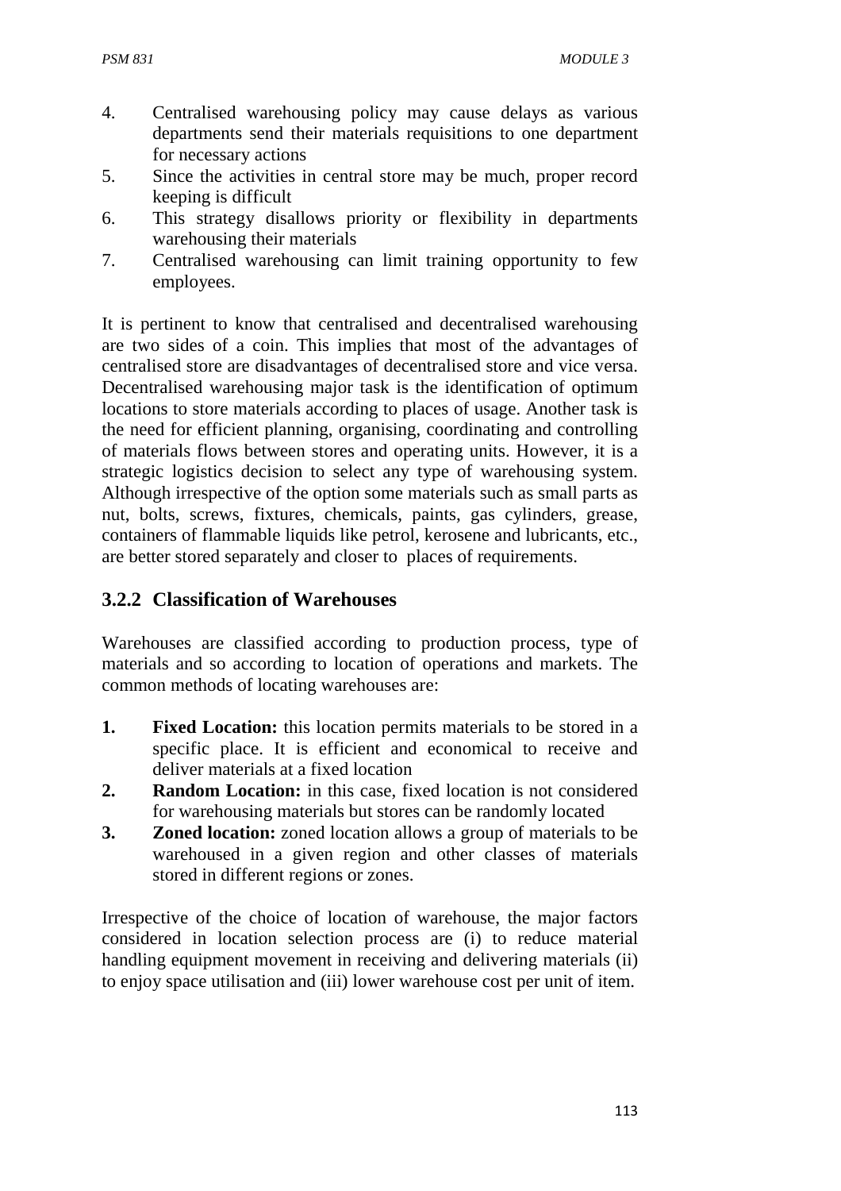4. Centralised warehousing policy may cause delays as various departments send their materials requisitions to one department for necessary actions
5. Since the activities in central store may be much, proper record keeping is difficult
6. This strategy disallows priority or flexibility in departments warehousing their materials
7. Centralised warehousing can limit training opportunity to few employees.

It is pertinent to know that centralised and decentralised warehousing are two sides of a coin. This implies that most of the advantages of centralised store are disadvantages of decentralised store and vice versa. Decentralised warehousing major task is the identification of optimum locations to store materials according to places of usage. Another task is the need for efficient planning, organising, coordinating and controlling of materials flows between stores and operating units. However, it is a strategic logistics decision to select any type of warehousing system. Although irrespective of the option some materials such as small parts as nut, bolts, screws, fixtures, chemicals, paints, gas cylinders, grease, containers of flammable liquids like petrol, kerosene and lubricants, etc., are better stored separately and closer to places of requirements.

### 3.2.2 Classification of Warehouses

Warehouses are classified according to production process, type of materials and so according to location of operations and markets. The common methods of locating warehouses are:

1. **Fixed Location:** this location permits materials to be stored in a specific place. It is efficient and economical to receive and deliver materials at a fixed location
2. **Random Location:** in this case, fixed location is not considered for warehousing materials but stores can be randomly located
3. **Zoned location:** zoned location allows a group of materials to be warehoused in a given region and other classes of materials stored in different regions or zones.

Irrespective of the choice of location of warehouse, the major factors considered in location selection process are (i) to reduce material handling equipment movement in receiving and delivering materials (ii) to enjoy space utilisation and (iii) lower warehouse cost per unit of item.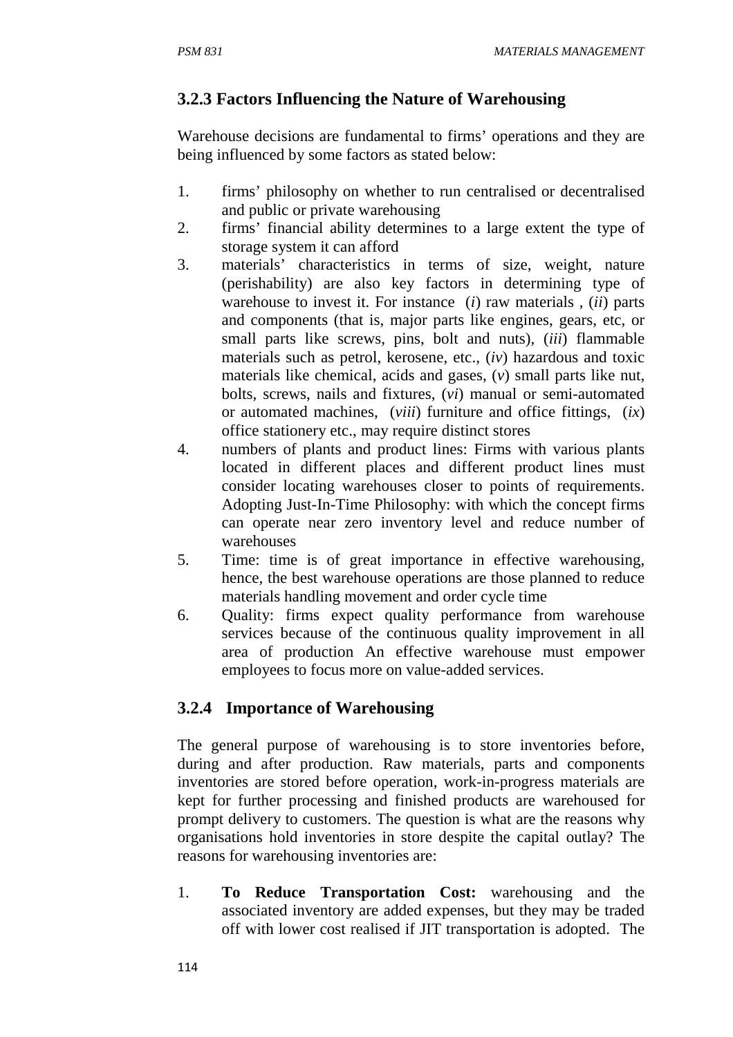### 3.2.3 Factors Influencing the Nature of Warehousing

Warehouse decisions are fundamental to firms' operations and they are being influenced by some factors as stated below:

1. firms' philosophy on whether to run centralised or decentralised and public or private warehousing
2. firms' financial ability determines to a large extent the type of storage system it can afford
3. materials' characteristics in terms of size, weight, nature (perishability) are also key factors in determining type of warehouse to invest it. For instance (*i*) raw materials , (*ii*) parts and components (that is, major parts like engines, gears, etc, or small parts like screws, pins, bolt and nuts), (*iii*) flammable materials such as petrol, kerosene, etc., (*iv*) hazardous and toxic materials like chemical, acids and gases, (*v*) small parts like nut, bolts, screws, nails and fixtures, (*vi*) manual or semi-automated or automated machines, (*viii*) furniture and office fittings, (*ix*) office stationery etc., may require distinct stores
4. numbers of plants and product lines: Firms with various plants located in different places and different product lines must consider locating warehouses closer to points of requirements. Adopting Just-In-Time Philosophy: with which the concept firms can operate near zero inventory level and reduce number of warehouses
5. Time: time is of great importance in effective warehousing, hence, the best warehouse operations are those planned to reduce materials handling movement and order cycle time
6. Quality: firms expect quality performance from warehouse services because of the continuous quality improvement in all area of production An effective warehouse must empower employees to focus more on value-added services.

### 3.2.4 Importance of Warehousing

The general purpose of warehousing is to store inventories before, during and after production. Raw materials, parts and components inventories are stored before operation, work-in-progress materials are kept for further processing and finished products are warehoused for prompt delivery to customers. The question is what are the reasons why organisations hold inventories in store despite the capital outlay? The reasons for warehousing inventories are:

1. **To Reduce Transportation Cost:** warehousing and the associated inventory are added expenses, but they may be traded off with lower cost realised if JIT transportation is adopted. The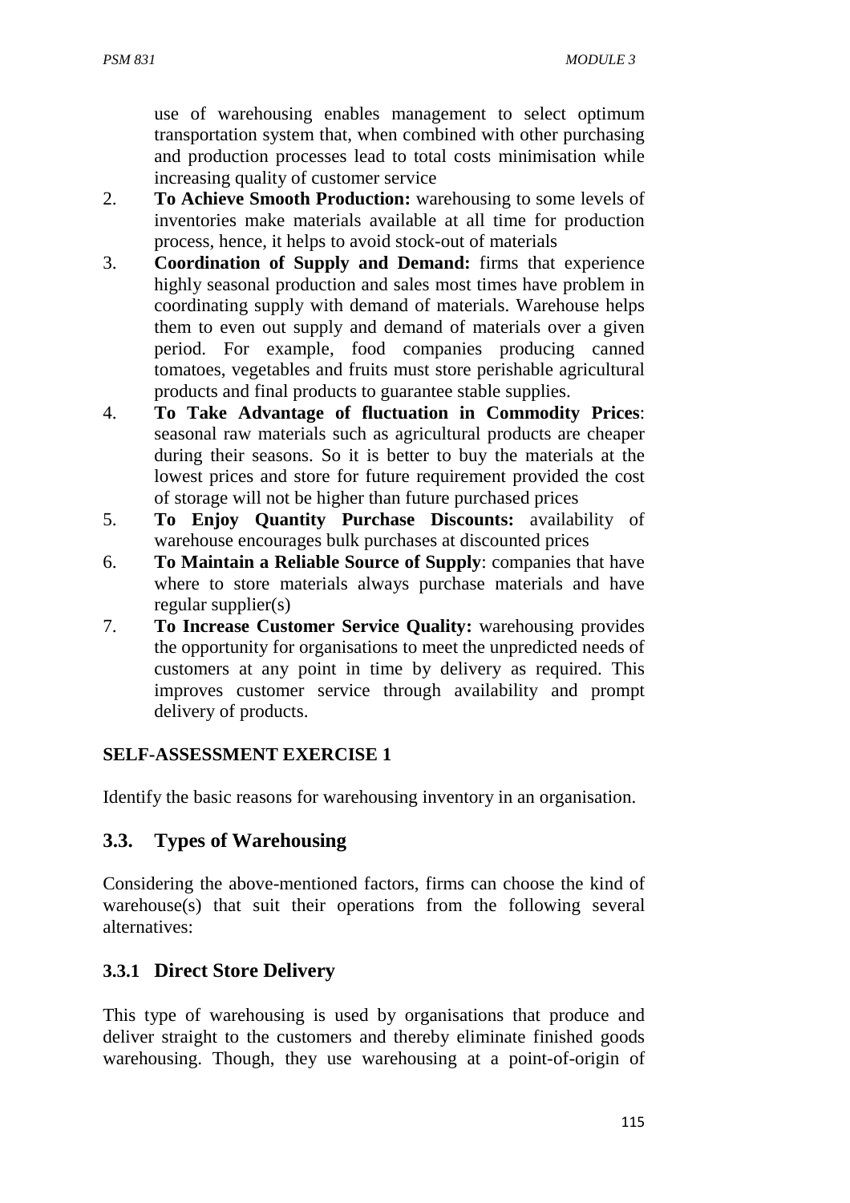use of warehousing enables management to select optimum transportation system that, when combined with other purchasing and production processes lead to total costs minimisation while increasing quality of customer service

2. **To Achieve Smooth Production:** warehousing to some levels of inventories make materials available at all time for production process, hence, it helps to avoid stock-out of materials
3. **Coordination of Supply and Demand:** firms that experience highly seasonal production and sales most times have problem in coordinating supply with demand of materials. Warehouse helps them to even out supply and demand of materials over a given period. For example, food companies producing canned tomatoes, vegetables and fruits must store perishable agricultural products and final products to guarantee stable supplies.
4. **To Take Advantage of fluctuation in Commodity Prices**: seasonal raw materials such as agricultural products are cheaper during their seasons. So it is better to buy the materials at the lowest prices and store for future requirement provided the cost of storage will not be higher than future purchased prices
5. **To Enjoy Quantity Purchase Discounts:** availability of warehouse encourages bulk purchases at discounted prices
6. **To Maintain a Reliable Source of Supply**: companies that have where to store materials always purchase materials and have regular supplier(s)
7. **To Increase Customer Service Quality:** warehousing provides the opportunity for organisations to meet the unpredicted needs of customers at any point in time by delivery as required. This improves customer service through availability and prompt delivery of products.

**SELF-ASSESSMENT EXERCISE 1**

Identify the basic reasons for warehousing inventory in an organisation.

## 3.3. Types of Warehousing

Considering the above-mentioned factors, firms can choose the kind of warehouse(s) that suit their operations from the following several alternatives:

### 3.3.1 Direct Store Delivery

This type of warehousing is used by organisations that produce and deliver straight to the customers and thereby eliminate finished goods warehousing. Though, they use warehousing at a point-of-origin of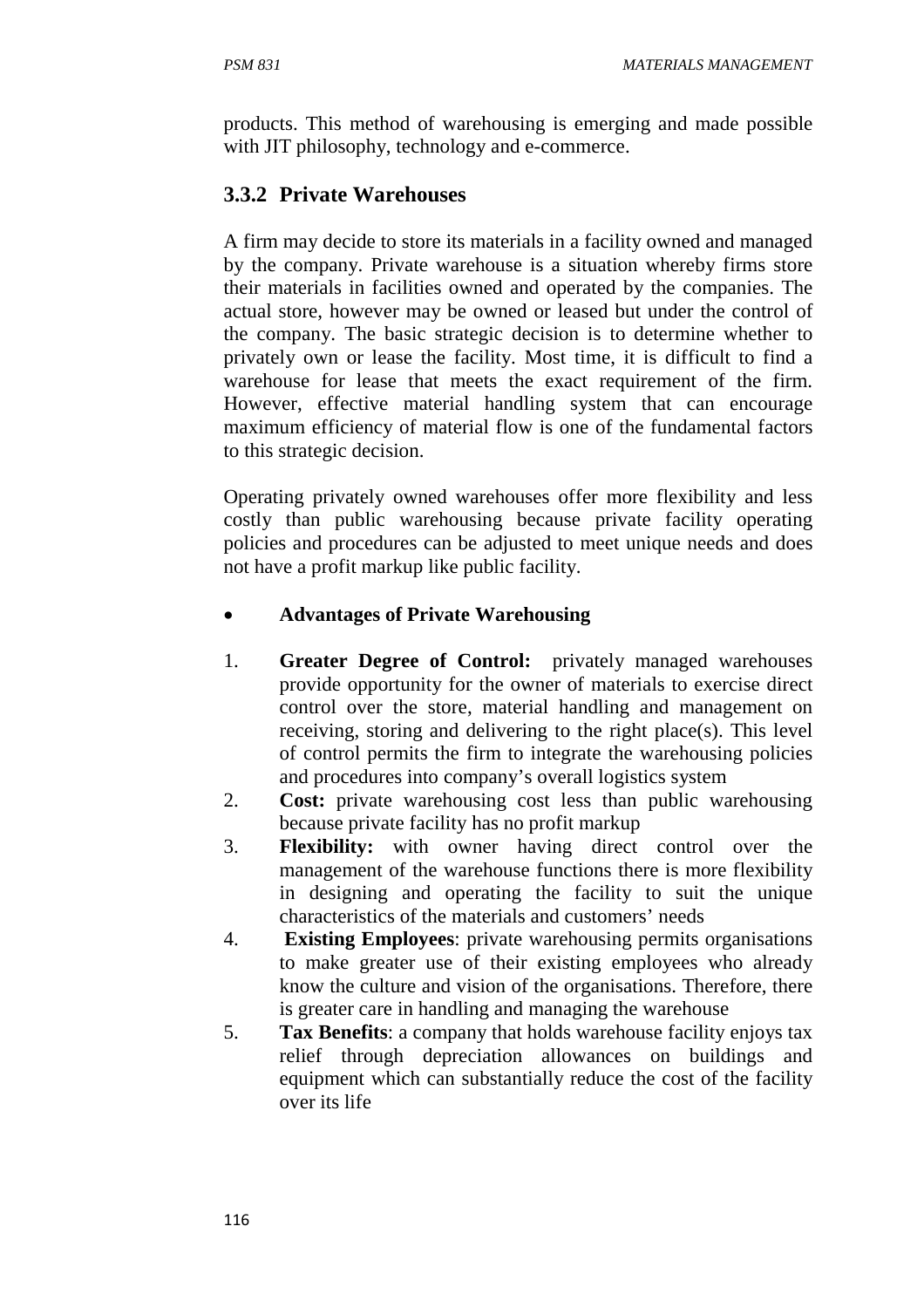products. This method of warehousing is emerging and made possible with JIT philosophy, technology and e-commerce.

### 3.3.2 Private Warehouses

A firm may decide to store its materials in a facility owned and managed by the company. Private warehouse is a situation whereby firms store their materials in facilities owned and operated by the companies. The actual store, however may be owned or leased but under the control of the company. The basic strategic decision is to determine whether to privately own or lease the facility. Most time, it is difficult to find a warehouse for lease that meets the exact requirement of the firm. However, effective material handling system that can encourage maximum efficiency of material flow is one of the fundamental factors to this strategic decision.

Operating privately owned warehouses offer more flexibility and less costly than public warehousing because private facility operating policies and procedures can be adjusted to meet unique needs and does not have a profit markup like public facility.

- **Advantages of Private Warehousing**

1. **Greater Degree of Control:** privately managed warehouses provide opportunity for the owner of materials to exercise direct control over the store, material handling and management on receiving, storing and delivering to the right place(s). This level of control permits the firm to integrate the warehousing policies and procedures into company's overall logistics system
2. **Cost:** private warehousing cost less than public warehousing because private facility has no profit markup
3. **Flexibility:** with owner having direct control over the management of the warehouse functions there is more flexibility in designing and operating the facility to suit the unique characteristics of the materials and customers' needs
4. **Existing Employees**: private warehousing permits organisations to make greater use of their existing employees who already know the culture and vision of the organisations. Therefore, there is greater care in handling and managing the warehouse
5. **Tax Benefits**: a company that holds warehouse facility enjoys tax relief through depreciation allowances on buildings and equipment which can substantially reduce the cost of the facility over its life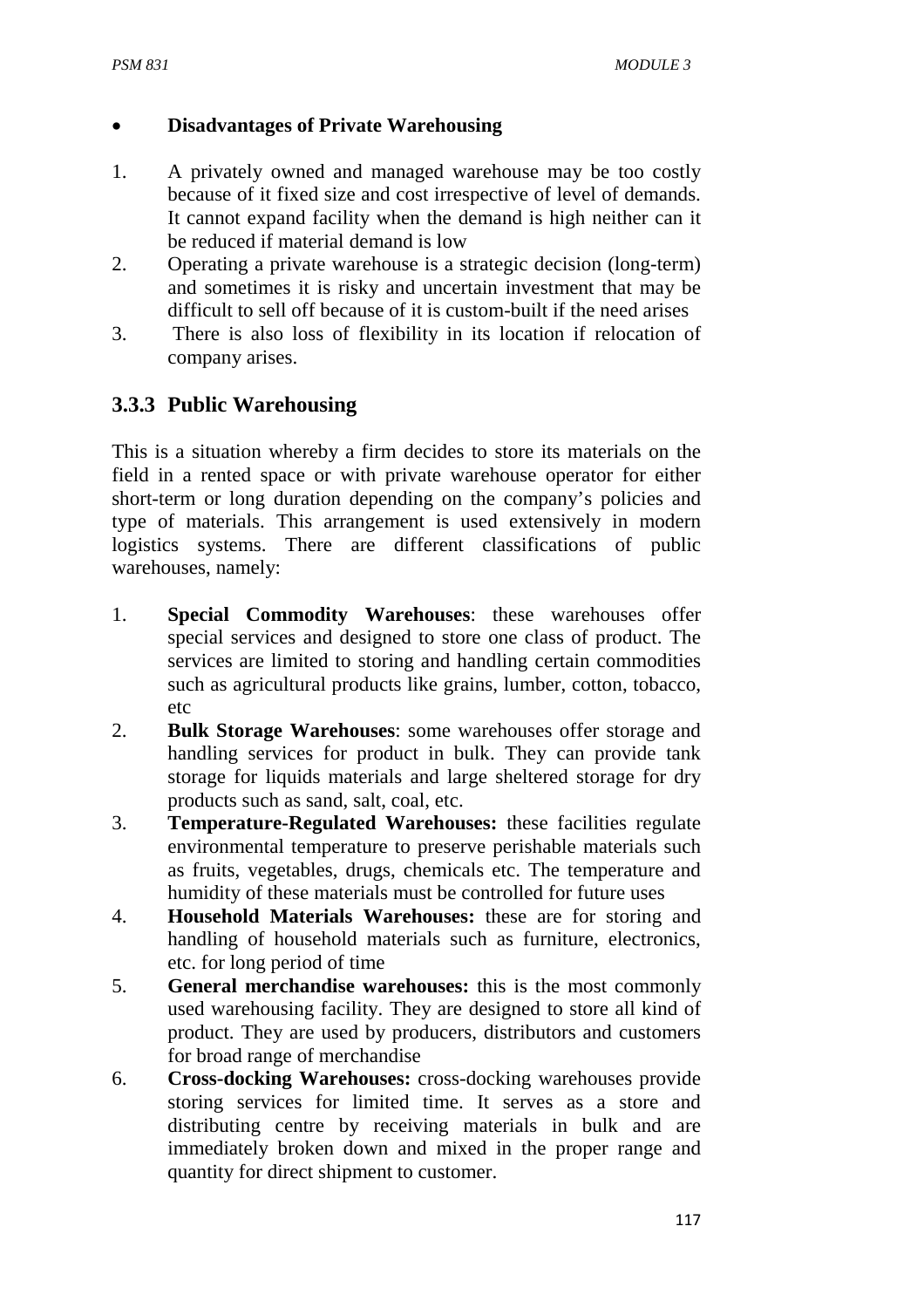- **Disadvantages of Private Warehousing**

1. A privately owned and managed warehouse may be too costly because of it fixed size and cost irrespective of level of demands. It cannot expand facility when the demand is high neither can it be reduced if material demand is low
2. Operating a private warehouse is a strategic decision (long-term) and sometimes it is risky and uncertain investment that may be difficult to sell off because of it is custom-built if the need arises
3. There is also loss of flexibility in its location if relocation of company arises.

## 3.3.3 Public Warehousing

This is a situation whereby a firm decides to store its materials on the field in a rented space or with private warehouse operator for either short-term or long duration depending on the company's policies and type of materials. This arrangement is used extensively in modern logistics systems. There are different classifications of public warehouses, namely:

1. **Special Commodity Warehouses**: these warehouses offer special services and designed to store one class of product. The services are limited to storing and handling certain commodities such as agricultural products like grains, lumber, cotton, tobacco, etc
2. **Bulk Storage Warehouses**: some warehouses offer storage and handling services for product in bulk. They can provide tank storage for liquids materials and large sheltered storage for dry products such as sand, salt, coal, etc.
3. **Temperature-Regulated Warehouses:** these facilities regulate environmental temperature to preserve perishable materials such as fruits, vegetables, drugs, chemicals etc. The temperature and humidity of these materials must be controlled for future uses
4. **Household Materials Warehouses:** these are for storing and handling of household materials such as furniture, electronics, etc. for long period of time
5. **General merchandise warehouses:** this is the most commonly used warehousing facility. They are designed to store all kind of product. They are used by producers, distributors and customers for broad range of merchandise
6. **Cross-docking Warehouses:** cross-docking warehouses provide storing services for limited time. It serves as a store and distributing centre by receiving materials in bulk and are immediately broken down and mixed in the proper range and quantity for direct shipment to customer.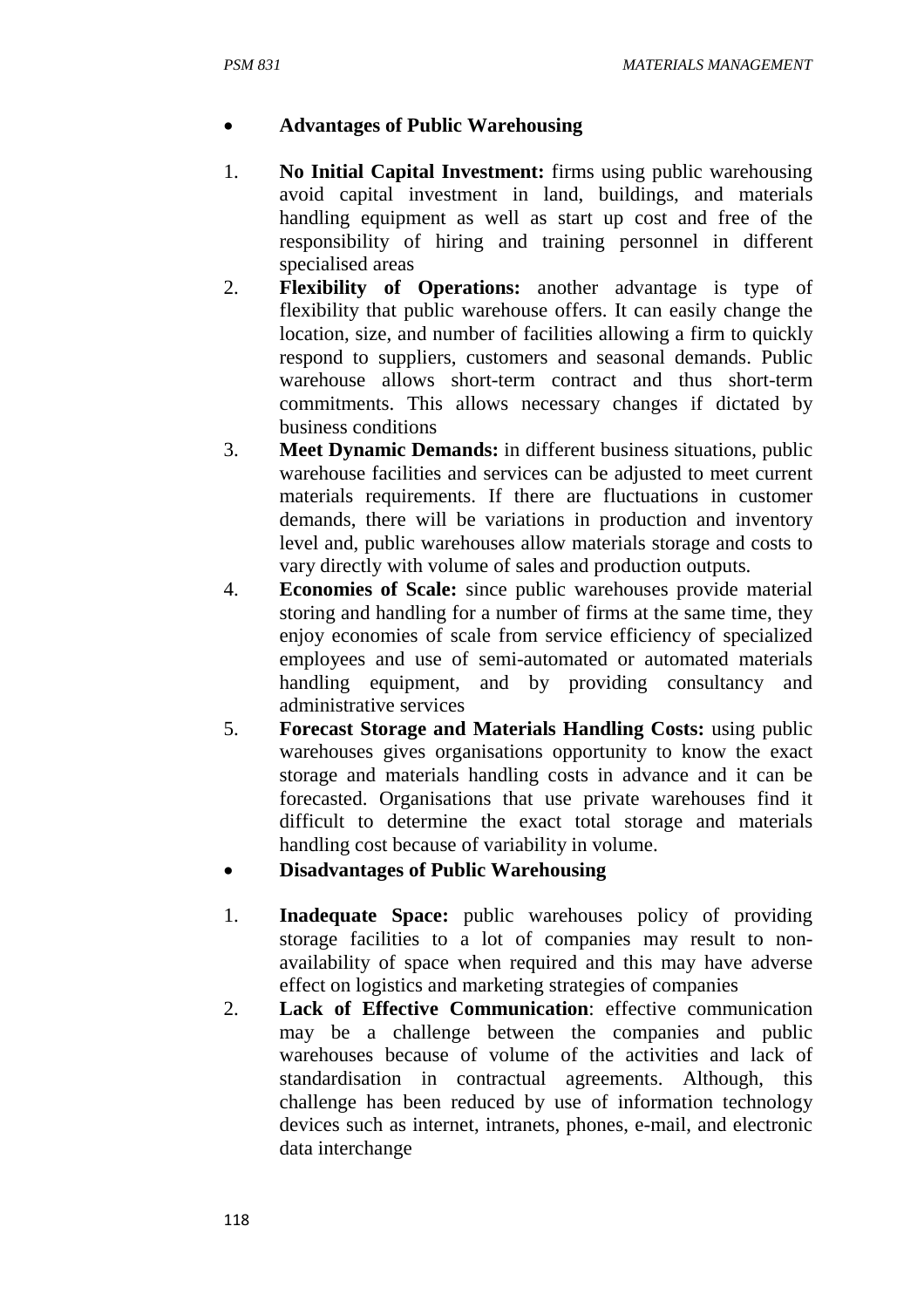- **Advantages of Public Warehousing**

1. **No Initial Capital Investment:** firms using public warehousing avoid capital investment in land, buildings, and materials handling equipment as well as start up cost and free of the responsibility of hiring and training personnel in different specialised areas
2. **Flexibility of Operations:** another advantage is type of flexibility that public warehouse offers. It can easily change the location, size, and number of facilities allowing a firm to quickly respond to suppliers, customers and seasonal demands. Public warehouse allows short-term contract and thus short-term commitments. This allows necessary changes if dictated by business conditions
3. **Meet Dynamic Demands:** in different business situations, public warehouse facilities and services can be adjusted to meet current materials requirements. If there are fluctuations in customer demands, there will be variations in production and inventory level and, public warehouses allow materials storage and costs to vary directly with volume of sales and production outputs.
4. **Economies of Scale:** since public warehouses provide material storing and handling for a number of firms at the same time, they enjoy economies of scale from service efficiency of specialized employees and use of semi-automated or automated materials handling equipment, and by providing consultancy and administrative services
5. **Forecast Storage and Materials Handling Costs:** using public warehouses gives organisations opportunity to know the exact storage and materials handling costs in advance and it can be forecasted. Organisations that use private warehouses find it difficult to determine the exact total storage and materials handling cost because of variability in volume.

- **Disadvantages of Public Warehousing**

1. **Inadequate Space:** public warehouses policy of providing storage facilities to a lot of companies may result to non-availability of space when required and this may have adverse effect on logistics and marketing strategies of companies
2. **Lack of Effective Communication**: effective communication may be a challenge between the companies and public warehouses because of volume of the activities and lack of standardisation in contractual agreements. Although, this challenge has been reduced by use of information technology devices such as internet, intranets, phones, e-mail, and electronic data interchange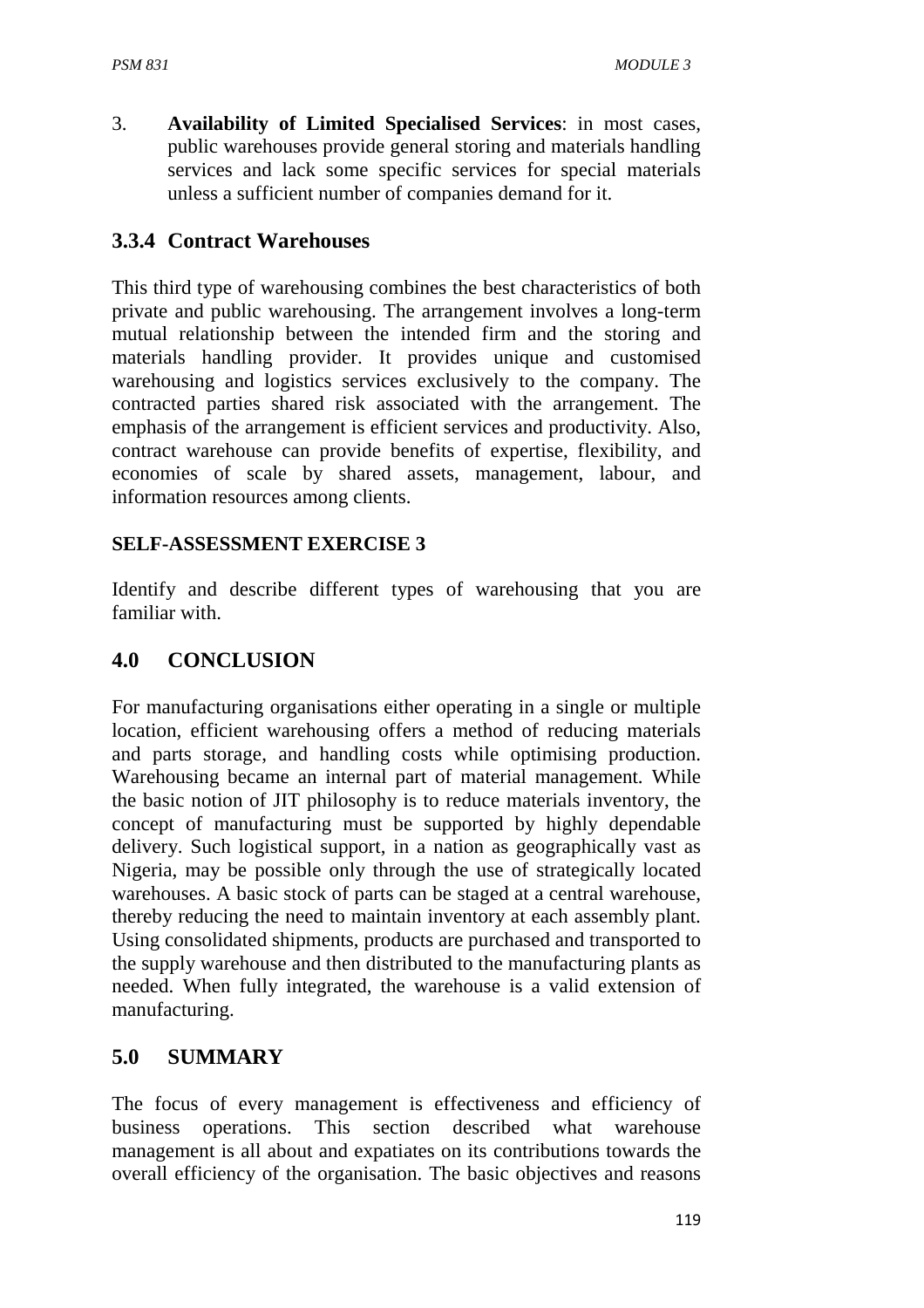3. **Availability of Limited Specialised Services**: in most cases, public warehouses provide general storing and materials handling services and lack some specific services for special materials unless a sufficient number of companies demand for it.

### 3.3.4 Contract Warehouses

This third type of warehousing combines the best characteristics of both private and public warehousing. The arrangement involves a long-term mutual relationship between the intended firm and the storing and materials handling provider. It provides unique and customised warehousing and logistics services exclusively to the company. The contracted parties shared risk associated with the arrangement. The emphasis of the arrangement is efficient services and productivity. Also, contract warehouse can provide benefits of expertise, flexibility, and economies of scale by shared assets, management, labour, and information resources among clients.

**SELF-ASSESSMENT EXERCISE 3**

Identify and describe different types of warehousing that you are familiar with.

## 4.0 CONCLUSION

For manufacturing organisations either operating in a single or multiple location, efficient warehousing offers a method of reducing materials and parts storage, and handling costs while optimising production. Warehousing became an internal part of material management. While the basic notion of JIT philosophy is to reduce materials inventory, the concept of manufacturing must be supported by highly dependable delivery. Such logistical support, in a nation as geographically vast as Nigeria, may be possible only through the use of strategically located warehouses. A basic stock of parts can be staged at a central warehouse, thereby reducing the need to maintain inventory at each assembly plant. Using consolidated shipments, products are purchased and transported to the supply warehouse and then distributed to the manufacturing plants as needed. When fully integrated, the warehouse is a valid extension of manufacturing.

## 5.0 SUMMARY

The focus of every management is effectiveness and efficiency of business operations. This section described what warehouse management is all about and expatiates on its contributions towards the overall efficiency of the organisation. The basic objectives and reasons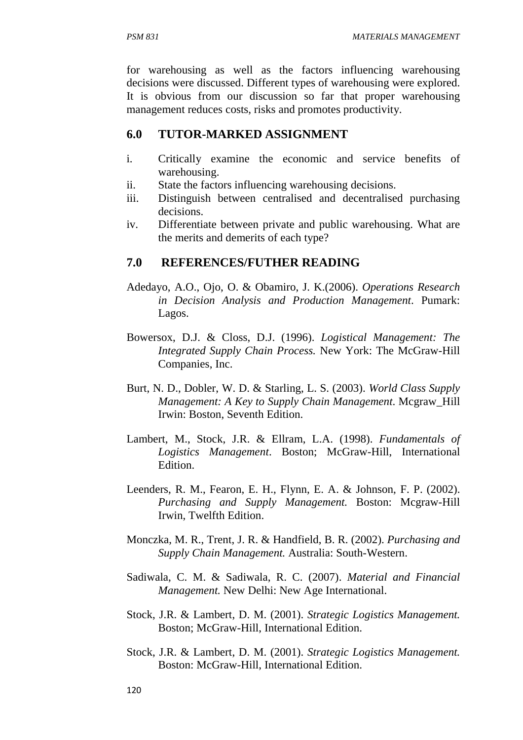for warehousing as well as the factors influencing warehousing decisions were discussed. Different types of warehousing were explored. It is obvious from our discussion so far that proper warehousing management reduces costs, risks and promotes productivity.

## 6.0 TUTOR-MARKED ASSIGNMENT

i. Critically examine the economic and service benefits of warehousing.
ii. State the factors influencing warehousing decisions.
iii. Distinguish between centralised and decentralised purchasing decisions.
iv. Differentiate between private and public warehousing. What are the merits and demerits of each type?

## 7.0 REFERENCES/FUTHER READING

Adedayo, A.O., Ojo, O. & Obamiro, J. K.(2006). *Operations Research in Decision Analysis and Production Management*. Pumark: Lagos.

Bowersox, D.J. & Closs, D.J. (1996). *Logistical Management: The Integrated Supply Chain Process.* New York: The McGraw-Hill Companies, Inc.

Burt, N. D., Dobler, W. D. & Starling, L. S. (2003). *World Class Supply Management: A Key to Supply Chain Management*. Mcgraw_Hill Irwin: Boston, Seventh Edition.

Lambert, M., Stock, J.R. & Ellram, L.A. (1998). *Fundamentals of Logistics Management*. Boston; McGraw-Hill, International Edition.

Leenders, R. M., Fearon, E. H., Flynn, E. A. & Johnson, F. P. (2002). *Purchasing and Supply Management.* Boston: Mcgraw-Hill Irwin, Twelfth Edition.

Monczka, M. R., Trent, J. R. & Handfield, B. R. (2002). *Purchasing and Supply Chain Management.* Australia: South-Western.

Sadiwala, C. M. & Sadiwala, R. C. (2007). *Material and Financial Management.* New Delhi: New Age International.

Stock, J.R. & Lambert, D. M. (2001). *Strategic Logistics Management.* Boston; McGraw-Hill, International Edition.

Stock, J.R. & Lambert, D. M. (2001). *Strategic Logistics Management.* Boston: McGraw-Hill, International Edition.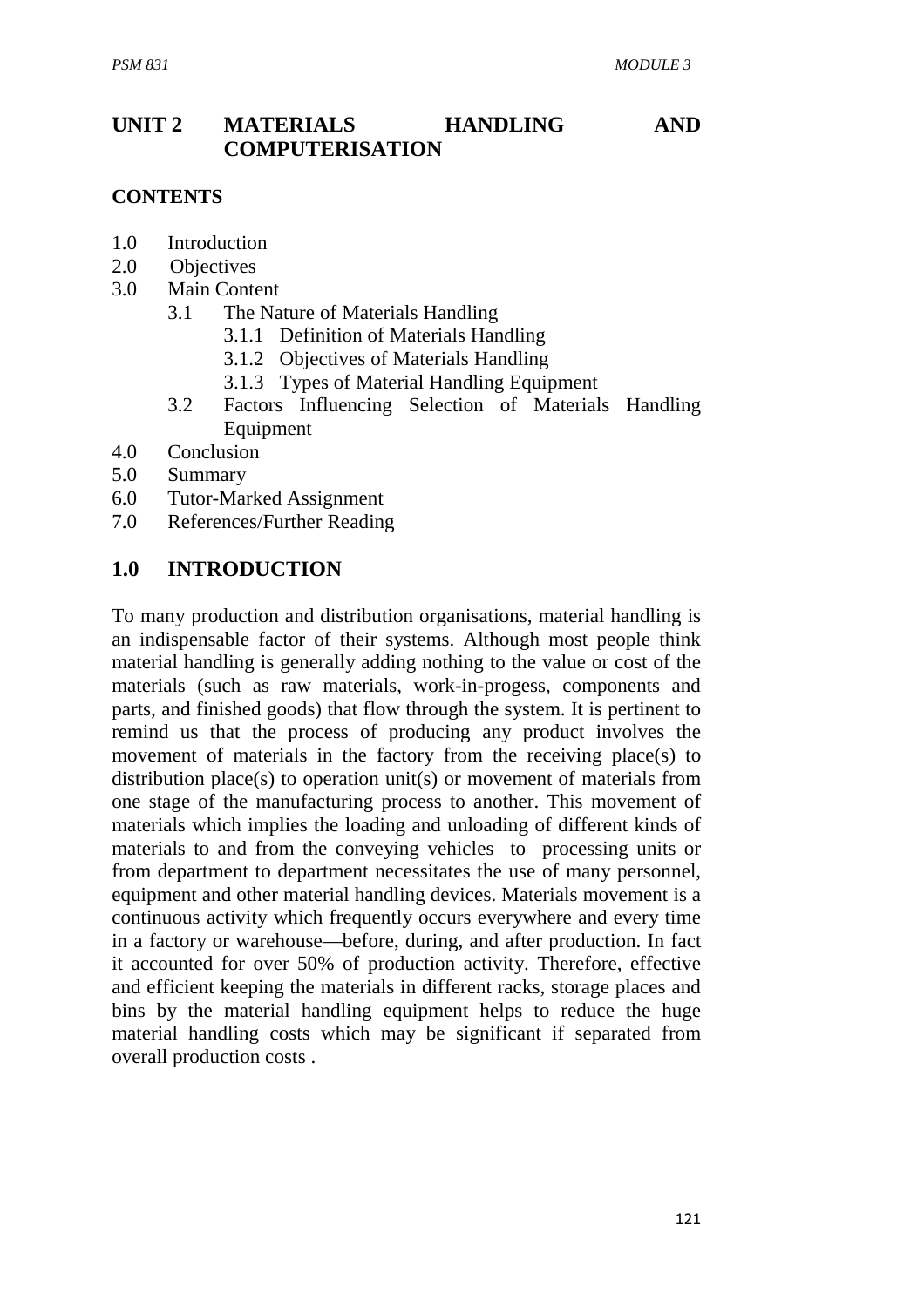# UNIT 2 MATERIALS HANDLING AND COMPUTERISATION

**CONTENTS**

- 1.0 Introduction
- 2.0 Objectives
- 3.0 Main Content
    - 3.1 The Nature of Materials Handling
        - 3.1.1 Definition of Materials Handling
        - 3.1.2 Objectives of Materials Handling
        - 3.1.3 Types of Material Handling Equipment
    - 3.2 Factors Influencing Selection of Materials Handling Equipment
- 4.0 Conclusion
- 5.0 Summary
- 6.0 Tutor-Marked Assignment
- 7.0 References/Further Reading

## 1.0 INTRODUCTION

To many production and distribution organisations, material handling is an indispensable factor of their systems. Although most people think material handling is generally adding nothing to the value or cost of the materials (such as raw materials, work-in-progess, components and parts, and finished goods) that flow through the system. It is pertinent to remind us that the process of producing any product involves the movement of materials in the factory from the receiving place(s) to distribution place(s) to operation unit(s) or movement of materials from one stage of the manufacturing process to another. This movement of materials which implies the loading and unloading of different kinds of materials to and from the conveying vehicles to processing units or from department to department necessitates the use of many personnel, equipment and other material handling devices. Materials movement is a continuous activity which frequently occurs everywhere and every time in a factory or warehouse—before, during, and after production. In fact it accounted for over 50% of production activity. Therefore, effective and efficient keeping the materials in different racks, storage places and bins by the material handling equipment helps to reduce the huge material handling costs which may be significant if separated from overall production costs .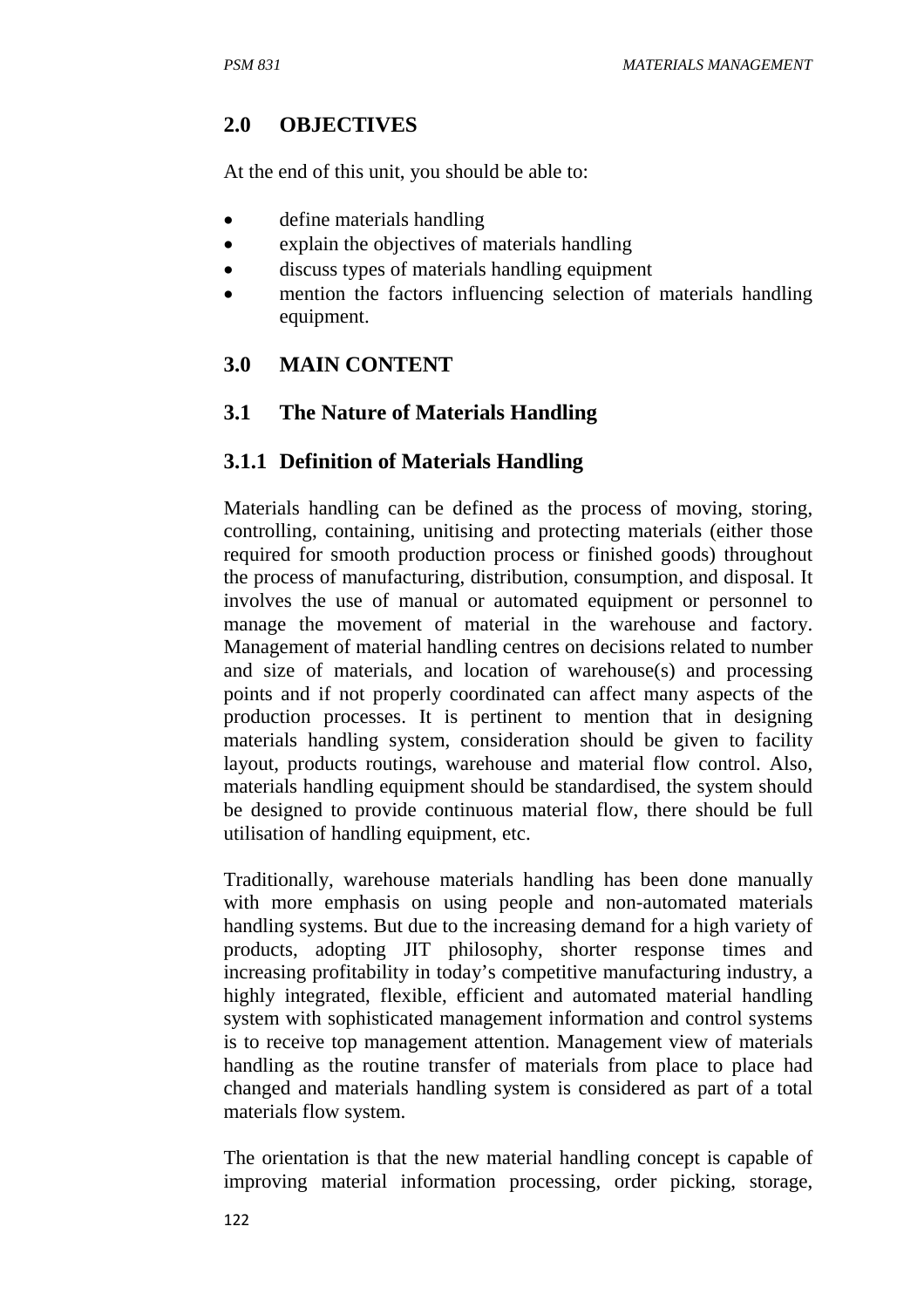## 2.0 OBJECTIVES

At the end of this unit, you should be able to:

- define materials handling
- explain the objectives of materials handling
- discuss types of materials handling equipment
- mention the factors influencing selection of materials handling equipment.

## 3.0 MAIN CONTENT

### 3.1 The Nature of Materials Handling

#### 3.1.1 Definition of Materials Handling

Materials handling can be defined as the process of moving, storing, controlling, containing, unitising and protecting materials (either those required for smooth production process or finished goods) throughout the process of manufacturing, distribution, consumption, and disposal. It involves the use of manual or automated equipment or personnel to manage the movement of material in the warehouse and factory. Management of material handling centres on decisions related to number and size of materials, and location of warehouse(s) and processing points and if not properly coordinated can affect many aspects of the production processes. It is pertinent to mention that in designing materials handling system, consideration should be given to facility layout, products routings, warehouse and material flow control. Also, materials handling equipment should be standardised, the system should be designed to provide continuous material flow, there should be full utilisation of handling equipment, etc.

Traditionally, warehouse materials handling has been done manually with more emphasis on using people and non-automated materials handling systems. But due to the increasing demand for a high variety of products, adopting JIT philosophy, shorter response times and increasing profitability in today's competitive manufacturing industry, a highly integrated, flexible, efficient and automated material handling system with sophisticated management information and control systems is to receive top management attention. Management view of materials handling as the routine transfer of materials from place to place had changed and materials handling system is considered as part of a total materials flow system.

The orientation is that the new material handling concept is capable of improving material information processing, order picking, storage,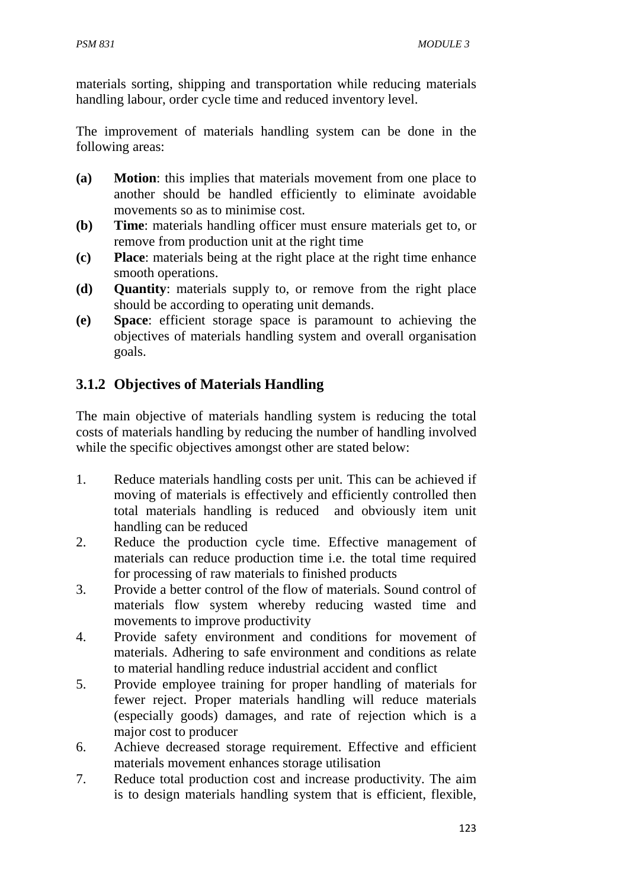materials sorting, shipping and transportation while reducing materials handling labour, order cycle time and reduced inventory level.

The improvement of materials handling system can be done in the following areas:

**(a)** **Motion**: this implies that materials movement from one place to another should be handled efficiently to eliminate avoidable movements so as to minimise cost.

**(b)** **Time**: materials handling officer must ensure materials get to, or remove from production unit at the right time

**(c)** **Place**: materials being at the right place at the right time enhance smooth operations.

**(d)** **Quantity**: materials supply to, or remove from the right place should be according to operating unit demands.

**(e)** **Space**: efficient storage space is paramount to achieving the objectives of materials handling system and overall organisation goals.

### 3.1.2 Objectives of Materials Handling

The main objective of materials handling system is reducing the total costs of materials handling by reducing the number of handling involved while the specific objectives amongst other are stated below:

1. Reduce materials handling costs per unit. This can be achieved if moving of materials is effectively and efficiently controlled then total materials handling is reduced and obviously item unit handling can be reduced
2. Reduce the production cycle time. Effective management of materials can reduce production time i.e. the total time required for processing of raw materials to finished products
3. Provide a better control of the flow of materials. Sound control of materials flow system whereby reducing wasted time and movements to improve productivity
4. Provide safety environment and conditions for movement of materials. Adhering to safe environment and conditions as relate to material handling reduce industrial accident and conflict
5. Provide employee training for proper handling of materials for fewer reject. Proper materials handling will reduce materials (especially goods) damages, and rate of rejection which is a major cost to producer
6. Achieve decreased storage requirement. Effective and efficient materials movement enhances storage utilisation
7. Reduce total production cost and increase productivity. The aim is to design materials handling system that is efficient, flexible,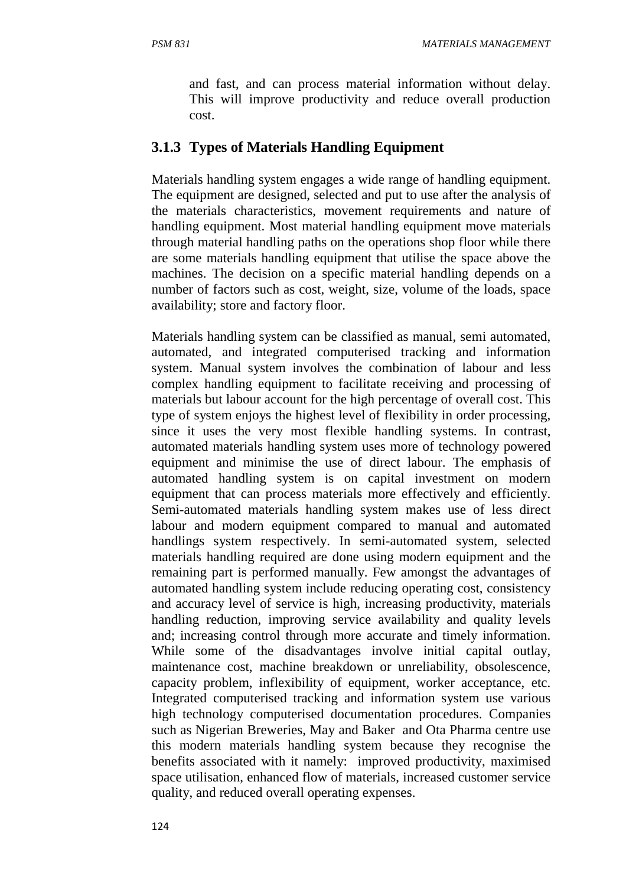and fast, and can process material information without delay. This will improve productivity and reduce overall production cost.

### 3.1.3 Types of Materials Handling Equipment

Materials handling system engages a wide range of handling equipment. The equipment are designed, selected and put to use after the analysis of the materials characteristics, movement requirements and nature of handling equipment. Most material handling equipment move materials through material handling paths on the operations shop floor while there are some materials handling equipment that utilise the space above the machines. The decision on a specific material handling depends on a number of factors such as cost, weight, size, volume of the loads, space availability; store and factory floor.

Materials handling system can be classified as manual, semi automated, automated, and integrated computerised tracking and information system. Manual system involves the combination of labour and less complex handling equipment to facilitate receiving and processing of materials but labour account for the high percentage of overall cost. This type of system enjoys the highest level of flexibility in order processing, since it uses the very most flexible handling systems. In contrast, automated materials handling system uses more of technology powered equipment and minimise the use of direct labour. The emphasis of automated handling system is on capital investment on modern equipment that can process materials more effectively and efficiently. Semi-automated materials handling system makes use of less direct labour and modern equipment compared to manual and automated handlings system respectively. In semi-automated system, selected materials handling required are done using modern equipment and the remaining part is performed manually. Few amongst the advantages of automated handling system include reducing operating cost, consistency and accuracy level of service is high, increasing productivity, materials handling reduction, improving service availability and quality levels and; increasing control through more accurate and timely information. While some of the disadvantages involve initial capital outlay, maintenance cost, machine breakdown or unreliability, obsolescence, capacity problem, inflexibility of equipment, worker acceptance, etc. Integrated computerised tracking and information system use various high technology computerised documentation procedures. Companies such as Nigerian Breweries, May and Baker and Ota Pharma centre use this modern materials handling system because they recognise the benefits associated with it namely: improved productivity, maximised space utilisation, enhanced flow of materials, increased customer service quality, and reduced overall operating expenses.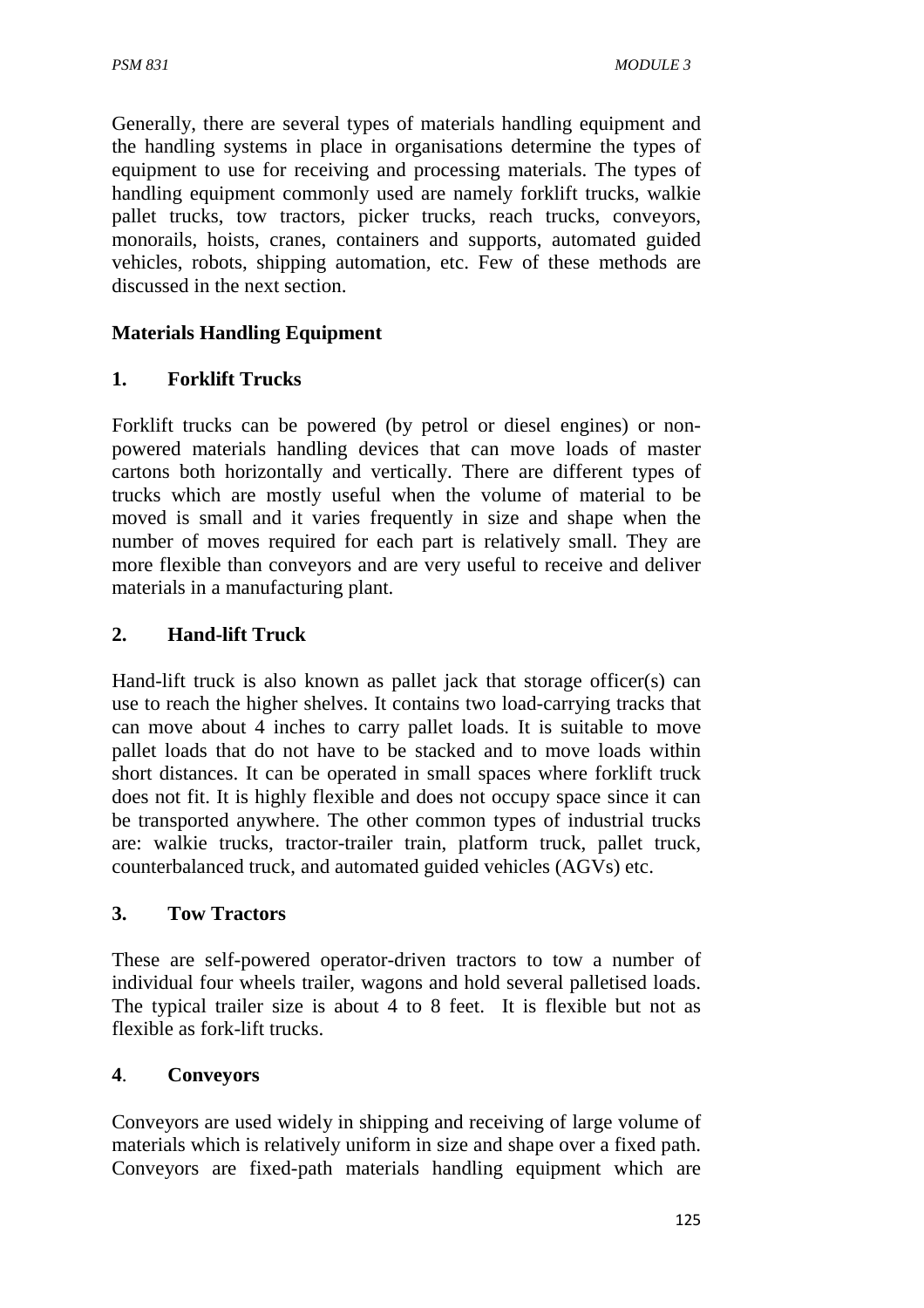Generally, there are several types of materials handling equipment and the handling systems in place in organisations determine the types of equipment to use for receiving and processing materials. The types of handling equipment commonly used are namely forklift trucks, walkie pallet trucks, tow tractors, picker trucks, reach trucks, conveyors, monorails, hoists, cranes, containers and supports, automated guided vehicles, robots, shipping automation, etc. Few of these methods are discussed in the next section.

## Materials Handling Equipment

### 1. Forklift Trucks

Forklift trucks can be powered (by petrol or diesel engines) or non-powered materials handling devices that can move loads of master cartons both horizontally and vertically. There are different types of trucks which are mostly useful when the volume of material to be moved is small and it varies frequently in size and shape when the number of moves required for each part is relatively small. They are more flexible than conveyors and are very useful to receive and deliver materials in a manufacturing plant.

### 2. Hand-lift Truck

Hand-lift truck is also known as pallet jack that storage officer(s) can use to reach the higher shelves. It contains two load-carrying tracks that can move about 4 inches to carry pallet loads. It is suitable to move pallet loads that do not have to be stacked and to move loads within short distances. It can be operated in small spaces where forklift truck does not fit. It is highly flexible and does not occupy space since it can be transported anywhere. The other common types of industrial trucks are: walkie trucks, tractor-trailer train, platform truck, pallet truck, counterbalanced truck, and automated guided vehicles (AGVs) etc.

### 3. Tow Tractors

These are self-powered operator-driven tractors to tow a number of individual four wheels trailer, wagons and hold several palletised loads. The typical trailer size is about 4 to 8 feet. It is flexible but not as flexible as fork-lift trucks.

### 4. Conveyors

Conveyors are used widely in shipping and receiving of large volume of materials which is relatively uniform in size and shape over a fixed path. Conveyors are fixed-path materials handling equipment which are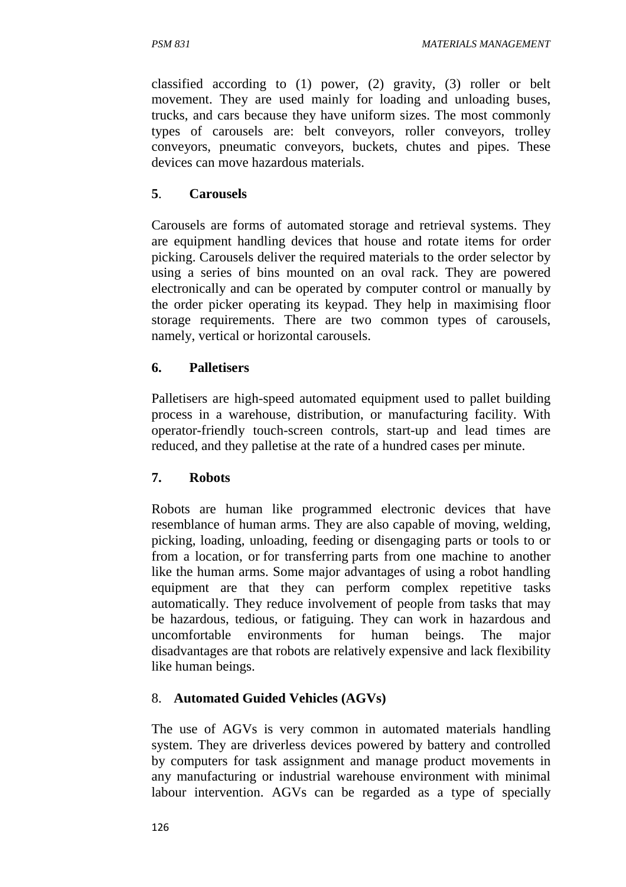classified according to (1) power, (2) gravity, (3) roller or belt movement. They are used mainly for loading and unloading buses, trucks, and cars because they have uniform sizes. The most commonly types of carousels are: belt conveyors, roller conveyors, trolley conveyors, pneumatic conveyors, buckets, chutes and pipes. These devices can move hazardous materials.

**5**. **Carousels**

Carousels are forms of automated storage and retrieval systems. They are equipment handling devices that house and rotate items for order picking. Carousels deliver the required materials to the order selector by using a series of bins mounted on an oval rack. They are powered electronically and can be operated by computer control or manually by the order picker operating its keypad. They help in maximising floor storage requirements. There are two common types of carousels, namely, vertical or horizontal carousels.

**6. Palletisers**

Palletisers are high-speed automated equipment used to pallet building process in a warehouse, distribution, or manufacturing facility. With operator-friendly touch-screen controls, start-up and lead times are reduced, and they palletise at the rate of a hundred cases per minute.

**7. Robots**

Robots are human like programmed electronic devices that have resemblance of human arms. They are also capable of moving, welding, picking, loading, unloading, feeding or disengaging parts or tools to or from a location, or for transferring parts from one machine to another like the human arms. Some major advantages of using a robot handling equipment are that they can perform complex repetitive tasks automatically. They reduce involvement of people from tasks that may be hazardous, tedious, or fatiguing. They can work in hazardous and uncomfortable environments for human beings. The major disadvantages are that robots are relatively expensive and lack flexibility like human beings.

8. **Automated Guided Vehicles (AGVs)**

The use of AGVs is very common in automated materials handling system. They are driverless devices powered by battery and controlled by computers for task assignment and manage product movements in any manufacturing or industrial warehouse environment with minimal labour intervention. AGVs can be regarded as a type of specially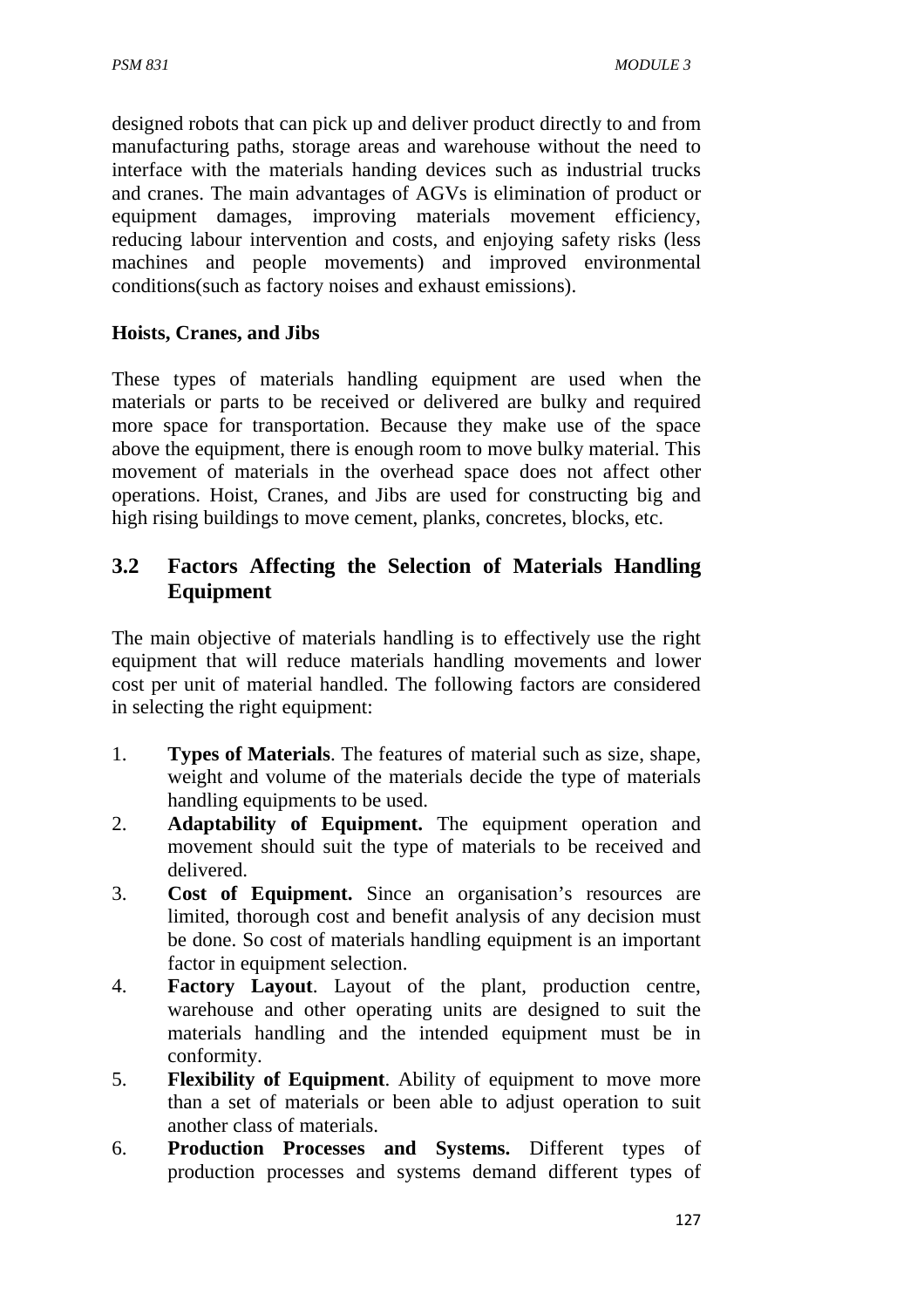designed robots that can pick up and deliver product directly to and from manufacturing paths, storage areas and warehouse without the need to interface with the materials handing devices such as industrial trucks and cranes. The main advantages of AGVs is elimination of product or equipment damages, improving materials movement efficiency, reducing labour intervention and costs, and enjoying safety risks (less machines and people movements) and improved environmental conditions(such as factory noises and exhaust emissions).

**Hoists, Cranes, and Jibs**

These types of materials handling equipment are used when the materials or parts to be received or delivered are bulky and required more space for transportation. Because they make use of the space above the equipment, there is enough room to move bulky material. This movement of materials in the overhead space does not affect other operations. Hoist, Cranes, and Jibs are used for constructing big and high rising buildings to move cement, planks, concretes, blocks, etc.

## 3.2 Factors Affecting the Selection of Materials Handling Equipment

The main objective of materials handling is to effectively use the right equipment that will reduce materials handling movements and lower cost per unit of material handled. The following factors are considered in selecting the right equipment:

1. **Types of Materials**. The features of material such as size, shape, weight and volume of the materials decide the type of materials handling equipments to be used.
2. **Adaptability of Equipment.** The equipment operation and movement should suit the type of materials to be received and delivered.
3. **Cost of Equipment.** Since an organisation's resources are limited, thorough cost and benefit analysis of any decision must be done. So cost of materials handling equipment is an important factor in equipment selection.
4. **Factory Layout**. Layout of the plant, production centre, warehouse and other operating units are designed to suit the materials handling and the intended equipment must be in conformity.
5. **Flexibility of Equipment**. Ability of equipment to move more than a set of materials or been able to adjust operation to suit another class of materials.
6. **Production Processes and Systems.** Different types of production processes and systems demand different types of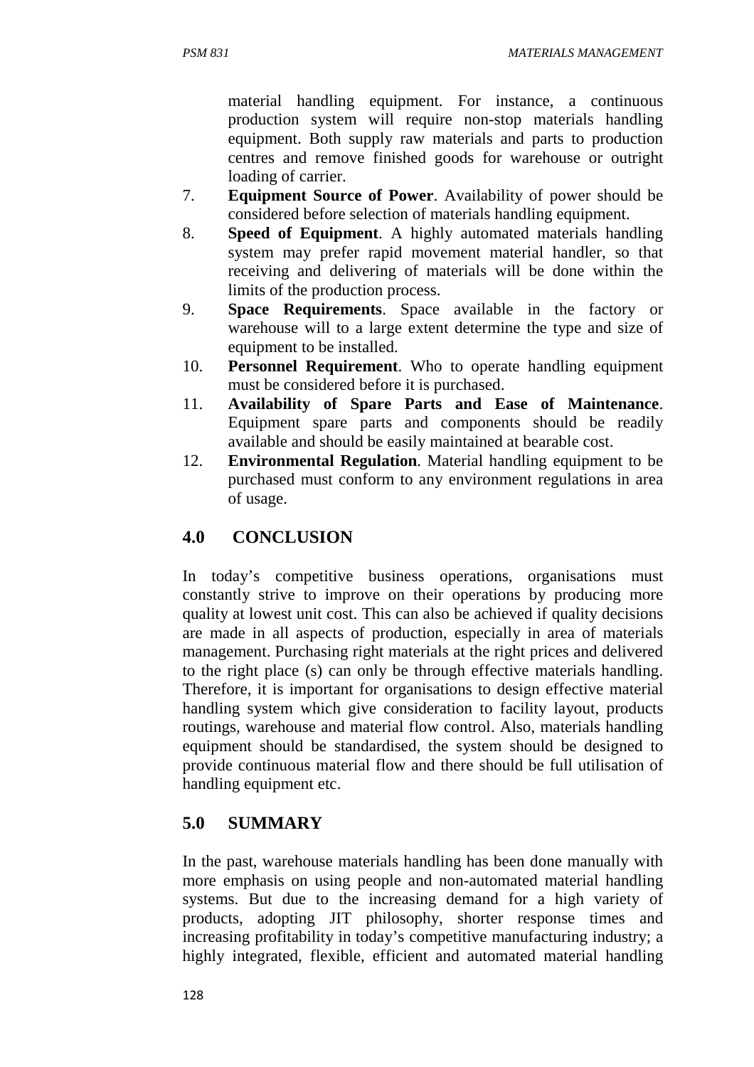material handling equipment. For instance, a continuous production system will require non-stop materials handling equipment. Both supply raw materials and parts to production centres and remove finished goods for warehouse or outright loading of carrier.

7. **Equipment Source of Power**. Availability of power should be considered before selection of materials handling equipment.
8. **Speed of Equipment**. A highly automated materials handling system may prefer rapid movement material handler, so that receiving and delivering of materials will be done within the limits of the production process.
9. **Space Requirements**. Space available in the factory or warehouse will to a large extent determine the type and size of equipment to be installed.
10. **Personnel Requirement**. Who to operate handling equipment must be considered before it is purchased.
11. **Availability of Spare Parts and Ease of Maintenance**. Equipment spare parts and components should be readily available and should be easily maintained at bearable cost.
12. **Environmental Regulation**. Material handling equipment to be purchased must conform to any environment regulations in area of usage.

## 4.0 CONCLUSION

In today's competitive business operations, organisations must constantly strive to improve on their operations by producing more quality at lowest unit cost. This can also be achieved if quality decisions are made in all aspects of production, especially in area of materials management. Purchasing right materials at the right prices and delivered to the right place (s) can only be through effective materials handling. Therefore, it is important for organisations to design effective material handling system which give consideration to facility layout, products routings, warehouse and material flow control. Also, materials handling equipment should be standardised, the system should be designed to provide continuous material flow and there should be full utilisation of handling equipment etc.

## 5.0 SUMMARY

In the past, warehouse materials handling has been done manually with more emphasis on using people and non-automated material handling systems. But due to the increasing demand for a high variety of products, adopting JIT philosophy, shorter response times and increasing profitability in today's competitive manufacturing industry; a highly integrated, flexible, efficient and automated material handling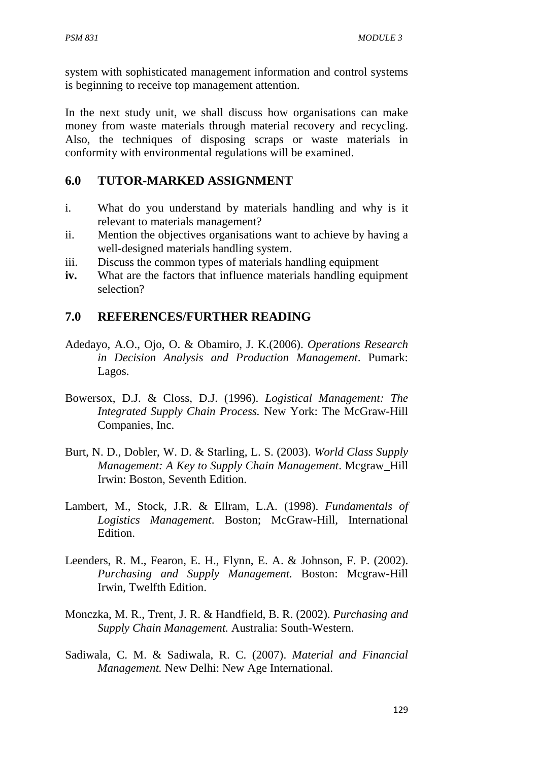system with sophisticated management information and control systems is beginning to receive top management attention.

In the next study unit, we shall discuss how organisations can make money from waste materials through material recovery and recycling. Also, the techniques of disposing scraps or waste materials in conformity with environmental regulations will be examined.

## 6.0 TUTOR-MARKED ASSIGNMENT

i. What do you understand by materials handling and why is it relevant to materials management?
ii. Mention the objectives organisations want to achieve by having a well-designed materials handling system.
iii. Discuss the common types of materials handling equipment
**iv.** What are the factors that influence materials handling equipment selection?

## 7.0 REFERENCES/FURTHER READING

Adedayo, A.O., Ojo, O. & Obamiro, J. K.(2006). *Operations Research in Decision Analysis and Production Management*. Pumark: Lagos.

Bowersox, D.J. & Closs, D.J. (1996). *Logistical Management: The Integrated Supply Chain Process.* New York: The McGraw-Hill Companies, Inc.

Burt, N. D., Dobler, W. D. & Starling, L. S. (2003). *World Class Supply Management: A Key to Supply Chain Management*. Mcgraw_Hill Irwin: Boston, Seventh Edition.

Lambert, M., Stock, J.R. & Ellram, L.A. (1998). *Fundamentals of Logistics Management*. Boston; McGraw-Hill, International Edition.

Leenders, R. M., Fearon, E. H., Flynn, E. A. & Johnson, F. P. (2002). *Purchasing and Supply Management.* Boston: Mcgraw-Hill Irwin, Twelfth Edition.

Monczka, M. R., Trent, J. R. & Handfield, B. R. (2002). *Purchasing and Supply Chain Management.* Australia: South-Western.

Sadiwala, C. M. & Sadiwala, R. C. (2007). *Material and Financial Management.* New Delhi: New Age International.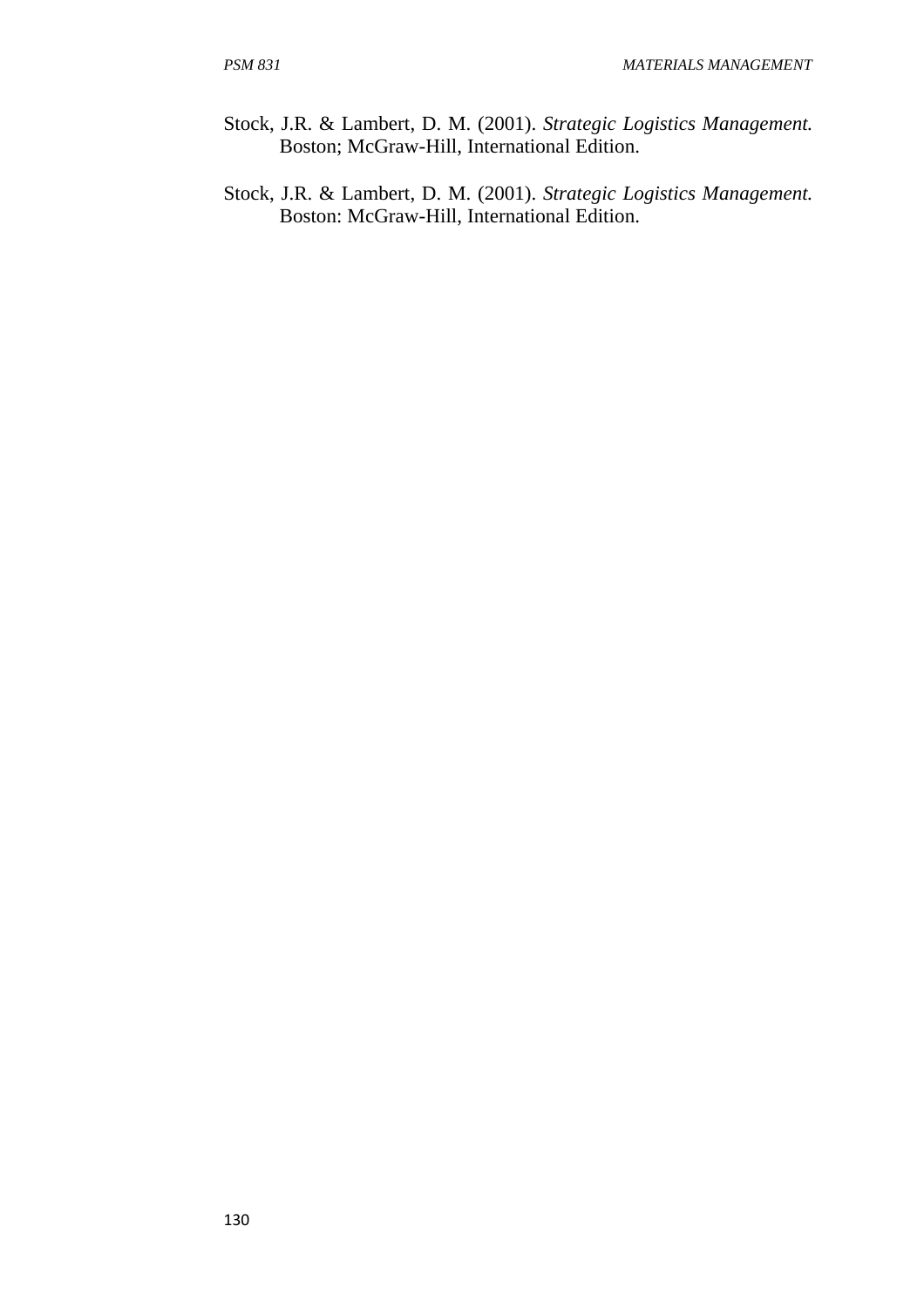Stock, J.R. & Lambert, D. M. (2001). *Strategic Logistics Management.* Boston; McGraw-Hill, International Edition.

Stock, J.R. & Lambert, D. M. (2001). *Strategic Logistics Management.* Boston: McGraw-Hill, International Edition.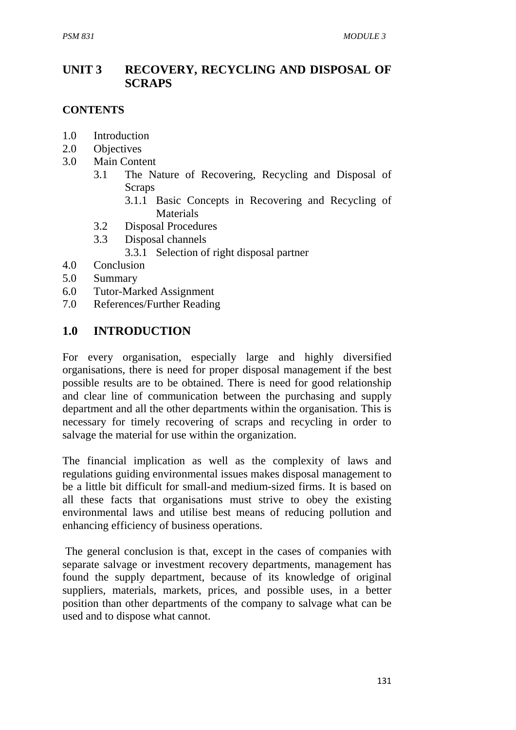# UNIT 3 RECOVERY, RECYCLING AND DISPOSAL OF SCRAPS

**CONTENTS**

1.0 Introduction
2.0 Objectives
3.0 Main Content
    3.1 The Nature of Recovering, Recycling and Disposal of Scraps
        3.1.1 Basic Concepts in Recovering and Recycling of Materials
    3.2 Disposal Procedures
    3.3 Disposal channels
        3.3.1 Selection of right disposal partner
4.0 Conclusion
5.0 Summary
6.0 Tutor-Marked Assignment
7.0 References/Further Reading

## 1.0 INTRODUCTION

For every organisation, especially large and highly diversified organisations, there is need for proper disposal management if the best possible results are to be obtained. There is need for good relationship and clear line of communication between the purchasing and supply department and all the other departments within the organisation. This is necessary for timely recovering of scraps and recycling in order to salvage the material for use within the organization.

The financial implication as well as the complexity of laws and regulations guiding environmental issues makes disposal management to be a little bit difficult for small-and medium-sized firms. It is based on all these facts that organisations must strive to obey the existing environmental laws and utilise best means of reducing pollution and enhancing efficiency of business operations.

The general conclusion is that, except in the cases of companies with separate salvage or investment recovery departments, management has found the supply department, because of its knowledge of original suppliers, materials, markets, prices, and possible uses, in a better position than other departments of the company to salvage what can be used and to dispose what cannot.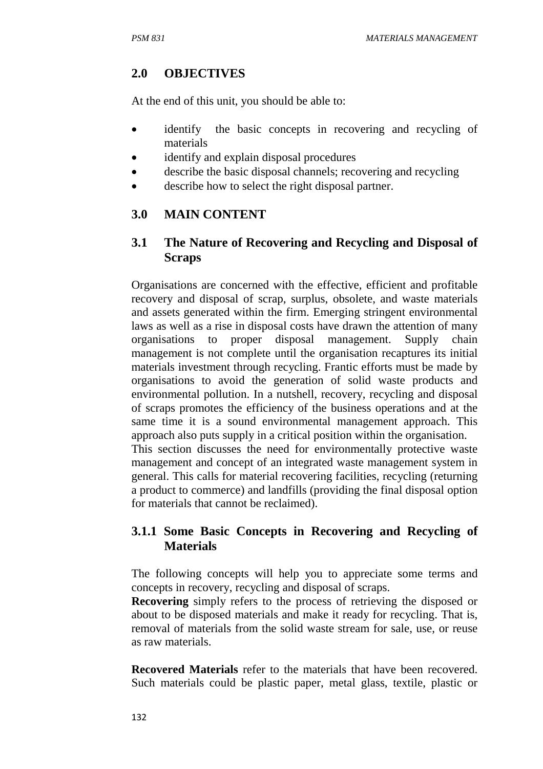## 2.0 OBJECTIVES

At the end of this unit, you should be able to:

- identify the basic concepts in recovering and recycling of materials
- identify and explain disposal procedures
- describe the basic disposal channels; recovering and recycling
- describe how to select the right disposal partner.

## 3.0 MAIN CONTENT

### 3.1 The Nature of Recovering and Recycling and Disposal of Scraps

Organisations are concerned with the effective, efficient and profitable recovery and disposal of scrap, surplus, obsolete, and waste materials and assets generated within the firm. Emerging stringent environmental laws as well as a rise in disposal costs have drawn the attention of many organisations to proper disposal management. Supply chain management is not complete until the organisation recaptures its initial materials investment through recycling. Frantic efforts must be made by organisations to avoid the generation of solid waste products and environmental pollution. In a nutshell, recovery, recycling and disposal of scraps promotes the efficiency of the business operations and at the same time it is a sound environmental management approach. This approach also puts supply in a critical position within the organisation.
This section discusses the need for environmentally protective waste management and concept of an integrated waste management system in general. This calls for material recovering facilities, recycling (returning a product to commerce) and landfills (providing the final disposal option for materials that cannot be reclaimed).

#### 3.1.1 Some Basic Concepts in Recovering and Recycling of Materials

The following concepts will help you to appreciate some terms and concepts in recovery, recycling and disposal of scraps.
**Recovering** simply refers to the process of retrieving the disposed or about to be disposed materials and make it ready for recycling. That is, removal of materials from the solid waste stream for sale, use, or reuse as raw materials.

**Recovered Materials** refer to the materials that have been recovered. Such materials could be plastic paper, metal glass, textile, plastic or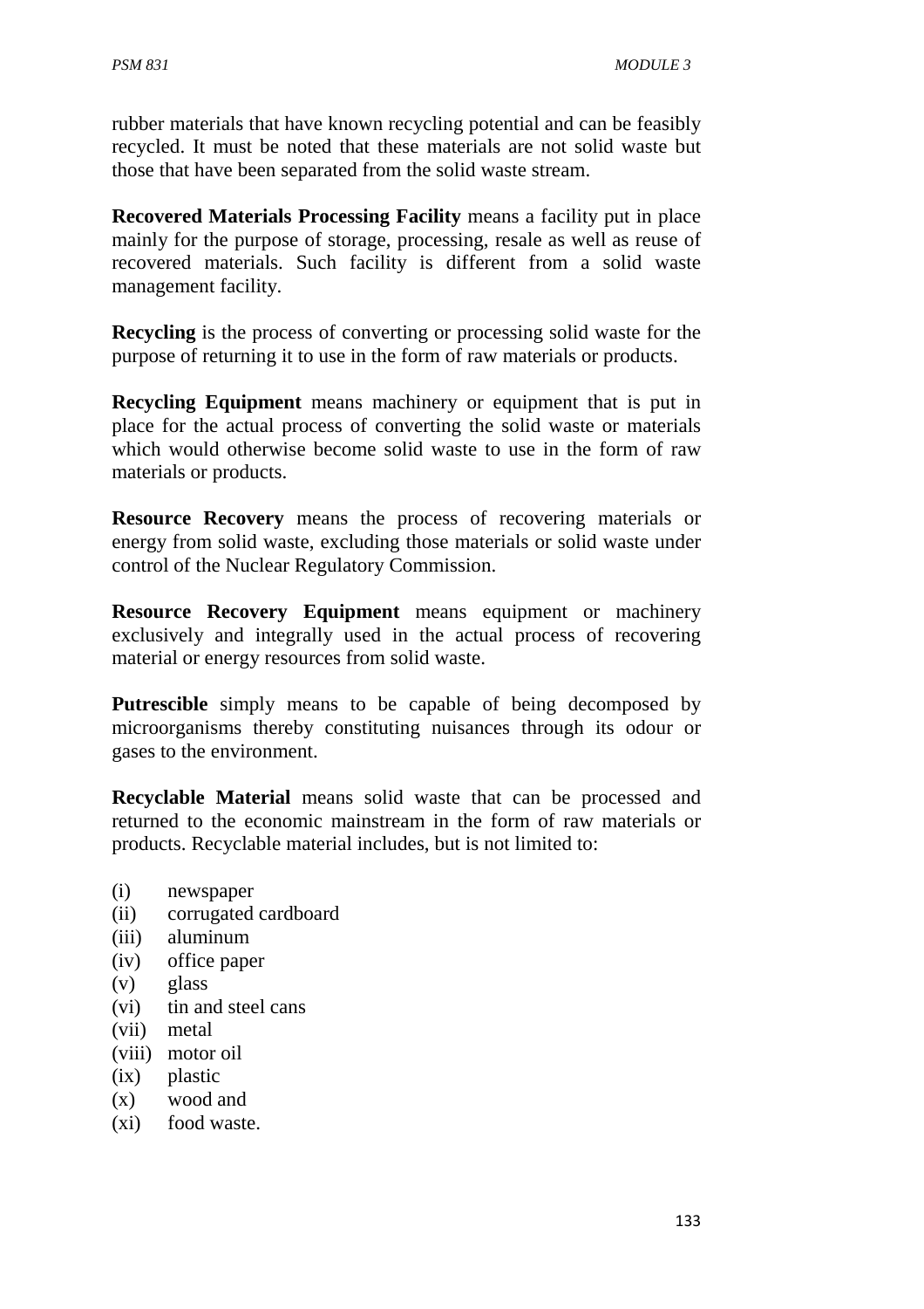rubber materials that have known recycling potential and can be feasibly recycled. It must be noted that these materials are not solid waste but those that have been separated from the solid waste stream.

**Recovered Materials Processing Facility** means a facility put in place mainly for the purpose of storage, processing, resale as well as reuse of recovered materials. Such facility is different from a solid waste management facility.

**Recycling** is the process of converting or processing solid waste for the purpose of returning it to use in the form of raw materials or products.

**Recycling Equipment** means machinery or equipment that is put in place for the actual process of converting the solid waste or materials which would otherwise become solid waste to use in the form of raw materials or products.

**Resource Recovery** means the process of recovering materials or energy from solid waste, excluding those materials or solid waste under control of the Nuclear Regulatory Commission.

**Resource Recovery Equipment** means equipment or machinery exclusively and integrally used in the actual process of recovering material or energy resources from solid waste.

**Putrescible** simply means to be capable of being decomposed by microorganisms thereby constituting nuisances through its odour or gases to the environment.

**Recyclable Material** means solid waste that can be processed and returned to the economic mainstream in the form of raw materials or products. Recyclable material includes, but is not limited to:

(i) newspaper
(ii) corrugated cardboard
(iii) aluminum
(iv) office paper
(v) glass
(vi) tin and steel cans
(vii) metal
(viii) motor oil
(ix) plastic
(x) wood and
(xi) food waste.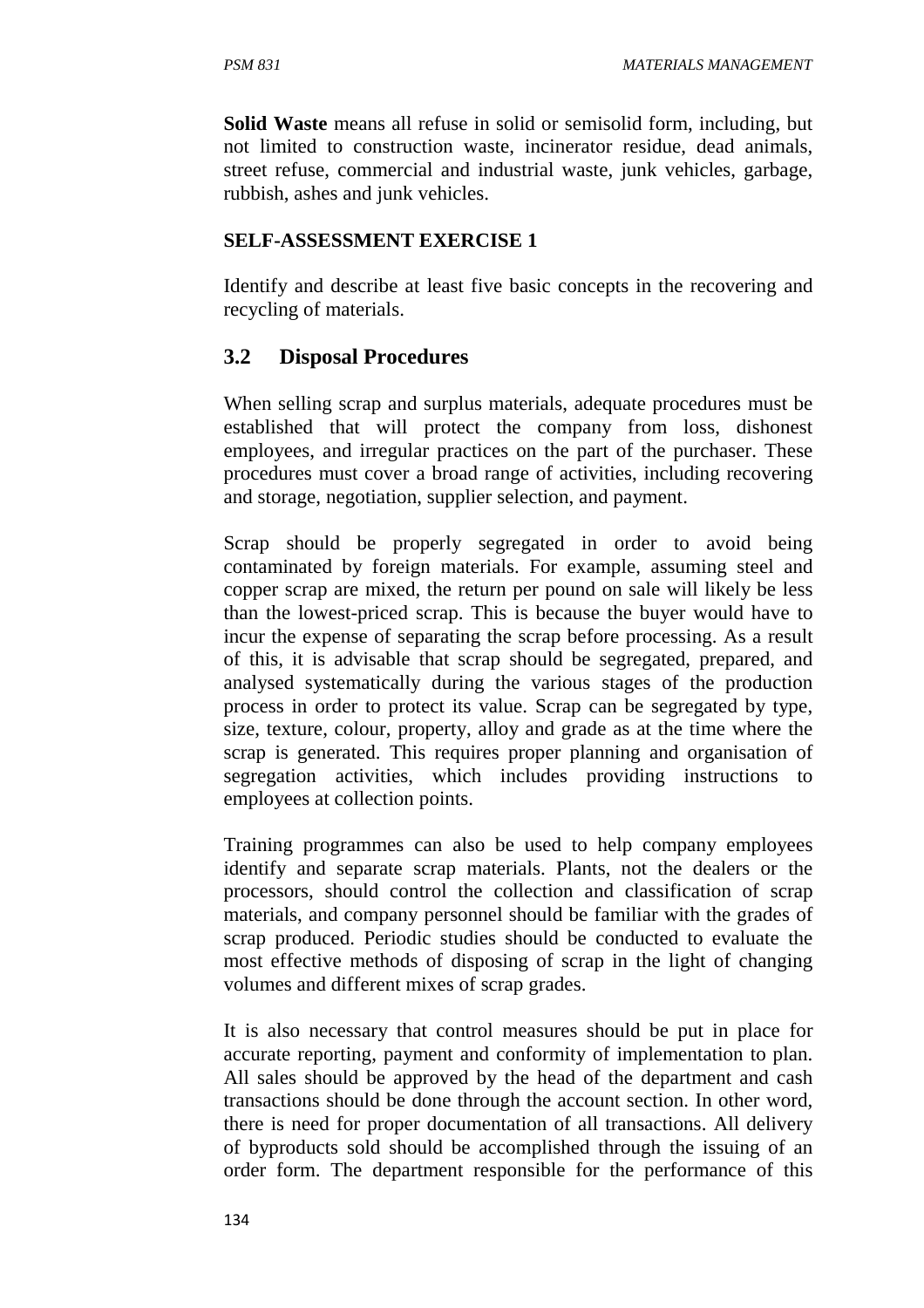**Solid Waste** means all refuse in solid or semisolid form, including, but not limited to construction waste, incinerator residue, dead animals, street refuse, commercial and industrial waste, junk vehicles, garbage, rubbish, ashes and junk vehicles.

**SELF-ASSESSMENT EXERCISE 1**

Identify and describe at least five basic concepts in the recovering and recycling of materials.

## 3.2 Disposal Procedures

When selling scrap and surplus materials, adequate procedures must be established that will protect the company from loss, dishonest employees, and irregular practices on the part of the purchaser. These procedures must cover a broad range of activities, including recovering and storage, negotiation, supplier selection, and payment.

Scrap should be properly segregated in order to avoid being contaminated by foreign materials. For example, assuming steel and copper scrap are mixed, the return per pound on sale will likely be less than the lowest-priced scrap. This is because the buyer would have to incur the expense of separating the scrap before processing. As a result of this, it is advisable that scrap should be segregated, prepared, and analysed systematically during the various stages of the production process in order to protect its value. Scrap can be segregated by type, size, texture, colour, property, alloy and grade as at the time where the scrap is generated. This requires proper planning and organisation of segregation activities, which includes providing instructions to employees at collection points.

Training programmes can also be used to help company employees identify and separate scrap materials. Plants, not the dealers or the processors, should control the collection and classification of scrap materials, and company personnel should be familiar with the grades of scrap produced. Periodic studies should be conducted to evaluate the most effective methods of disposing of scrap in the light of changing volumes and different mixes of scrap grades.

It is also necessary that control measures should be put in place for accurate reporting, payment and conformity of implementation to plan. All sales should be approved by the head of the department and cash transactions should be done through the account section. In other word, there is need for proper documentation of all transactions. All delivery of byproducts sold should be accomplished through the issuing of an order form. The department responsible for the performance of this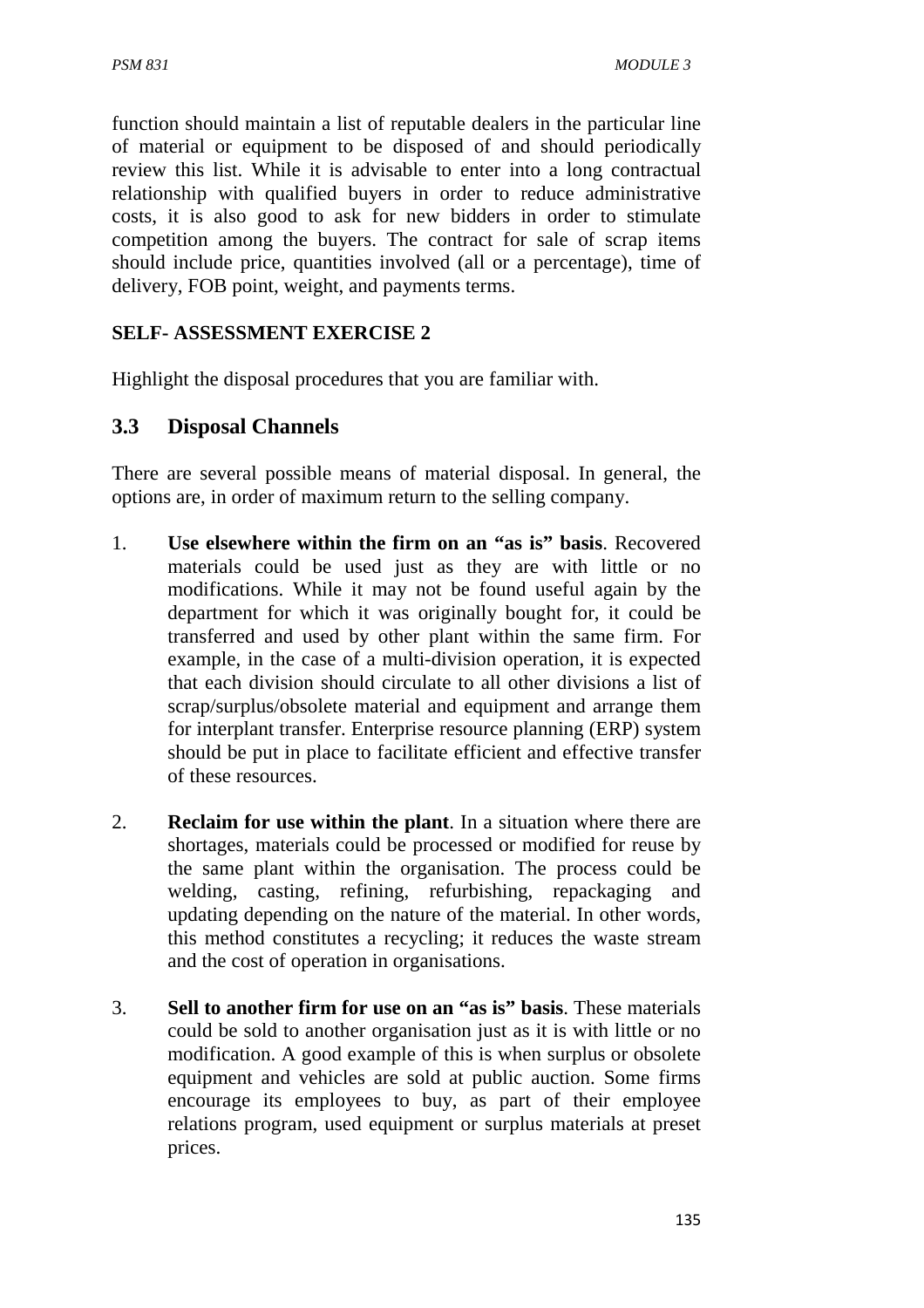function should maintain a list of reputable dealers in the particular line of material or equipment to be disposed of and should periodically review this list. While it is advisable to enter into a long contractual relationship with qualified buyers in order to reduce administrative costs, it is also good to ask for new bidders in order to stimulate competition among the buyers. The contract for sale of scrap items should include price, quantities involved (all or a percentage), time of delivery, FOB point, weight, and payments terms.

**SELF- ASSESSMENT EXERCISE 2**

Highlight the disposal procedures that you are familiar with.

## 3.3 Disposal Channels

There are several possible means of material disposal. In general, the options are, in order of maximum return to the selling company.

1. **Use elsewhere within the firm on an "as is" basis**. Recovered materials could be used just as they are with little or no modifications. While it may not be found useful again by the department for which it was originally bought for, it could be transferred and used by other plant within the same firm. For example, in the case of a multi-division operation, it is expected that each division should circulate to all other divisions a list of scrap/surplus/obsolete material and equipment and arrange them for interplant transfer. Enterprise resource planning (ERP) system should be put in place to facilitate efficient and effective transfer of these resources.

2. **Reclaim for use within the plant**. In a situation where there are shortages, materials could be processed or modified for reuse by the same plant within the organisation. The process could be welding, casting, refining, refurbishing, repackaging and updating depending on the nature of the material. In other words, this method constitutes a recycling; it reduces the waste stream and the cost of operation in organisations.

3. **Sell to another firm for use on an "as is" basis**. These materials could be sold to another organisation just as it is with little or no modification. A good example of this is when surplus or obsolete equipment and vehicles are sold at public auction. Some firms encourage its employees to buy, as part of their employee relations program, used equipment or surplus materials at preset prices.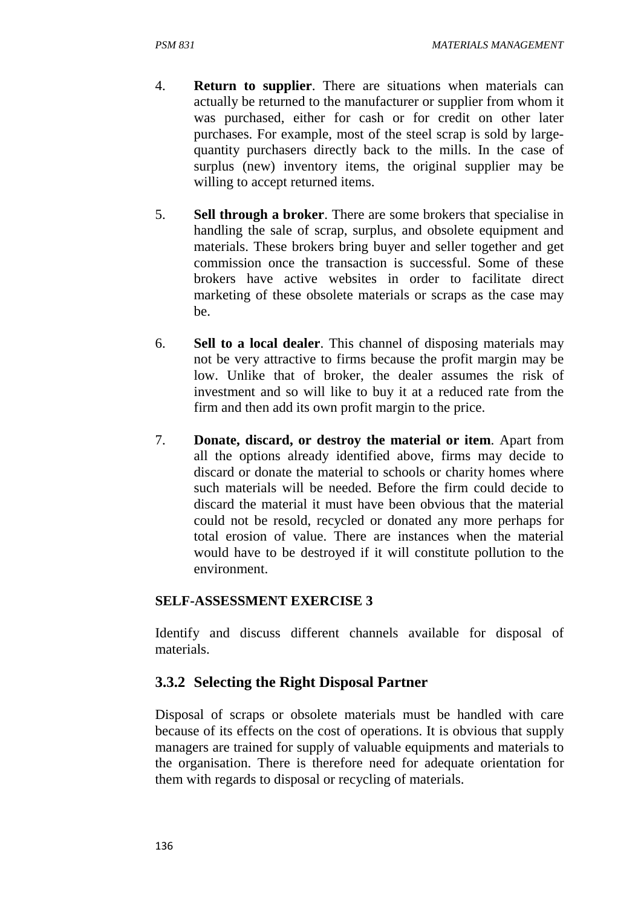4. **Return to supplier**. There are situations when materials can actually be returned to the manufacturer or supplier from whom it was purchased, either for cash or for credit on other later purchases. For example, most of the steel scrap is sold by large-quantity purchasers directly back to the mills. In the case of surplus (new) inventory items, the original supplier may be willing to accept returned items.

5. **Sell through a broker**. There are some brokers that specialise in handling the sale of scrap, surplus, and obsolete equipment and materials. These brokers bring buyer and seller together and get commission once the transaction is successful. Some of these brokers have active websites in order to facilitate direct marketing of these obsolete materials or scraps as the case may be.

6. **Sell to a local dealer**. This channel of disposing materials may not be very attractive to firms because the profit margin may be low. Unlike that of broker, the dealer assumes the risk of investment and so will like to buy it at a reduced rate from the firm and then add its own profit margin to the price.

7. **Donate, discard, or destroy the material or item**. Apart from all the options already identified above, firms may decide to discard or donate the material to schools or charity homes where such materials will be needed. Before the firm could decide to discard the material it must have been obvious that the material could not be resold, recycled or donated any more perhaps for total erosion of value. There are instances when the material would have to be destroyed if it will constitute pollution to the environment.

**SELF-ASSESSMENT EXERCISE 3**

Identify and discuss different channels available for disposal of materials.

### 3.3.2 Selecting the Right Disposal Partner

Disposal of scraps or obsolete materials must be handled with care because of its effects on the cost of operations. It is obvious that supply managers are trained for supply of valuable equipments and materials to the organisation. There is therefore need for adequate orientation for them with regards to disposal or recycling of materials.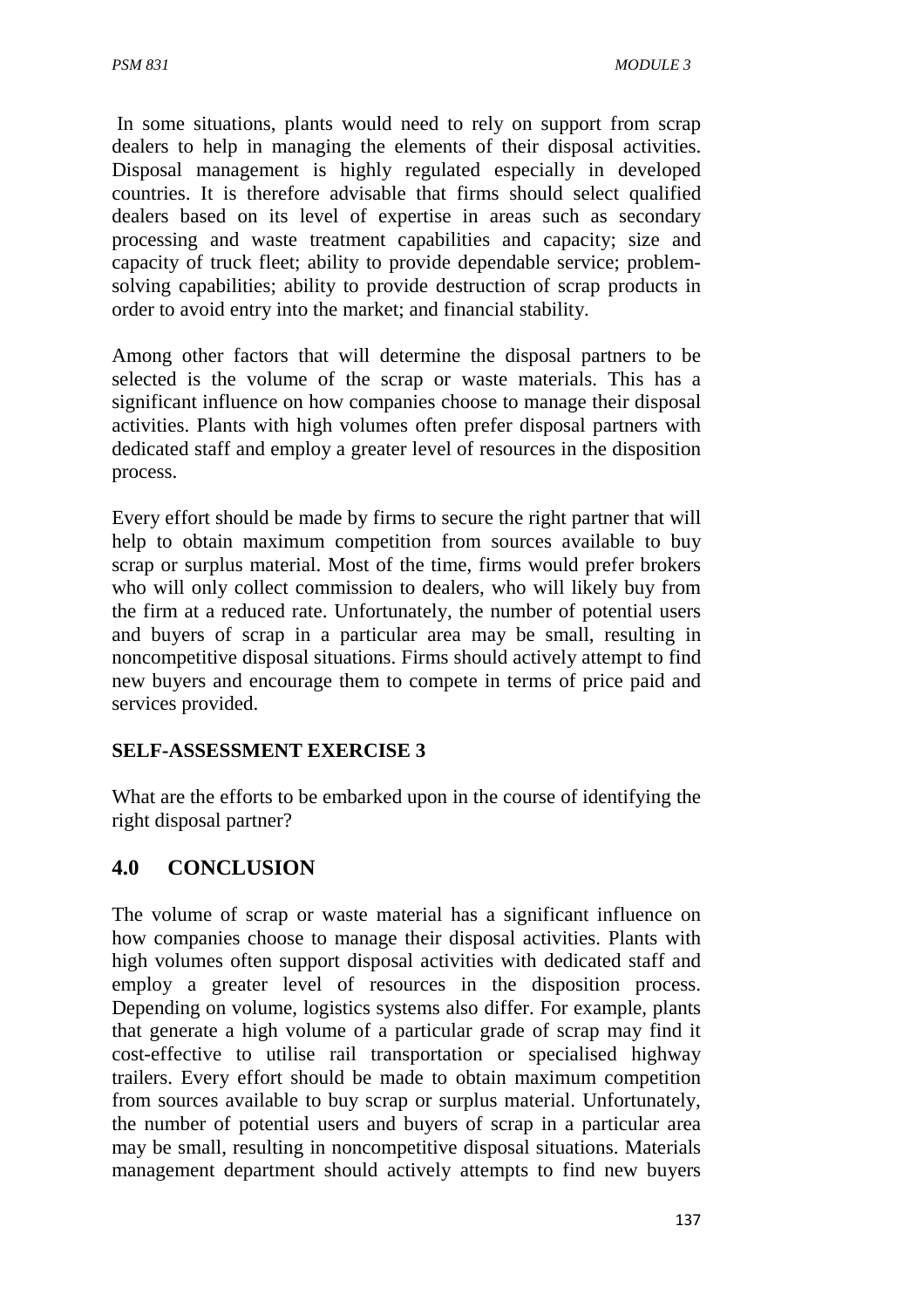In some situations, plants would need to rely on support from scrap dealers to help in managing the elements of their disposal activities. Disposal management is highly regulated especially in developed countries. It is therefore advisable that firms should select qualified dealers based on its level of expertise in areas such as secondary processing and waste treatment capabilities and capacity; size and capacity of truck fleet; ability to provide dependable service; problem-solving capabilities; ability to provide destruction of scrap products in order to avoid entry into the market; and financial stability.

Among other factors that will determine the disposal partners to be selected is the volume of the scrap or waste materials. This has a significant influence on how companies choose to manage their disposal activities. Plants with high volumes often prefer disposal partners with dedicated staff and employ a greater level of resources in the disposition process.

Every effort should be made by firms to secure the right partner that will help to obtain maximum competition from sources available to buy scrap or surplus material. Most of the time, firms would prefer brokers who will only collect commission to dealers, who will likely buy from the firm at a reduced rate. Unfortunately, the number of potential users and buyers of scrap in a particular area may be small, resulting in noncompetitive disposal situations. Firms should actively attempt to find new buyers and encourage them to compete in terms of price paid and services provided.

**SELF-ASSESSMENT EXERCISE 3**

What are the efforts to be embarked upon in the course of identifying the right disposal partner?

## 4.0 CONCLUSION

The volume of scrap or waste material has a significant influence on how companies choose to manage their disposal activities. Plants with high volumes often support disposal activities with dedicated staff and employ a greater level of resources in the disposition process. Depending on volume, logistics systems also differ. For example, plants that generate a high volume of a particular grade of scrap may find it cost-effective to utilise rail transportation or specialised highway trailers. Every effort should be made to obtain maximum competition from sources available to buy scrap or surplus material. Unfortunately, the number of potential users and buyers of scrap in a particular area may be small, resulting in noncompetitive disposal situations. Materials management department should actively attempts to find new buyers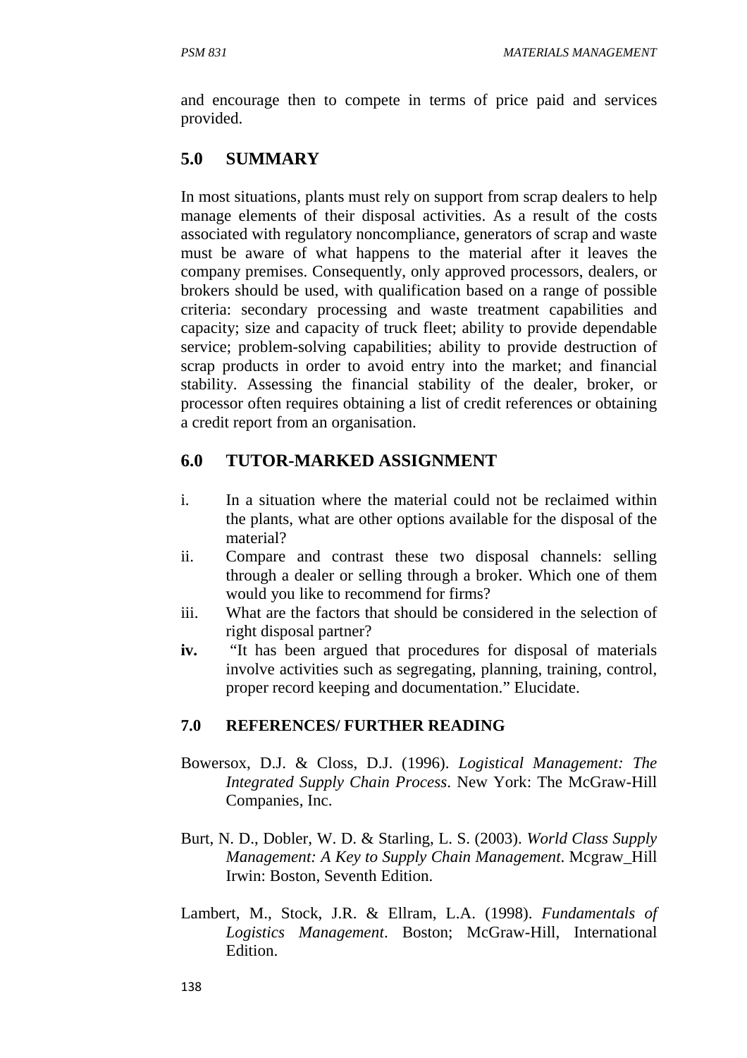and encourage then to compete in terms of price paid and services provided.

## 5.0 SUMMARY

In most situations, plants must rely on support from scrap dealers to help manage elements of their disposal activities. As a result of the costs associated with regulatory noncompliance, generators of scrap and waste must be aware of what happens to the material after it leaves the company premises. Consequently, only approved processors, dealers, or brokers should be used, with qualification based on a range of possible criteria: secondary processing and waste treatment capabilities and capacity; size and capacity of truck fleet; ability to provide dependable service; problem-solving capabilities; ability to provide destruction of scrap products in order to avoid entry into the market; and financial stability. Assessing the financial stability of the dealer, broker, or processor often requires obtaining a list of credit references or obtaining a credit report from an organisation.

## 6.0 TUTOR-MARKED ASSIGNMENT

i. In a situation where the material could not be reclaimed within the plants, what are other options available for the disposal of the material?

ii. Compare and contrast these two disposal channels: selling through a dealer or selling through a broker. Which one of them would you like to recommend for firms?

iii. What are the factors that should be considered in the selection of right disposal partner?

**iv.** "It has been argued that procedures for disposal of materials involve activities such as segregating, planning, training, control, proper record keeping and documentation." Elucidate.

### 7.0 REFERENCES/ FURTHER READING

Bowersox, D.J. & Closs, D.J. (1996). *Logistical Management: The Integrated Supply Chain Process*. New York: The McGraw-Hill Companies, Inc.

Burt, N. D., Dobler, W. D. & Starling, L. S. (2003). *World Class Supply Management: A Key to Supply Chain Management*. Mcgraw_Hill Irwin: Boston, Seventh Edition.

Lambert, M., Stock, J.R. & Ellram, L.A. (1998). *Fundamentals of Logistics Management*. Boston; McGraw-Hill, International Edition.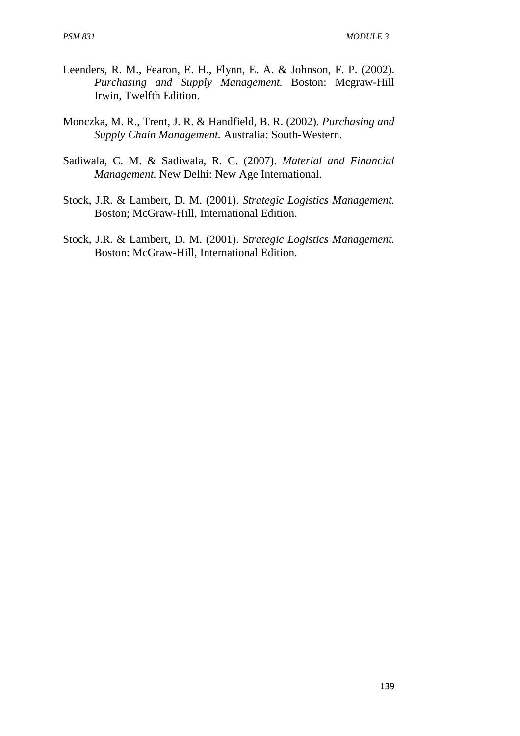Leenders, R. M., Fearon, E. H., Flynn, E. A. & Johnson, F. P. (2002). *Purchasing and Supply Management.* Boston: Mcgraw-Hill Irwin, Twelfth Edition.

Monczka, M. R., Trent, J. R. & Handfield, B. R. (2002). *Purchasing and Supply Chain Management.* Australia: South-Western.

Sadiwala, C. M. & Sadiwala, R. C. (2007). *Material and Financial Management.* New Delhi: New Age International.

Stock, J.R. & Lambert, D. M. (2001). *Strategic Logistics Management.* Boston; McGraw-Hill, International Edition.

Stock, J.R. & Lambert, D. M. (2001). *Strategic Logistics Management.* Boston: McGraw-Hill, International Edition.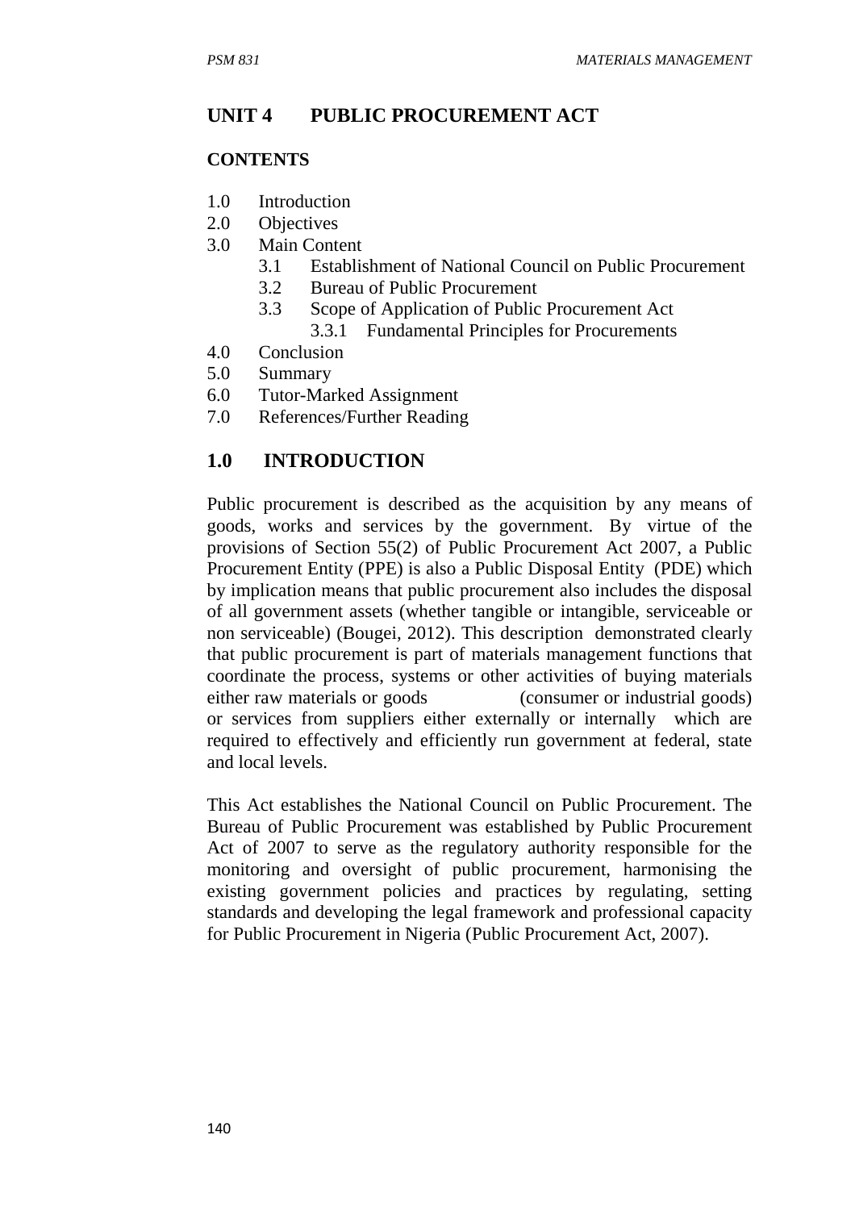# UNIT 4 PUBLIC PROCUREMENT ACT

## CONTENTS

1.0 Introduction
2.0 Objectives
3.0 Main Content
  3.1 Establishment of National Council on Public Procurement
  3.2 Bureau of Public Procurement
  3.3 Scope of Application of Public Procurement Act
    3.3.1 Fundamental Principles for Procurements
4.0 Conclusion
5.0 Summary
6.0 Tutor-Marked Assignment
7.0 References/Further Reading

## 1.0 INTRODUCTION

Public procurement is described as the acquisition by any means of goods, works and services by the government. By virtue of the provisions of Section 55(2) of Public Procurement Act 2007, a Public Procurement Entity (PPE) is also a Public Disposal Entity (PDE) which by implication means that public procurement also includes the disposal of all government assets (whether tangible or intangible, serviceable or non serviceable) (Bougei, 2012). This description demonstrated clearly that public procurement is part of materials management functions that coordinate the process, systems or other activities of buying materials either raw materials or goods (consumer or industrial goods) or services from suppliers either externally or internally which are required to effectively and efficiently run government at federal, state and local levels.

This Act establishes the National Council on Public Procurement. The Bureau of Public Procurement was established by Public Procurement Act of 2007 to serve as the regulatory authority responsible for the monitoring and oversight of public procurement, harmonising the existing government policies and practices by regulating, setting standards and developing the legal framework and professional capacity for Public Procurement in Nigeria (Public Procurement Act, 2007).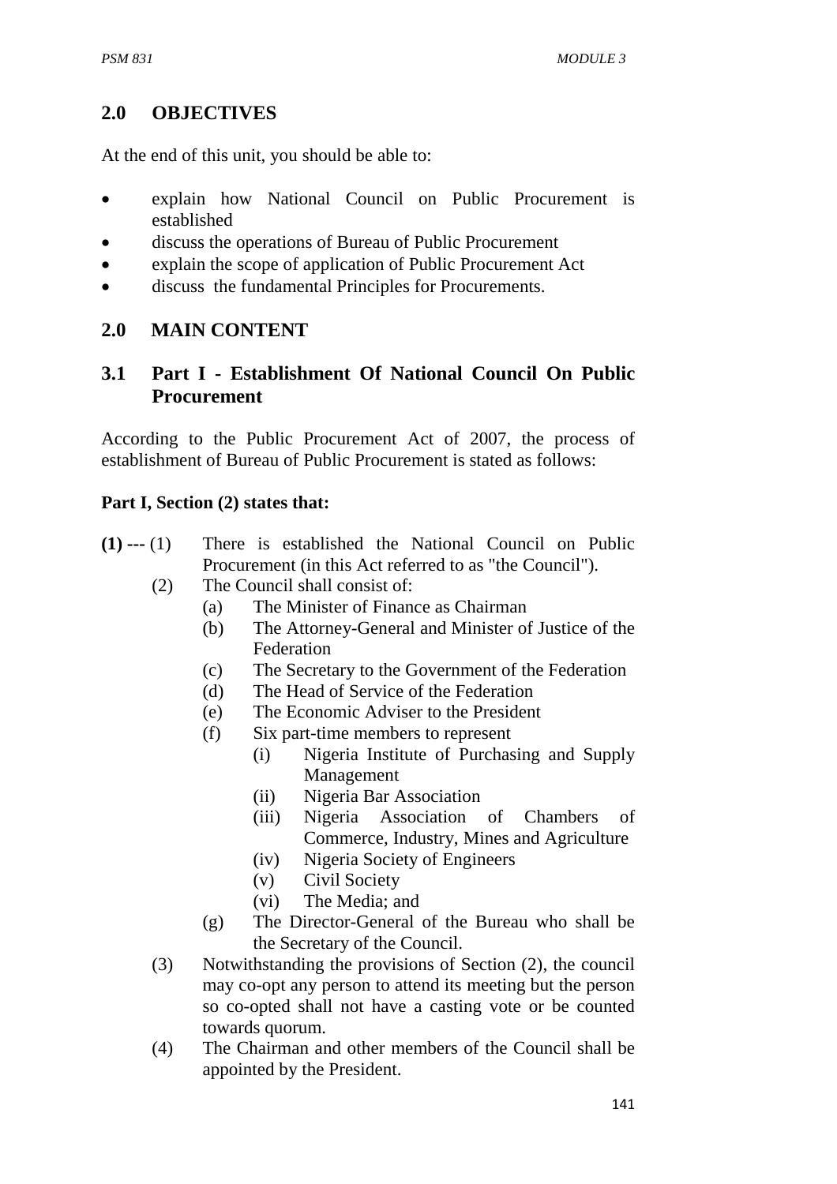## 2.0 OBJECTIVES

At the end of this unit, you should be able to:

- explain how National Council on Public Procurement is established
- discuss the operations of Bureau of Public Procurement
- explain the scope of application of Public Procurement Act
- discuss the fundamental Principles for Procurements.

## 2.0 MAIN CONTENT

### 3.1 Part I - Establishment Of National Council On Public Procurement

According to the Public Procurement Act of 2007, the process of establishment of Bureau of Public Procurement is stated as follows:

**Part I, Section (2) states that:**

**(1) ---** (1) There is established the National Council on Public Procurement (in this Act referred to as "the Council").

(2) The Council shall consist of:

(a) The Minister of Finance as Chairman

(b) The Attorney-General and Minister of Justice of the Federation

(c) The Secretary to the Government of the Federation

(d) The Head of Service of the Federation

(e) The Economic Adviser to the President

(f) Six part-time members to represent

(i) Nigeria Institute of Purchasing and Supply Management

(ii) Nigeria Bar Association

(iii) Nigeria Association of Chambers of Commerce, Industry, Mines and Agriculture

(iv) Nigeria Society of Engineers

(v) Civil Society

(vi) The Media; and

(g) The Director-General of the Bureau who shall be the Secretary of the Council.

(3) Notwithstanding the provisions of Section (2), the council may co-opt any person to attend its meeting but the person so co-opted shall not have a casting vote or be counted towards quorum.

(4) The Chairman and other members of the Council shall be appointed by the President.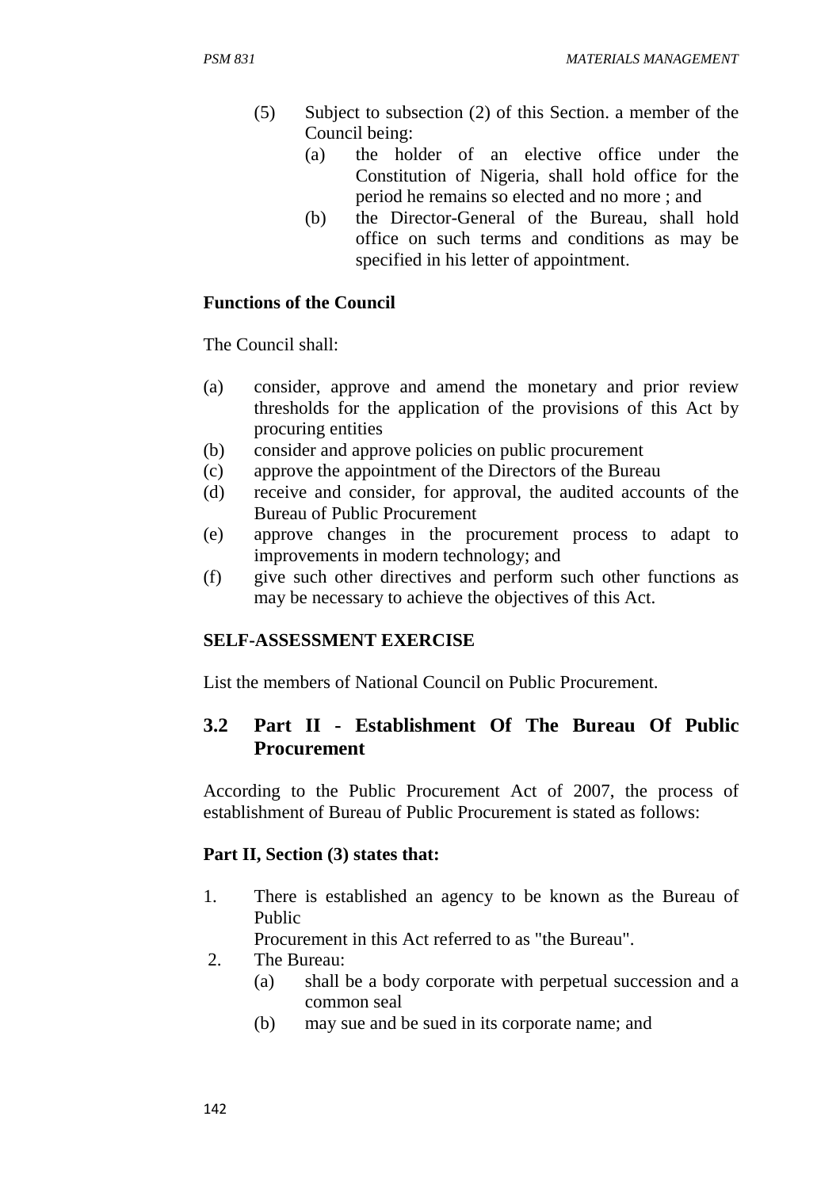(5) Subject to subsection (2) of this Section. a member of the Council being:

   (a) the holder of an elective office under the Constitution of Nigeria, shall hold office for the period he remains so elected and no more ; and
   (b) the Director-General of the Bureau, shall hold office on such terms and conditions as may be specified in his letter of appointment.

**Functions of the Council**

The Council shall:

(a) consider, approve and amend the monetary and prior review thresholds for the application of the provisions of this Act by procuring entities
(b) consider and approve policies on public procurement
(c) approve the appointment of the Directors of the Bureau
(d) receive and consider, for approval, the audited accounts of the Bureau of Public Procurement
(e) approve changes in the procurement process to adapt to improvements in modern technology; and
(f) give such other directives and perform such other functions as may be necessary to achieve the objectives of this Act.

**SELF-ASSESSMENT EXERCISE**

List the members of National Council on Public Procurement.

## 3.2 Part II - Establishment Of The Bureau Of Public Procurement

According to the Public Procurement Act of 2007, the process of establishment of Bureau of Public Procurement is stated as follows:

**Part II, Section (3) states that:**

1. There is established an agency to be known as the Bureau of Public
   Procurement in this Act referred to as "the Bureau".
2. The Bureau:
   (a) shall be a body corporate with perpetual succession and a common seal
   (b) may sue and be sued in its corporate name; and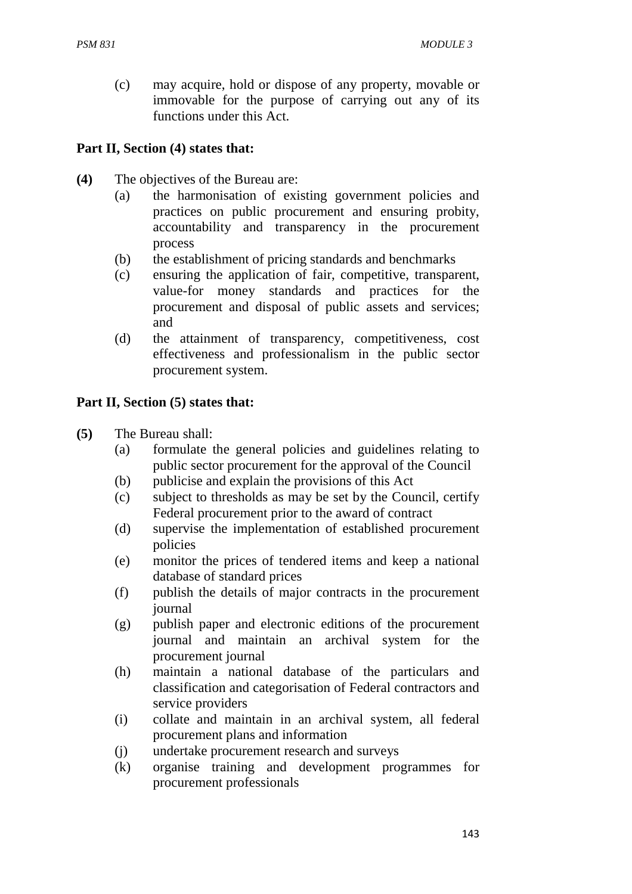(c) may acquire, hold or dispose of any property, movable or immovable for the purpose of carrying out any of its functions under this Act.

**Part II, Section (4) states that:**

**(4)** The objectives of the Bureau are:

(a) the harmonisation of existing government policies and practices on public procurement and ensuring probity, accountability and transparency in the procurement process
(b) the establishment of pricing standards and benchmarks
(c) ensuring the application of fair, competitive, transparent, value-for money standards and practices for the procurement and disposal of public assets and services; and
(d) the attainment of transparency, competitiveness, cost effectiveness and professionalism in the public sector procurement system.

**Part II, Section (5) states that:**

**(5)** The Bureau shall:

(a) formulate the general policies and guidelines relating to public sector procurement for the approval of the Council
(b) publicise and explain the provisions of this Act
(c) subject to thresholds as may be set by the Council, certify Federal procurement prior to the award of contract
(d) supervise the implementation of established procurement policies
(e) monitor the prices of tendered items and keep a national database of standard prices
(f) publish the details of major contracts in the procurement journal
(g) publish paper and electronic editions of the procurement journal and maintain an archival system for the procurement journal
(h) maintain a national database of the particulars and classification and categorisation of Federal contractors and service providers
(i) collate and maintain in an archival system, all federal procurement plans and information
(j) undertake procurement research and surveys
(k) organise training and development programmes for procurement professionals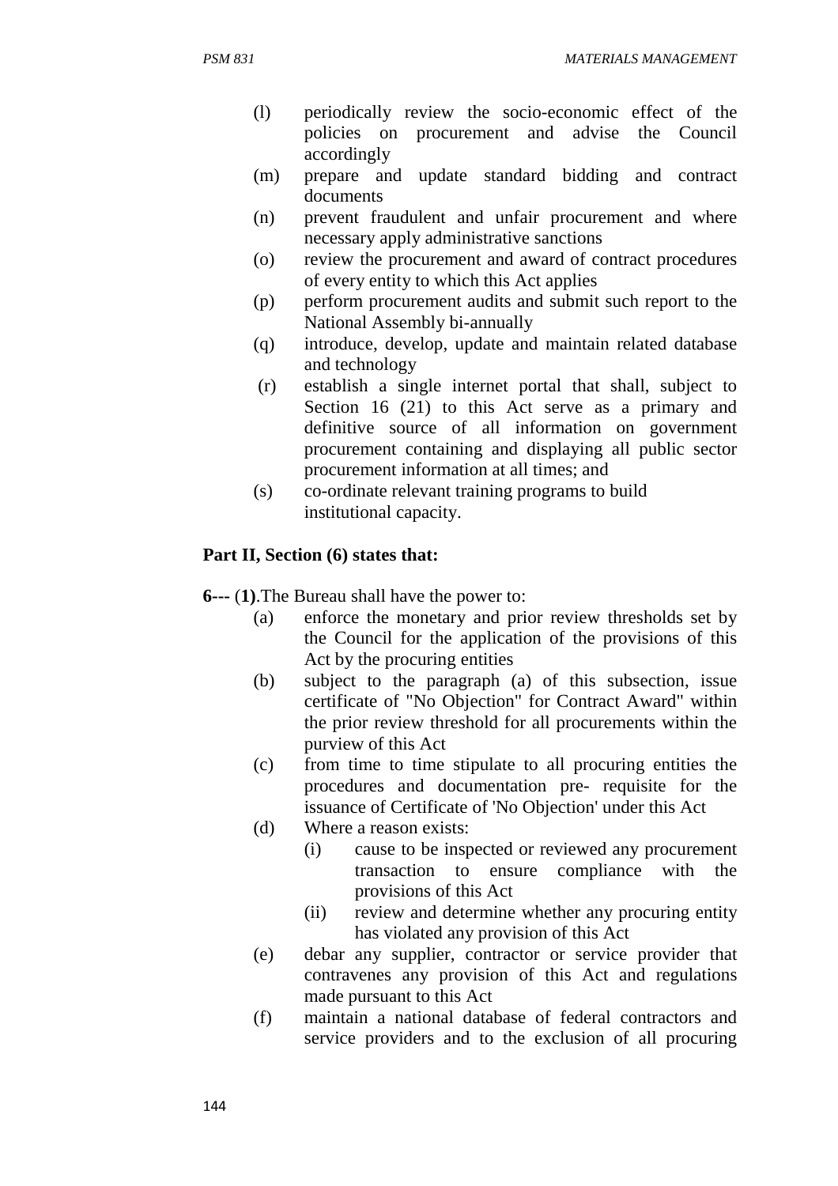(l) periodically review the socio-economic effect of the policies on procurement and advise the Council accordingly

(m) prepare and update standard bidding and contract documents

(n) prevent fraudulent and unfair procurement and where necessary apply administrative sanctions

(o) review the procurement and award of contract procedures of every entity to which this Act applies

(p) perform procurement audits and submit such report to the National Assembly bi-annually

(q) introduce, develop, update and maintain related database and technology

(r) establish a single internet portal that shall, subject to Section 16 (21) to this Act serve as a primary and definitive source of all information on government procurement containing and displaying all public sector procurement information at all times; and

(s) co-ordinate relevant training programs to build institutional capacity.

**Part II, Section (6) states that:**

**6---** (**1)**.The Bureau shall have the power to:

(a) enforce the monetary and prior review thresholds set by the Council for the application of the provisions of this Act by the procuring entities

(b) subject to the paragraph (a) of this subsection, issue certificate of "No Objection" for Contract Award" within the prior review threshold for all procurements within the purview of this Act

(c) from time to time stipulate to all procuring entities the procedures and documentation pre- requisite for the issuance of Certificate of 'No Objection' under this Act

(d) Where a reason exists:

   (i) cause to be inspected or reviewed any procurement transaction to ensure compliance with the provisions of this Act

   (ii) review and determine whether any procuring entity has violated any provision of this Act

(e) debar any supplier, contractor or service provider that contravenes any provision of this Act and regulations made pursuant to this Act

(f) maintain a national database of federal contractors and service providers and to the exclusion of all procuring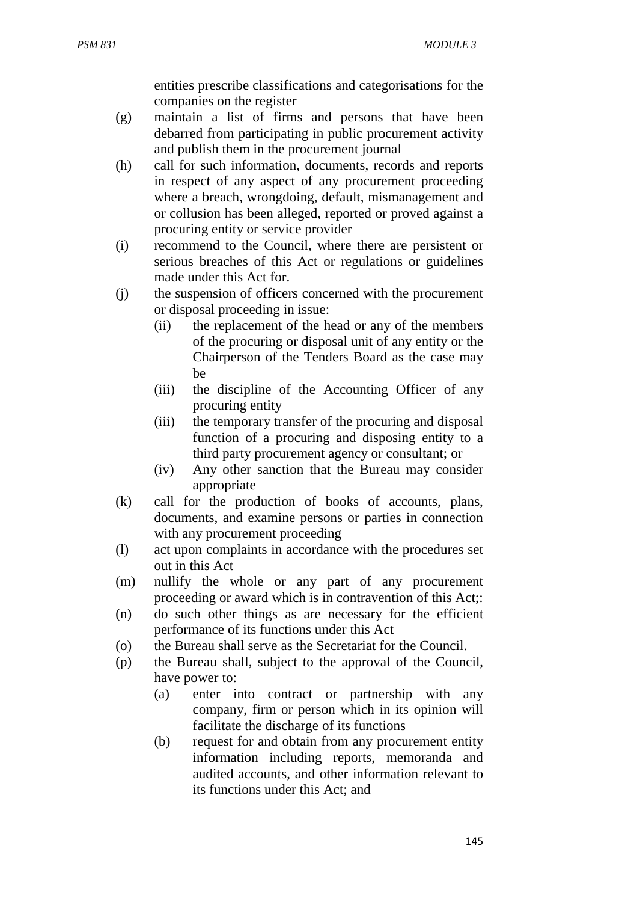entities prescribe classifications and categorisations for the companies on the register

(g) maintain a list of firms and persons that have been debarred from participating in public procurement activity and publish them in the procurement journal

(h) call for such information, documents, records and reports in respect of any aspect of any procurement proceeding where a breach, wrongdoing, default, mismanagement and or collusion has been alleged, reported or proved against a procuring entity or service provider

(i) recommend to the Council, where there are persistent or serious breaches of this Act or regulations or guidelines made under this Act for.

(j) the suspension of officers concerned with the procurement or disposal proceeding in issue:
   - (ii) the replacement of the head or any of the members of the procuring or disposal unit of any entity or the Chairperson of the Tenders Board as the case may be
   - (iii) the discipline of the Accounting Officer of any procuring entity
   - (iii) the temporary transfer of the procuring and disposal function of a procuring and disposing entity to a third party procurement agency or consultant; or
   - (iv) Any other sanction that the Bureau may consider appropriate

(k) call for the production of books of accounts, plans, documents, and examine persons or parties in connection with any procurement proceeding

(l) act upon complaints in accordance with the procedures set out in this Act

(m) nullify the whole or any part of any procurement proceeding or award which is in contravention of this Act;:

(n) do such other things as are necessary for the efficient performance of its functions under this Act

(o) the Bureau shall serve as the Secretariat for the Council.

(p) the Bureau shall, subject to the approval of the Council, have power to:
   - (a) enter into contract or partnership with any company, firm or person which in its opinion will facilitate the discharge of its functions
   - (b) request for and obtain from any procurement entity information including reports, memoranda and audited accounts, and other information relevant to its functions under this Act; and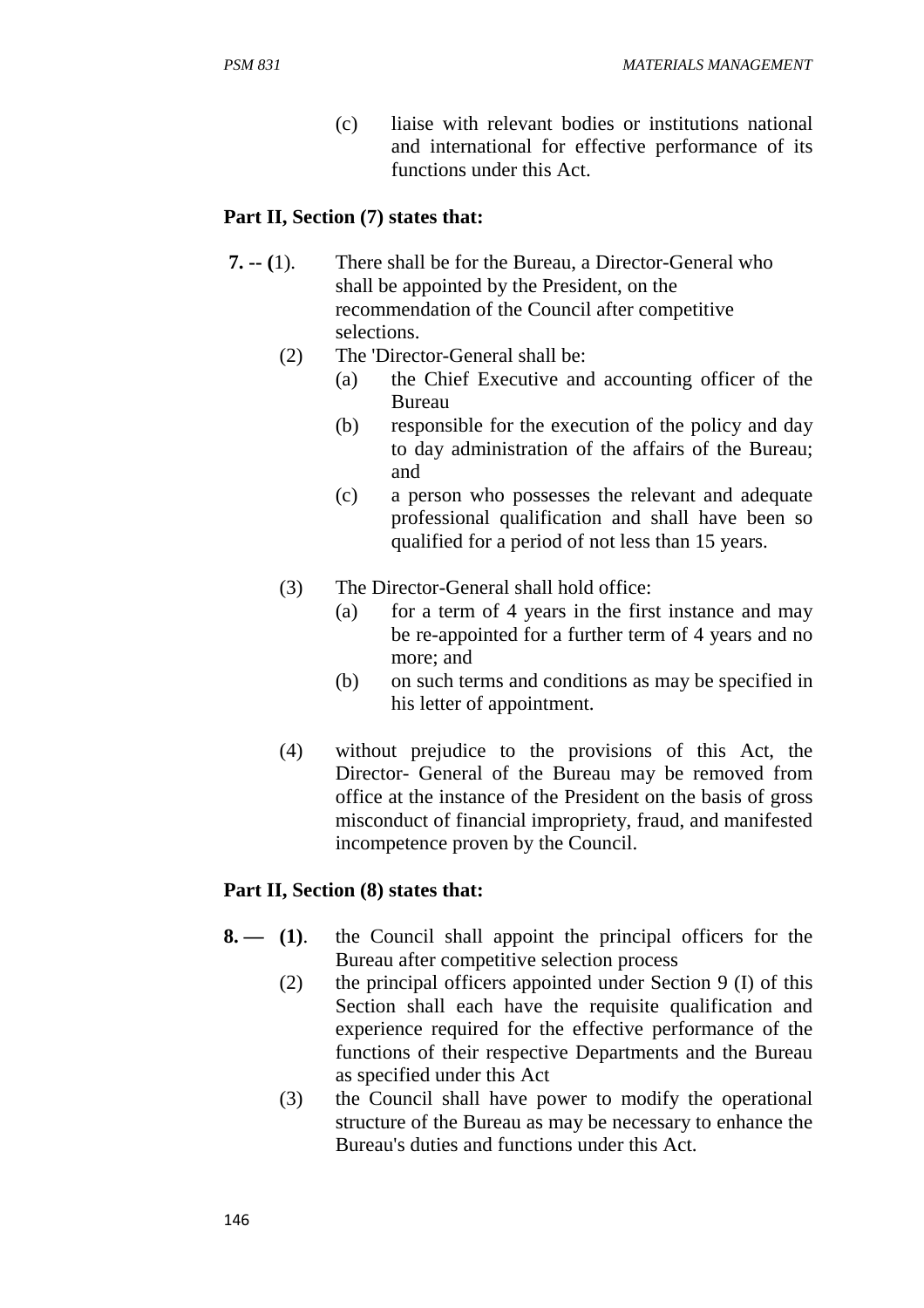(c) liaise with relevant bodies or institutions national and international for effective performance of its functions under this Act.

**Part II, Section (7) states that:**

**7. -- (**1). There shall be for the Bureau, a Director-General who shall be appointed by the President, on the recommendation of the Council after competitive selections.

(2) The 'Director-General shall be:

(a) the Chief Executive and accounting officer of the Bureau

(b) responsible for the execution of the policy and day to day administration of the affairs of the Bureau; and

(c) a person who possesses the relevant and adequate professional qualification and shall have been so qualified for a period of not less than 15 years.

(3) The Director-General shall hold office:

(a) for a term of 4 years in the first instance and may be re-appointed for a further term of 4 years and no more; and

(b) on such terms and conditions as may be specified in his letter of appointment.

(4) without prejudice to the provisions of this Act, the Director- General of the Bureau may be removed from office at the instance of the President on the basis of gross misconduct of financial impropriety, fraud, and manifested incompetence proven by the Council.

**Part II, Section (8) states that:**

**8. — (1)**. the Council shall appoint the principal officers for the Bureau after competitive selection process

(2) the principal officers appointed under Section 9 (I) of this Section shall each have the requisite qualification and experience required for the effective performance of the functions of their respective Departments and the Bureau as specified under this Act

(3) the Council shall have power to modify the operational structure of the Bureau as may be necessary to enhance the Bureau's duties and functions under this Act.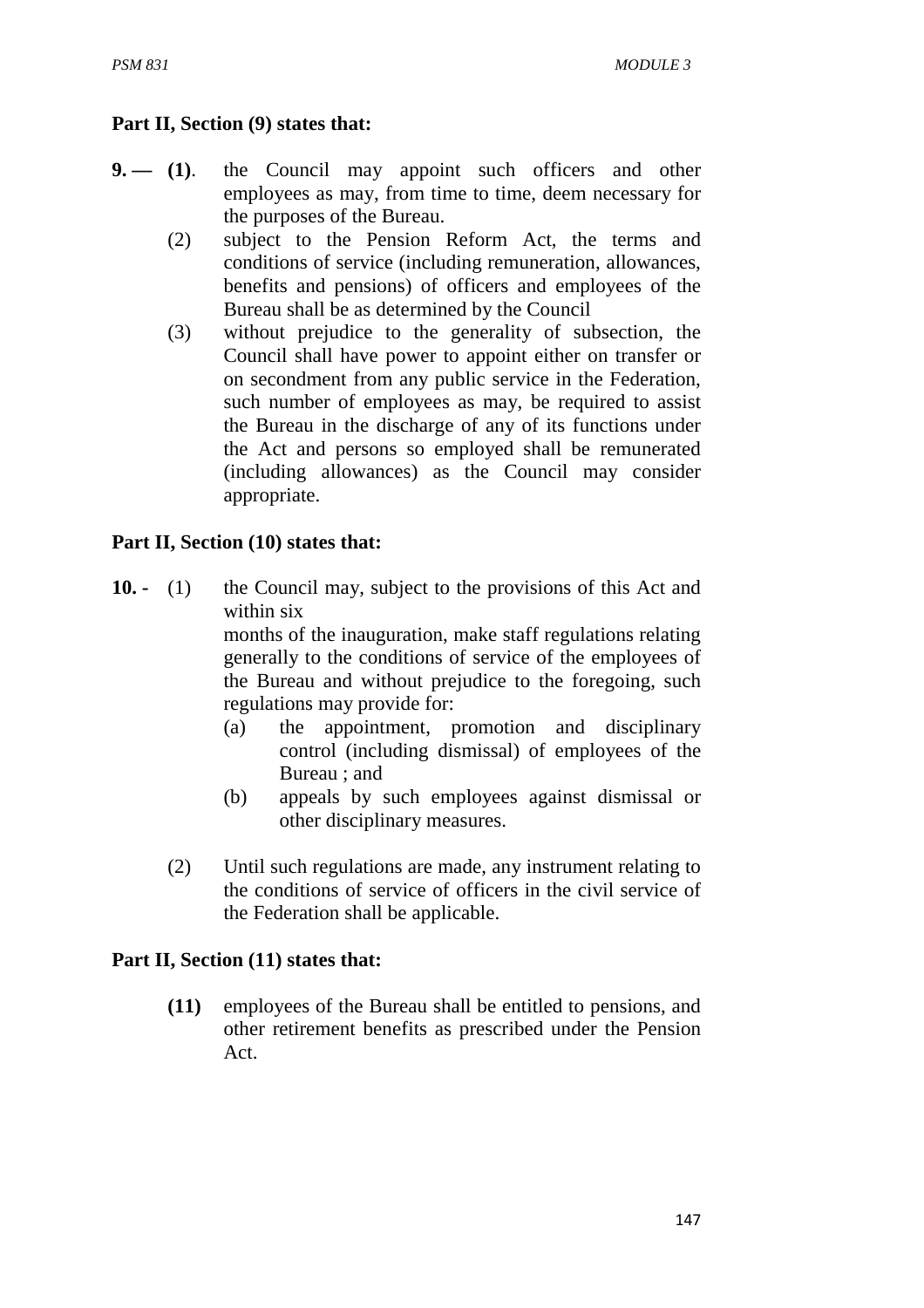**Part II, Section (9) states that:**

**9. — (1)**. the Council may appoint such officers and other employees as may, from time to time, deem necessary for the purposes of the Bureau.

(2) subject to the Pension Reform Act, the terms and conditions of service (including remuneration, allowances, benefits and pensions) of officers and employees of the Bureau shall be as determined by the Council

(3) without prejudice to the generality of subsection, the Council shall have power to appoint either on transfer or on secondment from any public service in the Federation, such number of employees as may, be required to assist the Bureau in the discharge of any of its functions under the Act and persons so employed shall be remunerated (including allowances) as the Council may consider appropriate.

**Part II, Section (10) states that:**

**10. -** (1) the Council may, subject to the provisions of this Act and within six months of the inauguration, make staff regulations relating generally to the conditions of service of the employees of the Bureau and without prejudice to the foregoing, such regulations may provide for:

(a) the appointment, promotion and disciplinary control (including dismissal) of employees of the Bureau ; and

(b) appeals by such employees against dismissal or other disciplinary measures.

(2) Until such regulations are made, any instrument relating to the conditions of service of officers in the civil service of the Federation shall be applicable.

**Part II, Section (11) states that:**

**(11)** employees of the Bureau shall be entitled to pensions, and other retirement benefits as prescribed under the Pension Act.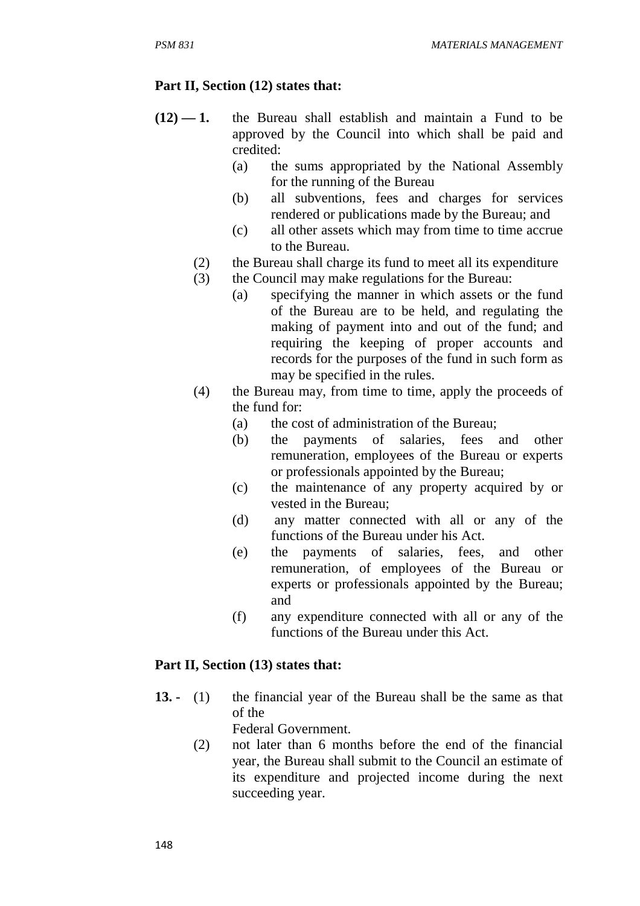**Part II, Section (12) states that:**

**(12) — 1.** the Bureau shall establish and maintain a Fund to be approved by the Council into which shall be paid and credited:

- (a) the sums appropriated by the National Assembly for the running of the Bureau
- (b) all subventions, fees and charges for services rendered or publications made by the Bureau; and
- (c) all other assets which may from time to time accrue to the Bureau.

(2) the Bureau shall charge its fund to meet all its expenditure

(3) the Council may make regulations for the Bureau:

- (a) specifying the manner in which assets or the fund of the Bureau are to be held, and regulating the making of payment into and out of the fund; and requiring the keeping of proper accounts and records for the purposes of the fund in such form as may be specified in the rules.

(4) the Bureau may, from time to time, apply the proceeds of the fund for:

- (a) the cost of administration of the Bureau;
- (b) the payments of salaries, fees and other remuneration, employees of the Bureau or experts or professionals appointed by the Bureau;
- (c) the maintenance of any property acquired by or vested in the Bureau;
- (d) any matter connected with all or any of the functions of the Bureau under his Act.
- (e) the payments of salaries, fees, and other remuneration, of employees of the Bureau or experts or professionals appointed by the Bureau; and
- (f) any expenditure connected with all or any of the functions of the Bureau under this Act.

**Part II, Section (13) states that:**

**13. -** (1) the financial year of the Bureau shall be the same as that of the
Federal Government.

(2) not later than 6 months before the end of the financial year, the Bureau shall submit to the Council an estimate of its expenditure and projected income during the next succeeding year.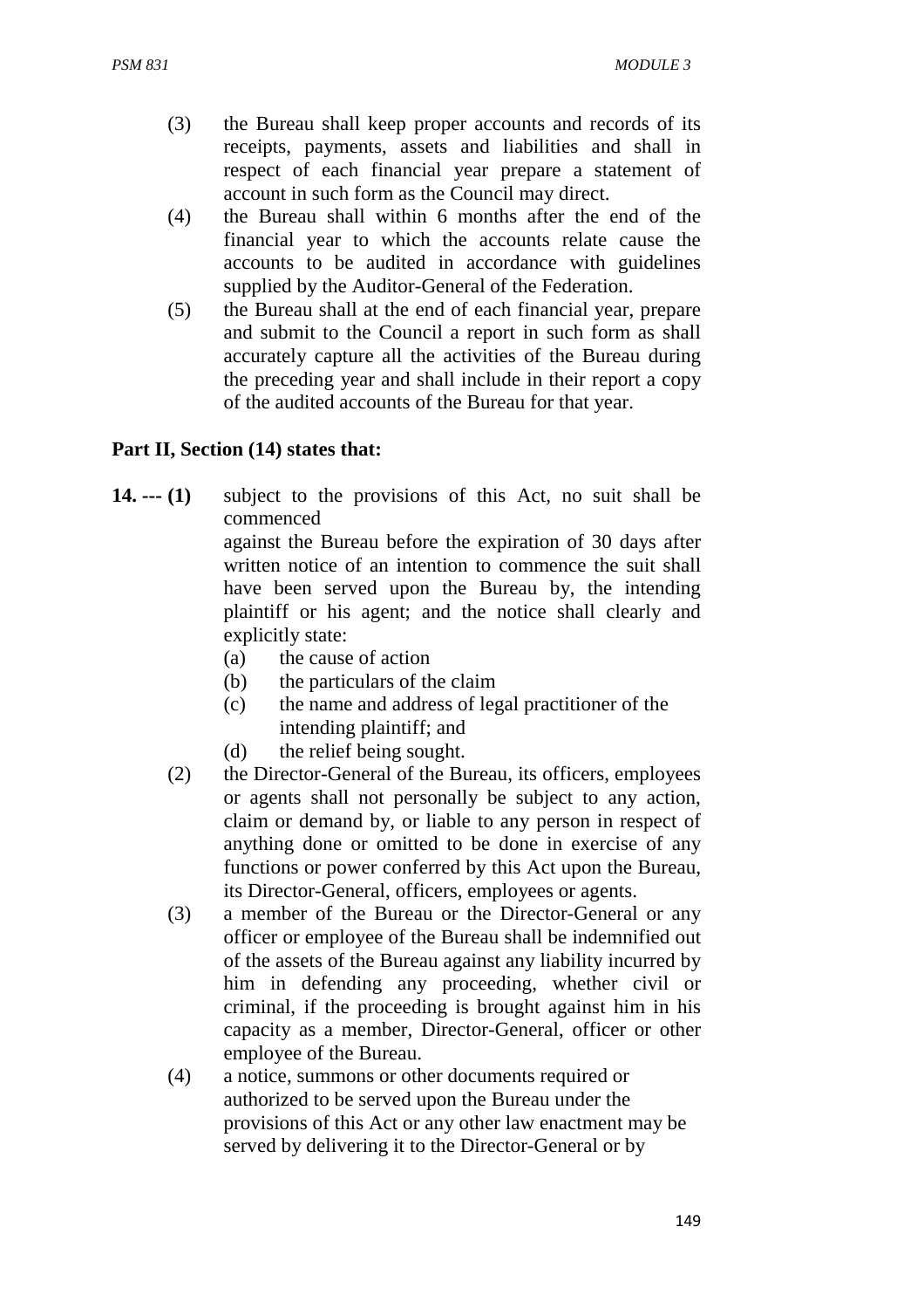(3) the Bureau shall keep proper accounts and records of its receipts, payments, assets and liabilities and shall in respect of each financial year prepare a statement of account in such form as the Council may direct.

(4) the Bureau shall within 6 months after the end of the financial year to which the accounts relate cause the accounts to be audited in accordance with guidelines supplied by the Auditor-General of the Federation.

(5) the Bureau shall at the end of each financial year, prepare and submit to the Council a report in such form as shall accurately capture all the activities of the Bureau during the preceding year and shall include in their report a copy of the audited accounts of the Bureau for that year.

**Part II, Section (14) states that:**

**14. --- (1)** subject to the provisions of this Act, no suit shall be commenced
against the Bureau before the expiration of 30 days after written notice of an intention to commence the suit shall have been served upon the Bureau by, the intending plaintiff or his agent; and the notice shall clearly and explicitly state:

(a) the cause of action
(b) the particulars of the claim
(c) the name and address of legal practitioner of the intending plaintiff; and
(d) the relief being sought.

(2) the Director-General of the Bureau, its officers, employees or agents shall not personally be subject to any action, claim or demand by, or liable to any person in respect of anything done or omitted to be done in exercise of any functions or power conferred by this Act upon the Bureau, its Director-General, officers, employees or agents.

(3) a member of the Bureau or the Director-General or any officer or employee of the Bureau shall be indemnified out of the assets of the Bureau against any liability incurred by him in defending any proceeding, whether civil or criminal, if the proceeding is brought against him in his capacity as a member, Director-General, officer or other employee of the Bureau.

(4) a notice, summons or other documents required or authorized to be served upon the Bureau under the provisions of this Act or any other law enactment may be served by delivering it to the Director-General or by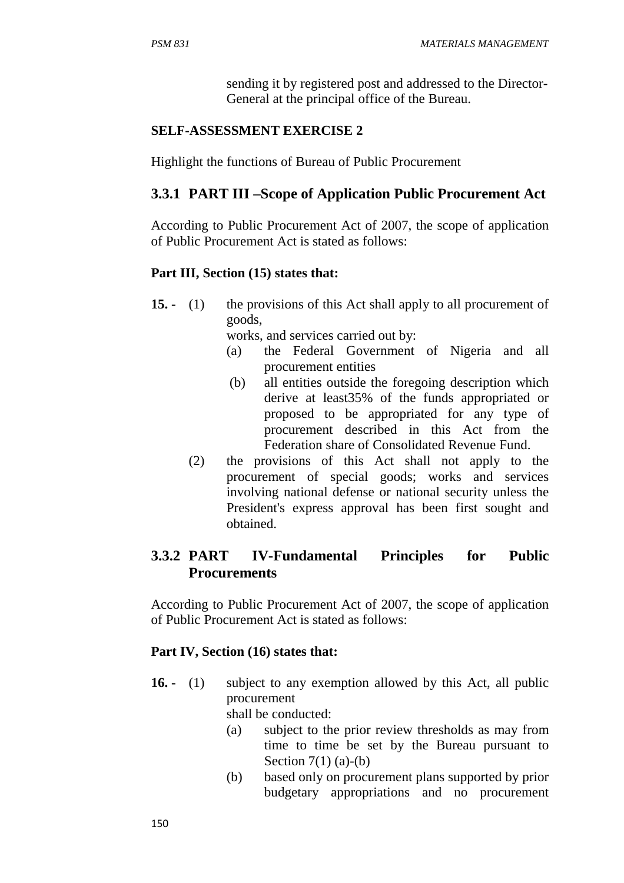sending it by registered post and addressed to the Director-General at the principal office of the Bureau.

**SELF-ASSESSMENT EXERCISE 2**

Highlight the functions of Bureau of Public Procurement

### 3.3.1 PART III –Scope of Application Public Procurement Act

According to Public Procurement Act of 2007, the scope of application of Public Procurement Act is stated as follows:

**Part III, Section (15) states that:**

**15. -** (1) the provisions of this Act shall apply to all procurement of goods, works, and services carried out by:

(a) the Federal Government of Nigeria and all procurement entities

(b) all entities outside the foregoing description which derive at least35% of the funds appropriated or proposed to be appropriated for any type of procurement described in this Act from the Federation share of Consolidated Revenue Fund.

(2) the provisions of this Act shall not apply to the procurement of special goods; works and services involving national defense or national security unless the President's express approval has been first sought and obtained.

### 3.3.2 PART IV-Fundamental Principles for Public Procurements

According to Public Procurement Act of 2007, the scope of application of Public Procurement Act is stated as follows:

**Part IV, Section (16) states that:**

**16. -** (1) subject to any exemption allowed by this Act, all public procurement shall be conducted:

(a) subject to the prior review thresholds as may from time to time be set by the Bureau pursuant to Section 7(1) (a)-(b)

(b) based only on procurement plans supported by prior budgetary appropriations and no procurement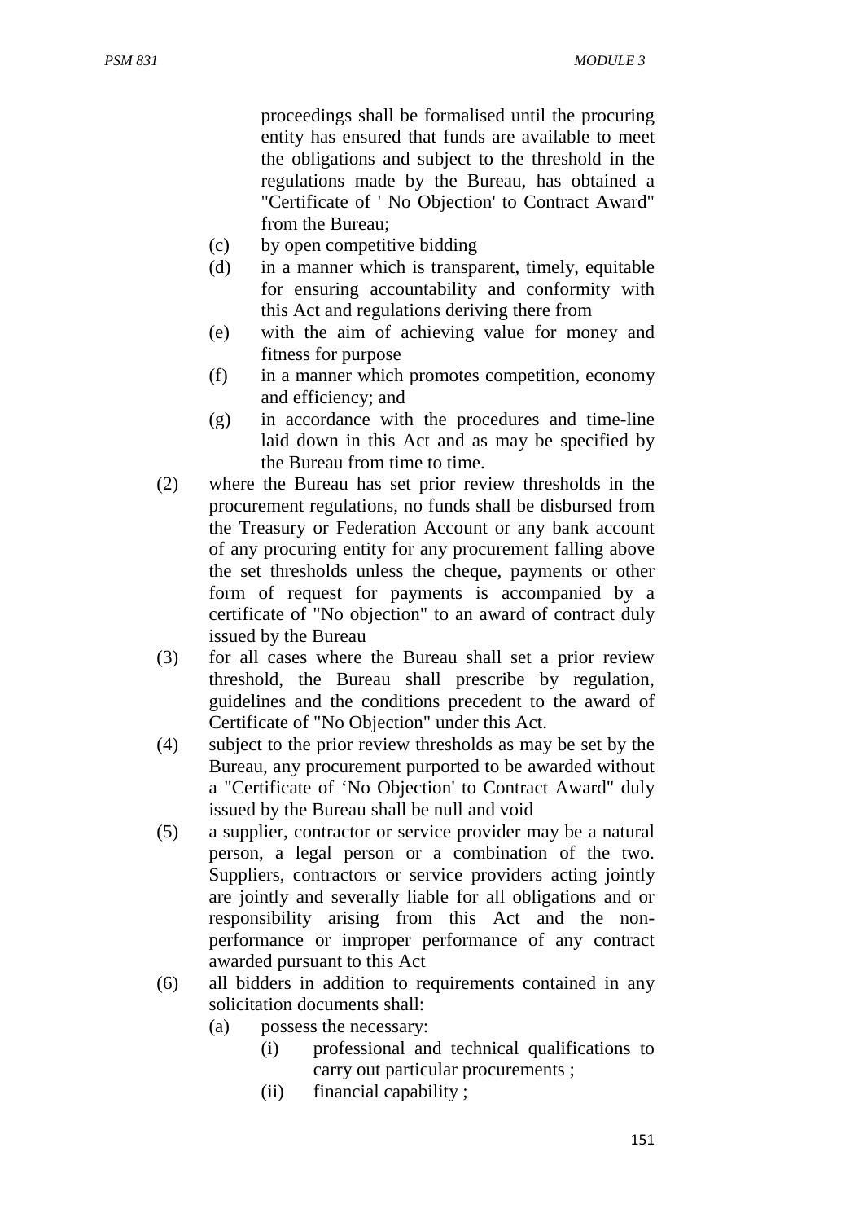proceedings shall be formalised until the procuring entity has ensured that funds are available to meet the obligations and subject to the threshold in the regulations made by the Bureau, has obtained a "Certificate of ' No Objection' to Contract Award" from the Bureau;

(c) by open competitive bidding

(d) in a manner which is transparent, timely, equitable for ensuring accountability and conformity with this Act and regulations deriving there from

(e) with the aim of achieving value for money and fitness for purpose

(f) in a manner which promotes competition, economy and efficiency; and

(g) in accordance with the procedures and time-line laid down in this Act and as may be specified by the Bureau from time to time.

(2) where the Bureau has set prior review thresholds in the procurement regulations, no funds shall be disbursed from the Treasury or Federation Account or any bank account of any procuring entity for any procurement falling above the set thresholds unless the cheque, payments or other form of request for payments is accompanied by a certificate of "No objection" to an award of contract duly issued by the Bureau

(3) for all cases where the Bureau shall set a prior review threshold, the Bureau shall prescribe by regulation, guidelines and the conditions precedent to the award of Certificate of "No Objection" under this Act.

(4) subject to the prior review thresholds as may be set by the Bureau, any procurement purported to be awarded without a "Certificate of 'No Objection' to Contract Award" duly issued by the Bureau shall be null and void

(5) a supplier, contractor or service provider may be a natural person, a legal person or a combination of the two. Suppliers, contractors or service providers acting jointly are jointly and severally liable for all obligations and or responsibility arising from this Act and the non-performance or improper performance of any contract awarded pursuant to this Act

(6) all bidders in addition to requirements contained in any solicitation documents shall:

   (a) possess the necessary:

      (i) professional and technical qualifications to carry out particular procurements ;

      (ii) financial capability ;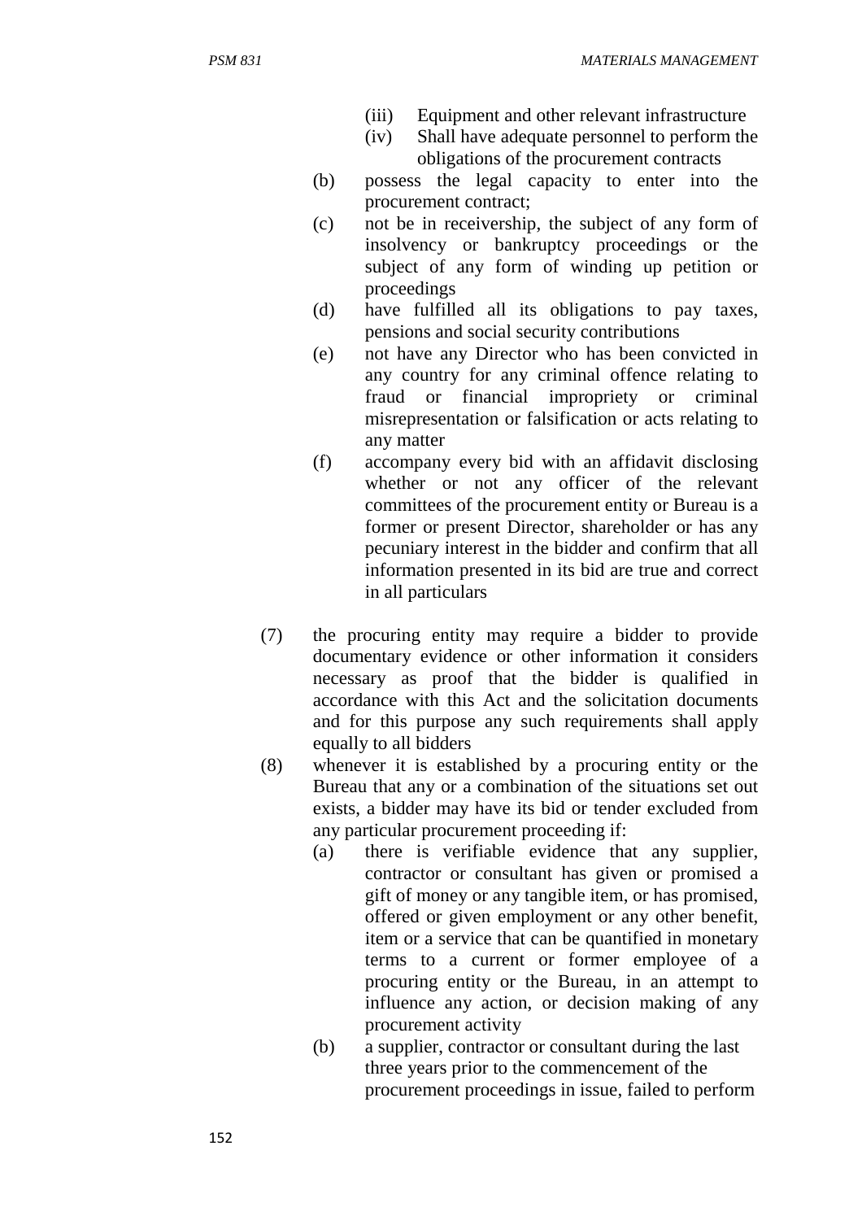- (iii) Equipment and other relevant infrastructure
   - (iv) Shall have adequate personnel to perform the obligations of the procurement contracts

- (b) possess the legal capacity to enter into the procurement contract;
- (c) not be in receivership, the subject of any form of insolvency or bankruptcy proceedings or the subject of any form of winding up petition or proceedings
- (d) have fulfilled all its obligations to pay taxes, pensions and social security contributions
- (e) not have any Director who has been convicted in any country for any criminal offence relating to fraud or financial impropriety or criminal misrepresentation or falsification or acts relating to any matter
- (f) accompany every bid with an affidavit disclosing whether or not any officer of the relevant committees of the procurement entity or Bureau is a former or present Director, shareholder or has any pecuniary interest in the bidder and confirm that all information presented in its bid are true and correct in all particulars

(7) the procuring entity may require a bidder to provide documentary evidence or other information it considers necessary as proof that the bidder is qualified in accordance with this Act and the solicitation documents and for this purpose any such requirements shall apply equally to all bidders

(8) whenever it is established by a procuring entity or the Bureau that any or a combination of the situations set out exists, a bidder may have its bid or tender excluded from any particular procurement proceeding if:

- (a) there is verifiable evidence that any supplier, contractor or consultant has given or promised a gift of money or any tangible item, or has promised, offered or given employment or any other benefit, item or a service that can be quantified in monetary terms to a current or former employee of a procuring entity or the Bureau, in an attempt to influence any action, or decision making of any procurement activity
- (b) a supplier, contractor or consultant during the last three years prior to the commencement of the procurement proceedings in issue, failed to perform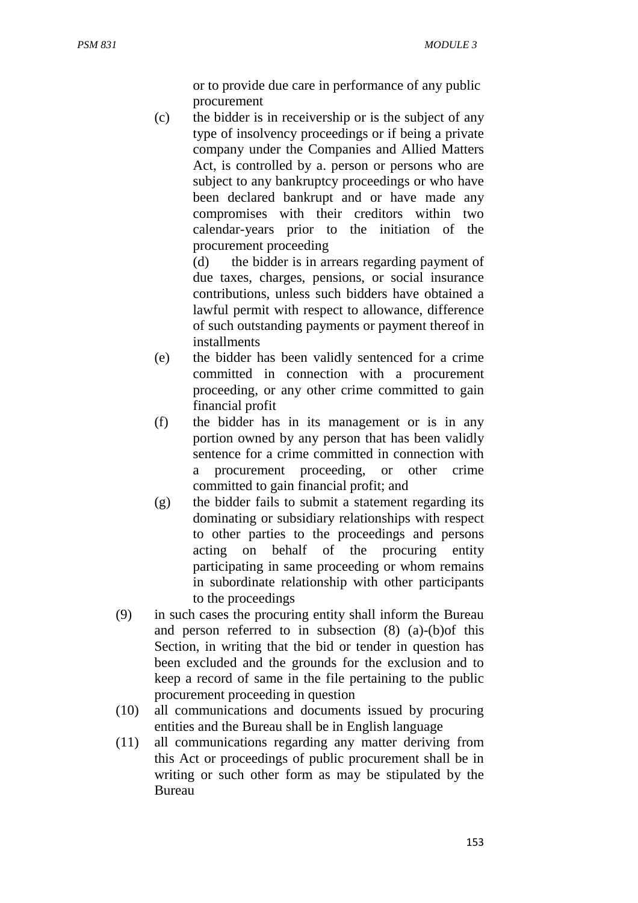or to provide due care in performance of any public procurement

(c) the bidder is in receivership or is the subject of any type of insolvency proceedings or if being a private company under the Companies and Allied Matters Act, is controlled by a. person or persons who are subject to any bankruptcy proceedings or who have been declared bankrupt and or have made any compromises with their creditors within two calendar-years prior to the initiation of the procurement proceeding

(d) the bidder is in arrears regarding payment of due taxes, charges, pensions, or social insurance contributions, unless such bidders have obtained a lawful permit with respect to allowance, difference of such outstanding payments or payment thereof in installments

(e) the bidder has been validly sentenced for a crime committed in connection with a procurement proceeding, or any other crime committed to gain financial profit

(f) the bidder has in its management or is in any portion owned by any person that has been validly sentence for a crime committed in connection with a procurement proceeding, or other crime committed to gain financial profit; and

(g) the bidder fails to submit a statement regarding its dominating or subsidiary relationships with respect to other parties to the proceedings and persons acting on behalf of the procuring entity participating in same proceeding or whom remains in subordinate relationship with other participants to the proceedings

(9) in such cases the procuring entity shall inform the Bureau and person referred to in subsection (8) (a)-(b)of this Section, in writing that the bid or tender in question has been excluded and the grounds for the exclusion and to keep a record of same in the file pertaining to the public procurement proceeding in question

(10) all communications and documents issued by procuring entities and the Bureau shall be in English language

(11) all communications regarding any matter deriving from this Act or proceedings of public procurement shall be in writing or such other form as may be stipulated by the Bureau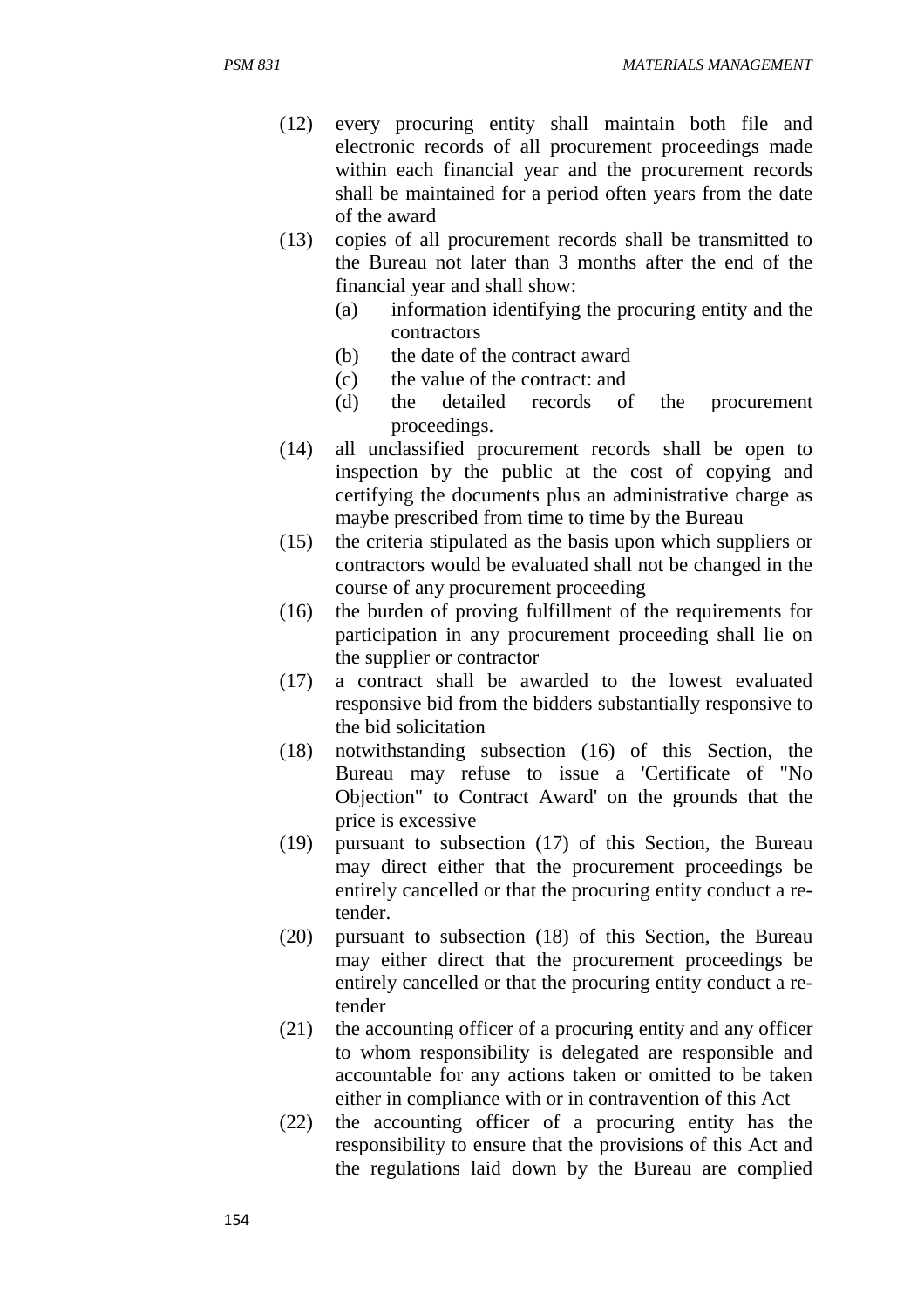(12) every procuring entity shall maintain both file and electronic records of all procurement proceedings made within each financial year and the procurement records shall be maintained for a period often years from the date of the award

(13) copies of all procurement records shall be transmitted to the Bureau not later than 3 months after the end of the financial year and shall show:

   (a) information identifying the procuring entity and the contractors
   (b) the date of the contract award
   (c) the value of the contract: and
   (d) the detailed records of the procurement proceedings.

(14) all unclassified procurement records shall be open to inspection by the public at the cost of copying and certifying the documents plus an administrative charge as maybe prescribed from time to time by the Bureau

(15) the criteria stipulated as the basis upon which suppliers or contractors would be evaluated shall not be changed in the course of any procurement proceeding

(16) the burden of proving fulfillment of the requirements for participation in any procurement proceeding shall lie on the supplier or contractor

(17) a contract shall be awarded to the lowest evaluated responsive bid from the bidders substantially responsive to the bid solicitation

(18) notwithstanding subsection (16) of this Section, the Bureau may refuse to issue a 'Certificate of "No Objection" to Contract Award' on the grounds that the price is excessive

(19) pursuant to subsection (17) of this Section, the Bureau may direct either that the procurement proceedings be entirely cancelled or that the procuring entity conduct a re-tender.

(20) pursuant to subsection (18) of this Section, the Bureau may either direct that the procurement proceedings be entirely cancelled or that the procuring entity conduct a re-tender

(21) the accounting officer of a procuring entity and any officer to whom responsibility is delegated are responsible and accountable for any actions taken or omitted to be taken either in compliance with or in contravention of this Act

(22) the accounting officer of a procuring entity has the responsibility to ensure that the provisions of this Act and the regulations laid down by the Bureau are complied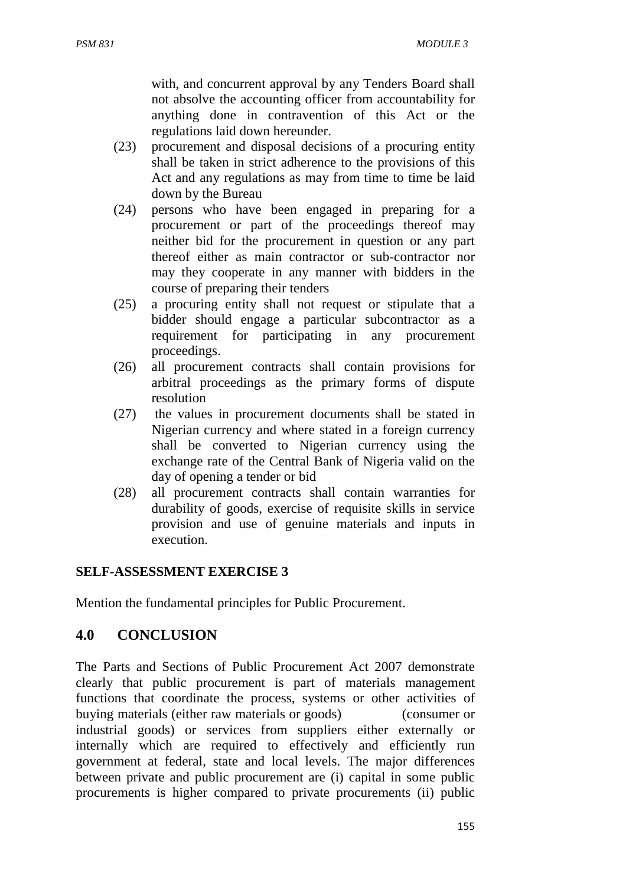with, and concurrent approval by any Tenders Board shall not absolve the accounting officer from accountability for anything done in contravention of this Act or the regulations laid down hereunder.

(23) procurement and disposal decisions of a procuring entity shall be taken in strict adherence to the provisions of this Act and any regulations as may from time to time be laid down by the Bureau

(24) persons who have been engaged in preparing for a procurement or part of the proceedings thereof may neither bid for the procurement in question or any part thereof either as main contractor or sub-contractor nor may they cooperate in any manner with bidders in the course of preparing their tenders

(25) a procuring entity shall not request or stipulate that a bidder should engage a particular subcontractor as a requirement for participating in any procurement proceedings.

(26) all procurement contracts shall contain provisions for arbitral proceedings as the primary forms of dispute resolution

(27) the values in procurement documents shall be stated in Nigerian currency and where stated in a foreign currency shall be converted to Nigerian currency using the exchange rate of the Central Bank of Nigeria valid on the day of opening a tender or bid

(28) all procurement contracts shall contain warranties for durability of goods, exercise of requisite skills in service provision and use of genuine materials and inputs in execution.

**SELF-ASSESSMENT EXERCISE 3**

Mention the fundamental principles for Public Procurement.

## 4.0 CONCLUSION

The Parts and Sections of Public Procurement Act 2007 demonstrate clearly that public procurement is part of materials management functions that coordinate the process, systems or other activities of buying materials (either raw materials or goods) (consumer or industrial goods) or services from suppliers either externally or internally which are required to effectively and efficiently run government at federal, state and local levels. The major differences between private and public procurement are (i) capital in some public procurements is higher compared to private procurements (ii) public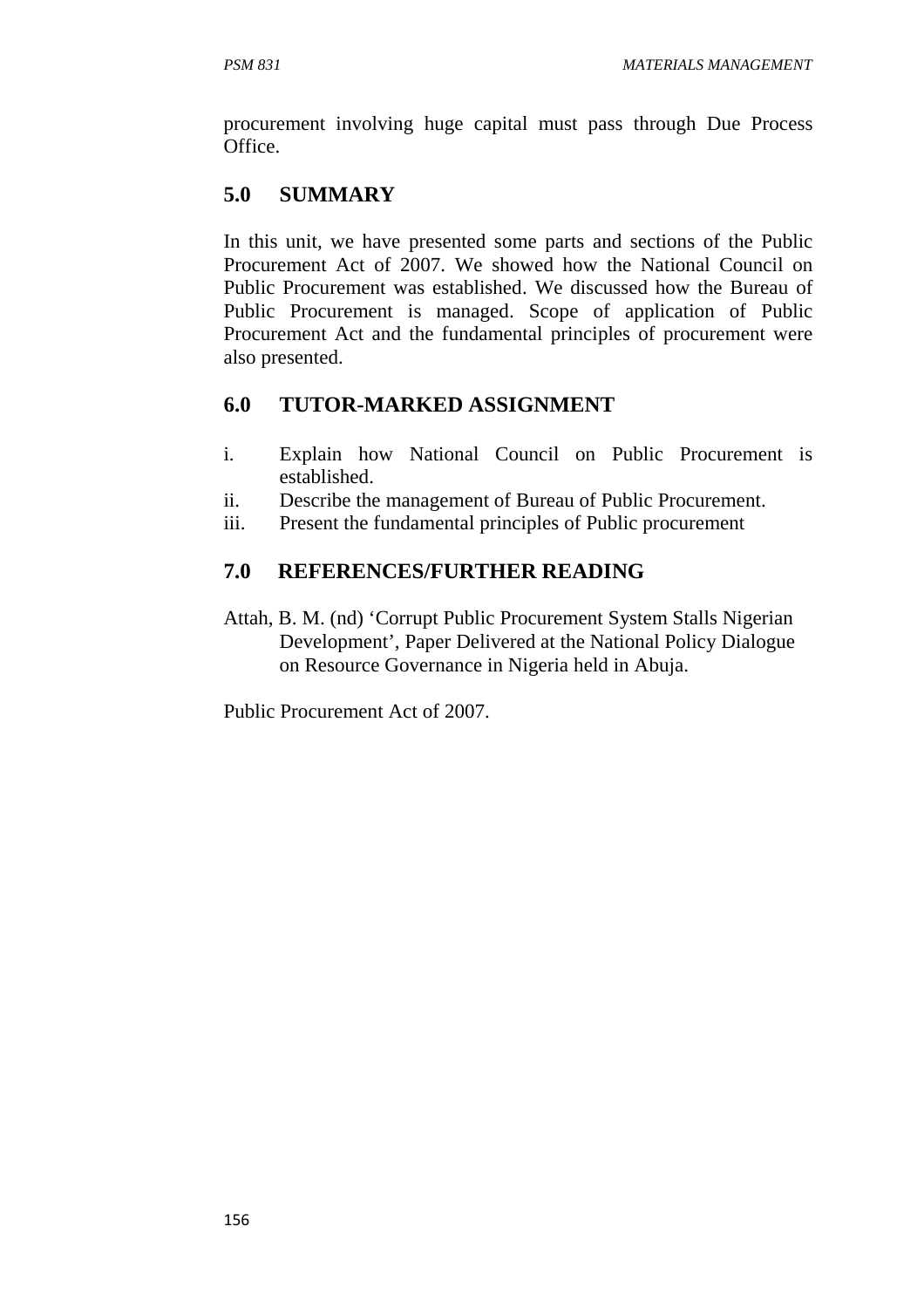procurement involving huge capital must pass through Due Process Office.

## 5.0 SUMMARY

In this unit, we have presented some parts and sections of the Public Procurement Act of 2007. We showed how the National Council on Public Procurement was established. We discussed how the Bureau of Public Procurement is managed. Scope of application of Public Procurement Act and the fundamental principles of procurement were also presented.

## 6.0 TUTOR-MARKED ASSIGNMENT

i. Explain how National Council on Public Procurement is established.
ii. Describe the management of Bureau of Public Procurement.
iii. Present the fundamental principles of Public procurement

## 7.0 REFERENCES/FURTHER READING

Attah, B. M. (nd) 'Corrupt Public Procurement System Stalls Nigerian Development', Paper Delivered at the National Policy Dialogue on Resource Governance in Nigeria held in Abuja.

Public Procurement Act of 2007.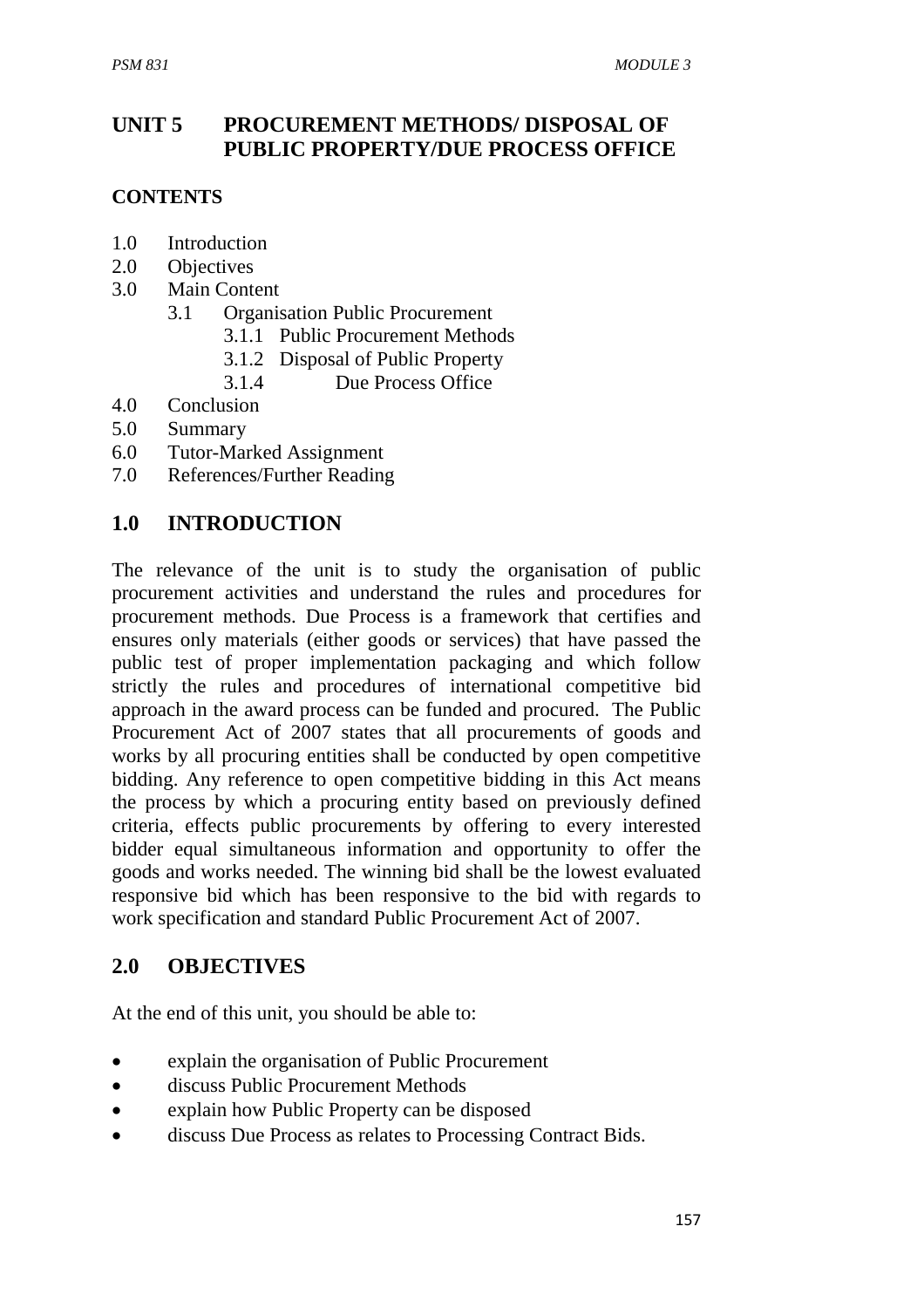# UNIT 5 PROCUREMENT METHODS/ DISPOSAL OF PUBLIC PROPERTY/DUE PROCESS OFFICE

**CONTENTS**

- 1.0 Introduction
- 2.0 Objectives
- 3.0 Main Content
  - 3.1 Organisation Public Procurement
    - 3.1.1 Public Procurement Methods
    - 3.1.2 Disposal of Public Property
    - 3.1.4 Due Process Office
- 4.0 Conclusion
- 5.0 Summary
- 6.0 Tutor-Marked Assignment
- 7.0 References/Further Reading

## 1.0 INTRODUCTION

The relevance of the unit is to study the organisation of public procurement activities and understand the rules and procedures for procurement methods. Due Process is a framework that certifies and ensures only materials (either goods or services) that have passed the public test of proper implementation packaging and which follow strictly the rules and procedures of international competitive bid approach in the award process can be funded and procured. The Public Procurement Act of 2007 states that all procurements of goods and works by all procuring entities shall be conducted by open competitive bidding. Any reference to open competitive bidding in this Act means the process by which a procuring entity based on previously defined criteria, effects public procurements by offering to every interested bidder equal simultaneous information and opportunity to offer the goods and works needed. The winning bid shall be the lowest evaluated responsive bid which has been responsive to the bid with regards to work specification and standard Public Procurement Act of 2007.

## 2.0 OBJECTIVES

At the end of this unit, you should be able to:

- explain the organisation of Public Procurement
- discuss Public Procurement Methods
- explain how Public Property can be disposed
- discuss Due Process as relates to Processing Contract Bids.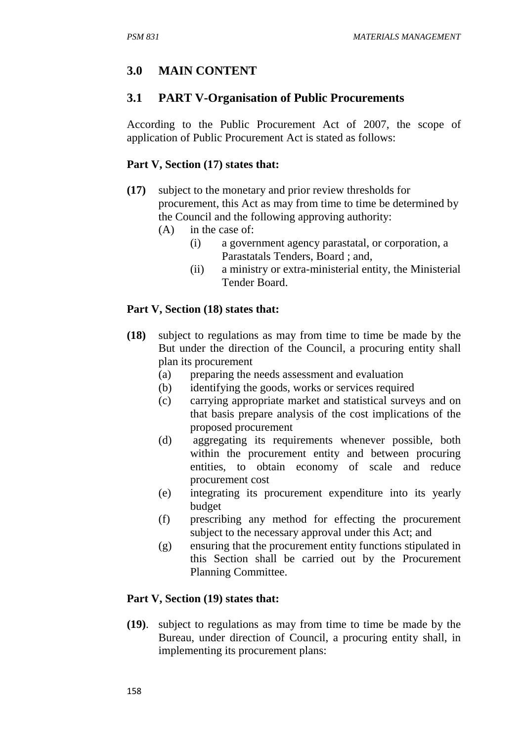## 3.0 MAIN CONTENT

### 3.1 PART V-Organisation of Public Procurements

According to the Public Procurement Act of 2007, the scope of application of Public Procurement Act is stated as follows:

**Part V, Section (17) states that:**

**(17)** subject to the monetary and prior review thresholds for procurement, this Act as may from time to time be determined by the Council and the following approving authority:

- (A) in the case of:
  - (i) a government agency parastatal, or corporation, a Parastatals Tenders, Board ; and,
  - (ii) a ministry or extra-ministerial entity, the Ministerial Tender Board.

**Part V, Section (18) states that:**

**(18)** subject to regulations as may from time to time be made by the But under the direction of the Council, a procuring entity shall plan its procurement

- (a) preparing the needs assessment and evaluation
- (b) identifying the goods, works or services required
- (c) carrying appropriate market and statistical surveys and on that basis prepare analysis of the cost implications of the proposed procurement
- (d) aggregating its requirements whenever possible, both within the procurement entity and between procuring entities, to obtain economy of scale and reduce procurement cost
- (e) integrating its procurement expenditure into its yearly budget
- (f) prescribing any method for effecting the procurement subject to the necessary approval under this Act; and
- (g) ensuring that the procurement entity functions stipulated in this Section shall be carried out by the Procurement Planning Committee.

**Part V, Section (19) states that:**

**(19)**. subject to regulations as may from time to time be made by the Bureau, under direction of Council, a procuring entity shall, in implementing its procurement plans: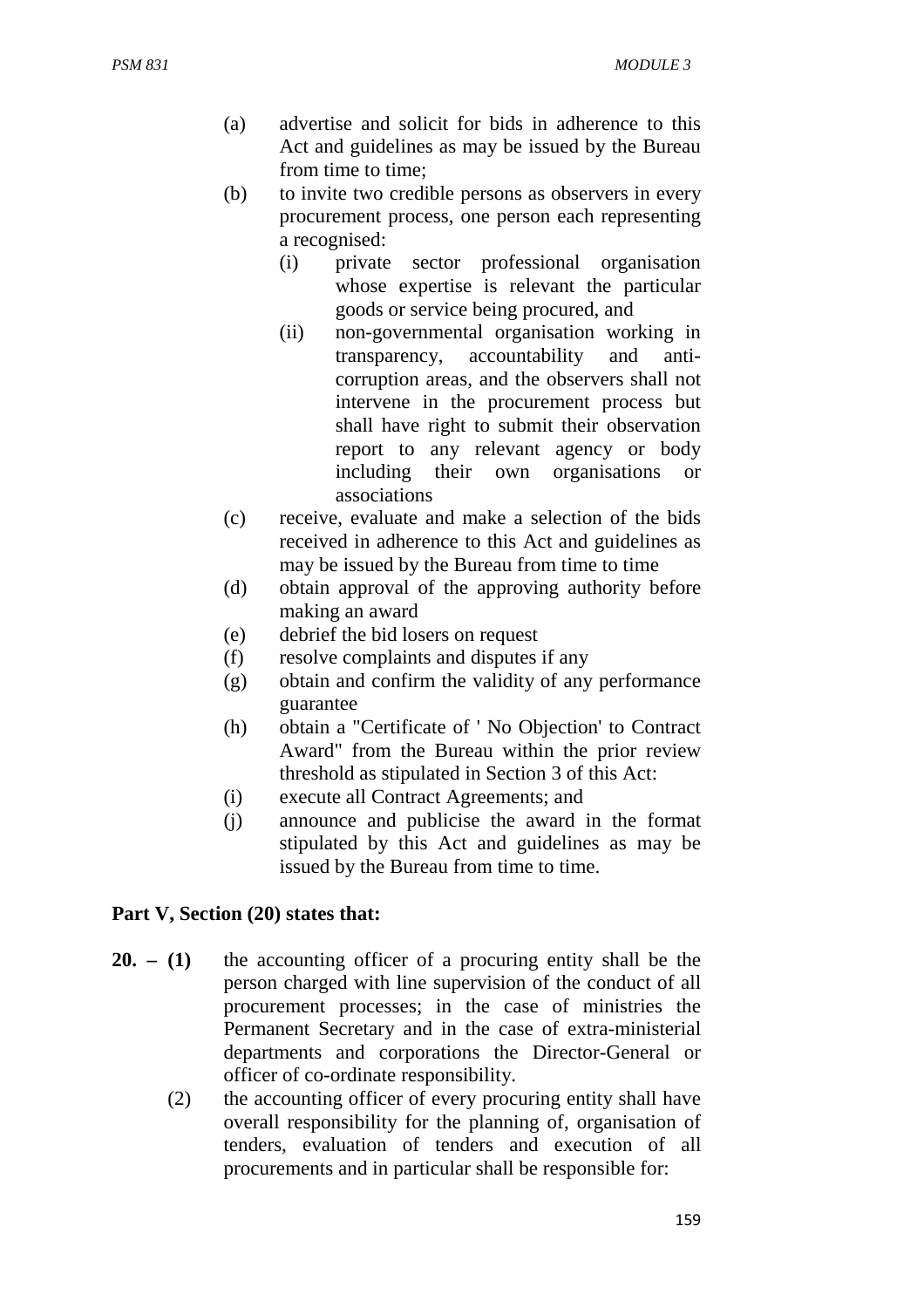(a) advertise and solicit for bids in adherence to this Act and guidelines as may be issued by the Bureau from time to time;

(b) to invite two credible persons as observers in every procurement process, one person each representing a recognised:

   (i) private sector professional organisation whose expertise is relevant the particular goods or service being procured, and

   (ii) non-governmental organisation working in transparency, accountability and anti-corruption areas, and the observers shall not intervene in the procurement process but shall have right to submit their observation report to any relevant agency or body including their own organisations or associations

(c) receive, evaluate and make a selection of the bids received in adherence to this Act and guidelines as may be issued by the Bureau from time to time

(d) obtain approval of the approving authority before making an award

(e) debrief the bid losers on request

(f) resolve complaints and disputes if any

(g) obtain and confirm the validity of any performance guarantee

(h) obtain a "Certificate of ' No Objection' to Contract Award" from the Bureau within the prior review threshold as stipulated in Section 3 of this Act:

(i) execute all Contract Agreements; and

(j) announce and publicise the award in the format stipulated by this Act and guidelines as may be issued by the Bureau from time to time.

**Part V, Section (20) states that:**

**20. – (1)** the accounting officer of a procuring entity shall be the person charged with line supervision of the conduct of all procurement processes; in the case of ministries the Permanent Secretary and in the case of extra-ministerial departments and corporations the Director-General or officer of co-ordinate responsibility.

(2) the accounting officer of every procuring entity shall have overall responsibility for the planning of, organisation of tenders, evaluation of tenders and execution of all procurements and in particular shall be responsible for: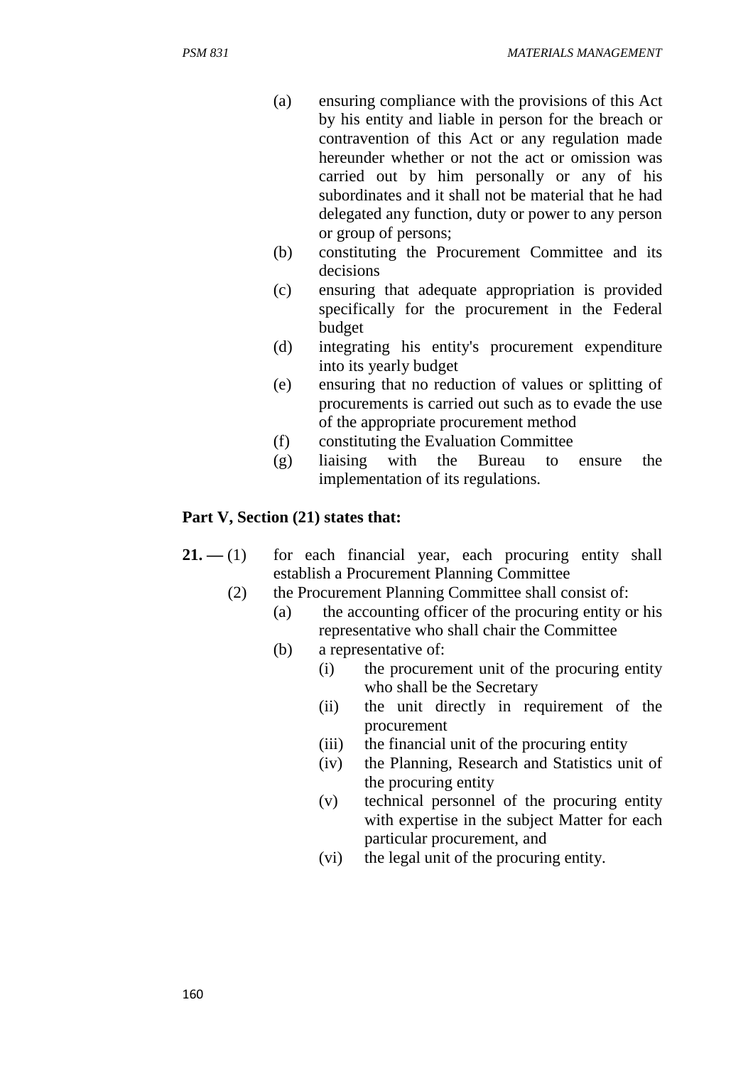(a) ensuring compliance with the provisions of this Act by his entity and liable in person for the breach or contravention of this Act or any regulation made hereunder whether or not the act or omission was carried out by him personally or any of his subordinates and it shall not be material that he had delegated any function, duty or power to any person or group of persons;

(b) constituting the Procurement Committee and its decisions

(c) ensuring that adequate appropriation is provided specifically for the procurement in the Federal budget

(d) integrating his entity's procurement expenditure into its yearly budget

(e) ensuring that no reduction of values or splitting of procurements is carried out such as to evade the use of the appropriate procurement method

(f) constituting the Evaluation Committee

(g) liaising with the Bureau to ensure the implementation of its regulations.

**Part V, Section (21) states that:**

**21. —** (1) for each financial year, each procuring entity shall establish a Procurement Planning Committee

(2) the Procurement Planning Committee shall consist of:

- (a) the accounting officer of the procuring entity or his representative who shall chair the Committee
- (b) a representative of:
  - (i) the procurement unit of the procuring entity who shall be the Secretary
  - (ii) the unit directly in requirement of the procurement
  - (iii) the financial unit of the procuring entity
  - (iv) the Planning, Research and Statistics unit of the procuring entity
  - (v) technical personnel of the procuring entity with expertise in the subject Matter for each particular procurement, and
  - (vi) the legal unit of the procuring entity.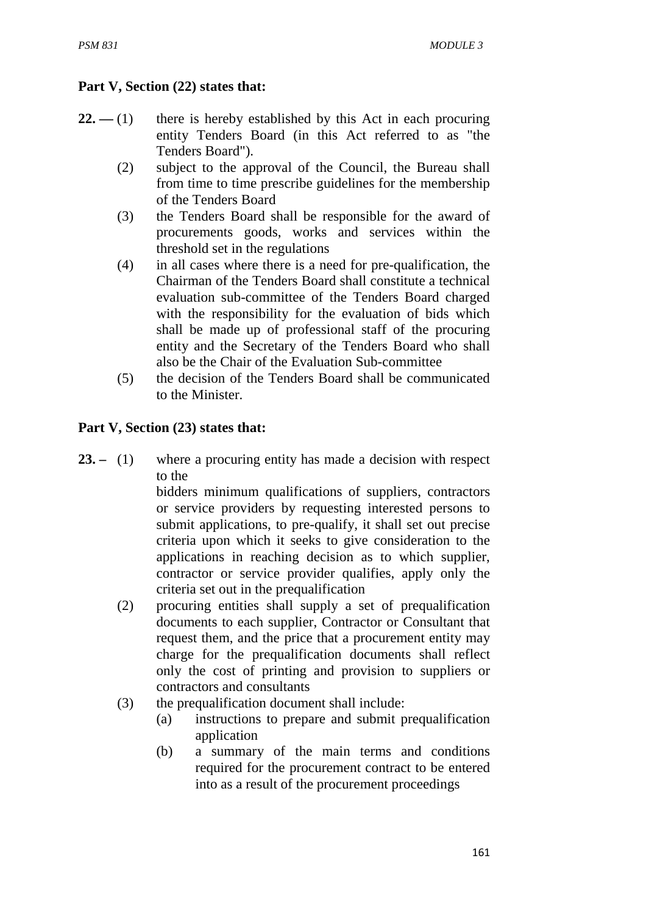**Part V, Section (22) states that:**

**22. —** (1) there is hereby established by this Act in each procuring entity Tenders Board (in this Act referred to as "the Tenders Board").

(2) subject to the approval of the Council, the Bureau shall from time to time prescribe guidelines for the membership of the Tenders Board

(3) the Tenders Board shall be responsible for the award of procurements goods, works and services within the threshold set in the regulations

(4) in all cases where there is a need for pre-qualification, the Chairman of the Tenders Board shall constitute a technical evaluation sub-committee of the Tenders Board charged with the responsibility for the evaluation of bids which shall be made up of professional staff of the procuring entity and the Secretary of the Tenders Board who shall also be the Chair of the Evaluation Sub-committee

(5) the decision of the Tenders Board shall be communicated to the Minister.

**Part V, Section (23) states that:**

**23. –** (1) where a procuring entity has made a decision with respect to the
bidders minimum qualifications of suppliers, contractors or service providers by requesting interested persons to submit applications, to pre-qualify, it shall set out precise criteria upon which it seeks to give consideration to the applications in reaching decision as to which supplier, contractor or service provider qualifies, apply only the criteria set out in the prequalification

(2) procuring entities shall supply a set of prequalification documents to each supplier, Contractor or Consultant that request them, and the price that a procurement entity may charge for the prequalification documents shall reflect only the cost of printing and provision to suppliers or contractors and consultants

(3) the prequalification document shall include:

(a) instructions to prepare and submit prequalification application

(b) a summary of the main terms and conditions required for the procurement contract to be entered into as a result of the procurement proceedings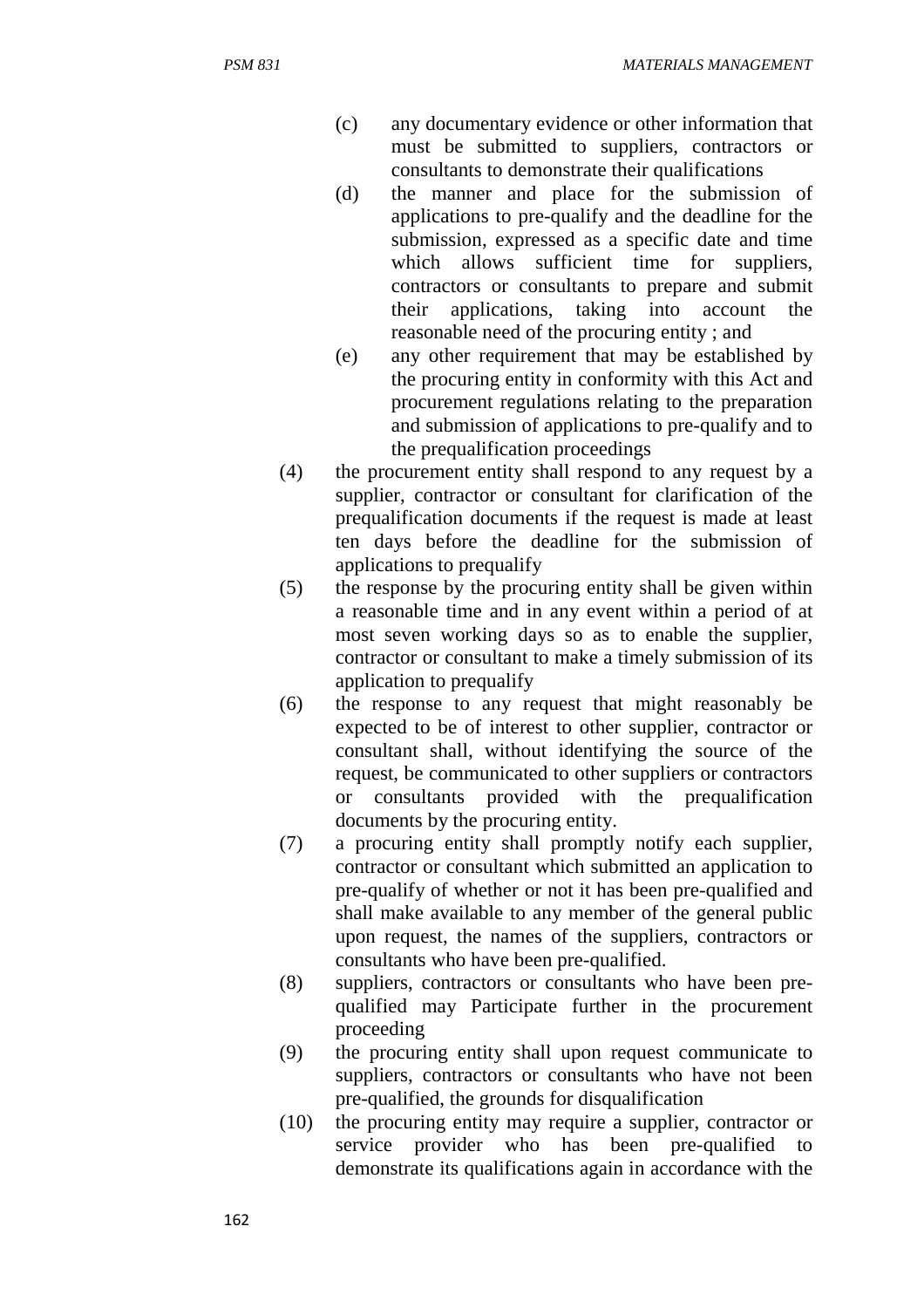(c) any documentary evidence or other information that must be submitted to suppliers, contractors or consultants to demonstrate their qualifications

(d) the manner and place for the submission of applications to pre-qualify and the deadline for the submission, expressed as a specific date and time which allows sufficient time for suppliers, contractors or consultants to prepare and submit their applications, taking into account the reasonable need of the procuring entity ; and

(e) any other requirement that may be established by the procuring entity in conformity with this Act and procurement regulations relating to the preparation and submission of applications to pre-qualify and to the prequalification proceedings

(4) the procurement entity shall respond to any request by a supplier, contractor or consultant for clarification of the prequalification documents if the request is made at least ten days before the deadline for the submission of applications to prequalify

(5) the response by the procuring entity shall be given within a reasonable time and in any event within a period of at most seven working days so as to enable the supplier, contractor or consultant to make a timely submission of its application to prequalify

(6) the response to any request that might reasonably be expected to be of interest to other supplier, contractor or consultant shall, without identifying the source of the request, be communicated to other suppliers or contractors or consultants provided with the prequalification documents by the procuring entity.

(7) a procuring entity shall promptly notify each supplier, contractor or consultant which submitted an application to pre-qualify of whether or not it has been pre-qualified and shall make available to any member of the general public upon request, the names of the suppliers, contractors or consultants who have been pre-qualified.

(8) suppliers, contractors or consultants who have been pre-qualified may Participate further in the procurement proceeding

(9) the procuring entity shall upon request communicate to suppliers, contractors or consultants who have not been pre-qualified, the grounds for disqualification

(10) the procuring entity may require a supplier, contractor or service provider who has been pre-qualified to demonstrate its qualifications again in accordance with the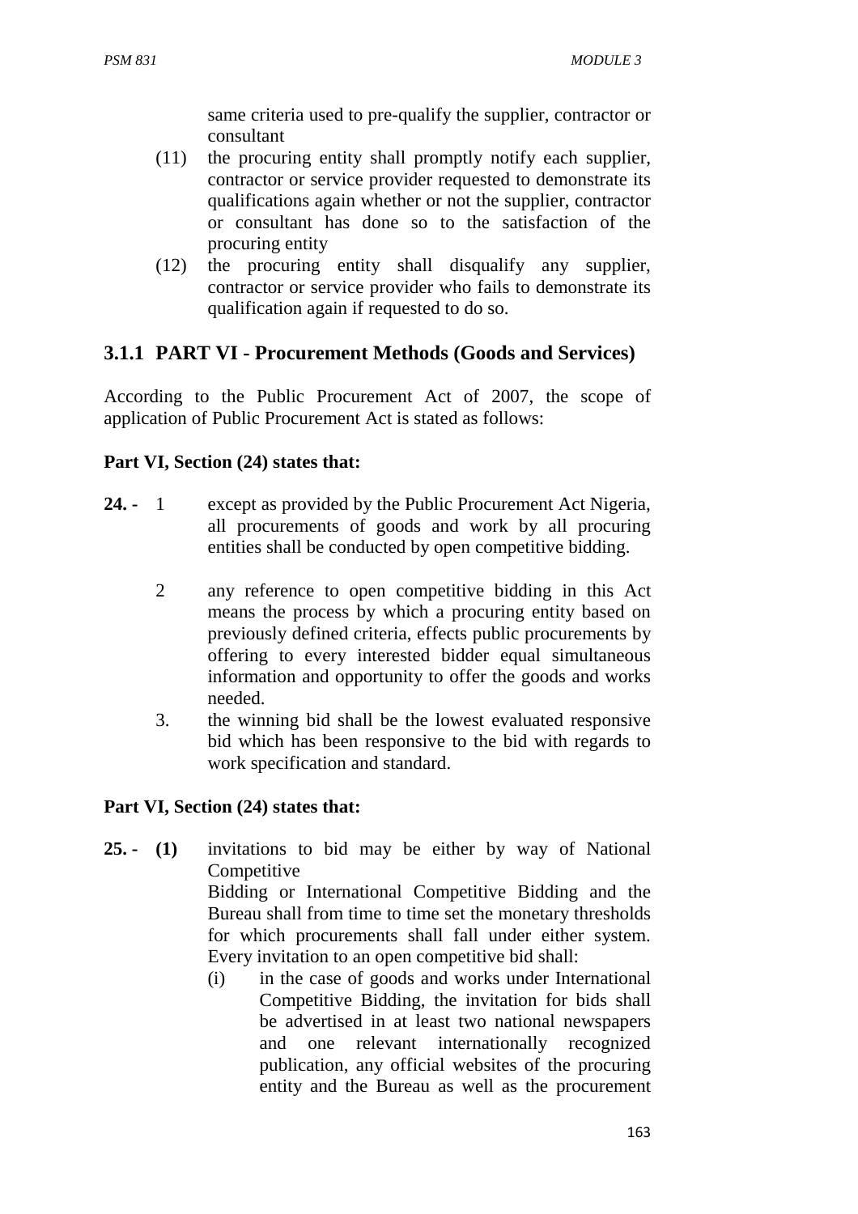same criteria used to pre-qualify the supplier, contractor or consultant

(11) the procuring entity shall promptly notify each supplier, contractor or service provider requested to demonstrate its qualifications again whether or not the supplier, contractor or consultant has done so to the satisfaction of the procuring entity

(12) the procuring entity shall disqualify any supplier, contractor or service provider who fails to demonstrate its qualification again if requested to do so.

### 3.1.1 PART VI - Procurement Methods (Goods and Services)

According to the Public Procurement Act of 2007, the scope of application of Public Procurement Act is stated as follows:

**Part VI, Section (24) states that:**

**24. -** 1 except as provided by the Public Procurement Act Nigeria, all procurements of goods and work by all procuring entities shall be conducted by open competitive bidding.

2 any reference to open competitive bidding in this Act means the process by which a procuring entity based on previously defined criteria, effects public procurements by offering to every interested bidder equal simultaneous information and opportunity to offer the goods and works needed.

3. the winning bid shall be the lowest evaluated responsive bid which has been responsive to the bid with regards to work specification and standard.

**Part VI, Section (24) states that:**

**25. - (1)** invitations to bid may be either by way of National Competitive Bidding or International Competitive Bidding and the Bureau shall from time to time set the monetary thresholds for which procurements shall fall under either system. Every invitation to an open competitive bid shall:

(i) in the case of goods and works under International Competitive Bidding, the invitation for bids shall be advertised in at least two national newspapers and one relevant internationally recognized publication, any official websites of the procuring entity and the Bureau as well as the procurement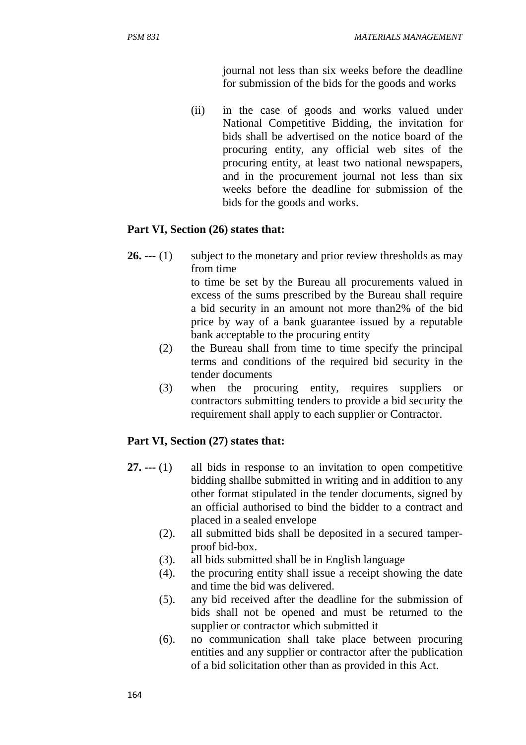journal not less than six weeks before the deadline for submission of the bids for the goods and works

(ii) in the case of goods and works valued under National Competitive Bidding, the invitation for bids shall be advertised on the notice board of the procuring entity, any official web sites of the procuring entity, at least two national newspapers, and in the procurement journal not less than six weeks before the deadline for submission of the bids for the goods and works.

**Part VI, Section (26) states that:**

**26. ---** (1) subject to the monetary and prior review thresholds as may from time
to time be set by the Bureau all procurements valued in excess of the sums prescribed by the Bureau shall require a bid security in an amount not more than2% of the bid price by way of a bank guarantee issued by a reputable bank acceptable to the procuring entity

(2) the Bureau shall from time to time specify the principal terms and conditions of the required bid security in the tender documents

(3) when the procuring entity, requires suppliers or contractors submitting tenders to provide a bid security the requirement shall apply to each supplier or Contractor.

**Part VI, Section (27) states that:**

**27. ---** (1) all bids in response to an invitation to open competitive bidding shallbe submitted in writing and in addition to any other format stipulated in the tender documents, signed by an official authorised to bind the bidder to a contract and placed in a sealed envelope

(2). all submitted bids shall be deposited in a secured tamper-proof bid-box.

(3). all bids submitted shall be in English language

(4). the procuring entity shall issue a receipt showing the date and time the bid was delivered.

(5). any bid received after the deadline for the submission of bids shall not be opened and must be returned to the supplier or contractor which submitted it

(6). no communication shall take place between procuring entities and any supplier or contractor after the publication of a bid solicitation other than as provided in this Act.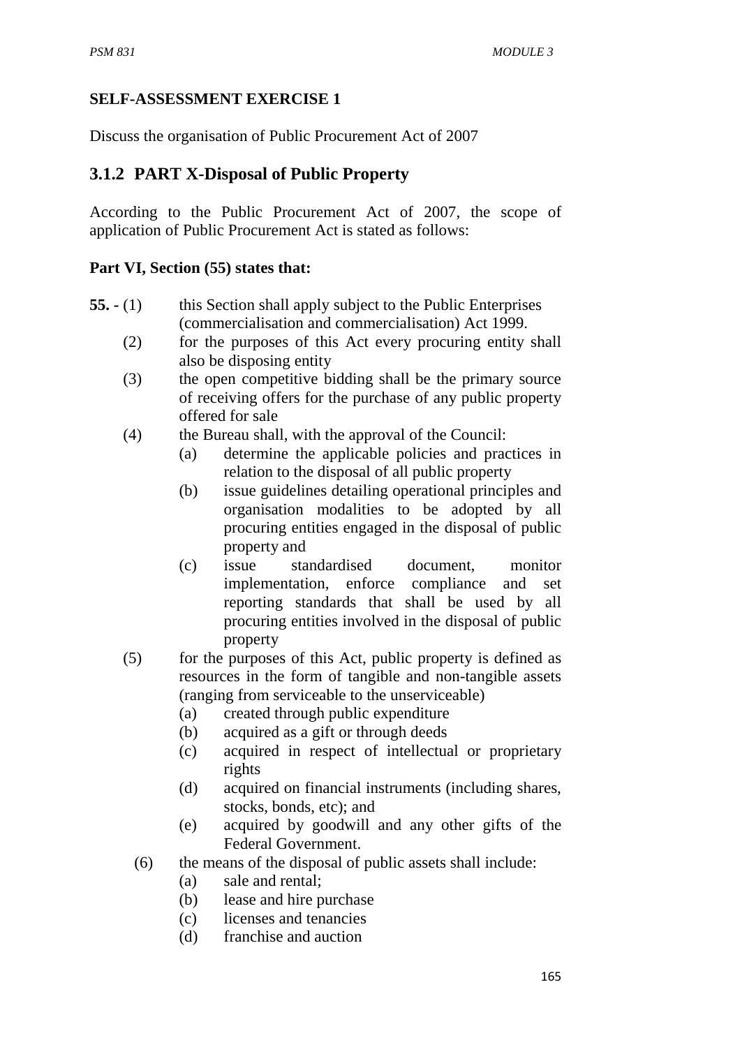**SELF-ASSESSMENT EXERCISE 1**

Discuss the organisation of Public Procurement Act of 2007

## 3.1.2 PART X-Disposal of Public Property

According to the Public Procurement Act of 2007, the scope of application of Public Procurement Act is stated as follows:

**Part VI, Section (55) states that:**

**55. -** (1) this Section shall apply subject to the Public Enterprises (commercialisation and commercialisation) Act 1999.

(2) for the purposes of this Act every procuring entity shall also be disposing entity

(3) the open competitive bidding shall be the primary source of receiving offers for the purchase of any public property offered for sale

(4) the Bureau shall, with the approval of the Council:

- (a) determine the applicable policies and practices in relation to the disposal of all public property
- (b) issue guidelines detailing operational principles and organisation modalities to be adopted by all procuring entities engaged in the disposal of public property and
- (c) issue standardised document, monitor implementation, enforce compliance and set reporting standards that shall be used by all procuring entities involved in the disposal of public property

(5) for the purposes of this Act, public property is defined as resources in the form of tangible and non-tangible assets (ranging from serviceable to the unserviceable)

- (a) created through public expenditure
- (b) acquired as a gift or through deeds
- (c) acquired in respect of intellectual or proprietary rights
- (d) acquired on financial instruments (including shares, stocks, bonds, etc); and
- (e) acquired by goodwill and any other gifts of the Federal Government.

(6) the means of the disposal of public assets shall include:

- (a) sale and rental;
- (b) lease and hire purchase
- (c) licenses and tenancies
- (d) franchise and auction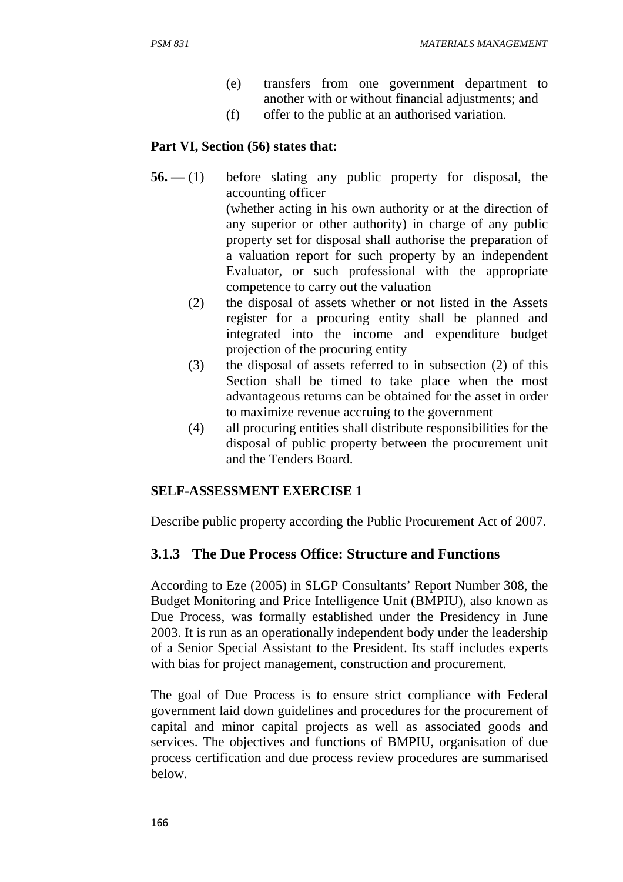(e) transfers from one government department to another with or without financial adjustments; and

(f) offer to the public at an authorised variation.

**Part VI, Section (56) states that:**

**56. —** (1) before slating any public property for disposal, the accounting officer (whether acting in his own authority or at the direction of any superior or other authority) in charge of any public property set for disposal shall authorise the preparation of a valuation report for such property by an independent Evaluator, or such professional with the appropriate competence to carry out the valuation

(2) the disposal of assets whether or not listed in the Assets register for a procuring entity shall be planned and integrated into the income and expenditure budget projection of the procuring entity

(3) the disposal of assets referred to in subsection (2) of this Section shall be timed to take place when the most advantageous returns can be obtained for the asset in order to maximize revenue accruing to the government

(4) all procuring entities shall distribute responsibilities for the disposal of public property between the procurement unit and the Tenders Board.

**SELF-ASSESSMENT EXERCISE 1**

Describe public property according the Public Procurement Act of 2007.

### 3.1.3 The Due Process Office: Structure and Functions

According to Eze (2005) in SLGP Consultants' Report Number 308, the Budget Monitoring and Price Intelligence Unit (BMPIU), also known as Due Process, was formally established under the Presidency in June 2003. It is run as an operationally independent body under the leadership of a Senior Special Assistant to the President. Its staff includes experts with bias for project management, construction and procurement.

The goal of Due Process is to ensure strict compliance with Federal government laid down guidelines and procedures for the procurement of capital and minor capital projects as well as associated goods and services. The objectives and functions of BMPIU, organisation of due process certification and due process review procedures are summarised below.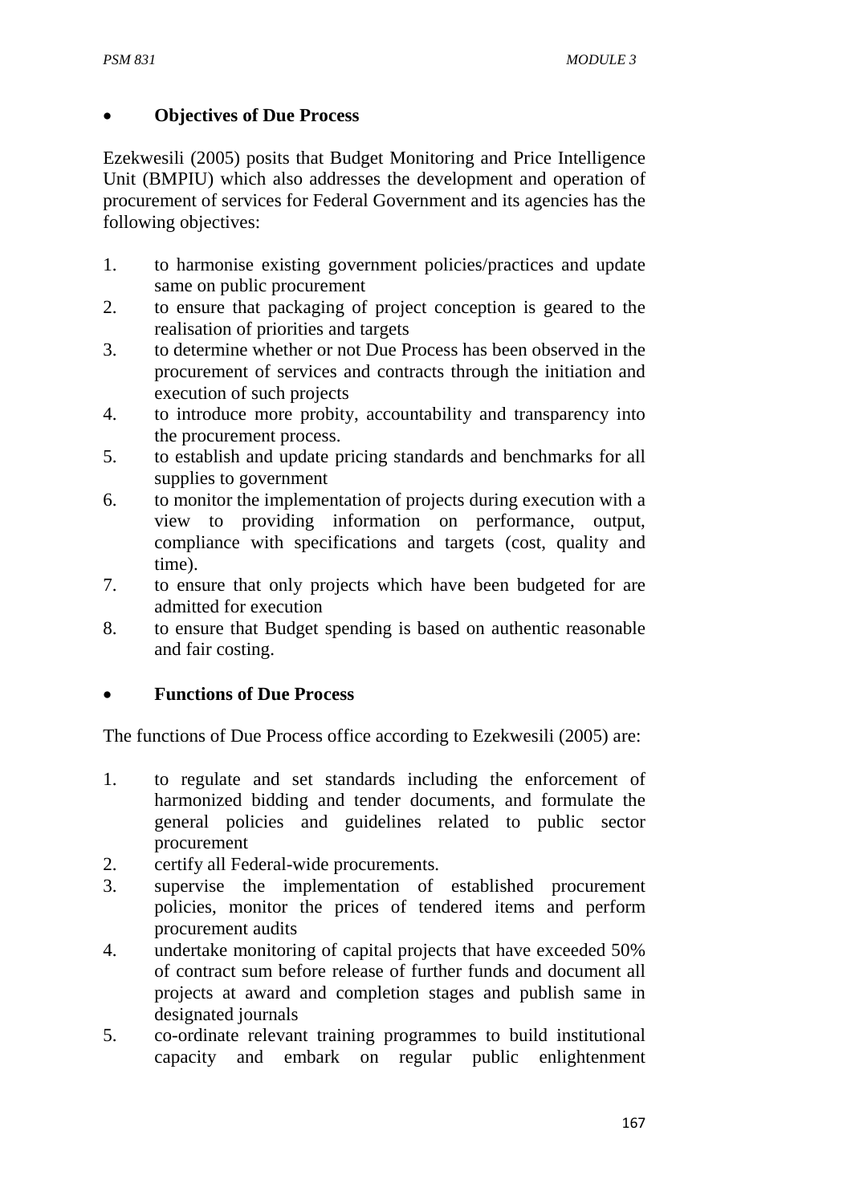- **Objectives of Due Process**

Ezekwesili (2005) posits that Budget Monitoring and Price Intelligence Unit (BMPIU) which also addresses the development and operation of procurement of services for Federal Government and its agencies has the following objectives:

1. to harmonise existing government policies/practices and update same on public procurement
2. to ensure that packaging of project conception is geared to the realisation of priorities and targets
3. to determine whether or not Due Process has been observed in the procurement of services and contracts through the initiation and execution of such projects
4. to introduce more probity, accountability and transparency into the procurement process.
5. to establish and update pricing standards and benchmarks for all supplies to government
6. to monitor the implementation of projects during execution with a view to providing information on performance, output, compliance with specifications and targets (cost, quality and time).
7. to ensure that only projects which have been budgeted for are admitted for execution
8. to ensure that Budget spending is based on authentic reasonable and fair costing.

- **Functions of Due Process**

The functions of Due Process office according to Ezekwesili (2005) are:

1. to regulate and set standards including the enforcement of harmonized bidding and tender documents, and formulate the general policies and guidelines related to public sector procurement
2. certify all Federal-wide procurements.
3. supervise the implementation of established procurement policies, monitor the prices of tendered items and perform procurement audits
4. undertake monitoring of capital projects that have exceeded 50% of contract sum before release of further funds and document all projects at award and completion stages and publish same in designated journals
5. co-ordinate relevant training programmes to build institutional capacity and embark on regular public enlightenment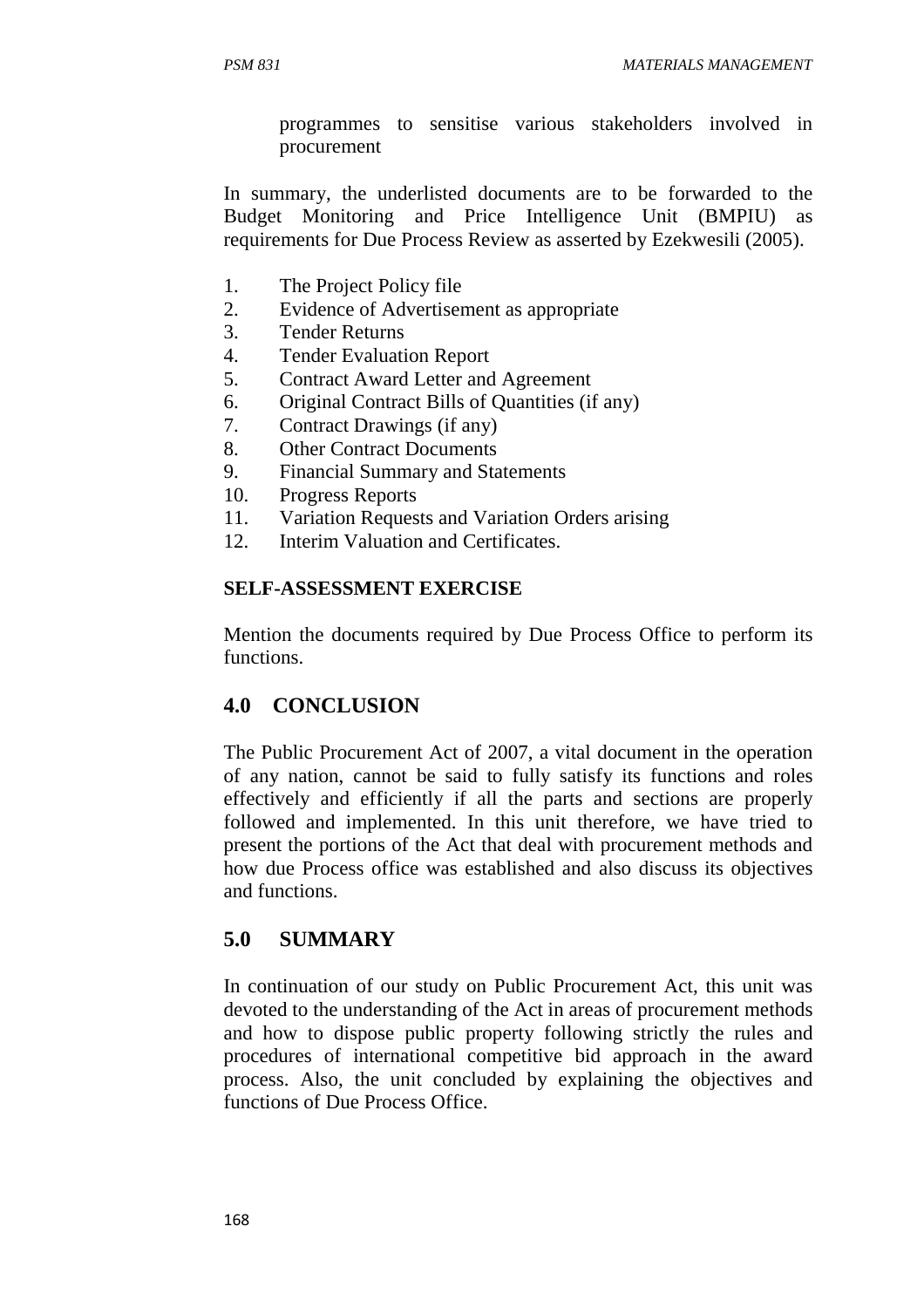programmes to sensitise various stakeholders involved in procurement

In summary, the underlisted documents are to be forwarded to the Budget Monitoring and Price Intelligence Unit (BMPIU) as requirements for Due Process Review as asserted by Ezekwesili (2005).

1. The Project Policy file
2. Evidence of Advertisement as appropriate
3. Tender Returns
4. Tender Evaluation Report
5. Contract Award Letter and Agreement
6. Original Contract Bills of Quantities (if any)
7. Contract Drawings (if any)
8. Other Contract Documents
9. Financial Summary and Statements
10. Progress Reports
11. Variation Requests and Variation Orders arising
12. Interim Valuation and Certificates.

**SELF-ASSESSMENT EXERCISE**

Mention the documents required by Due Process Office to perform its functions.

## 4.0 CONCLUSION

The Public Procurement Act of 2007, a vital document in the operation of any nation, cannot be said to fully satisfy its functions and roles effectively and efficiently if all the parts and sections are properly followed and implemented. In this unit therefore, we have tried to present the portions of the Act that deal with procurement methods and how due Process office was established and also discuss its objectives and functions.

## 5.0 SUMMARY

In continuation of our study on Public Procurement Act, this unit was devoted to the understanding of the Act in areas of procurement methods and how to dispose public property following strictly the rules and procedures of international competitive bid approach in the award process. Also, the unit concluded by explaining the objectives and functions of Due Process Office.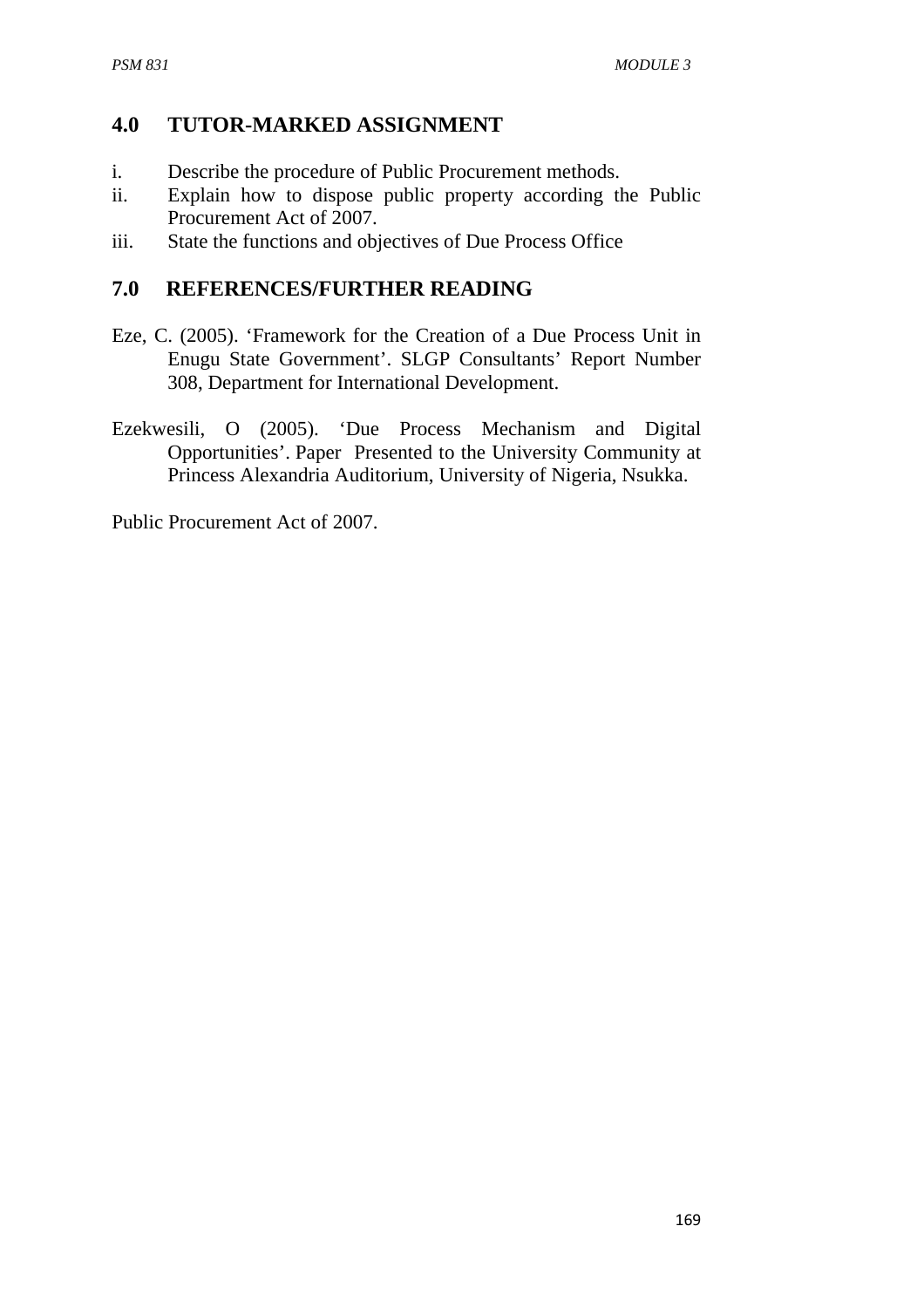## 4.0 TUTOR-MARKED ASSIGNMENT

i. Describe the procedure of Public Procurement methods.
ii. Explain how to dispose public property according the Public Procurement Act of 2007.
iii. State the functions and objectives of Due Process Office

## 7.0 REFERENCES/FURTHER READING

Eze, C. (2005). 'Framework for the Creation of a Due Process Unit in Enugu State Government'. SLGP Consultants' Report Number 308, Department for International Development.

Ezekwesili, O (2005). 'Due Process Mechanism and Digital Opportunities'. Paper Presented to the University Community at Princess Alexandria Auditorium, University of Nigeria, Nsukka.

Public Procurement Act of 2007.